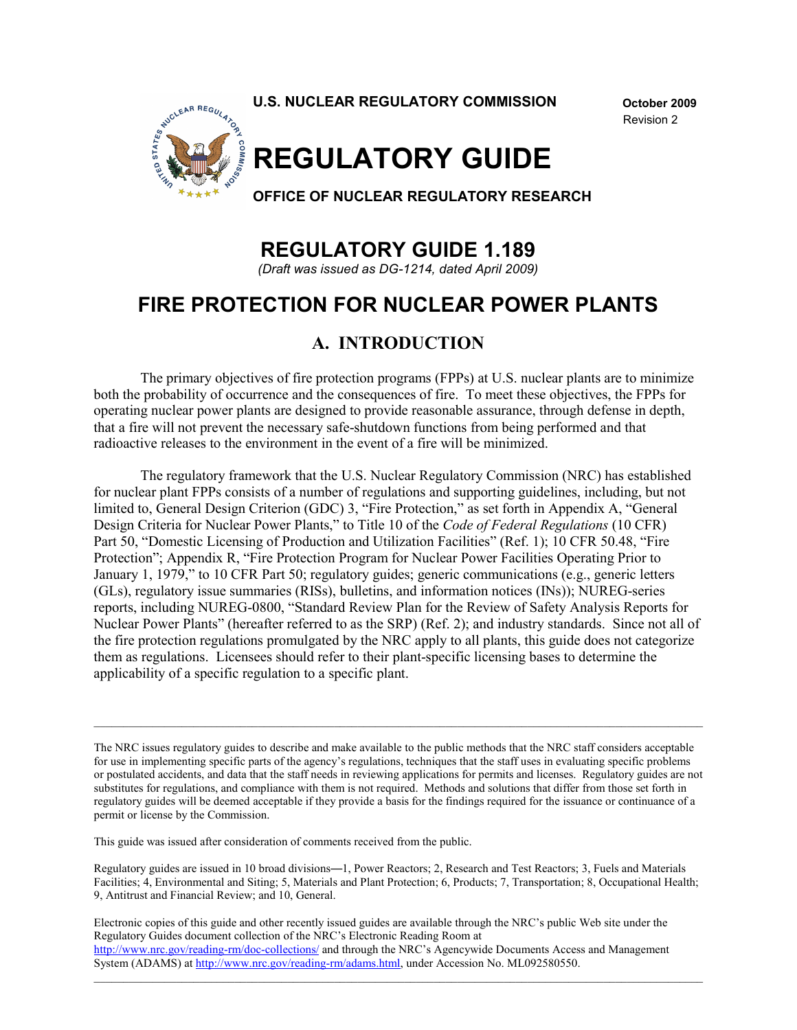**U.S. NUCLEAR REGULATORY COMMISSION**

**October 2009**
Revision 2

# REGULATORY GUIDE

**OFFICE OF NUCLEAR REGULATORY RESEARCH**

# REGULATORY GUIDE 1.189

*(Draft was issued as DG-1214, dated April 2009)*

# FIRE PROTECTION FOR NUCLEAR POWER PLANTS

## A. INTRODUCTION

The primary objectives of fire protection programs (FPPs) at U.S. nuclear plants are to minimize both the probability of occurrence and the consequences of fire. To meet these objectives, the FPPs for operating nuclear power plants are designed to provide reasonable assurance, through defense in depth, that a fire will not prevent the necessary safe-shutdown functions from being performed and that radioactive releases to the environment in the event of a fire will be minimized.

The regulatory framework that the U.S. Nuclear Regulatory Commission (NRC) has established for nuclear plant FPPs consists of a number of regulations and supporting guidelines, including, but not limited to, General Design Criterion (GDC) 3, "Fire Protection," as set forth in Appendix A, "General Design Criteria for Nuclear Power Plants," to Title 10 of the *Code of Federal Regulations* (10 CFR) Part 50, "Domestic Licensing of Production and Utilization Facilities" (Ref. 1); 10 CFR 50.48, "Fire Protection"; Appendix R, "Fire Protection Program for Nuclear Power Facilities Operating Prior to January 1, 1979," to 10 CFR Part 50; regulatory guides; generic communications (e.g., generic letters (GLs), regulatory issue summaries (RISs), bulletins, and information notices (INs)); NUREG-series reports, including NUREG-0800, "Standard Review Plan for the Review of Safety Analysis Reports for Nuclear Power Plants" (hereafter referred to as the SRP) (Ref. 2); and industry standards. Since not all of the fire protection regulations promulgated by the NRC apply to all plants, this guide does not categorize them as regulations. Licensees should refer to their plant-specific licensing bases to determine the applicability of a specific regulation to a specific plant.

---

The NRC issues regulatory guides to describe and make available to the public methods that the NRC staff considers acceptable for use in implementing specific parts of the agency's regulations, techniques that the staff uses in evaluating specific problems or postulated accidents, and data that the staff needs in reviewing applications for permits and licenses. Regulatory guides are not substitutes for regulations, and compliance with them is not required. Methods and solutions that differ from those set forth in regulatory guides will be deemed acceptable if they provide a basis for the findings required for the issuance or continuance of a permit or license by the Commission.

This guide was issued after consideration of comments received from the public.

Regulatory guides are issued in 10 broad divisions—1, Power Reactors; 2, Research and Test Reactors; 3, Fuels and Materials Facilities; 4, Environmental and Siting; 5, Materials and Plant Protection; 6, Products; 7, Transportation; 8, Occupational Health; 9, Antitrust and Financial Review; and 10, General.

Electronic copies of this guide and other recently issued guides are available through the NRC's public Web site under the Regulatory Guides document collection of the NRC's Electronic Reading Room at http://www.nrc.gov/reading-rm/doc-collections/ and through the NRC's Agencywide Documents Access and Management System (ADAMS) at http://www.nrc.gov/reading-rm/adams.html, under Accession No. ML092580550.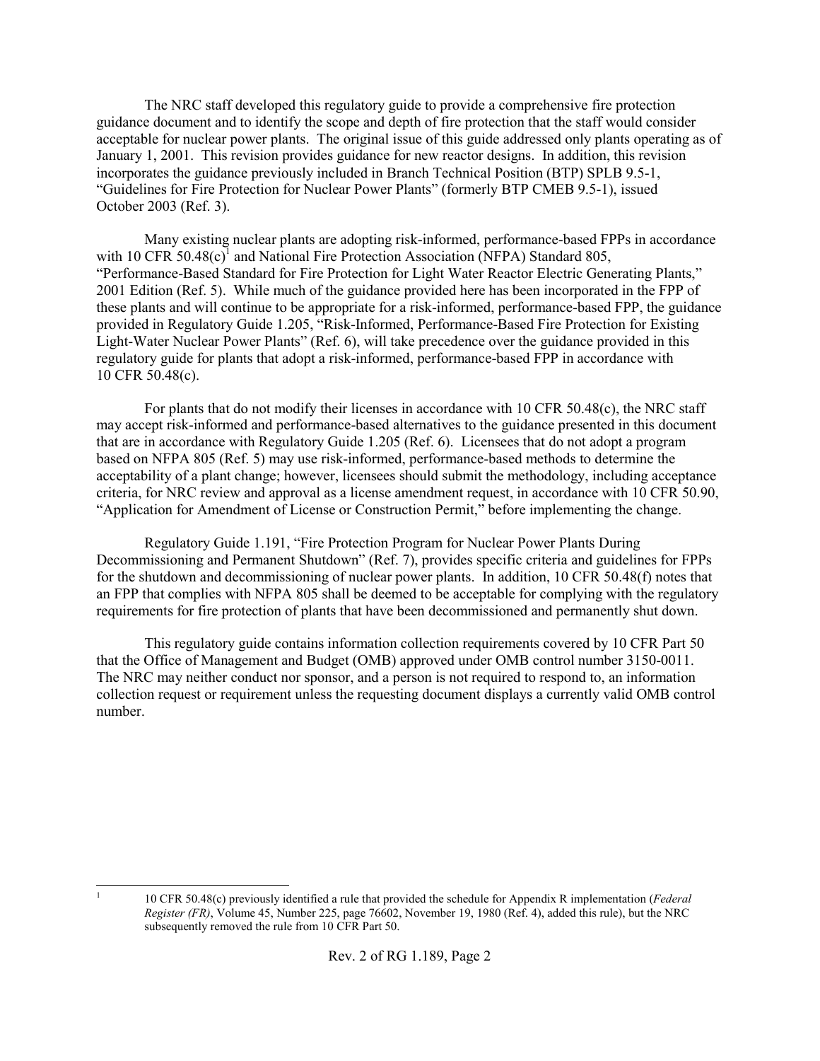The NRC staff developed this regulatory guide to provide a comprehensive fire protection guidance document and to identify the scope and depth of fire protection that the staff would consider acceptable for nuclear power plants. The original issue of this guide addressed only plants operating as of January 1, 2001. This revision provides guidance for new reactor designs. In addition, this revision incorporates the guidance previously included in Branch Technical Position (BTP) SPLB 9.5-1, "Guidelines for Fire Protection for Nuclear Power Plants" (formerly BTP CMEB 9.5-1), issued October 2003 (Ref. 3).

Many existing nuclear plants are adopting risk-informed, performance-based FPPs in accordance with 10 CFR 50.48(c)[1] and National Fire Protection Association (NFPA) Standard 805, "Performance-Based Standard for Fire Protection for Light Water Reactor Electric Generating Plants," 2001 Edition (Ref. 5). While much of the guidance provided here has been incorporated in the FPP of these plants and will continue to be appropriate for a risk-informed, performance-based FPP, the guidance provided in Regulatory Guide 1.205, "Risk-Informed, Performance-Based Fire Protection for Existing Light-Water Nuclear Power Plants" (Ref. 6), will take precedence over the guidance provided in this regulatory guide for plants that adopt a risk-informed, performance-based FPP in accordance with 10 CFR 50.48(c).

For plants that do not modify their licenses in accordance with 10 CFR 50.48(c), the NRC staff may accept risk-informed and performance-based alternatives to the guidance presented in this document that are in accordance with Regulatory Guide 1.205 (Ref. 6). Licensees that do not adopt a program based on NFPA 805 (Ref. 5) may use risk-informed, performance-based methods to determine the acceptability of a plant change; however, licensees should submit the methodology, including acceptance criteria, for NRC review and approval as a license amendment request, in accordance with 10 CFR 50.90, "Application for Amendment of License or Construction Permit," before implementing the change.

Regulatory Guide 1.191, "Fire Protection Program for Nuclear Power Plants During Decommissioning and Permanent Shutdown" (Ref. 7), provides specific criteria and guidelines for FPPs for the shutdown and decommissioning of nuclear power plants. In addition, 10 CFR 50.48(f) notes that an FPP that complies with NFPA 805 shall be deemed to be acceptable for complying with the regulatory requirements for fire protection of plants that have been decommissioned and permanently shut down.

This regulatory guide contains information collection requirements covered by 10 CFR Part 50 that the Office of Management and Budget (OMB) approved under OMB control number 3150-0011. The NRC may neither conduct nor sponsor, and a person is not required to respond to, an information collection request or requirement unless the requesting document displays a currently valid OMB control number.

---

[1] 10 CFR 50.48(c) previously identified a rule that provided the schedule for Appendix R implementation (*Federal Register (FR)*, Volume 45, Number 225, page 76602, November 19, 1980 (Ref. 4), added this rule), but the NRC subsequently removed the rule from 10 CFR Part 50.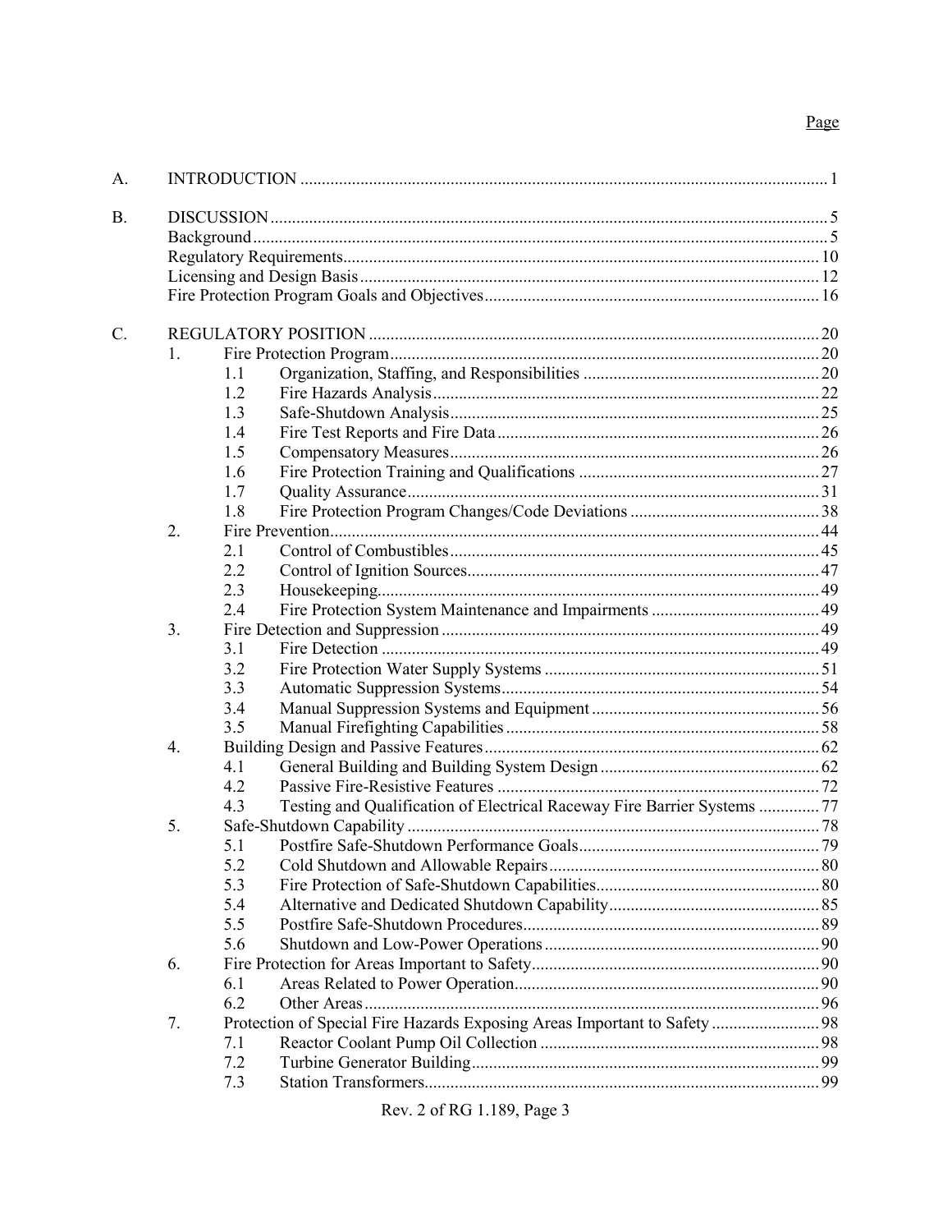| | | | | Page |
|---|---|---|---|---|
| A. | INTRODUCTION | | | 1 |
| B. | DISCUSSION | | | 5 |
| | Background | | | 5 |
| | Regulatory Requirements | | | 10 |
| | Licensing and Design Basis | | | 12 |
| | Fire Protection Program Goals and Objectives | | | 16 |
| C. | REGULATORY POSITION | | | 20 |
| | 1. | Fire Protection Program | | 20 |
| | | 1.1 | Organization, Staffing, and Responsibilities | 20 |
| | | 1.2 | Fire Hazards Analysis | 22 |
| | | 1.3 | Safe-Shutdown Analysis | 25 |
| | | 1.4 | Fire Test Reports and Fire Data | 26 |
| | | 1.5 | Compensatory Measures | 26 |
| | | 1.6 | Fire Protection Training and Qualifications | 27 |
| | | 1.7 | Quality Assurance | 31 |
| | | 1.8 | Fire Protection Program Changes/Code Deviations | 38 |
| | 2. | Fire Prevention | | 44 |
| | | 2.1 | Control of Combustibles | 45 |
| | | 2.2 | Control of Ignition Sources | 47 |
| | | 2.3 | Housekeeping | 49 |
| | | 2.4 | Fire Protection System Maintenance and Impairments | 49 |
| | 3. | Fire Detection and Suppression | | 49 |
| | | 3.1 | Fire Detection | 49 |
| | | 3.2 | Fire Protection Water Supply Systems | 51 |
| | | 3.3 | Automatic Suppression Systems | 54 |
| | | 3.4 | Manual Suppression Systems and Equipment | 56 |
| | | 3.5 | Manual Firefighting Capabilities | 58 |
| | 4. | Building Design and Passive Features | | 62 |
| | | 4.1 | General Building and Building System Design | 62 |
| | | 4.2 | Passive Fire-Resistive Features | 72 |
| | | 4.3 | Testing and Qualification of Electrical Raceway Fire Barrier Systems | 77 |
| | 5. | Safe-Shutdown Capability | | 78 |
| | | 5.1 | Postfire Safe-Shutdown Performance Goals | 79 |
| | | 5.2 | Cold Shutdown and Allowable Repairs | 80 |
| | | 5.3 | Fire Protection of Safe-Shutdown Capabilities | 80 |
| | | 5.4 | Alternative and Dedicated Shutdown Capability | 85 |
| | | 5.5 | Postfire Safe-Shutdown Procedures | 89 |
| | | 5.6 | Shutdown and Low-Power Operations | 90 |
| | 6. | Fire Protection for Areas Important to Safety | | 90 |
| | | 6.1 | Areas Related to Power Operation | 90 |
| | | 6.2 | Other Areas | 96 |
| | 7. | Protection of Special Fire Hazards Exposing Areas Important to Safety | | 98 |
| | | 7.1 | Reactor Coolant Pump Oil Collection | 98 |
| | | 7.2 | Turbine Generator Building | 99 |
| | | 7.3 | Station Transformers | 99 |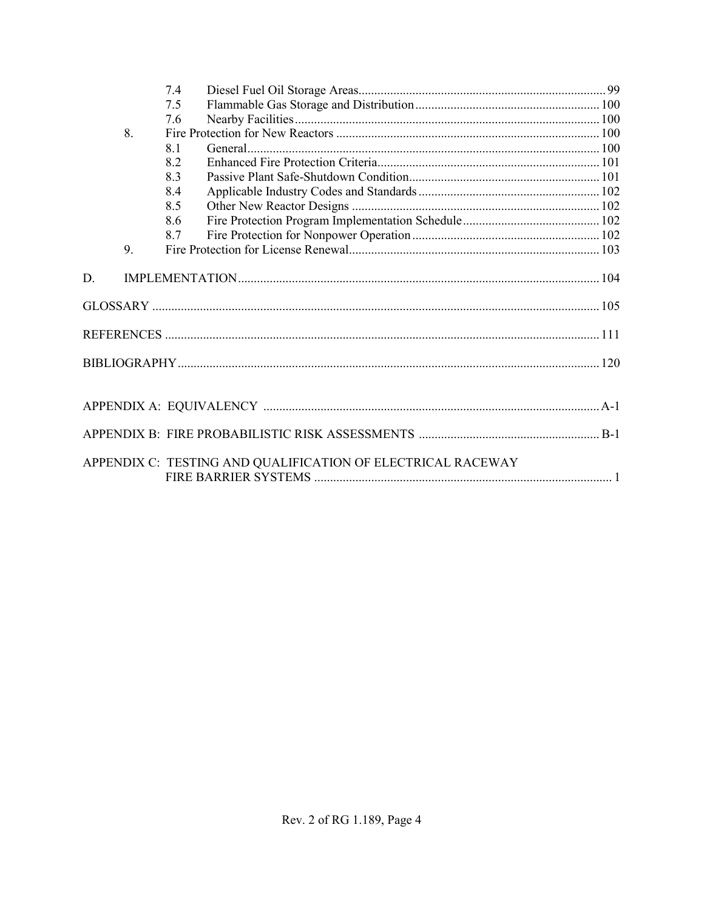7.4 Diesel Fuel Oil Storage Areas ... 99
7.5 Flammable Gas Storage and Distribution ... 100
7.6 Nearby Facilities ... 100

8. Fire Protection for New Reactors ... 100
   8.1 General ... 100
   8.2 Enhanced Fire Protection Criteria ... 101
   8.3 Passive Plant Safe-Shutdown Condition ... 101
   8.4 Applicable Industry Codes and Standards ... 102
   8.5 Other New Reactor Designs ... 102
   8.6 Fire Protection Program Implementation Schedule ... 102
   8.7 Fire Protection for Nonpower Operation ... 102

9. Fire Protection for License Renewal ... 103

D. IMPLEMENTATION ... 104

GLOSSARY ... 105

REFERENCES ... 111

BIBLIOGRAPHY ... 120

APPENDIX A: EQUIVALENCY ... A-1

APPENDIX B: FIRE PROBABILISTIC RISK ASSESSMENTS ... B-1

APPENDIX C: TESTING AND QUALIFICATION OF ELECTRICAL RACEWAY FIRE BARRIER SYSTEMS ... 1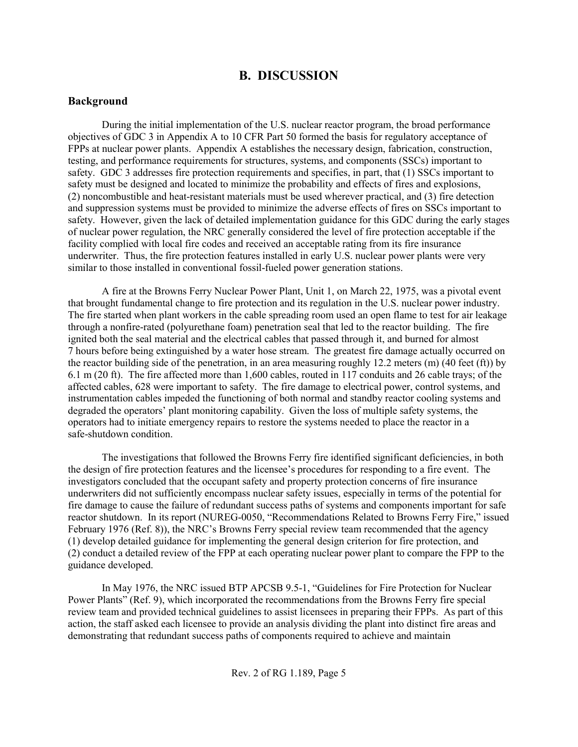## B. DISCUSSION

### Background

During the initial implementation of the U.S. nuclear reactor program, the broad performance objectives of GDC 3 in Appendix A to 10 CFR Part 50 formed the basis for regulatory acceptance of FPPs at nuclear power plants. Appendix A establishes the necessary design, fabrication, construction, testing, and performance requirements for structures, systems, and components (SSCs) important to safety. GDC 3 addresses fire protection requirements and specifies, in part, that (1) SSCs important to safety must be designed and located to minimize the probability and effects of fires and explosions, (2) noncombustible and heat-resistant materials must be used wherever practical, and (3) fire detection and suppression systems must be provided to minimize the adverse effects of fires on SSCs important to safety. However, given the lack of detailed implementation guidance for this GDC during the early stages of nuclear power regulation, the NRC generally considered the level of fire protection acceptable if the facility complied with local fire codes and received an acceptable rating from its fire insurance underwriter. Thus, the fire protection features installed in early U.S. nuclear power plants were very similar to those installed in conventional fossil-fueled power generation stations.

A fire at the Browns Ferry Nuclear Power Plant, Unit 1, on March 22, 1975, was a pivotal event that brought fundamental change to fire protection and its regulation in the U.S. nuclear power industry. The fire started when plant workers in the cable spreading room used an open flame to test for air leakage through a nonfire-rated (polyurethane foam) penetration seal that led to the reactor building. The fire ignited both the seal material and the electrical cables that passed through it, and burned for almost 7 hours before being extinguished by a water hose stream. The greatest fire damage actually occurred on the reactor building side of the penetration, in an area measuring roughly 12.2 meters (m) (40 feet (ft)) by 6.1 m (20 ft). The fire affected more than 1,600 cables, routed in 117 conduits and 26 cable trays; of the affected cables, 628 were important to safety. The fire damage to electrical power, control systems, and instrumentation cables impeded the functioning of both normal and standby reactor cooling systems and degraded the operators' plant monitoring capability. Given the loss of multiple safety systems, the operators had to initiate emergency repairs to restore the systems needed to place the reactor in a safe-shutdown condition.

The investigations that followed the Browns Ferry fire identified significant deficiencies, in both the design of fire protection features and the licensee's procedures for responding to a fire event. The investigators concluded that the occupant safety and property protection concerns of fire insurance underwriters did not sufficiently encompass nuclear safety issues, especially in terms of the potential for fire damage to cause the failure of redundant success paths of systems and components important for safe reactor shutdown. In its report (NUREG-0050, "Recommendations Related to Browns Ferry Fire," issued February 1976 (Ref. 8)), the NRC's Browns Ferry special review team recommended that the agency (1) develop detailed guidance for implementing the general design criterion for fire protection, and (2) conduct a detailed review of the FPP at each operating nuclear power plant to compare the FPP to the guidance developed.

In May 1976, the NRC issued BTP APCSB 9.5-1, "Guidelines for Fire Protection for Nuclear Power Plants" (Ref. 9), which incorporated the recommendations from the Browns Ferry fire special review team and provided technical guidelines to assist licensees in preparing their FPPs. As part of this action, the staff asked each licensee to provide an analysis dividing the plant into distinct fire areas and demonstrating that redundant success paths of components required to achieve and maintain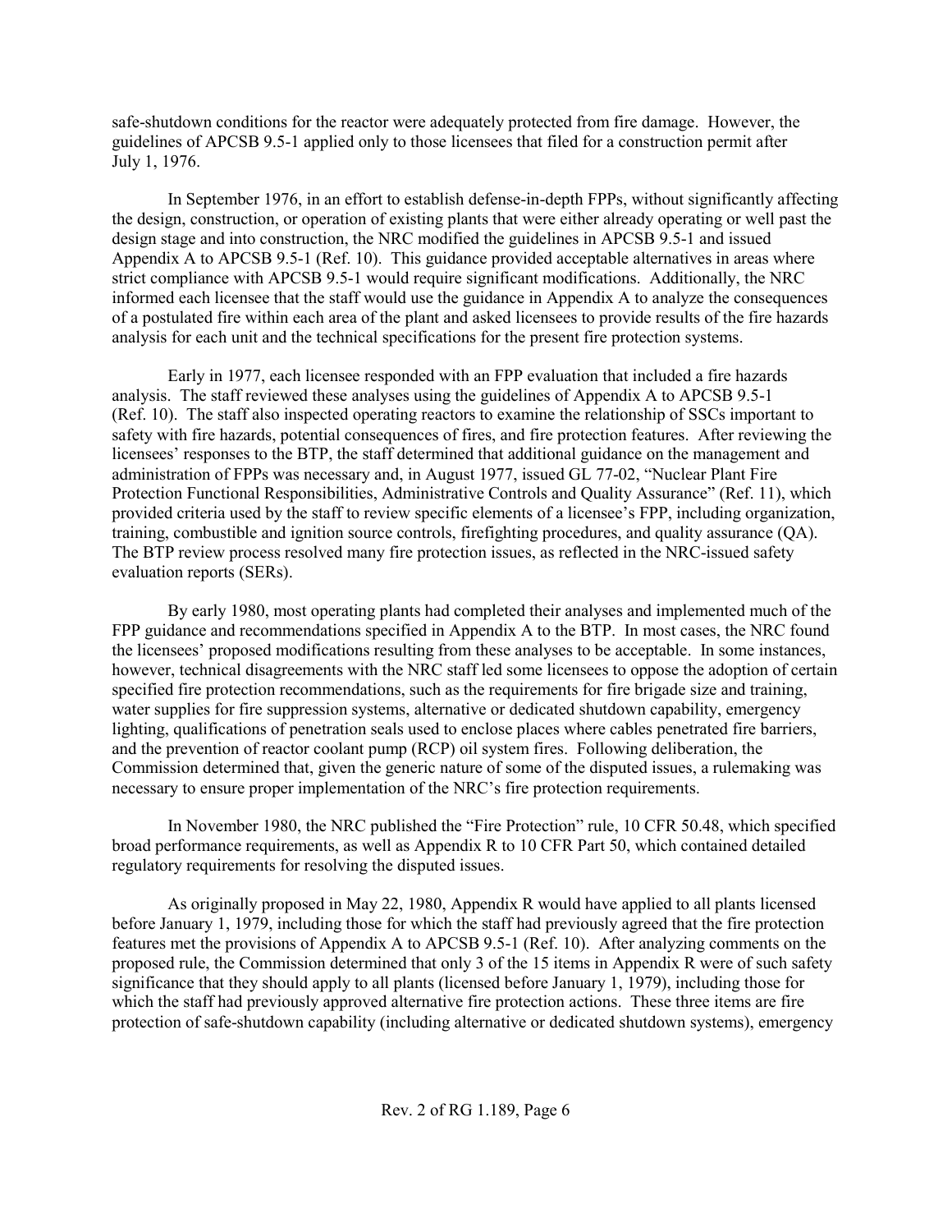safe-shutdown conditions for the reactor were adequately protected from fire damage. However, the guidelines of APCSB 9.5-1 applied only to those licensees that filed for a construction permit after July 1, 1976.

In September 1976, in an effort to establish defense-in-depth FPPs, without significantly affecting the design, construction, or operation of existing plants that were either already operating or well past the design stage and into construction, the NRC modified the guidelines in APCSB 9.5-1 and issued Appendix A to APCSB 9.5-1 (Ref. 10). This guidance provided acceptable alternatives in areas where strict compliance with APCSB 9.5-1 would require significant modifications. Additionally, the NRC informed each licensee that the staff would use the guidance in Appendix A to analyze the consequences of a postulated fire within each area of the plant and asked licensees to provide results of the fire hazards analysis for each unit and the technical specifications for the present fire protection systems.

Early in 1977, each licensee responded with an FPP evaluation that included a fire hazards analysis. The staff reviewed these analyses using the guidelines of Appendix A to APCSB 9.5-1 (Ref. 10). The staff also inspected operating reactors to examine the relationship of SSCs important to safety with fire hazards, potential consequences of fires, and fire protection features. After reviewing the licensees' responses to the BTP, the staff determined that additional guidance on the management and administration of FPPs was necessary and, in August 1977, issued GL 77-02, "Nuclear Plant Fire Protection Functional Responsibilities, Administrative Controls and Quality Assurance" (Ref. 11), which provided criteria used by the staff to review specific elements of a licensee's FPP, including organization, training, combustible and ignition source controls, firefighting procedures, and quality assurance (QA). The BTP review process resolved many fire protection issues, as reflected in the NRC-issued safety evaluation reports (SERs).

By early 1980, most operating plants had completed their analyses and implemented much of the FPP guidance and recommendations specified in Appendix A to the BTP. In most cases, the NRC found the licensees' proposed modifications resulting from these analyses to be acceptable. In some instances, however, technical disagreements with the NRC staff led some licensees to oppose the adoption of certain specified fire protection recommendations, such as the requirements for fire brigade size and training, water supplies for fire suppression systems, alternative or dedicated shutdown capability, emergency lighting, qualifications of penetration seals used to enclose places where cables penetrated fire barriers, and the prevention of reactor coolant pump (RCP) oil system fires. Following deliberation, the Commission determined that, given the generic nature of some of the disputed issues, a rulemaking was necessary to ensure proper implementation of the NRC's fire protection requirements.

In November 1980, the NRC published the "Fire Protection" rule, 10 CFR 50.48, which specified broad performance requirements, as well as Appendix R to 10 CFR Part 50, which contained detailed regulatory requirements for resolving the disputed issues.

As originally proposed in May 22, 1980, Appendix R would have applied to all plants licensed before January 1, 1979, including those for which the staff had previously agreed that the fire protection features met the provisions of Appendix A to APCSB 9.5-1 (Ref. 10). After analyzing comments on the proposed rule, the Commission determined that only 3 of the 15 items in Appendix R were of such safety significance that they should apply to all plants (licensed before January 1, 1979), including those for which the staff had previously approved alternative fire protection actions. These three items are fire protection of safe-shutdown capability (including alternative or dedicated shutdown systems), emergency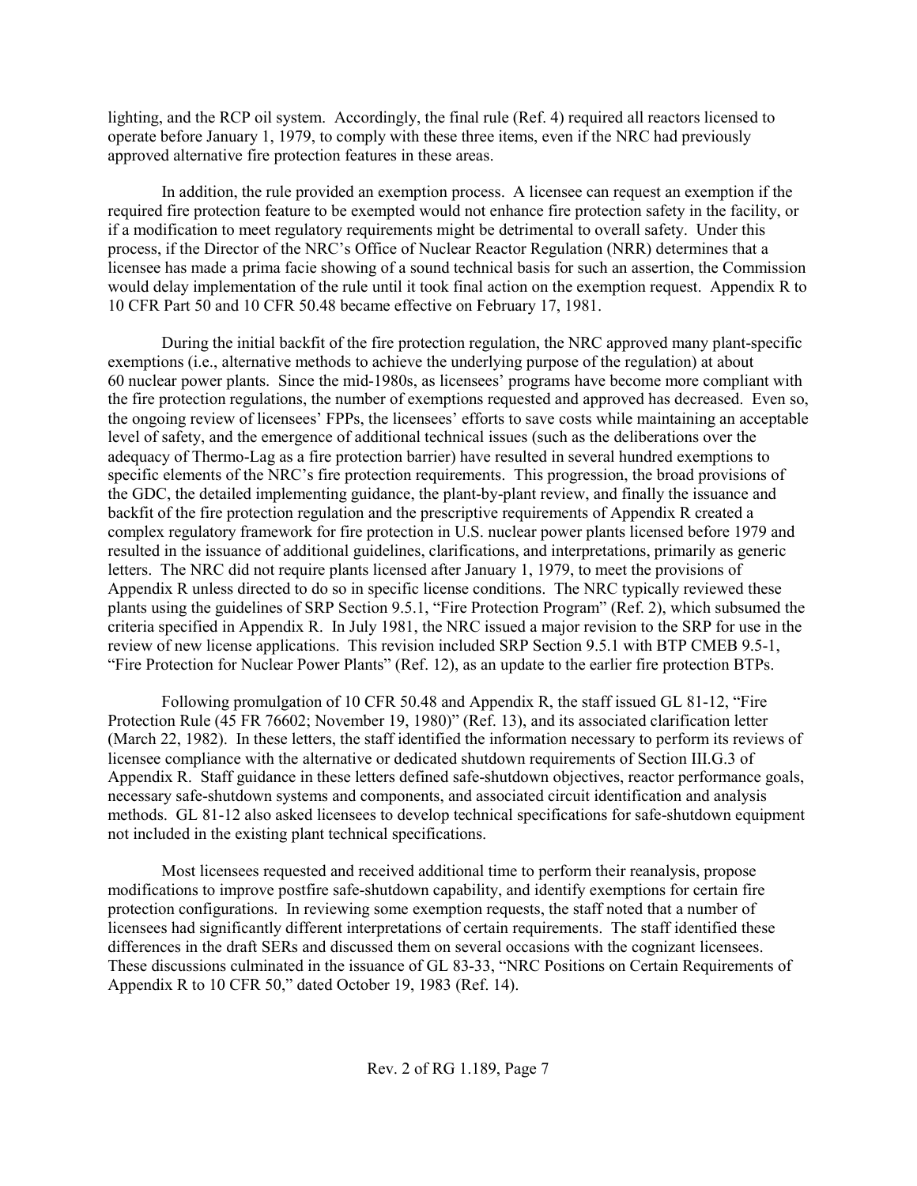lighting, and the RCP oil system. Accordingly, the final rule (Ref. 4) required all reactors licensed to operate before January 1, 1979, to comply with these three items, even if the NRC had previously approved alternative fire protection features in these areas.

In addition, the rule provided an exemption process. A licensee can request an exemption if the required fire protection feature to be exempted would not enhance fire protection safety in the facility, or if a modification to meet regulatory requirements might be detrimental to overall safety. Under this process, if the Director of the NRC's Office of Nuclear Reactor Regulation (NRR) determines that a licensee has made a prima facie showing of a sound technical basis for such an assertion, the Commission would delay implementation of the rule until it took final action on the exemption request. Appendix R to 10 CFR Part 50 and 10 CFR 50.48 became effective on February 17, 1981.

During the initial backfit of the fire protection regulation, the NRC approved many plant-specific exemptions (i.e., alternative methods to achieve the underlying purpose of the regulation) at about 60 nuclear power plants. Since the mid-1980s, as licensees' programs have become more compliant with the fire protection regulations, the number of exemptions requested and approved has decreased. Even so, the ongoing review of licensees' FPPs, the licensees' efforts to save costs while maintaining an acceptable level of safety, and the emergence of additional technical issues (such as the deliberations over the adequacy of Thermo-Lag as a fire protection barrier) have resulted in several hundred exemptions to specific elements of the NRC's fire protection requirements. This progression, the broad provisions of the GDC, the detailed implementing guidance, the plant-by-plant review, and finally the issuance and backfit of the fire protection regulation and the prescriptive requirements of Appendix R created a complex regulatory framework for fire protection in U.S. nuclear power plants licensed before 1979 and resulted in the issuance of additional guidelines, clarifications, and interpretations, primarily as generic letters. The NRC did not require plants licensed after January 1, 1979, to meet the provisions of Appendix R unless directed to do so in specific license conditions. The NRC typically reviewed these plants using the guidelines of SRP Section 9.5.1, "Fire Protection Program" (Ref. 2), which subsumed the criteria specified in Appendix R. In July 1981, the NRC issued a major revision to the SRP for use in the review of new license applications. This revision included SRP Section 9.5.1 with BTP CMEB 9.5-1, "Fire Protection for Nuclear Power Plants" (Ref. 12), as an update to the earlier fire protection BTPs.

Following promulgation of 10 CFR 50.48 and Appendix R, the staff issued GL 81-12, "Fire Protection Rule (45 FR 76602; November 19, 1980)" (Ref. 13), and its associated clarification letter (March 22, 1982). In these letters, the staff identified the information necessary to perform its reviews of licensee compliance with the alternative or dedicated shutdown requirements of Section III.G.3 of Appendix R. Staff guidance in these letters defined safe-shutdown objectives, reactor performance goals, necessary safe-shutdown systems and components, and associated circuit identification and analysis methods. GL 81-12 also asked licensees to develop technical specifications for safe-shutdown equipment not included in the existing plant technical specifications.

Most licensees requested and received additional time to perform their reanalysis, propose modifications to improve postfire safe-shutdown capability, and identify exemptions for certain fire protection configurations. In reviewing some exemption requests, the staff noted that a number of licensees had significantly different interpretations of certain requirements. The staff identified these differences in the draft SERs and discussed them on several occasions with the cognizant licensees. These discussions culminated in the issuance of GL 83-33, "NRC Positions on Certain Requirements of Appendix R to 10 CFR 50," dated October 19, 1983 (Ref. 14).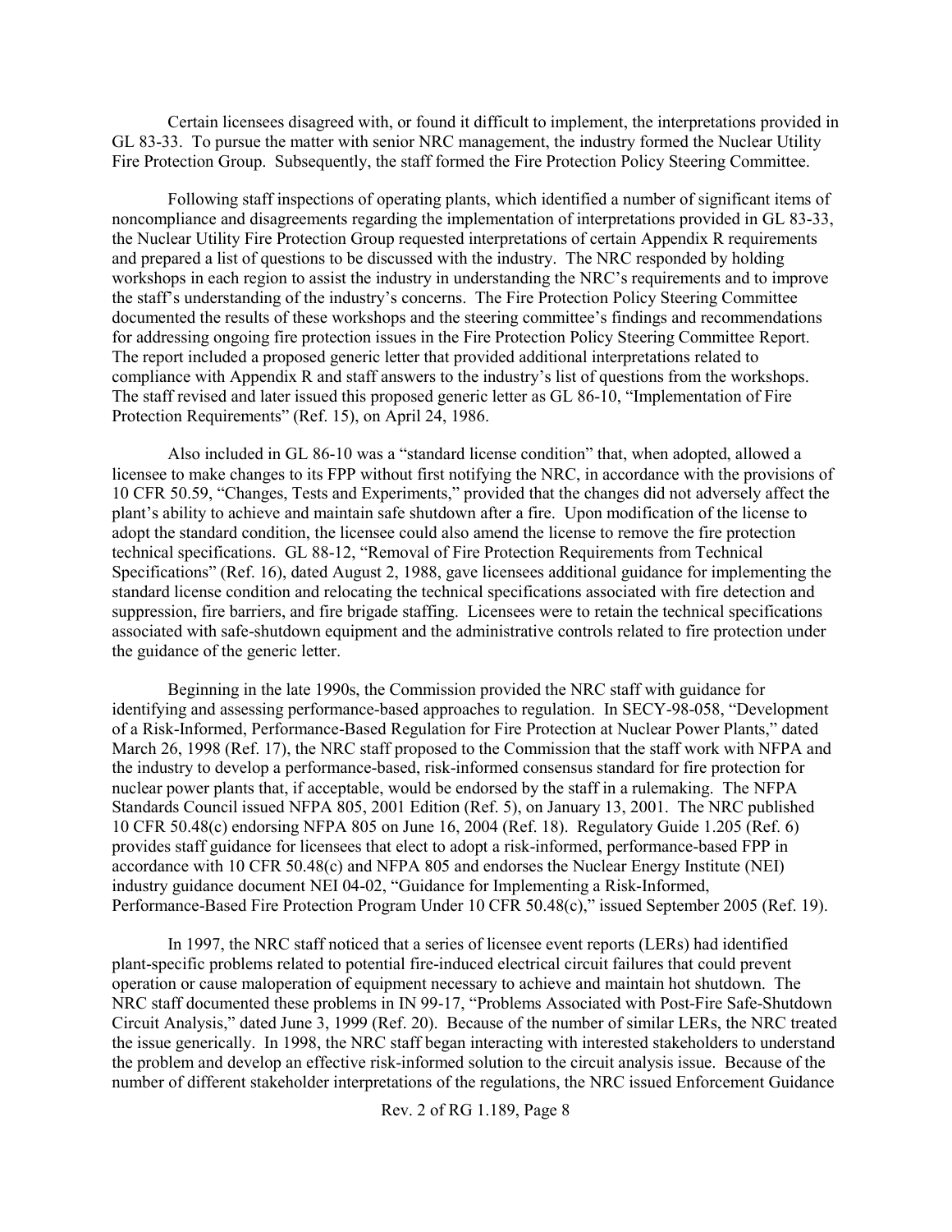Certain licensees disagreed with, or found it difficult to implement, the interpretations provided in GL 83-33. To pursue the matter with senior NRC management, the industry formed the Nuclear Utility Fire Protection Group. Subsequently, the staff formed the Fire Protection Policy Steering Committee.

Following staff inspections of operating plants, which identified a number of significant items of noncompliance and disagreements regarding the implementation of interpretations provided in GL 83-33, the Nuclear Utility Fire Protection Group requested interpretations of certain Appendix R requirements and prepared a list of questions to be discussed with the industry. The NRC responded by holding workshops in each region to assist the industry in understanding the NRC's requirements and to improve the staff's understanding of the industry's concerns. The Fire Protection Policy Steering Committee documented the results of these workshops and the steering committee's findings and recommendations for addressing ongoing fire protection issues in the Fire Protection Policy Steering Committee Report. The report included a proposed generic letter that provided additional interpretations related to compliance with Appendix R and staff answers to the industry's list of questions from the workshops. The staff revised and later issued this proposed generic letter as GL 86-10, "Implementation of Fire Protection Requirements" (Ref. 15), on April 24, 1986.

Also included in GL 86-10 was a "standard license condition" that, when adopted, allowed a licensee to make changes to its FPP without first notifying the NRC, in accordance with the provisions of 10 CFR 50.59, "Changes, Tests and Experiments," provided that the changes did not adversely affect the plant's ability to achieve and maintain safe shutdown after a fire. Upon modification of the license to adopt the standard condition, the licensee could also amend the license to remove the fire protection technical specifications. GL 88-12, "Removal of Fire Protection Requirements from Technical Specifications" (Ref. 16), dated August 2, 1988, gave licensees additional guidance for implementing the standard license condition and relocating the technical specifications associated with fire detection and suppression, fire barriers, and fire brigade staffing. Licensees were to retain the technical specifications associated with safe-shutdown equipment and the administrative controls related to fire protection under the guidance of the generic letter.

Beginning in the late 1990s, the Commission provided the NRC staff with guidance for identifying and assessing performance-based approaches to regulation. In SECY-98-058, "Development of a Risk-Informed, Performance-Based Regulation for Fire Protection at Nuclear Power Plants," dated March 26, 1998 (Ref. 17), the NRC staff proposed to the Commission that the staff work with NFPA and the industry to develop a performance-based, risk-informed consensus standard for fire protection for nuclear power plants that, if acceptable, would be endorsed by the staff in a rulemaking. The NFPA Standards Council issued NFPA 805, 2001 Edition (Ref. 5), on January 13, 2001. The NRC published 10 CFR 50.48(c) endorsing NFPA 805 on June 16, 2004 (Ref. 18). Regulatory Guide 1.205 (Ref. 6) provides staff guidance for licensees that elect to adopt a risk-informed, performance-based FPP in accordance with 10 CFR 50.48(c) and NFPA 805 and endorses the Nuclear Energy Institute (NEI) industry guidance document NEI 04-02, "Guidance for Implementing a Risk-Informed, Performance-Based Fire Protection Program Under 10 CFR 50.48(c)," issued September 2005 (Ref. 19).

In 1997, the NRC staff noticed that a series of licensee event reports (LERs) had identified plant-specific problems related to potential fire-induced electrical circuit failures that could prevent operation or cause maloperation of equipment necessary to achieve and maintain hot shutdown. The NRC staff documented these problems in IN 99-17, "Problems Associated with Post-Fire Safe-Shutdown Circuit Analysis," dated June 3, 1999 (Ref. 20). Because of the number of similar LERs, the NRC treated the issue generically. In 1998, the NRC staff began interacting with interested stakeholders to understand the problem and develop an effective risk-informed solution to the circuit analysis issue. Because of the number of different stakeholder interpretations of the regulations, the NRC issued Enforcement Guidance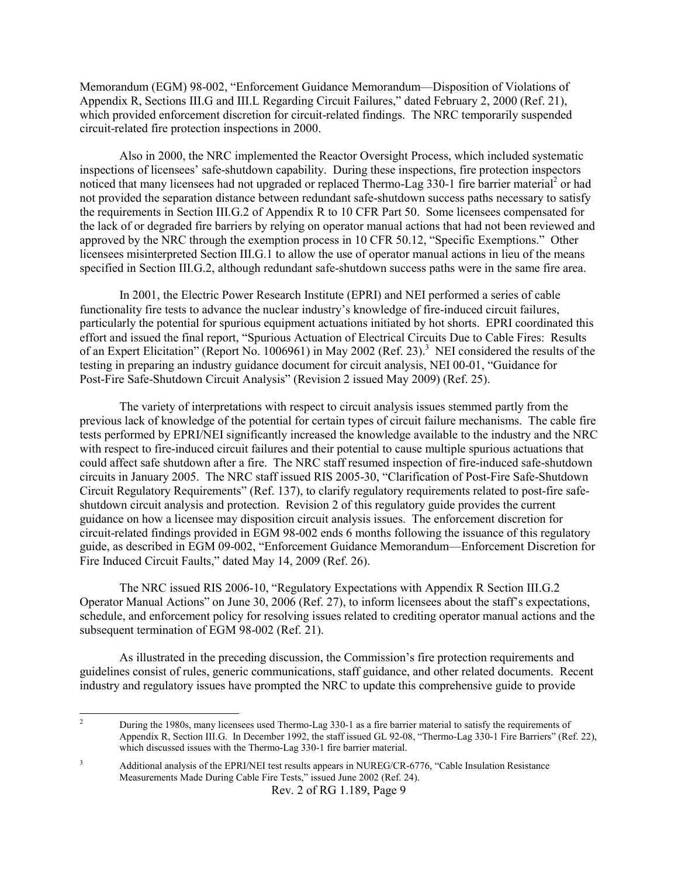Memorandum (EGM) 98-002, "Enforcement Guidance Memorandum—Disposition of Violations of Appendix R, Sections III.G and III.L Regarding Circuit Failures," dated February 2, 2000 (Ref. 21), which provided enforcement discretion for circuit-related findings. The NRC temporarily suspended circuit-related fire protection inspections in 2000.

Also in 2000, the NRC implemented the Reactor Oversight Process, which included systematic inspections of licensees' safe-shutdown capability. During these inspections, fire protection inspectors noticed that many licensees had not upgraded or replaced Thermo-Lag 330-1 fire barrier material[2] or had not provided the separation distance between redundant safe-shutdown success paths necessary to satisfy the requirements in Section III.G.2 of Appendix R to 10 CFR Part 50. Some licensees compensated for the lack of or degraded fire barriers by relying on operator manual actions that had not been reviewed and approved by the NRC through the exemption process in 10 CFR 50.12, "Specific Exemptions." Other licensees misinterpreted Section III.G.1 to allow the use of operator manual actions in lieu of the means specified in Section III.G.2, although redundant safe-shutdown success paths were in the same fire area.

In 2001, the Electric Power Research Institute (EPRI) and NEI performed a series of cable functionality fire tests to advance the nuclear industry's knowledge of fire-induced circuit failures, particularly the potential for spurious equipment actuations initiated by hot shorts. EPRI coordinated this effort and issued the final report, "Spurious Actuation of Electrical Circuits Due to Cable Fires: Results of an Expert Elicitation" (Report No. 1006961) in May 2002 (Ref. 23).[3] NEI considered the results of the testing in preparing an industry guidance document for circuit analysis, NEI 00-01, "Guidance for Post-Fire Safe-Shutdown Circuit Analysis" (Revision 2 issued May 2009) (Ref. 25).

The variety of interpretations with respect to circuit analysis issues stemmed partly from the previous lack of knowledge of the potential for certain types of circuit failure mechanisms. The cable fire tests performed by EPRI/NEI significantly increased the knowledge available to the industry and the NRC with respect to fire-induced circuit failures and their potential to cause multiple spurious actuations that could affect safe shutdown after a fire. The NRC staff resumed inspection of fire-induced safe-shutdown circuits in January 2005. The NRC staff issued RIS 2005-30, "Clarification of Post-Fire Safe-Shutdown Circuit Regulatory Requirements" (Ref. 137), to clarify regulatory requirements related to post-fire safe-shutdown circuit analysis and protection. Revision 2 of this regulatory guide provides the current guidance on how a licensee may disposition circuit analysis issues. The enforcement discretion for circuit-related findings provided in EGM 98-002 ends 6 months following the issuance of this regulatory guide, as described in EGM 09-002, "Enforcement Guidance Memorandum—Enforcement Discretion for Fire Induced Circuit Faults," dated May 14, 2009 (Ref. 26).

The NRC issued RIS 2006-10, "Regulatory Expectations with Appendix R Section III.G.2 Operator Manual Actions" on June 30, 2006 (Ref. 27), to inform licensees about the staff's expectations, schedule, and enforcement policy for resolving issues related to crediting operator manual actions and the subsequent termination of EGM 98-002 (Ref. 21).

As illustrated in the preceding discussion, the Commission's fire protection requirements and guidelines consist of rules, generic communications, staff guidance, and other related documents. Recent industry and regulatory issues have prompted the NRC to update this comprehensive guide to provide

---

[2] During the 1980s, many licensees used Thermo-Lag 330-1 as a fire barrier material to satisfy the requirements of Appendix R, Section III.G. In December 1992, the staff issued GL 92-08, "Thermo-Lag 330-1 Fire Barriers" (Ref. 22), which discussed issues with the Thermo-Lag 330-1 fire barrier material.

[3] Additional analysis of the EPRI/NEI test results appears in NUREG/CR-6776, "Cable Insulation Resistance Measurements Made During Cable Fire Tests," issued June 2002 (Ref. 24).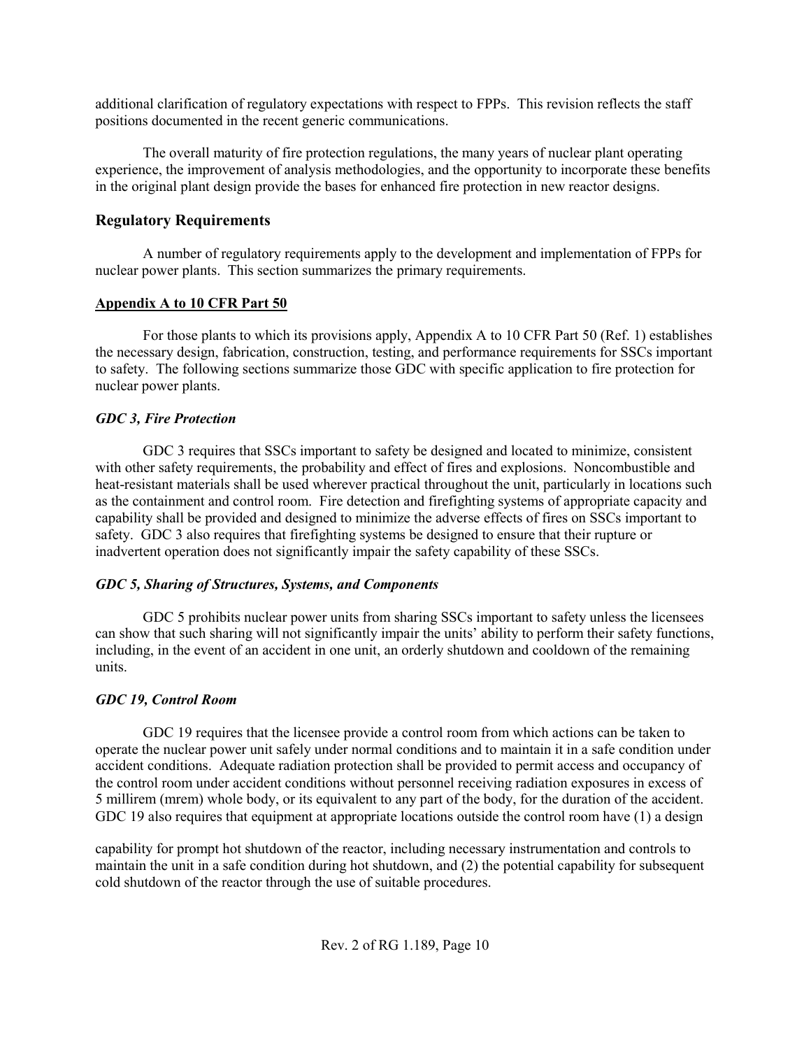additional clarification of regulatory expectations with respect to FPPs. This revision reflects the staff positions documented in the recent generic communications.

The overall maturity of fire protection regulations, the many years of nuclear plant operating experience, the improvement of analysis methodologies, and the opportunity to incorporate these benefits in the original plant design provide the bases for enhanced fire protection in new reactor designs.

## Regulatory Requirements

A number of regulatory requirements apply to the development and implementation of FPPs for nuclear power plants. This section summarizes the primary requirements.

### Appendix A to 10 CFR Part 50

For those plants to which its provisions apply, Appendix A to 10 CFR Part 50 (Ref. 1) establishes the necessary design, fabrication, construction, testing, and performance requirements for SSCs important to safety. The following sections summarize those GDC with specific application to fire protection for nuclear power plants.

#### *GDC 3, Fire Protection*

GDC 3 requires that SSCs important to safety be designed and located to minimize, consistent with other safety requirements, the probability and effect of fires and explosions. Noncombustible and heat-resistant materials shall be used wherever practical throughout the unit, particularly in locations such as the containment and control room. Fire detection and firefighting systems of appropriate capacity and capability shall be provided and designed to minimize the adverse effects of fires on SSCs important to safety. GDC 3 also requires that firefighting systems be designed to ensure that their rupture or inadvertent operation does not significantly impair the safety capability of these SSCs.

#### *GDC 5, Sharing of Structures, Systems, and Components*

GDC 5 prohibits nuclear power units from sharing SSCs important to safety unless the licensees can show that such sharing will not significantly impair the units' ability to perform their safety functions, including, in the event of an accident in one unit, an orderly shutdown and cooldown of the remaining units.

#### *GDC 19, Control Room*

GDC 19 requires that the licensee provide a control room from which actions can be taken to operate the nuclear power unit safely under normal conditions and to maintain it in a safe condition under accident conditions. Adequate radiation protection shall be provided to permit access and occupancy of the control room under accident conditions without personnel receiving radiation exposures in excess of 5 millirem (mrem) whole body, or its equivalent to any part of the body, for the duration of the accident. GDC 19 also requires that equipment at appropriate locations outside the control room have (1) a design capability for prompt hot shutdown of the reactor, including necessary instrumentation and controls to maintain the unit in a safe condition during hot shutdown, and (2) the potential capability for subsequent cold shutdown of the reactor through the use of suitable procedures.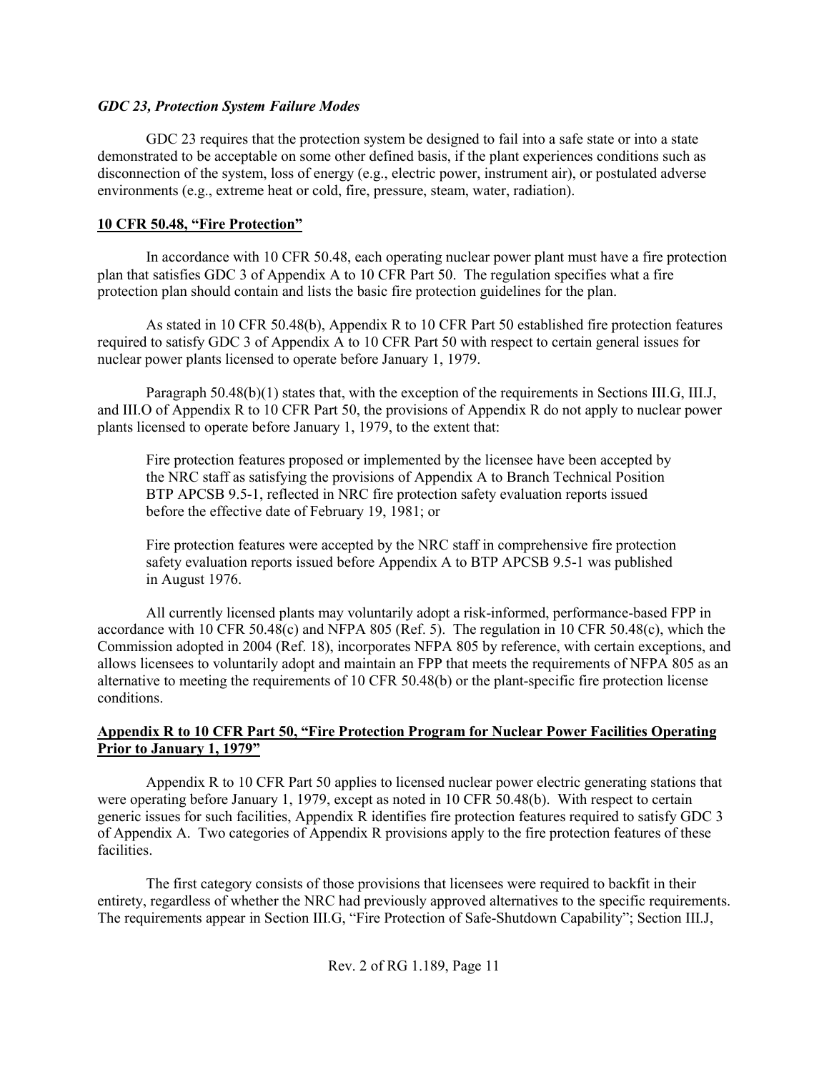*GDC 23, Protection System Failure Modes*

GDC 23 requires that the protection system be designed to fail into a safe state or into a state demonstrated to be acceptable on some other defined basis, if the plant experiences conditions such as disconnection of the system, loss of energy (e.g., electric power, instrument air), or postulated adverse environments (e.g., extreme heat or cold, fire, pressure, steam, water, radiation).

**10 CFR 50.48, "Fire Protection"**

In accordance with 10 CFR 50.48, each operating nuclear power plant must have a fire protection plan that satisfies GDC 3 of Appendix A to 10 CFR Part 50. The regulation specifies what a fire protection plan should contain and lists the basic fire protection guidelines for the plan.

As stated in 10 CFR 50.48(b), Appendix R to 10 CFR Part 50 established fire protection features required to satisfy GDC 3 of Appendix A to 10 CFR Part 50 with respect to certain general issues for nuclear power plants licensed to operate before January 1, 1979.

Paragraph 50.48(b)(1) states that, with the exception of the requirements in Sections III.G, III.J, and III.O of Appendix R to 10 CFR Part 50, the provisions of Appendix R do not apply to nuclear power plants licensed to operate before January 1, 1979, to the extent that:

> Fire protection features proposed or implemented by the licensee have been accepted by the NRC staff as satisfying the provisions of Appendix A to Branch Technical Position BTP APCSB 9.5-1, reflected in NRC fire protection safety evaluation reports issued before the effective date of February 19, 1981; or
>
> Fire protection features were accepted by the NRC staff in comprehensive fire protection safety evaluation reports issued before Appendix A to BTP APCSB 9.5-1 was published in August 1976.

All currently licensed plants may voluntarily adopt a risk-informed, performance-based FPP in accordance with 10 CFR 50.48(c) and NFPA 805 (Ref. 5). The regulation in 10 CFR 50.48(c), which the Commission adopted in 2004 (Ref. 18), incorporates NFPA 805 by reference, with certain exceptions, and allows licensees to voluntarily adopt and maintain an FPP that meets the requirements of NFPA 805 as an alternative to meeting the requirements of 10 CFR 50.48(b) or the plant-specific fire protection license conditions.

**Appendix R to 10 CFR Part 50, "Fire Protection Program for Nuclear Power Facilities Operating Prior to January 1, 1979"**

Appendix R to 10 CFR Part 50 applies to licensed nuclear power electric generating stations that were operating before January 1, 1979, except as noted in 10 CFR 50.48(b). With respect to certain generic issues for such facilities, Appendix R identifies fire protection features required to satisfy GDC 3 of Appendix A. Two categories of Appendix R provisions apply to the fire protection features of these facilities.

The first category consists of those provisions that licensees were required to backfit in their entirety, regardless of whether the NRC had previously approved alternatives to the specific requirements. The requirements appear in Section III.G, "Fire Protection of Safe-Shutdown Capability"; Section III.J,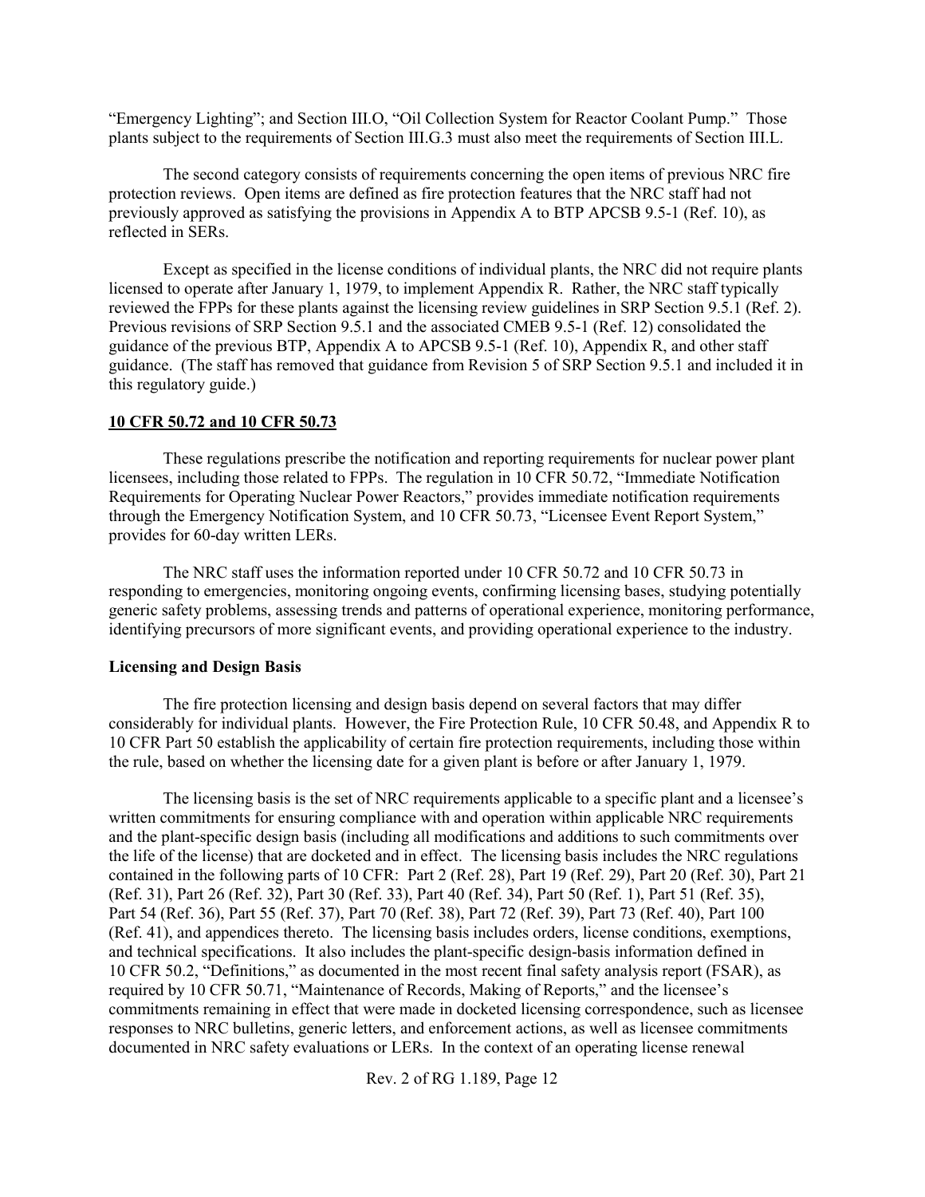"Emergency Lighting"; and Section III.O, "Oil Collection System for Reactor Coolant Pump." Those plants subject to the requirements of Section III.G.3 must also meet the requirements of Section III.L.

The second category consists of requirements concerning the open items of previous NRC fire protection reviews. Open items are defined as fire protection features that the NRC staff had not previously approved as satisfying the provisions in Appendix A to BTP APCSB 9.5-1 (Ref. 10), as reflected in SERs.

Except as specified in the license conditions of individual plants, the NRC did not require plants licensed to operate after January 1, 1979, to implement Appendix R. Rather, the NRC staff typically reviewed the FPPs for these plants against the licensing review guidelines in SRP Section 9.5.1 (Ref. 2). Previous revisions of SRP Section 9.5.1 and the associated CMEB 9.5-1 (Ref. 12) consolidated the guidance of the previous BTP, Appendix A to APCSB 9.5-1 (Ref. 10), Appendix R, and other staff guidance. (The staff has removed that guidance from Revision 5 of SRP Section 9.5.1 and included it in this regulatory guide.)

**10 CFR 50.72 and 10 CFR 50.73**

These regulations prescribe the notification and reporting requirements for nuclear power plant licensees, including those related to FPPs. The regulation in 10 CFR 50.72, "Immediate Notification Requirements for Operating Nuclear Power Reactors," provides immediate notification requirements through the Emergency Notification System, and 10 CFR 50.73, "Licensee Event Report System," provides for 60-day written LERs.

The NRC staff uses the information reported under 10 CFR 50.72 and 10 CFR 50.73 in responding to emergencies, monitoring ongoing events, confirming licensing bases, studying potentially generic safety problems, assessing trends and patterns of operational experience, monitoring performance, identifying precursors of more significant events, and providing operational experience to the industry.

**Licensing and Design Basis**

The fire protection licensing and design basis depend on several factors that may differ considerably for individual plants. However, the Fire Protection Rule, 10 CFR 50.48, and Appendix R to 10 CFR Part 50 establish the applicability of certain fire protection requirements, including those within the rule, based on whether the licensing date for a given plant is before or after January 1, 1979.

The licensing basis is the set of NRC requirements applicable to a specific plant and a licensee's written commitments for ensuring compliance with and operation within applicable NRC requirements and the plant-specific design basis (including all modifications and additions to such commitments over the life of the license) that are docketed and in effect. The licensing basis includes the NRC regulations contained in the following parts of 10 CFR: Part 2 (Ref. 28), Part 19 (Ref. 29), Part 20 (Ref. 30), Part 21 (Ref. 31), Part 26 (Ref. 32), Part 30 (Ref. 33), Part 40 (Ref. 34), Part 50 (Ref. 1), Part 51 (Ref. 35), Part 54 (Ref. 36), Part 55 (Ref. 37), Part 70 (Ref. 38), Part 72 (Ref. 39), Part 73 (Ref. 40), Part 100 (Ref. 41), and appendices thereto. The licensing basis includes orders, license conditions, exemptions, and technical specifications. It also includes the plant-specific design-basis information defined in 10 CFR 50.2, "Definitions," as documented in the most recent final safety analysis report (FSAR), as required by 10 CFR 50.71, "Maintenance of Records, Making of Reports," and the licensee's commitments remaining in effect that were made in docketed licensing correspondence, such as licensee responses to NRC bulletins, generic letters, and enforcement actions, as well as licensee commitments documented in NRC safety evaluations or LERs. In the context of an operating license renewal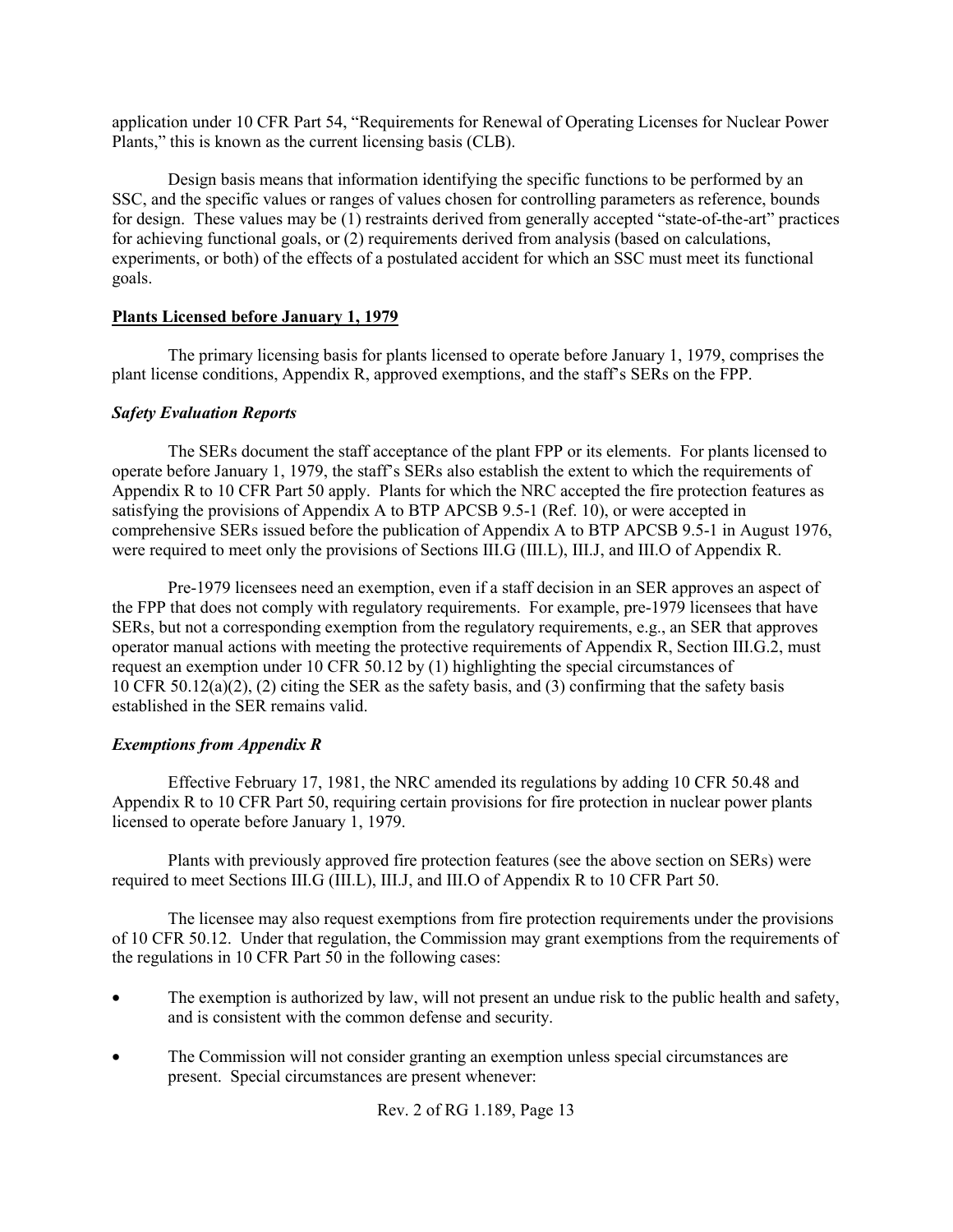application under 10 CFR Part 54, "Requirements for Renewal of Operating Licenses for Nuclear Power Plants," this is known as the current licensing basis (CLB).

Design basis means that information identifying the specific functions to be performed by an SSC, and the specific values or ranges of values chosen for controlling parameters as reference, bounds for design. These values may be (1) restraints derived from generally accepted "state-of-the-art" practices for achieving functional goals, or (2) requirements derived from analysis (based on calculations, experiments, or both) of the effects of a postulated accident for which an SSC must meet its functional goals.

## Plants Licensed before January 1, 1979

The primary licensing basis for plants licensed to operate before January 1, 1979, comprises the plant license conditions, Appendix R, approved exemptions, and the staff's SERs on the FPP.

### *Safety Evaluation Reports*

The SERs document the staff acceptance of the plant FPP or its elements. For plants licensed to operate before January 1, 1979, the staff's SERs also establish the extent to which the requirements of Appendix R to 10 CFR Part 50 apply. Plants for which the NRC accepted the fire protection features as satisfying the provisions of Appendix A to BTP APCSB 9.5-1 (Ref. 10), or were accepted in comprehensive SERs issued before the publication of Appendix A to BTP APCSB 9.5-1 in August 1976, were required to meet only the provisions of Sections III.G (III.L), III.J, and III.O of Appendix R.

Pre-1979 licensees need an exemption, even if a staff decision in an SER approves an aspect of the FPP that does not comply with regulatory requirements. For example, pre-1979 licensees that have SERs, but not a corresponding exemption from the regulatory requirements, e.g., an SER that approves operator manual actions with meeting the protective requirements of Appendix R, Section III.G.2, must request an exemption under 10 CFR 50.12 by (1) highlighting the special circumstances of 10 CFR 50.12(a)(2), (2) citing the SER as the safety basis, and (3) confirming that the safety basis established in the SER remains valid.

### *Exemptions from Appendix R*

Effective February 17, 1981, the NRC amended its regulations by adding 10 CFR 50.48 and Appendix R to 10 CFR Part 50, requiring certain provisions for fire protection in nuclear power plants licensed to operate before January 1, 1979.

Plants with previously approved fire protection features (see the above section on SERs) were required to meet Sections III.G (III.L), III.J, and III.O of Appendix R to 10 CFR Part 50.

The licensee may also request exemptions from fire protection requirements under the provisions of 10 CFR 50.12. Under that regulation, the Commission may grant exemptions from the requirements of the regulations in 10 CFR Part 50 in the following cases:

- The exemption is authorized by law, will not present an undue risk to the public health and safety, and is consistent with the common defense and security.
- The Commission will not consider granting an exemption unless special circumstances are present. Special circumstances are present whenever: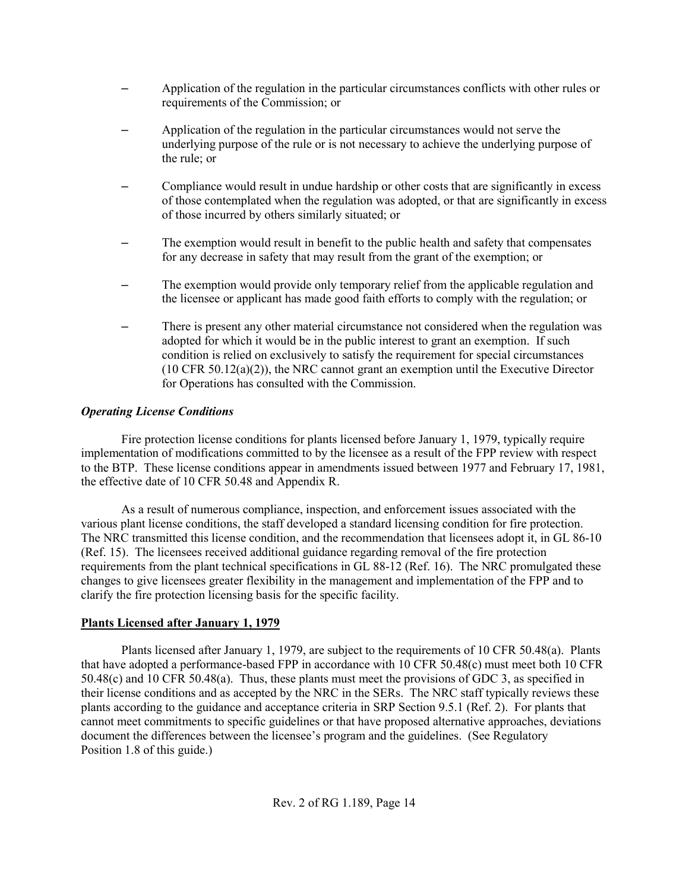- Application of the regulation in the particular circumstances conflicts with other rules or requirements of the Commission; or

- Application of the regulation in the particular circumstances would not serve the underlying purpose of the rule or is not necessary to achieve the underlying purpose of the rule; or

- Compliance would result in undue hardship or other costs that are significantly in excess of those contemplated when the regulation was adopted, or that are significantly in excess of those incurred by others similarly situated; or

- The exemption would result in benefit to the public health and safety that compensates for any decrease in safety that may result from the grant of the exemption; or

- The exemption would provide only temporary relief from the applicable regulation and the licensee or applicant has made good faith efforts to comply with the regulation; or

- There is present any other material circumstance not considered when the regulation was adopted for which it would be in the public interest to grant an exemption. If such condition is relied on exclusively to satisfy the requirement for special circumstances (10 CFR 50.12(a)(2)), the NRC cannot grant an exemption until the Executive Director for Operations has consulted with the Commission.

***Operating License Conditions***

Fire protection license conditions for plants licensed before January 1, 1979, typically require implementation of modifications committed to by the licensee as a result of the FPP review with respect to the BTP. These license conditions appear in amendments issued between 1977 and February 17, 1981, the effective date of 10 CFR 50.48 and Appendix R.

As a result of numerous compliance, inspection, and enforcement issues associated with the various plant license conditions, the staff developed a standard licensing condition for fire protection. The NRC transmitted this license condition, and the recommendation that licensees adopt it, in GL 86-10 (Ref. 15). The licensees received additional guidance regarding removal of the fire protection requirements from the plant technical specifications in GL 88-12 (Ref. 16). The NRC promulgated these changes to give licensees greater flexibility in the management and implementation of the FPP and to clarify the fire protection licensing basis for the specific facility.

**Plants Licensed after January 1, 1979**

Plants licensed after January 1, 1979, are subject to the requirements of 10 CFR 50.48(a). Plants that have adopted a performance-based FPP in accordance with 10 CFR 50.48(c) must meet both 10 CFR 50.48(c) and 10 CFR 50.48(a). Thus, these plants must meet the provisions of GDC 3, as specified in their license conditions and as accepted by the NRC in the SERs. The NRC staff typically reviews these plants according to the guidance and acceptance criteria in SRP Section 9.5.1 (Ref. 2). For plants that cannot meet commitments to specific guidelines or that have proposed alternative approaches, deviations document the differences between the licensee's program and the guidelines. (See Regulatory Position 1.8 of this guide.)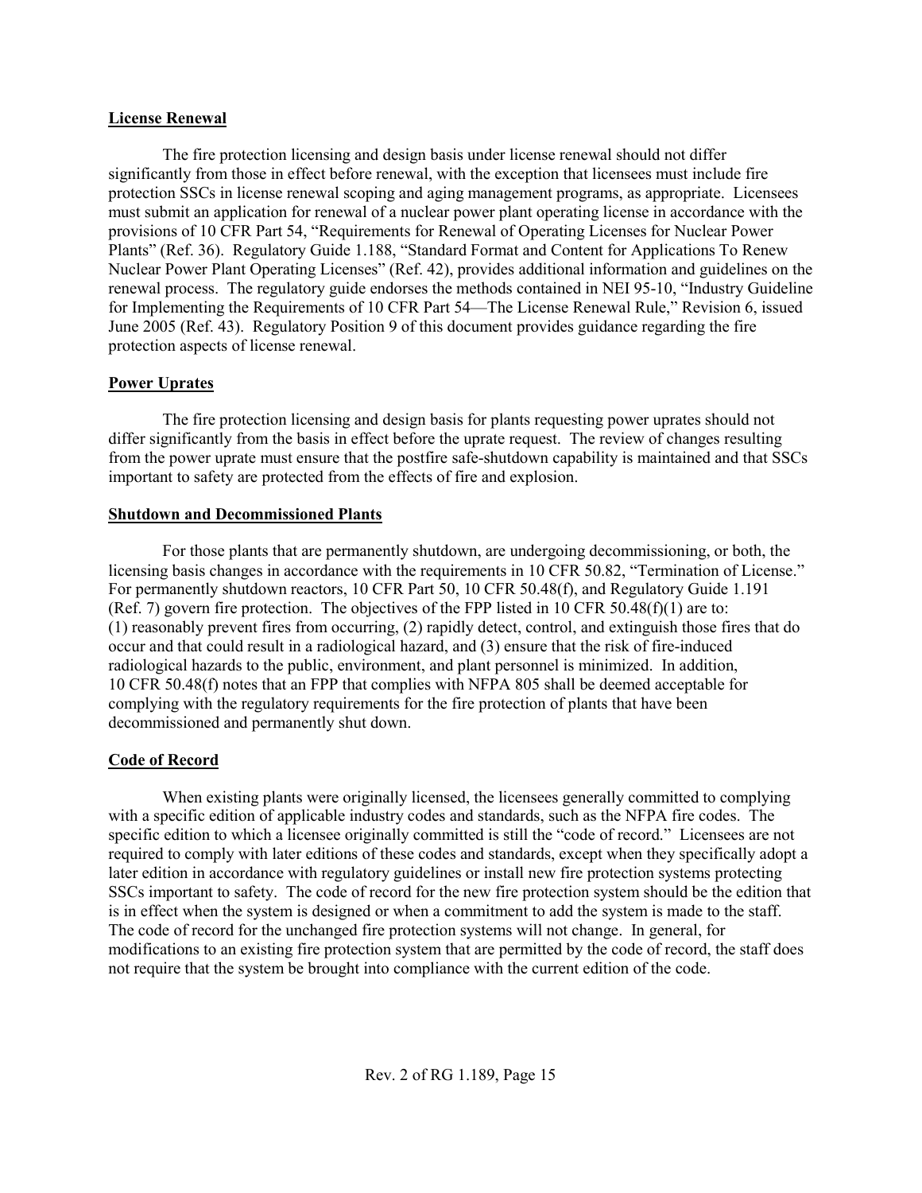## License Renewal

The fire protection licensing and design basis under license renewal should not differ significantly from those in effect before renewal, with the exception that licensees must include fire protection SSCs in license renewal scoping and aging management programs, as appropriate. Licensees must submit an application for renewal of a nuclear power plant operating license in accordance with the provisions of 10 CFR Part 54, "Requirements for Renewal of Operating Licenses for Nuclear Power Plants" (Ref. 36). Regulatory Guide 1.188, "Standard Format and Content for Applications To Renew Nuclear Power Plant Operating Licenses" (Ref. 42), provides additional information and guidelines on the renewal process. The regulatory guide endorses the methods contained in NEI 95-10, "Industry Guideline for Implementing the Requirements of 10 CFR Part 54—The License Renewal Rule," Revision 6, issued June 2005 (Ref. 43). Regulatory Position 9 of this document provides guidance regarding the fire protection aspects of license renewal.

## Power Uprates

The fire protection licensing and design basis for plants requesting power uprates should not differ significantly from the basis in effect before the uprate request. The review of changes resulting from the power uprate must ensure that the postfire safe-shutdown capability is maintained and that SSCs important to safety are protected from the effects of fire and explosion.

## Shutdown and Decommissioned Plants

For those plants that are permanently shutdown, are undergoing decommissioning, or both, the licensing basis changes in accordance with the requirements in 10 CFR 50.82, "Termination of License." For permanently shutdown reactors, 10 CFR Part 50, 10 CFR 50.48(f), and Regulatory Guide 1.191 (Ref. 7) govern fire protection. The objectives of the FPP listed in 10 CFR 50.48(f)(1) are to: (1) reasonably prevent fires from occurring, (2) rapidly detect, control, and extinguish those fires that do occur and that could result in a radiological hazard, and (3) ensure that the risk of fire-induced radiological hazards to the public, environment, and plant personnel is minimized. In addition, 10 CFR 50.48(f) notes that an FPP that complies with NFPA 805 shall be deemed acceptable for complying with the regulatory requirements for the fire protection of plants that have been decommissioned and permanently shut down.

## Code of Record

When existing plants were originally licensed, the licensees generally committed to complying with a specific edition of applicable industry codes and standards, such as the NFPA fire codes. The specific edition to which a licensee originally committed is still the "code of record." Licensees are not required to comply with later editions of these codes and standards, except when they specifically adopt a later edition in accordance with regulatory guidelines or install new fire protection systems protecting SSCs important to safety. The code of record for the new fire protection system should be the edition that is in effect when the system is designed or when a commitment to add the system is made to the staff. The code of record for the unchanged fire protection systems will not change. In general, for modifications to an existing fire protection system that are permitted by the code of record, the staff does not require that the system be brought into compliance with the current edition of the code.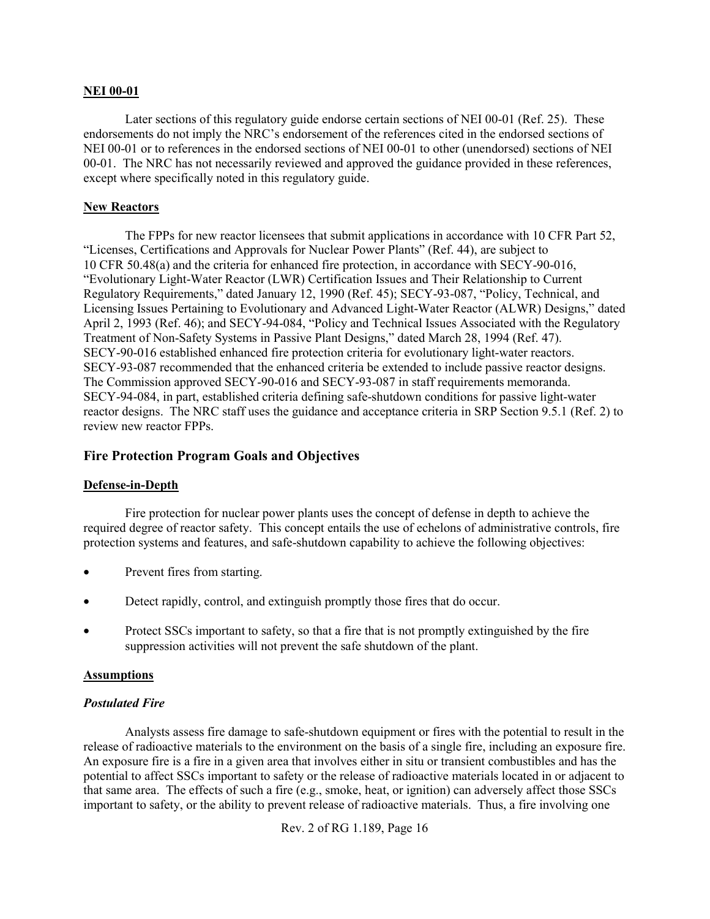**NEI 00-01**

Later sections of this regulatory guide endorse certain sections of NEI 00-01 (Ref. 25). These endorsements do not imply the NRC's endorsement of the references cited in the endorsed sections of NEI 00-01 or to references in the endorsed sections of NEI 00-01 to other (unendorsed) sections of NEI 00-01. The NRC has not necessarily reviewed and approved the guidance provided in these references, except where specifically noted in this regulatory guide.

**New Reactors**

The FPPs for new reactor licensees that submit applications in accordance with 10 CFR Part 52, "Licenses, Certifications and Approvals for Nuclear Power Plants" (Ref. 44), are subject to 10 CFR 50.48(a) and the criteria for enhanced fire protection, in accordance with SECY-90-016, "Evolutionary Light-Water Reactor (LWR) Certification Issues and Their Relationship to Current Regulatory Requirements," dated January 12, 1990 (Ref. 45); SECY-93-087, "Policy, Technical, and Licensing Issues Pertaining to Evolutionary and Advanced Light-Water Reactor (ALWR) Designs," dated April 2, 1993 (Ref. 46); and SECY-94-084, "Policy and Technical Issues Associated with the Regulatory Treatment of Non-Safety Systems in Passive Plant Designs," dated March 28, 1994 (Ref. 47). SECY-90-016 established enhanced fire protection criteria for evolutionary light-water reactors. SECY-93-087 recommended that the enhanced criteria be extended to include passive reactor designs. The Commission approved SECY-90-016 and SECY-93-087 in staff requirements memoranda. SECY-94-084, in part, established criteria defining safe-shutdown conditions for passive light-water reactor designs. The NRC staff uses the guidance and acceptance criteria in SRP Section 9.5.1 (Ref. 2) to review new reactor FPPs.

## Fire Protection Program Goals and Objectives

**Defense-in-Depth**

Fire protection for nuclear power plants uses the concept of defense in depth to achieve the required degree of reactor safety. This concept entails the use of echelons of administrative controls, fire protection systems and features, and safe-shutdown capability to achieve the following objectives:

- Prevent fires from starting.
- Detect rapidly, control, and extinguish promptly those fires that do occur.
- Protect SSCs important to safety, so that a fire that is not promptly extinguished by the fire suppression activities will not prevent the safe shutdown of the plant.

**Assumptions**

***Postulated Fire***

Analysts assess fire damage to safe-shutdown equipment or fires with the potential to result in the release of radioactive materials to the environment on the basis of a single fire, including an exposure fire. An exposure fire is a fire in a given area that involves either in situ or transient combustibles and has the potential to affect SSCs important to safety or the release of radioactive materials located in or adjacent to that same area. The effects of such a fire (e.g., smoke, heat, or ignition) can adversely affect those SSCs important to safety, or the ability to prevent release of radioactive materials. Thus, a fire involving one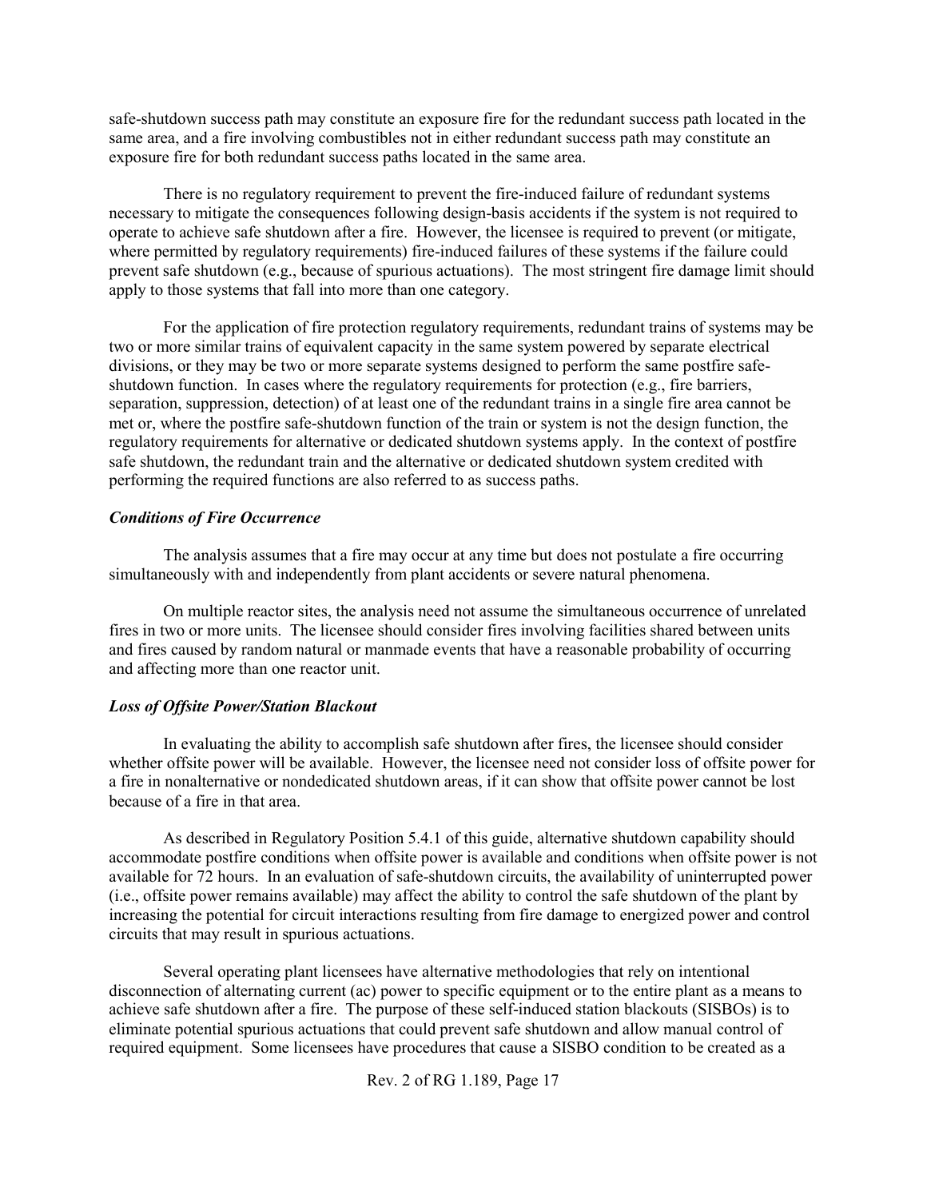safe-shutdown success path may constitute an exposure fire for the redundant success path located in the same area, and a fire involving combustibles not in either redundant success path may constitute an exposure fire for both redundant success paths located in the same area.

There is no regulatory requirement to prevent the fire-induced failure of redundant systems necessary to mitigate the consequences following design-basis accidents if the system is not required to operate to achieve safe shutdown after a fire. However, the licensee is required to prevent (or mitigate, where permitted by regulatory requirements) fire-induced failures of these systems if the failure could prevent safe shutdown (e.g., because of spurious actuations). The most stringent fire damage limit should apply to those systems that fall into more than one category.

For the application of fire protection regulatory requirements, redundant trains of systems may be two or more similar trains of equivalent capacity in the same system powered by separate electrical divisions, or they may be two or more separate systems designed to perform the same postfire safe-shutdown function. In cases where the regulatory requirements for protection (e.g., fire barriers, separation, suppression, detection) of at least one of the redundant trains in a single fire area cannot be met or, where the postfire safe-shutdown function of the train or system is not the design function, the regulatory requirements for alternative or dedicated shutdown systems apply. In the context of postfire safe shutdown, the redundant train and the alternative or dedicated shutdown system credited with performing the required functions are also referred to as success paths.

***Conditions of Fire Occurrence***

The analysis assumes that a fire may occur at any time but does not postulate a fire occurring simultaneously with and independently from plant accidents or severe natural phenomena.

On multiple reactor sites, the analysis need not assume the simultaneous occurrence of unrelated fires in two or more units. The licensee should consider fires involving facilities shared between units and fires caused by random natural or manmade events that have a reasonable probability of occurring and affecting more than one reactor unit.

***Loss of Offsite Power/Station Blackout***

In evaluating the ability to accomplish safe shutdown after fires, the licensee should consider whether offsite power will be available. However, the licensee need not consider loss of offsite power for a fire in nonalternative or nondedicated shutdown areas, if it can show that offsite power cannot be lost because of a fire in that area.

As described in Regulatory Position 5.4.1 of this guide, alternative shutdown capability should accommodate postfire conditions when offsite power is available and conditions when offsite power is not available for 72 hours. In an evaluation of safe-shutdown circuits, the availability of uninterrupted power (i.e., offsite power remains available) may affect the ability to control the safe shutdown of the plant by increasing the potential for circuit interactions resulting from fire damage to energized power and control circuits that may result in spurious actuations.

Several operating plant licensees have alternative methodologies that rely on intentional disconnection of alternating current (ac) power to specific equipment or to the entire plant as a means to achieve safe shutdown after a fire. The purpose of these self-induced station blackouts (SISBOs) is to eliminate potential spurious actuations that could prevent safe shutdown and allow manual control of required equipment. Some licensees have procedures that cause a SISBO condition to be created as a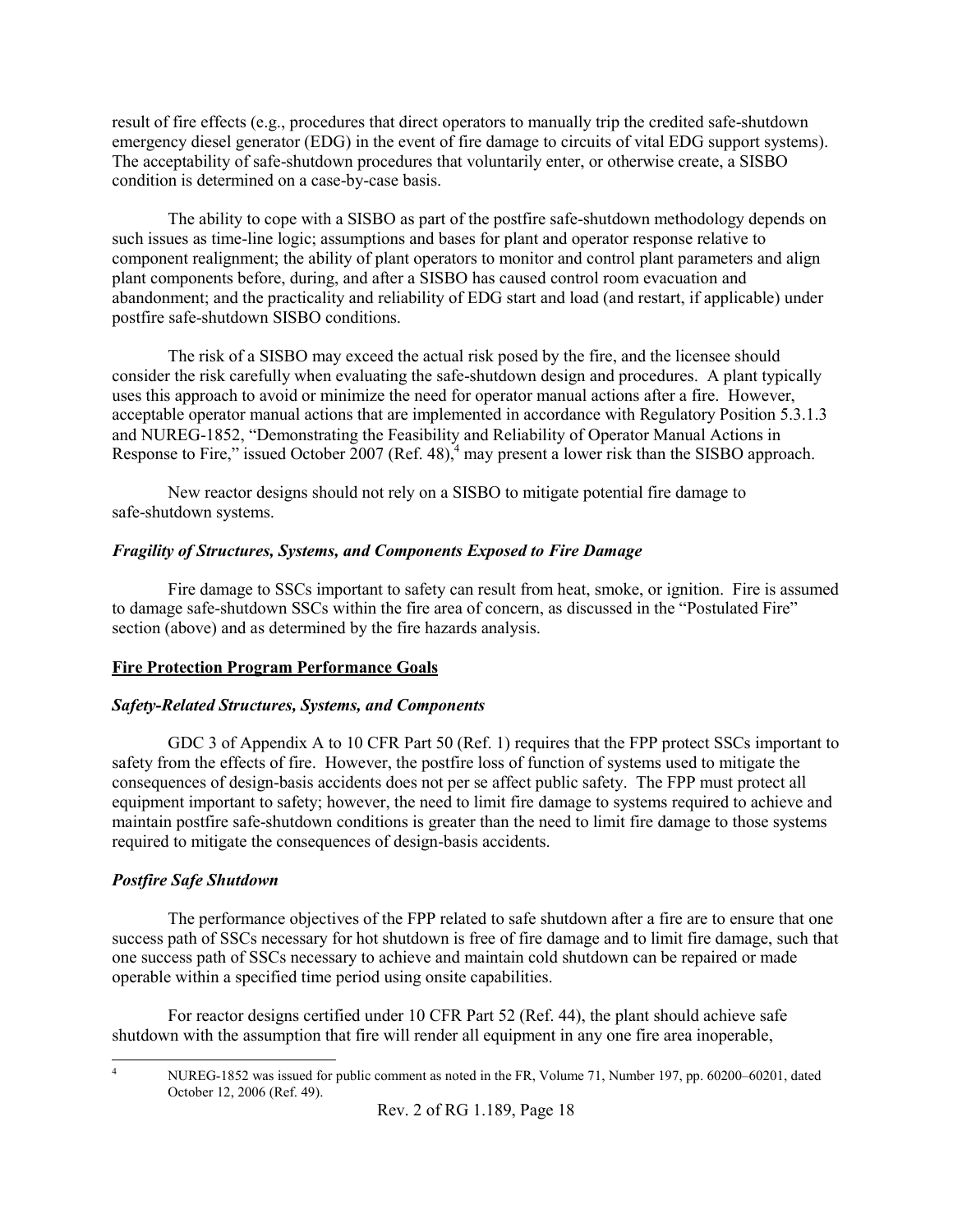result of fire effects (e.g., procedures that direct operators to manually trip the credited safe-shutdown emergency diesel generator (EDG) in the event of fire damage to circuits of vital EDG support systems). The acceptability of safe-shutdown procedures that voluntarily enter, or otherwise create, a SISBO condition is determined on a case-by-case basis.

The ability to cope with a SISBO as part of the postfire safe-shutdown methodology depends on such issues as time-line logic; assumptions and bases for plant and operator response relative to component realignment; the ability of plant operators to monitor and control plant parameters and align plant components before, during, and after a SISBO has caused control room evacuation and abandonment; and the practicality and reliability of EDG start and load (and restart, if applicable) under postfire safe-shutdown SISBO conditions.

The risk of a SISBO may exceed the actual risk posed by the fire, and the licensee should consider the risk carefully when evaluating the safe-shutdown design and procedures. A plant typically uses this approach to avoid or minimize the need for operator manual actions after a fire. However, acceptable operator manual actions that are implemented in accordance with Regulatory Position 5.3.1.3 and NUREG-1852, "Demonstrating the Feasibility and Reliability of Operator Manual Actions in Response to Fire," issued October 2007 (Ref. 48),[4] may present a lower risk than the SISBO approach.

New reactor designs should not rely on a SISBO to mitigate potential fire damage to safe-shutdown systems.

### *Fragility of Structures, Systems, and Components Exposed to Fire Damage*

Fire damage to SSCs important to safety can result from heat, smoke, or ignition. Fire is assumed to damage safe-shutdown SSCs within the fire area of concern, as discussed in the "Postulated Fire" section (above) and as determined by the fire hazards analysis.

## Fire Protection Program Performance Goals

### *Safety-Related Structures, Systems, and Components*

GDC 3 of Appendix A to 10 CFR Part 50 (Ref. 1) requires that the FPP protect SSCs important to safety from the effects of fire. However, the postfire loss of function of systems used to mitigate the consequences of design-basis accidents does not per se affect public safety. The FPP must protect all equipment important to safety; however, the need to limit fire damage to systems required to achieve and maintain postfire safe-shutdown conditions is greater than the need to limit fire damage to those systems required to mitigate the consequences of design-basis accidents.

### *Postfire Safe Shutdown*

The performance objectives of the FPP related to safe shutdown after a fire are to ensure that one success path of SSCs necessary for hot shutdown is free of fire damage and to limit fire damage, such that one success path of SSCs necessary to achieve and maintain cold shutdown can be repaired or made operable within a specified time period using onsite capabilities.

For reactor designs certified under 10 CFR Part 52 (Ref. 44), the plant should achieve safe shutdown with the assumption that fire will render all equipment in any one fire area inoperable,

---

[4] NUREG-1852 was issued for public comment as noted in the FR, Volume 71, Number 197, pp. 60200–60201, dated October 12, 2006 (Ref. 49).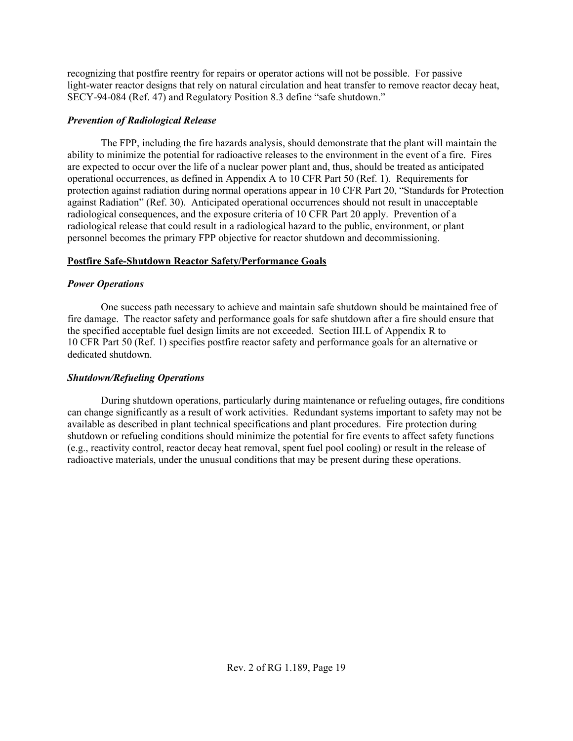recognizing that postfire reentry for repairs or operator actions will not be possible. For passive light-water reactor designs that rely on natural circulation and heat transfer to remove reactor decay heat, SECY-94-084 (Ref. 47) and Regulatory Position 8.3 define "safe shutdown."

### *Prevention of Radiological Release*

The FPP, including the fire hazards analysis, should demonstrate that the plant will maintain the ability to minimize the potential for radioactive releases to the environment in the event of a fire. Fires are expected to occur over the life of a nuclear power plant and, thus, should be treated as anticipated operational occurrences, as defined in Appendix A to 10 CFR Part 50 (Ref. 1). Requirements for protection against radiation during normal operations appear in 10 CFR Part 20, "Standards for Protection against Radiation" (Ref. 30). Anticipated operational occurrences should not result in unacceptable radiological consequences, and the exposure criteria of 10 CFR Part 20 apply. Prevention of a radiological release that could result in a radiological hazard to the public, environment, or plant personnel becomes the primary FPP objective for reactor shutdown and decommissioning.

## Postfire Safe-Shutdown Reactor Safety/Performance Goals

### *Power Operations*

One success path necessary to achieve and maintain safe shutdown should be maintained free of fire damage. The reactor safety and performance goals for safe shutdown after a fire should ensure that the specified acceptable fuel design limits are not exceeded. Section III.L of Appendix R to 10 CFR Part 50 (Ref. 1) specifies postfire reactor safety and performance goals for an alternative or dedicated shutdown.

### *Shutdown/Refueling Operations*

During shutdown operations, particularly during maintenance or refueling outages, fire conditions can change significantly as a result of work activities. Redundant systems important to safety may not be available as described in plant technical specifications and plant procedures. Fire protection during shutdown or refueling conditions should minimize the potential for fire events to affect safety functions (e.g., reactivity control, reactor decay heat removal, spent fuel pool cooling) or result in the release of radioactive materials, under the unusual conditions that may be present during these operations.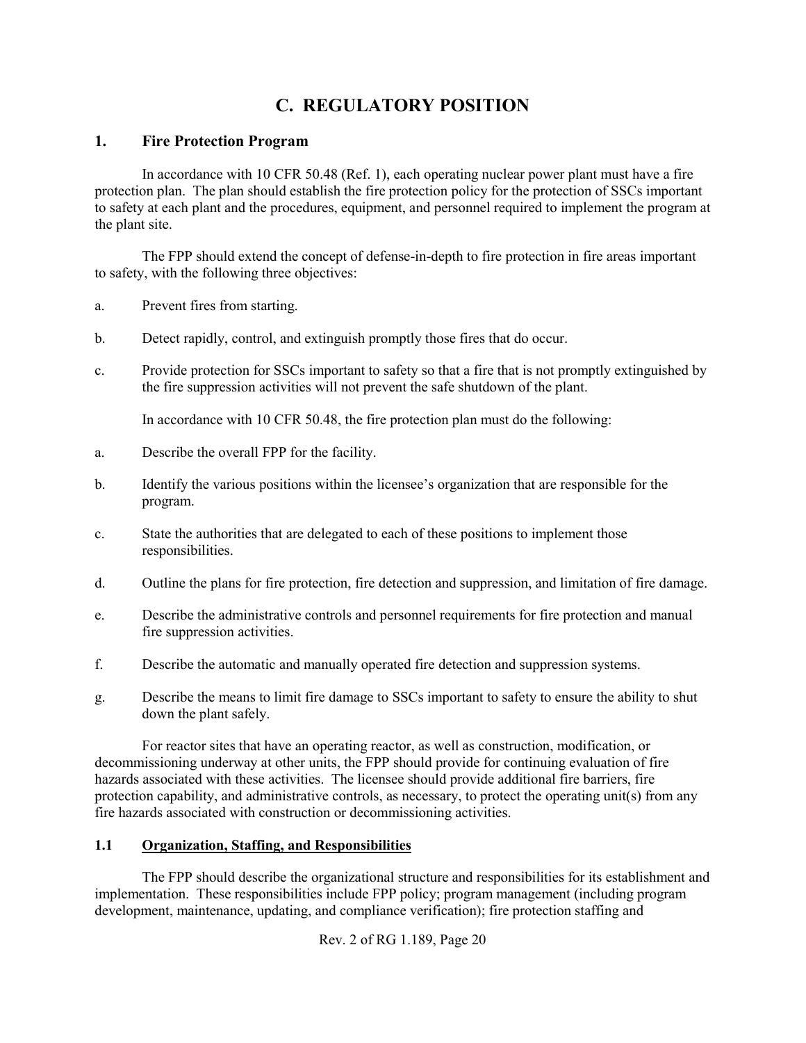# C. REGULATORY POSITION

## 1. Fire Protection Program

In accordance with 10 CFR 50.48 (Ref. 1), each operating nuclear power plant must have a fire protection plan. The plan should establish the fire protection policy for the protection of SSCs important to safety at each plant and the procedures, equipment, and personnel required to implement the program at the plant site.

The FPP should extend the concept of defense-in-depth to fire protection in fire areas important to safety, with the following three objectives:

a. Prevent fires from starting.

b. Detect rapidly, control, and extinguish promptly those fires that do occur.

c. Provide protection for SSCs important to safety so that a fire that is not promptly extinguished by the fire suppression activities will not prevent the safe shutdown of the plant.

In accordance with 10 CFR 50.48, the fire protection plan must do the following:

a. Describe the overall FPP for the facility.

b. Identify the various positions within the licensee's organization that are responsible for the program.

c. State the authorities that are delegated to each of these positions to implement those responsibilities.

d. Outline the plans for fire protection, fire detection and suppression, and limitation of fire damage.

e. Describe the administrative controls and personnel requirements for fire protection and manual fire suppression activities.

f. Describe the automatic and manually operated fire detection and suppression systems.

g. Describe the means to limit fire damage to SSCs important to safety to ensure the ability to shut down the plant safely.

For reactor sites that have an operating reactor, as well as construction, modification, or decommissioning underway at other units, the FPP should provide for continuing evaluation of fire hazards associated with these activities. The licensee should provide additional fire barriers, fire protection capability, and administrative controls, as necessary, to protect the operating unit(s) from any fire hazards associated with construction or decommissioning activities.

### 1.1 <u>Organization, Staffing, and Responsibilities</u>

The FPP should describe the organizational structure and responsibilities for its establishment and implementation. These responsibilities include FPP policy; program management (including program development, maintenance, updating, and compliance verification); fire protection staffing and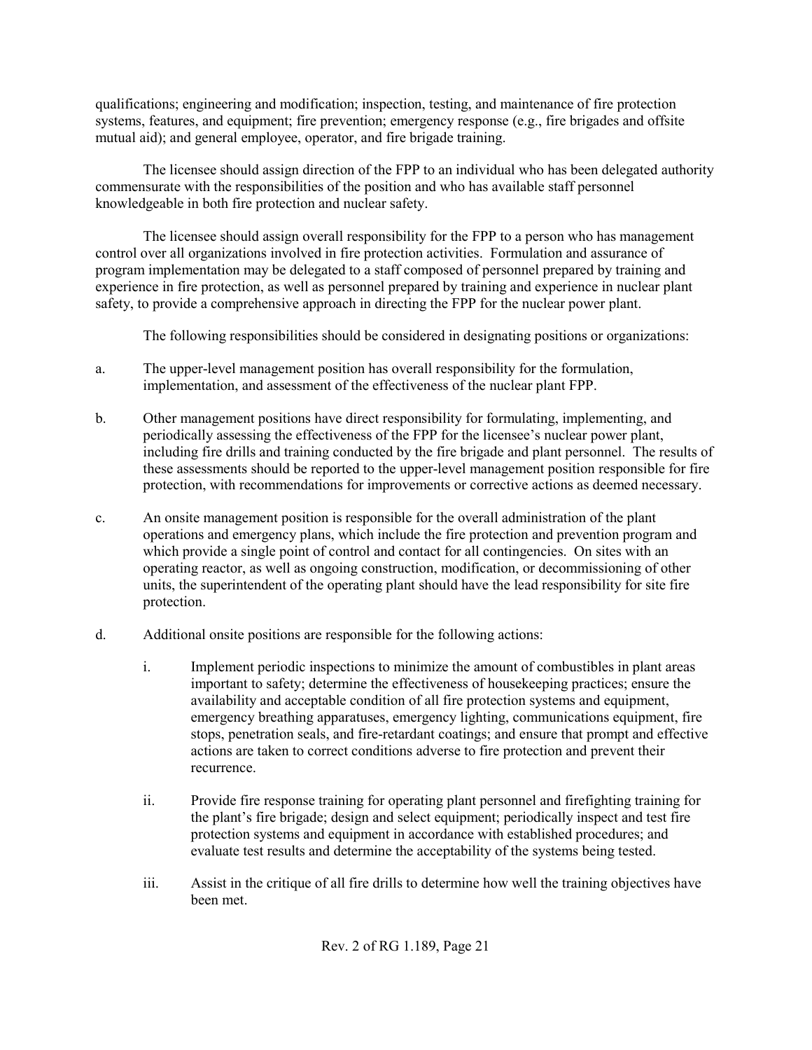qualifications; engineering and modification; inspection, testing, and maintenance of fire protection systems, features, and equipment; fire prevention; emergency response (e.g., fire brigades and offsite mutual aid); and general employee, operator, and fire brigade training.

The licensee should assign direction of the FPP to an individual who has been delegated authority commensurate with the responsibilities of the position and who has available staff personnel knowledgeable in both fire protection and nuclear safety.

The licensee should assign overall responsibility for the FPP to a person who has management control over all organizations involved in fire protection activities. Formulation and assurance of program implementation may be delegated to a staff composed of personnel prepared by training and experience in fire protection, as well as personnel prepared by training and experience in nuclear plant safety, to provide a comprehensive approach in directing the FPP for the nuclear power plant.

The following responsibilities should be considered in designating positions or organizations:

a. The upper-level management position has overall responsibility for the formulation, implementation, and assessment of the effectiveness of the nuclear plant FPP.

b. Other management positions have direct responsibility for formulating, implementing, and periodically assessing the effectiveness of the FPP for the licensee's nuclear power plant, including fire drills and training conducted by the fire brigade and plant personnel. The results of these assessments should be reported to the upper-level management position responsible for fire protection, with recommendations for improvements or corrective actions as deemed necessary.

c. An onsite management position is responsible for the overall administration of the plant operations and emergency plans, which include the fire protection and prevention program and which provide a single point of control and contact for all contingencies. On sites with an operating reactor, as well as ongoing construction, modification, or decommissioning of other units, the superintendent of the operating plant should have the lead responsibility for site fire protection.

d. Additional onsite positions are responsible for the following actions:

   i. Implement periodic inspections to minimize the amount of combustibles in plant areas important to safety; determine the effectiveness of housekeeping practices; ensure the availability and acceptable condition of all fire protection systems and equipment, emergency breathing apparatuses, emergency lighting, communications equipment, fire stops, penetration seals, and fire-retardant coatings; and ensure that prompt and effective actions are taken to correct conditions adverse to fire protection and prevent their recurrence.

   ii. Provide fire response training for operating plant personnel and firefighting training for the plant's fire brigade; design and select equipment; periodically inspect and test fire protection systems and equipment in accordance with established procedures; and evaluate test results and determine the acceptability of the systems being tested.

   iii. Assist in the critique of all fire drills to determine how well the training objectives have been met.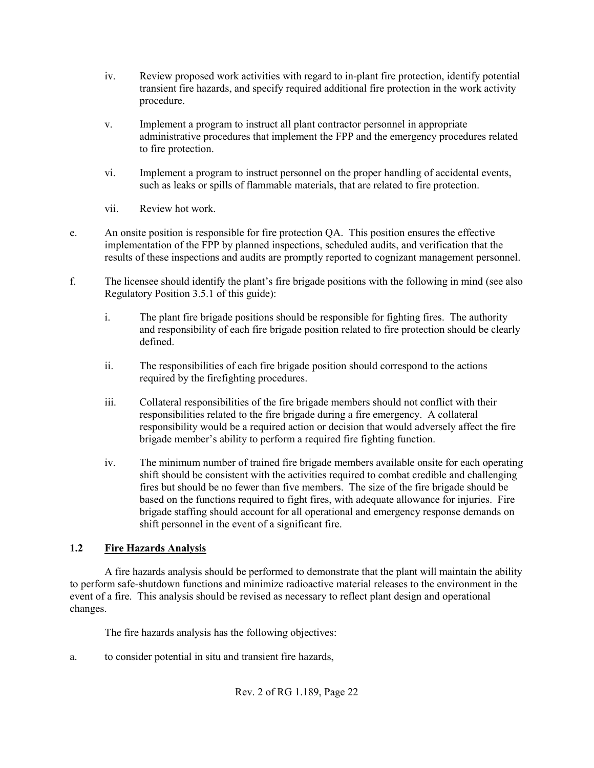iv. Review proposed work activities with regard to in-plant fire protection, identify potential transient fire hazards, and specify required additional fire protection in the work activity procedure.

v. Implement a program to instruct all plant contractor personnel in appropriate administrative procedures that implement the FPP and the emergency procedures related to fire protection.

vi. Implement a program to instruct personnel on the proper handling of accidental events, such as leaks or spills of flammable materials, that are related to fire protection.

vii. Review hot work.

e. An onsite position is responsible for fire protection QA. This position ensures the effective implementation of the FPP by planned inspections, scheduled audits, and verification that the results of these inspections and audits are promptly reported to cognizant management personnel.

f. The licensee should identify the plant's fire brigade positions with the following in mind (see also Regulatory Position 3.5.1 of this guide):

i. The plant fire brigade positions should be responsible for fighting fires. The authority and responsibility of each fire brigade position related to fire protection should be clearly defined.

ii. The responsibilities of each fire brigade position should correspond to the actions required by the firefighting procedures.

iii. Collateral responsibilities of the fire brigade members should not conflict with their responsibilities related to the fire brigade during a fire emergency. A collateral responsibility would be a required action or decision that would adversely affect the fire brigade member's ability to perform a required fire fighting function.

iv. The minimum number of trained fire brigade members available onsite for each operating shift should be consistent with the activities required to combat credible and challenging fires but should be no fewer than five members. The size of the fire brigade should be based on the functions required to fight fires, with adequate allowance for injuries. Fire brigade staffing should account for all operational and emergency response demands on shift personnel in the event of a significant fire.

### 1.2 Fire Hazards Analysis

A fire hazards analysis should be performed to demonstrate that the plant will maintain the ability to perform safe-shutdown functions and minimize radioactive material releases to the environment in the event of a fire. This analysis should be revised as necessary to reflect plant design and operational changes.

The fire hazards analysis has the following objectives:

a. to consider potential in situ and transient fire hazards,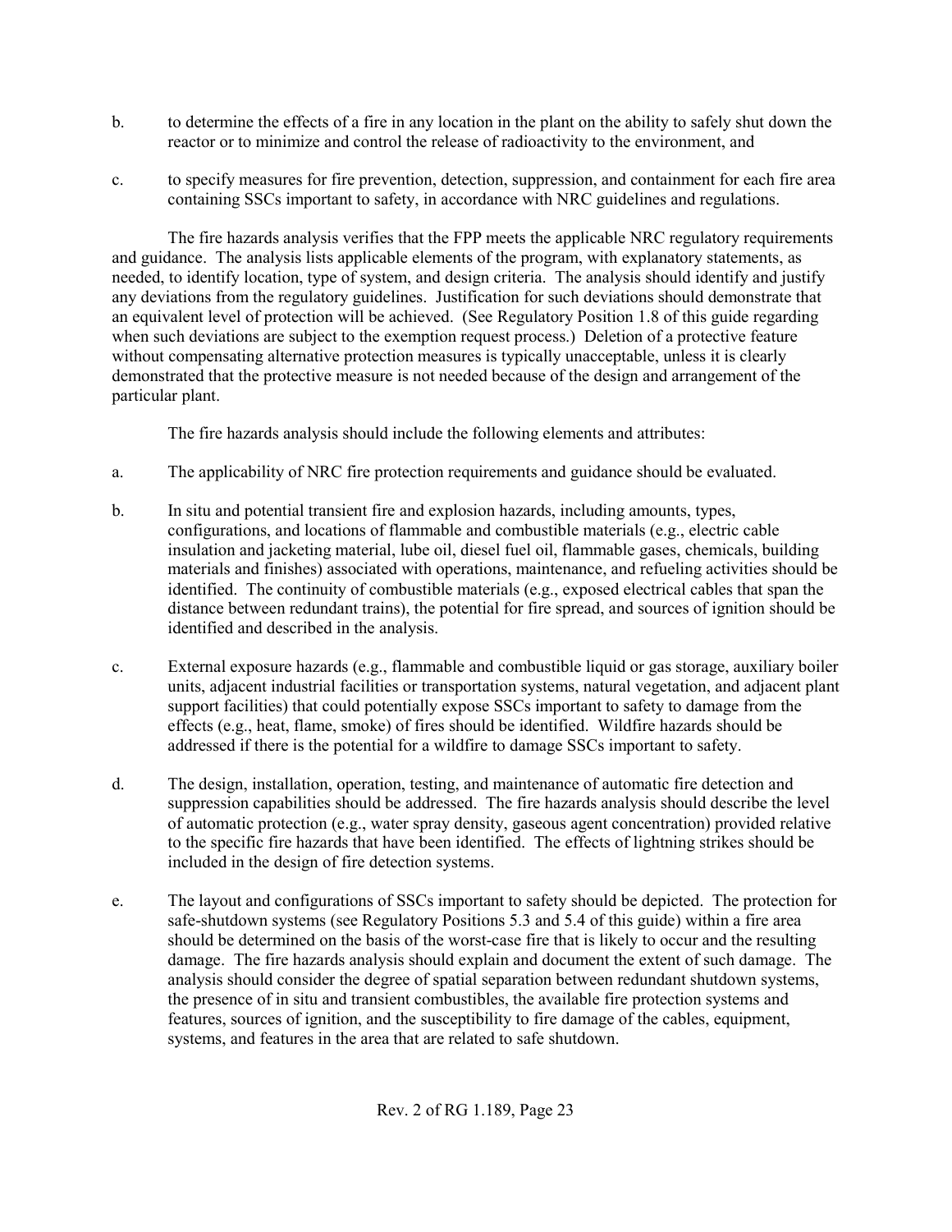b. to determine the effects of a fire in any location in the plant on the ability to safely shut down the reactor or to minimize and control the release of radioactivity to the environment, and

c. to specify measures for fire prevention, detection, suppression, and containment for each fire area containing SSCs important to safety, in accordance with NRC guidelines and regulations.

The fire hazards analysis verifies that the FPP meets the applicable NRC regulatory requirements and guidance. The analysis lists applicable elements of the program, with explanatory statements, as needed, to identify location, type of system, and design criteria. The analysis should identify and justify any deviations from the regulatory guidelines. Justification for such deviations should demonstrate that an equivalent level of protection will be achieved. (See Regulatory Position 1.8 of this guide regarding when such deviations are subject to the exemption request process.) Deletion of a protective feature without compensating alternative protection measures is typically unacceptable, unless it is clearly demonstrated that the protective measure is not needed because of the design and arrangement of the particular plant.

The fire hazards analysis should include the following elements and attributes:

a. The applicability of NRC fire protection requirements and guidance should be evaluated.

b. In situ and potential transient fire and explosion hazards, including amounts, types, configurations, and locations of flammable and combustible materials (e.g., electric cable insulation and jacketing material, lube oil, diesel fuel oil, flammable gases, chemicals, building materials and finishes) associated with operations, maintenance, and refueling activities should be identified. The continuity of combustible materials (e.g., exposed electrical cables that span the distance between redundant trains), the potential for fire spread, and sources of ignition should be identified and described in the analysis.

c. External exposure hazards (e.g., flammable and combustible liquid or gas storage, auxiliary boiler units, adjacent industrial facilities or transportation systems, natural vegetation, and adjacent plant support facilities) that could potentially expose SSCs important to safety to damage from the effects (e.g., heat, flame, smoke) of fires should be identified. Wildfire hazards should be addressed if there is the potential for a wildfire to damage SSCs important to safety.

d. The design, installation, operation, testing, and maintenance of automatic fire detection and suppression capabilities should be addressed. The fire hazards analysis should describe the level of automatic protection (e.g., water spray density, gaseous agent concentration) provided relative to the specific fire hazards that have been identified. The effects of lightning strikes should be included in the design of fire detection systems.

e. The layout and configurations of SSCs important to safety should be depicted. The protection for safe-shutdown systems (see Regulatory Positions 5.3 and 5.4 of this guide) within a fire area should be determined on the basis of the worst-case fire that is likely to occur and the resulting damage. The fire hazards analysis should explain and document the extent of such damage. The analysis should consider the degree of spatial separation between redundant shutdown systems, the presence of in situ and transient combustibles, the available fire protection systems and features, sources of ignition, and the susceptibility to fire damage of the cables, equipment, systems, and features in the area that are related to safe shutdown.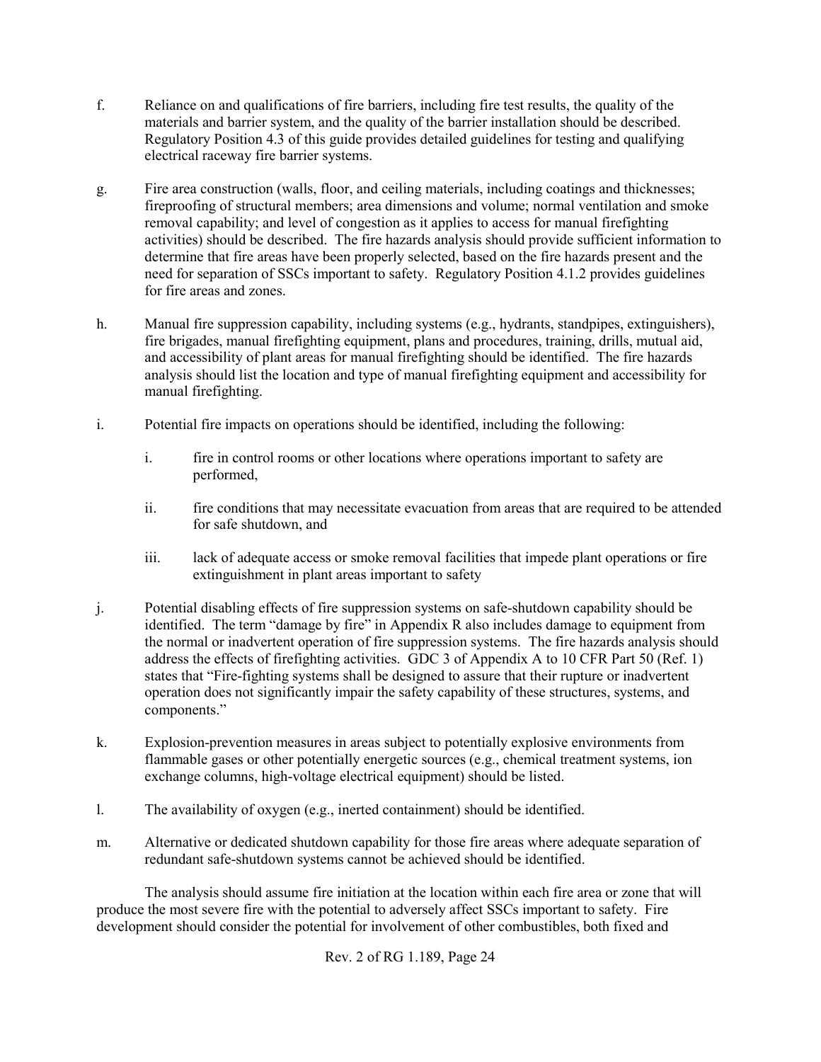f. Reliance on and qualifications of fire barriers, including fire test results, the quality of the materials and barrier system, and the quality of the barrier installation should be described. Regulatory Position 4.3 of this guide provides detailed guidelines for testing and qualifying electrical raceway fire barrier systems.

g. Fire area construction (walls, floor, and ceiling materials, including coatings and thicknesses; fireproofing of structural members; area dimensions and volume; normal ventilation and smoke removal capability; and level of congestion as it applies to access for manual firefighting activities) should be described. The fire hazards analysis should provide sufficient information to determine that fire areas have been properly selected, based on the fire hazards present and the need for separation of SSCs important to safety. Regulatory Position 4.1.2 provides guidelines for fire areas and zones.

h. Manual fire suppression capability, including systems (e.g., hydrants, standpipes, extinguishers), fire brigades, manual firefighting equipment, plans and procedures, training, drills, mutual aid, and accessibility of plant areas for manual firefighting should be identified. The fire hazards analysis should list the location and type of manual firefighting equipment and accessibility for manual firefighting.

i. Potential fire impacts on operations should be identified, including the following:

    i. fire in control rooms or other locations where operations important to safety are performed,

    ii. fire conditions that may necessitate evacuation from areas that are required to be attended for safe shutdown, and

    iii. lack of adequate access or smoke removal facilities that impede plant operations or fire extinguishment in plant areas important to safety

j. Potential disabling effects of fire suppression systems on safe-shutdown capability should be identified. The term "damage by fire" in Appendix R also includes damage to equipment from the normal or inadvertent operation of fire suppression systems. The fire hazards analysis should address the effects of firefighting activities. GDC 3 of Appendix A to 10 CFR Part 50 (Ref. 1) states that "Fire-fighting systems shall be designed to assure that their rupture or inadvertent operation does not significantly impair the safety capability of these structures, systems, and components."

k. Explosion-prevention measures in areas subject to potentially explosive environments from flammable gases or other potentially energetic sources (e.g., chemical treatment systems, ion exchange columns, high-voltage electrical equipment) should be listed.

l. The availability of oxygen (e.g., inerted containment) should be identified.

m. Alternative or dedicated shutdown capability for those fire areas where adequate separation of redundant safe-shutdown systems cannot be achieved should be identified.

The analysis should assume fire initiation at the location within each fire area or zone that will produce the most severe fire with the potential to adversely affect SSCs important to safety. Fire development should consider the potential for involvement of other combustibles, both fixed and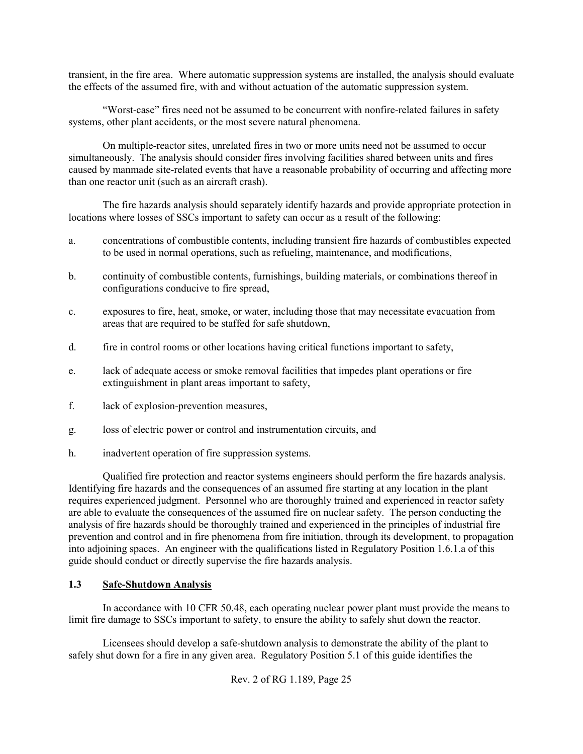transient, in the fire area. Where automatic suppression systems are installed, the analysis should evaluate the effects of the assumed fire, with and without actuation of the automatic suppression system.

"Worst-case" fires need not be assumed to be concurrent with nonfire-related failures in safety systems, other plant accidents, or the most severe natural phenomena.

On multiple-reactor sites, unrelated fires in two or more units need not be assumed to occur simultaneously. The analysis should consider fires involving facilities shared between units and fires caused by manmade site-related events that have a reasonable probability of occurring and affecting more than one reactor unit (such as an aircraft crash).

The fire hazards analysis should separately identify hazards and provide appropriate protection in locations where losses of SSCs important to safety can occur as a result of the following:

a. concentrations of combustible contents, including transient fire hazards of combustibles expected to be used in normal operations, such as refueling, maintenance, and modifications,

b. continuity of combustible contents, furnishings, building materials, or combinations thereof in configurations conducive to fire spread,

c. exposures to fire, heat, smoke, or water, including those that may necessitate evacuation from areas that are required to be staffed for safe shutdown,

d. fire in control rooms or other locations having critical functions important to safety,

e. lack of adequate access or smoke removal facilities that impedes plant operations or fire extinguishment in plant areas important to safety,

f. lack of explosion-prevention measures,

g. loss of electric power or control and instrumentation circuits, and

h. inadvertent operation of fire suppression systems.

Qualified fire protection and reactor systems engineers should perform the fire hazards analysis. Identifying fire hazards and the consequences of an assumed fire starting at any location in the plant requires experienced judgment. Personnel who are thoroughly trained and experienced in reactor safety are able to evaluate the consequences of the assumed fire on nuclear safety. The person conducting the analysis of fire hazards should be thoroughly trained and experienced in the principles of industrial fire prevention and control and in fire phenomena from fire initiation, through its development, to propagation into adjoining spaces. An engineer with the qualifications listed in Regulatory Position 1.6.1.a of this guide should conduct or directly supervise the fire hazards analysis.

### 1.3 Safe-Shutdown Analysis

In accordance with 10 CFR 50.48, each operating nuclear power plant must provide the means to limit fire damage to SSCs important to safety, to ensure the ability to safely shut down the reactor.

Licensees should develop a safe-shutdown analysis to demonstrate the ability of the plant to safely shut down for a fire in any given area. Regulatory Position 5.1 of this guide identifies the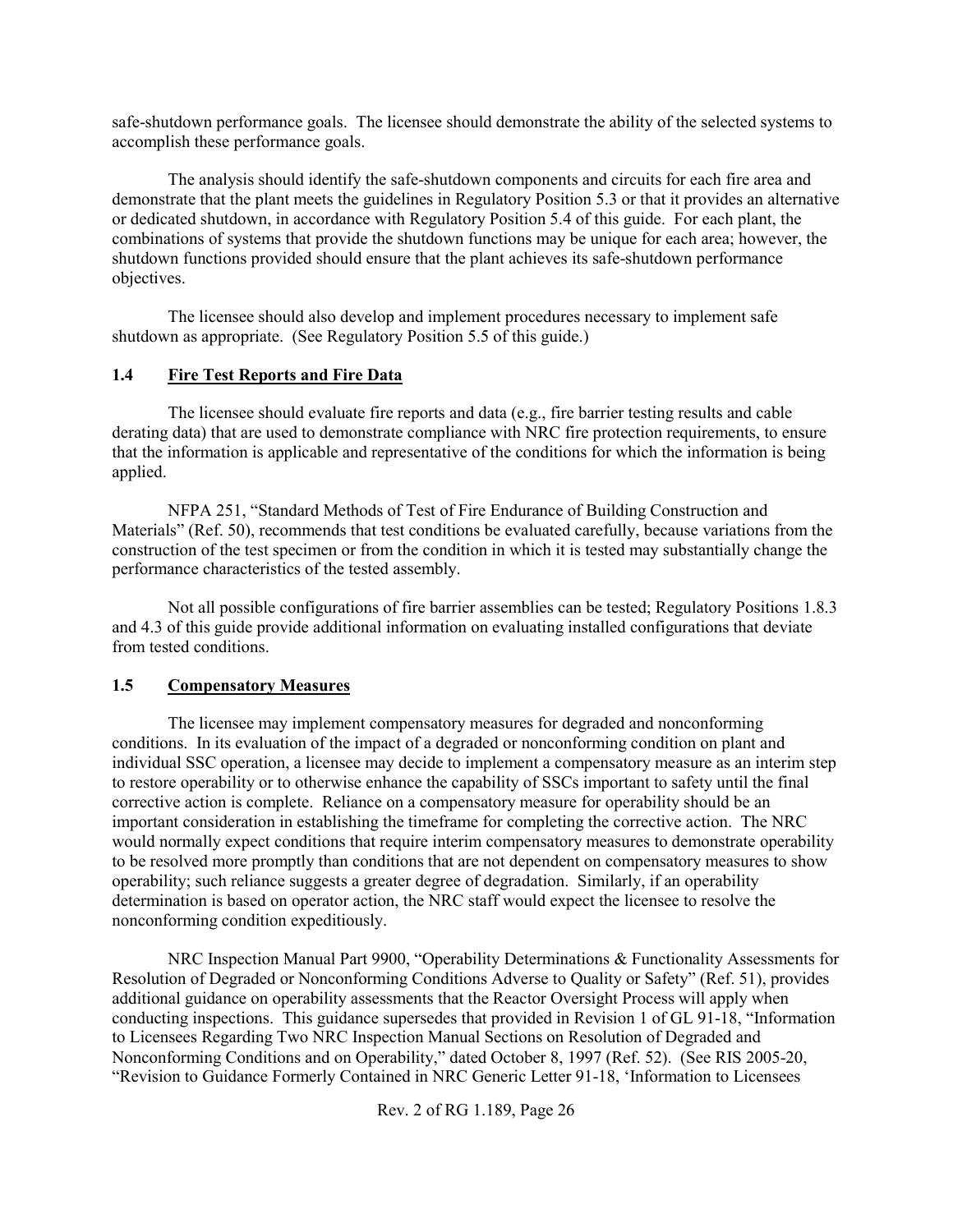safe-shutdown performance goals. The licensee should demonstrate the ability of the selected systems to accomplish these performance goals.

The analysis should identify the safe-shutdown components and circuits for each fire area and demonstrate that the plant meets the guidelines in Regulatory Position 5.3 or that it provides an alternative or dedicated shutdown, in accordance with Regulatory Position 5.4 of this guide. For each plant, the combinations of systems that provide the shutdown functions may be unique for each area; however, the shutdown functions provided should ensure that the plant achieves its safe-shutdown performance objectives.

The licensee should also develop and implement procedures necessary to implement safe shutdown as appropriate. (See Regulatory Position 5.5 of this guide.)

### 1.4 Fire Test Reports and Fire Data

The licensee should evaluate fire reports and data (e.g., fire barrier testing results and cable derating data) that are used to demonstrate compliance with NRC fire protection requirements, to ensure that the information is applicable and representative of the conditions for which the information is being applied.

NFPA 251, "Standard Methods of Test of Fire Endurance of Building Construction and Materials" (Ref. 50), recommends that test conditions be evaluated carefully, because variations from the construction of the test specimen or from the condition in which it is tested may substantially change the performance characteristics of the tested assembly.

Not all possible configurations of fire barrier assemblies can be tested; Regulatory Positions 1.8.3 and 4.3 of this guide provide additional information on evaluating installed configurations that deviate from tested conditions.

### 1.5 Compensatory Measures

The licensee may implement compensatory measures for degraded and nonconforming conditions. In its evaluation of the impact of a degraded or nonconforming condition on plant and individual SSC operation, a licensee may decide to implement a compensatory measure as an interim step to restore operability or to otherwise enhance the capability of SSCs important to safety until the final corrective action is complete. Reliance on a compensatory measure for operability should be an important consideration in establishing the timeframe for completing the corrective action. The NRC would normally expect conditions that require interim compensatory measures to demonstrate operability to be resolved more promptly than conditions that are not dependent on compensatory measures to show operability; such reliance suggests a greater degree of degradation. Similarly, if an operability determination is based on operator action, the NRC staff would expect the licensee to resolve the nonconforming condition expeditiously.

NRC Inspection Manual Part 9900, "Operability Determinations & Functionality Assessments for Resolution of Degraded or Nonconforming Conditions Adverse to Quality or Safety" (Ref. 51), provides additional guidance on operability assessments that the Reactor Oversight Process will apply when conducting inspections. This guidance supersedes that provided in Revision 1 of GL 91-18, "Information to Licensees Regarding Two NRC Inspection Manual Sections on Resolution of Degraded and Nonconforming Conditions and on Operability," dated October 8, 1997 (Ref. 52). (See RIS 2005-20, "Revision to Guidance Formerly Contained in NRC Generic Letter 91-18, 'Information to Licensees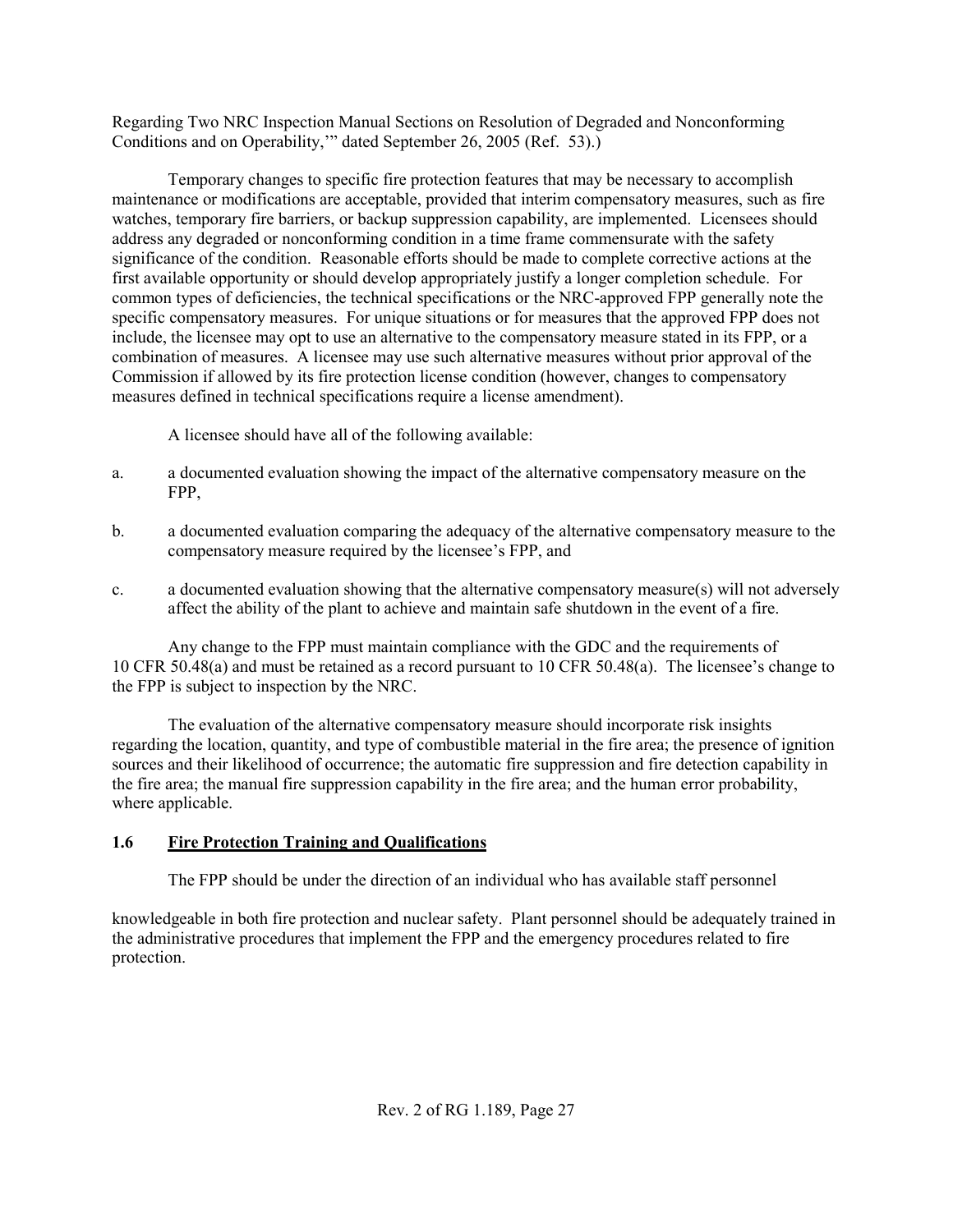Regarding Two NRC Inspection Manual Sections on Resolution of Degraded and Nonconforming Conditions and on Operability,'" dated September 26, 2005 (Ref. 53).)

Temporary changes to specific fire protection features that may be necessary to accomplish maintenance or modifications are acceptable, provided that interim compensatory measures, such as fire watches, temporary fire barriers, or backup suppression capability, are implemented. Licensees should address any degraded or nonconforming condition in a time frame commensurate with the safety significance of the condition. Reasonable efforts should be made to complete corrective actions at the first available opportunity or should develop appropriately justify a longer completion schedule. For common types of deficiencies, the technical specifications or the NRC-approved FPP generally note the specific compensatory measures. For unique situations or for measures that the approved FPP does not include, the licensee may opt to use an alternative to the compensatory measure stated in its FPP, or a combination of measures. A licensee may use such alternative measures without prior approval of the Commission if allowed by its fire protection license condition (however, changes to compensatory measures defined in technical specifications require a license amendment).

A licensee should have all of the following available:

a. a documented evaluation showing the impact of the alternative compensatory measure on the FPP,

b. a documented evaluation comparing the adequacy of the alternative compensatory measure to the compensatory measure required by the licensee's FPP, and

c. a documented evaluation showing that the alternative compensatory measure(s) will not adversely affect the ability of the plant to achieve and maintain safe shutdown in the event of a fire.

Any change to the FPP must maintain compliance with the GDC and the requirements of 10 CFR 50.48(a) and must be retained as a record pursuant to 10 CFR 50.48(a). The licensee's change to the FPP is subject to inspection by the NRC.

The evaluation of the alternative compensatory measure should incorporate risk insights regarding the location, quantity, and type of combustible material in the fire area; the presence of ignition sources and their likelihood of occurrence; the automatic fire suppression and fire detection capability in the fire area; the manual fire suppression capability in the fire area; and the human error probability, where applicable.

## 1.6 Fire Protection Training and Qualifications

The FPP should be under the direction of an individual who has available staff personnel knowledgeable in both fire protection and nuclear safety. Plant personnel should be adequately trained in the administrative procedures that implement the FPP and the emergency procedures related to fire protection.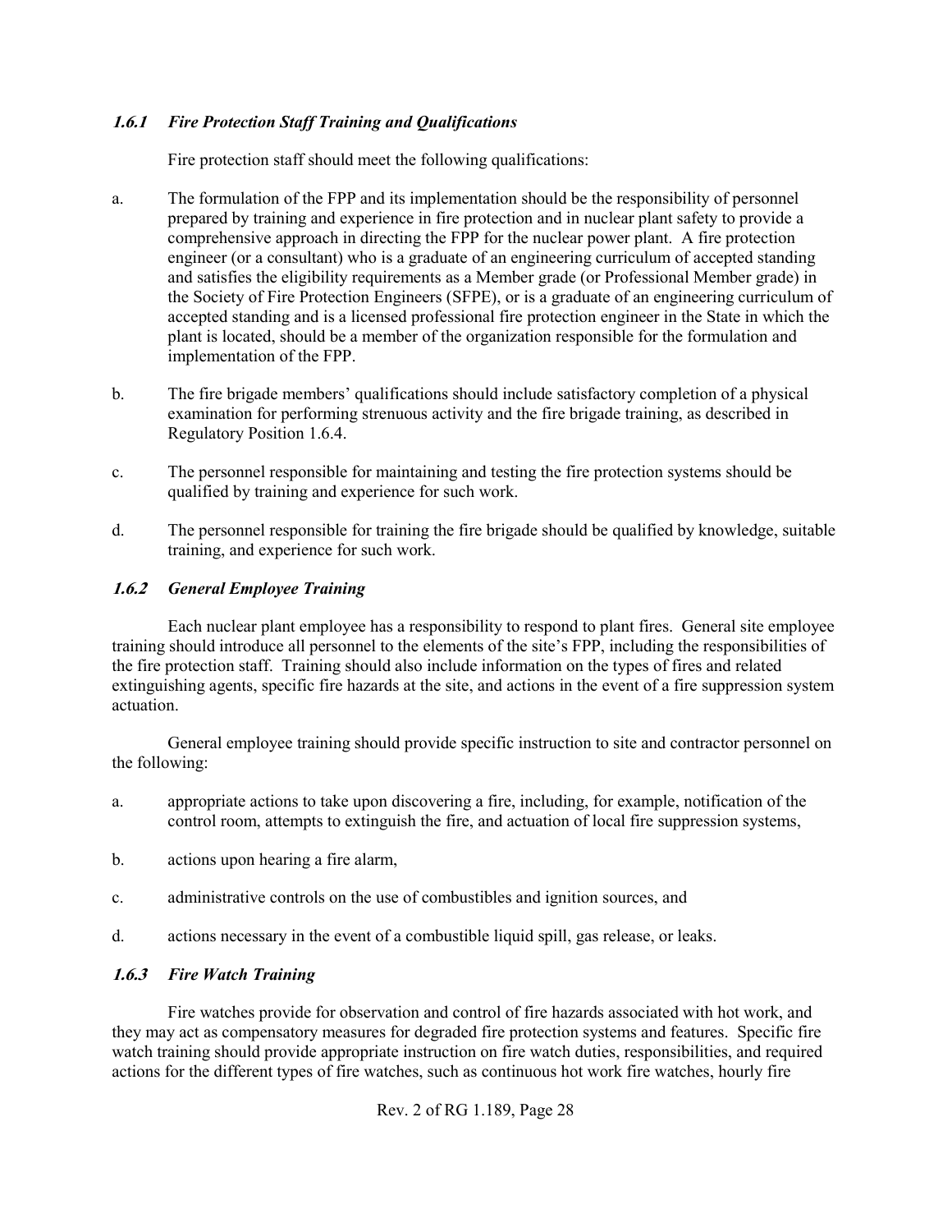### *1.6.1 Fire Protection Staff Training and Qualifications*

Fire protection staff should meet the following qualifications:

a. The formulation of the FPP and its implementation should be the responsibility of personnel prepared by training and experience in fire protection and in nuclear plant safety to provide a comprehensive approach in directing the FPP for the nuclear power plant. A fire protection engineer (or a consultant) who is a graduate of an engineering curriculum of accepted standing and satisfies the eligibility requirements as a Member grade (or Professional Member grade) in the Society of Fire Protection Engineers (SFPE), or is a graduate of an engineering curriculum of accepted standing and is a licensed professional fire protection engineer in the State in which the plant is located, should be a member of the organization responsible for the formulation and implementation of the FPP.

b. The fire brigade members' qualifications should include satisfactory completion of a physical examination for performing strenuous activity and the fire brigade training, as described in Regulatory Position 1.6.4.

c. The personnel responsible for maintaining and testing the fire protection systems should be qualified by training and experience for such work.

d. The personnel responsible for training the fire brigade should be qualified by knowledge, suitable training, and experience for such work.

### *1.6.2 General Employee Training*

Each nuclear plant employee has a responsibility to respond to plant fires. General site employee training should introduce all personnel to the elements of the site's FPP, including the responsibilities of the fire protection staff. Training should also include information on the types of fires and related extinguishing agents, specific fire hazards at the site, and actions in the event of a fire suppression system actuation.

General employee training should provide specific instruction to site and contractor personnel on the following:

a. appropriate actions to take upon discovering a fire, including, for example, notification of the control room, attempts to extinguish the fire, and actuation of local fire suppression systems,

b. actions upon hearing a fire alarm,

c. administrative controls on the use of combustibles and ignition sources, and

d. actions necessary in the event of a combustible liquid spill, gas release, or leaks.

### *1.6.3 Fire Watch Training*

Fire watches provide for observation and control of fire hazards associated with hot work, and they may act as compensatory measures for degraded fire protection systems and features. Specific fire watch training should provide appropriate instruction on fire watch duties, responsibilities, and required actions for the different types of fire watches, such as continuous hot work fire watches, hourly fire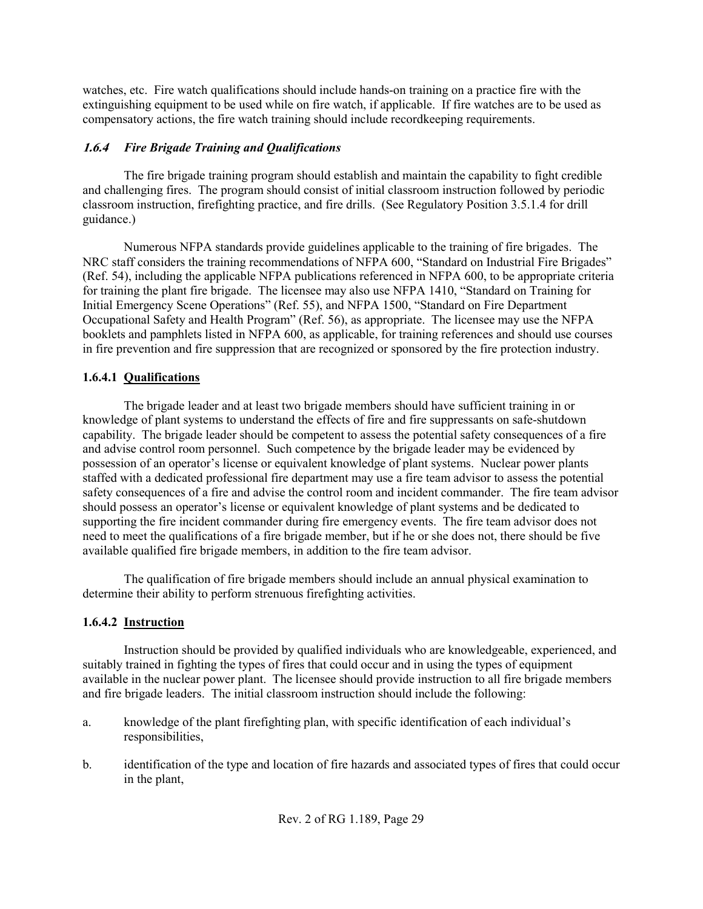watches, etc. Fire watch qualifications should include hands-on training on a practice fire with the extinguishing equipment to be used while on fire watch, if applicable. If fire watches are to be used as compensatory actions, the fire watch training should include recordkeeping requirements.

### *1.6.4 Fire Brigade Training and Qualifications*

The fire brigade training program should establish and maintain the capability to fight credible and challenging fires. The program should consist of initial classroom instruction followed by periodic classroom instruction, firefighting practice, and fire drills. (See Regulatory Position 3.5.1.4 for drill guidance.)

Numerous NFPA standards provide guidelines applicable to the training of fire brigades. The NRC staff considers the training recommendations of NFPA 600, "Standard on Industrial Fire Brigades" (Ref. 54), including the applicable NFPA publications referenced in NFPA 600, to be appropriate criteria for training the plant fire brigade. The licensee may also use NFPA 1410, "Standard on Training for Initial Emergency Scene Operations" (Ref. 55), and NFPA 1500, "Standard on Fire Department Occupational Safety and Health Program" (Ref. 56), as appropriate. The licensee may use the NFPA booklets and pamphlets listed in NFPA 600, as applicable, for training references and should use courses in fire prevention and fire suppression that are recognized or sponsored by the fire protection industry.

#### 1.6.4.1 Qualifications

The brigade leader and at least two brigade members should have sufficient training in or knowledge of plant systems to understand the effects of fire and fire suppressants on safe-shutdown capability. The brigade leader should be competent to assess the potential safety consequences of a fire and advise control room personnel. Such competence by the brigade leader may be evidenced by possession of an operator's license or equivalent knowledge of plant systems. Nuclear power plants staffed with a dedicated professional fire department may use a fire team advisor to assess the potential safety consequences of a fire and advise the control room and incident commander. The fire team advisor should possess an operator's license or equivalent knowledge of plant systems and be dedicated to supporting the fire incident commander during fire emergency events. The fire team advisor does not need to meet the qualifications of a fire brigade member, but if he or she does not, there should be five available qualified fire brigade members, in addition to the fire team advisor.

The qualification of fire brigade members should include an annual physical examination to determine their ability to perform strenuous firefighting activities.

#### 1.6.4.2 Instruction

Instruction should be provided by qualified individuals who are knowledgeable, experienced, and suitably trained in fighting the types of fires that could occur and in using the types of equipment available in the nuclear power plant. The licensee should provide instruction to all fire brigade members and fire brigade leaders. The initial classroom instruction should include the following:

a. knowledge of the plant firefighting plan, with specific identification of each individual's responsibilities,

b. identification of the type and location of fire hazards and associated types of fires that could occur in the plant,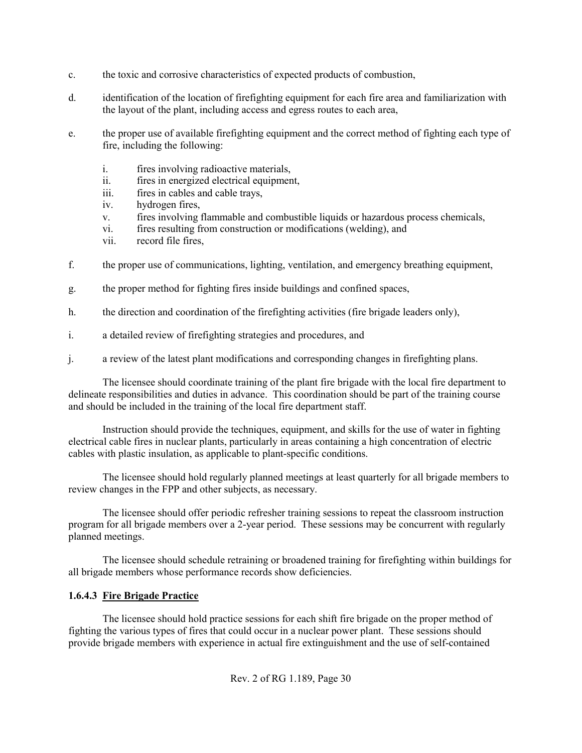c. the toxic and corrosive characteristics of expected products of combustion,

d. identification of the location of firefighting equipment for each fire area and familiarization with the layout of the plant, including access and egress routes to each area,

e. the proper use of available firefighting equipment and the correct method of fighting each type of fire, including the following:

    i. fires involving radioactive materials,
    ii. fires in energized electrical equipment,
    iii. fires in cables and cable trays,
    iv. hydrogen fires,
    v. fires involving flammable and combustible liquids or hazardous process chemicals,
    vi. fires resulting from construction or modifications (welding), and
    vii. record file fires,

f. the proper use of communications, lighting, ventilation, and emergency breathing equipment,

g. the proper method for fighting fires inside buildings and confined spaces,

h. the direction and coordination of the firefighting activities (fire brigade leaders only),

i. a detailed review of firefighting strategies and procedures, and

j. a review of the latest plant modifications and corresponding changes in firefighting plans.

The licensee should coordinate training of the plant fire brigade with the local fire department to delineate responsibilities and duties in advance. This coordination should be part of the training course and should be included in the training of the local fire department staff.

Instruction should provide the techniques, equipment, and skills for the use of water in fighting electrical cable fires in nuclear plants, particularly in areas containing a high concentration of electric cables with plastic insulation, as applicable to plant-specific conditions.

The licensee should hold regularly planned meetings at least quarterly for all brigade members to review changes in the FPP and other subjects, as necessary.

The licensee should offer periodic refresher training sessions to repeat the classroom instruction program for all brigade members over a 2-year period. These sessions may be concurrent with regularly planned meetings.

The licensee should schedule retraining or broadened training for firefighting within buildings for all brigade members whose performance records show deficiencies.

#### 1.6.4.3 Fire Brigade Practice

The licensee should hold practice sessions for each shift fire brigade on the proper method of fighting the various types of fires that could occur in a nuclear power plant. These sessions should provide brigade members with experience in actual fire extinguishment and the use of self-contained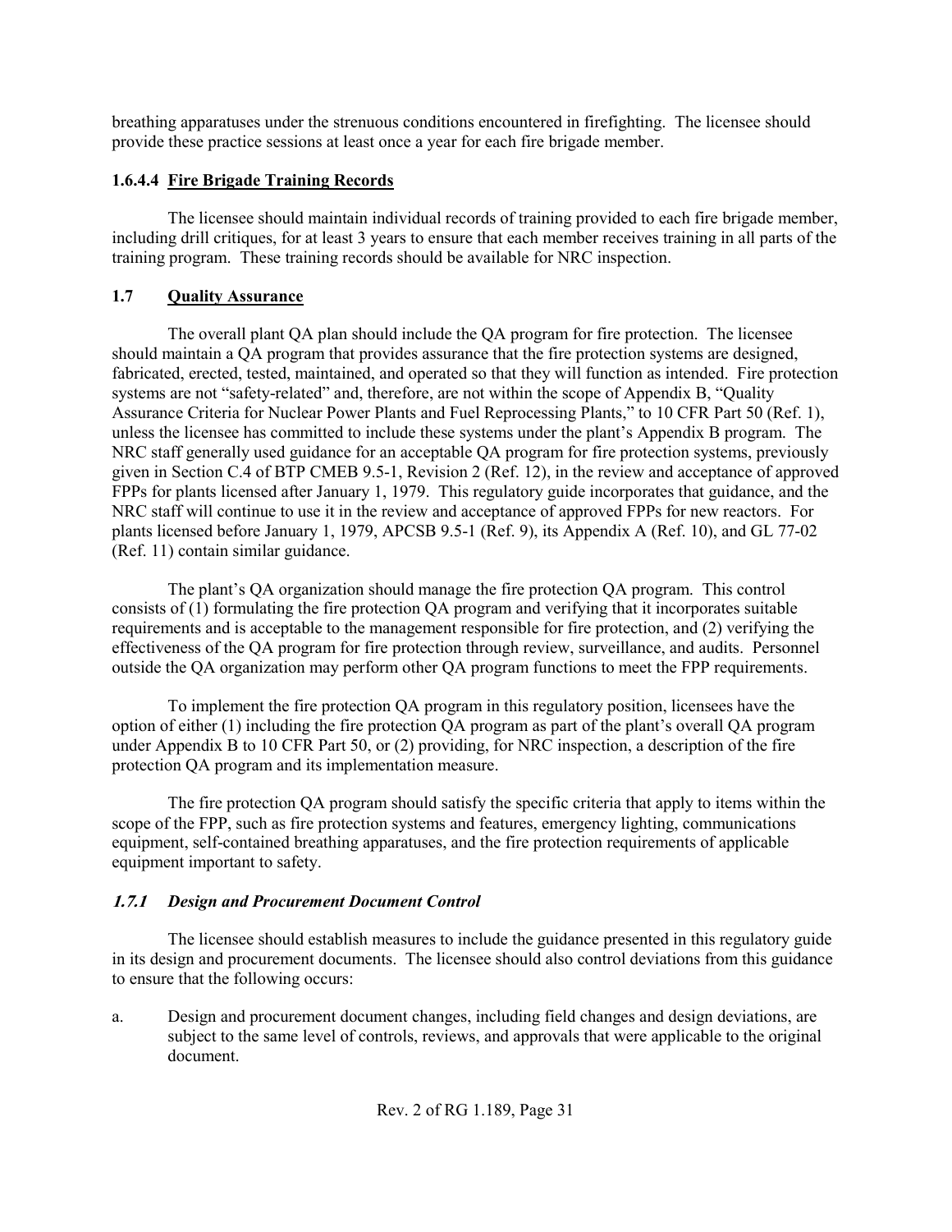breathing apparatuses under the strenuous conditions encountered in firefighting. The licensee should provide these practice sessions at least once a year for each fire brigade member.

#### 1.6.4.4 Fire Brigade Training Records

The licensee should maintain individual records of training provided to each fire brigade member, including drill critiques, for at least 3 years to ensure that each member receives training in all parts of the training program. These training records should be available for NRC inspection.

## 1.7 Quality Assurance

The overall plant QA plan should include the QA program for fire protection. The licensee should maintain a QA program that provides assurance that the fire protection systems are designed, fabricated, erected, tested, maintained, and operated so that they will function as intended. Fire protection systems are not "safety-related" and, therefore, are not within the scope of Appendix B, "Quality Assurance Criteria for Nuclear Power Plants and Fuel Reprocessing Plants," to 10 CFR Part 50 (Ref. 1), unless the licensee has committed to include these systems under the plant's Appendix B program. The NRC staff generally used guidance for an acceptable QA program for fire protection systems, previously given in Section C.4 of BTP CMEB 9.5-1, Revision 2 (Ref. 12), in the review and acceptance of approved FPPs for plants licensed after January 1, 1979. This regulatory guide incorporates that guidance, and the NRC staff will continue to use it in the review and acceptance of approved FPPs for new reactors. For plants licensed before January 1, 1979, APCSB 9.5-1 (Ref. 9), its Appendix A (Ref. 10), and GL 77-02 (Ref. 11) contain similar guidance.

The plant's QA organization should manage the fire protection QA program. This control consists of (1) formulating the fire protection QA program and verifying that it incorporates suitable requirements and is acceptable to the management responsible for fire protection, and (2) verifying the effectiveness of the QA program for fire protection through review, surveillance, and audits. Personnel outside the QA organization may perform other QA program functions to meet the FPP requirements.

To implement the fire protection QA program in this regulatory position, licensees have the option of either (1) including the fire protection QA program as part of the plant's overall QA program under Appendix B to 10 CFR Part 50, or (2) providing, for NRC inspection, a description of the fire protection QA program and its implementation measure.

The fire protection QA program should satisfy the specific criteria that apply to items within the scope of the FPP, such as fire protection systems and features, emergency lighting, communications equipment, self-contained breathing apparatuses, and the fire protection requirements of applicable equipment important to safety.

### *1.7.1 Design and Procurement Document Control*

The licensee should establish measures to include the guidance presented in this regulatory guide in its design and procurement documents. The licensee should also control deviations from this guidance to ensure that the following occurs:

a. Design and procurement document changes, including field changes and design deviations, are subject to the same level of controls, reviews, and approvals that were applicable to the original document.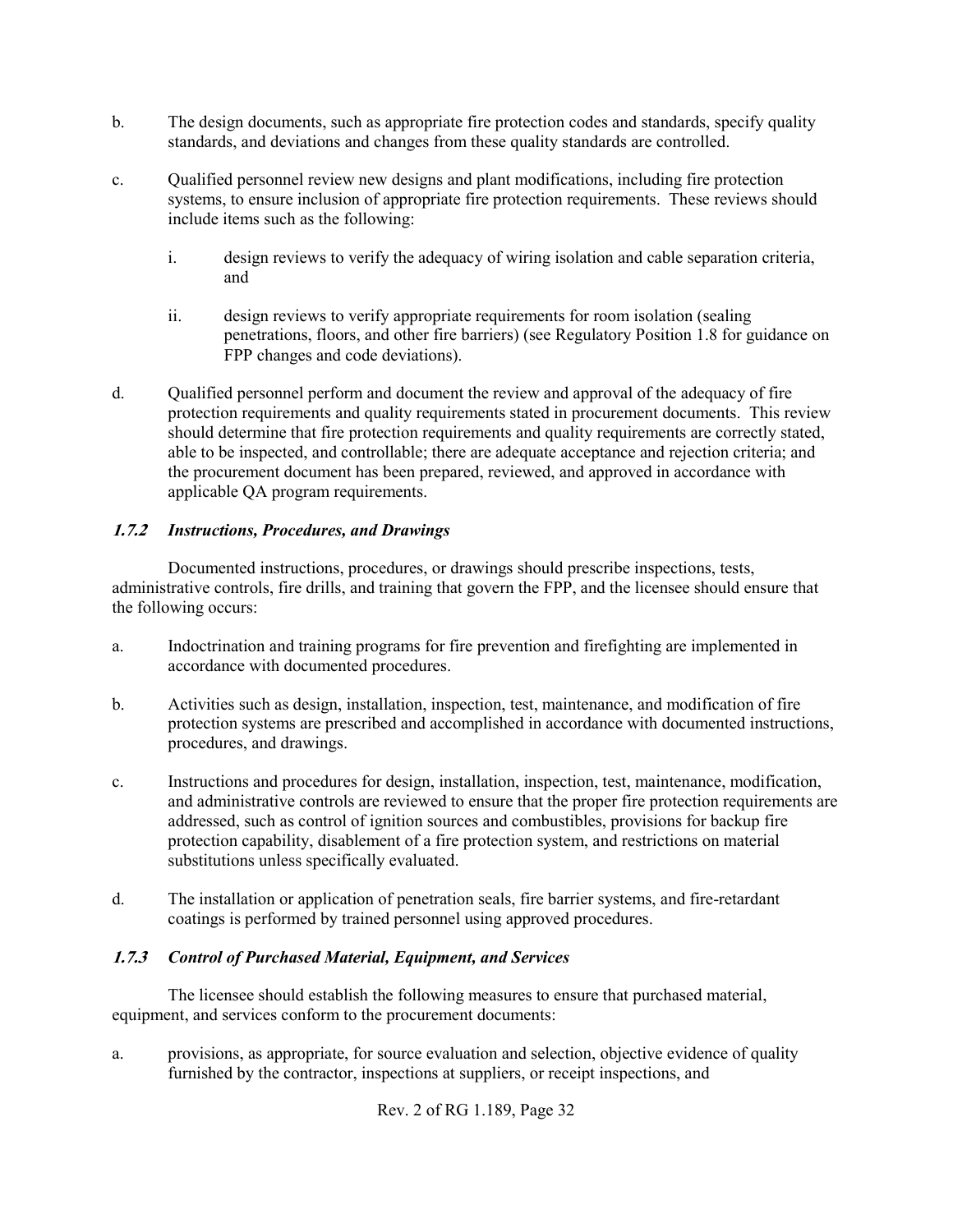b. The design documents, such as appropriate fire protection codes and standards, specify quality standards, and deviations and changes from these quality standards are controlled.

c. Qualified personnel review new designs and plant modifications, including fire protection systems, to ensure inclusion of appropriate fire protection requirements. These reviews should include items such as the following:

   i. design reviews to verify the adequacy of wiring isolation and cable separation criteria, and

   ii. design reviews to verify appropriate requirements for room isolation (sealing penetrations, floors, and other fire barriers) (see Regulatory Position 1.8 for guidance on FPP changes and code deviations).

d. Qualified personnel perform and document the review and approval of the adequacy of fire protection requirements and quality requirements stated in procurement documents. This review should determine that fire protection requirements and quality requirements are correctly stated, able to be inspected, and controllable; there are adequate acceptance and rejection criteria; and the procurement document has been prepared, reviewed, and approved in accordance with applicable QA program requirements.

### *1.7.2 Instructions, Procedures, and Drawings*

Documented instructions, procedures, or drawings should prescribe inspections, tests, administrative controls, fire drills, and training that govern the FPP, and the licensee should ensure that the following occurs:

a. Indoctrination and training programs for fire prevention and firefighting are implemented in accordance with documented procedures.

b. Activities such as design, installation, inspection, test, maintenance, and modification of fire protection systems are prescribed and accomplished in accordance with documented instructions, procedures, and drawings.

c. Instructions and procedures for design, installation, inspection, test, maintenance, modification, and administrative controls are reviewed to ensure that the proper fire protection requirements are addressed, such as control of ignition sources and combustibles, provisions for backup fire protection capability, disablement of a fire protection system, and restrictions on material substitutions unless specifically evaluated.

d. The installation or application of penetration seals, fire barrier systems, and fire-retardant coatings is performed by trained personnel using approved procedures.

### *1.7.3 Control of Purchased Material, Equipment, and Services*

The licensee should establish the following measures to ensure that purchased material, equipment, and services conform to the procurement documents:

a. provisions, as appropriate, for source evaluation and selection, objective evidence of quality furnished by the contractor, inspections at suppliers, or receipt inspections, and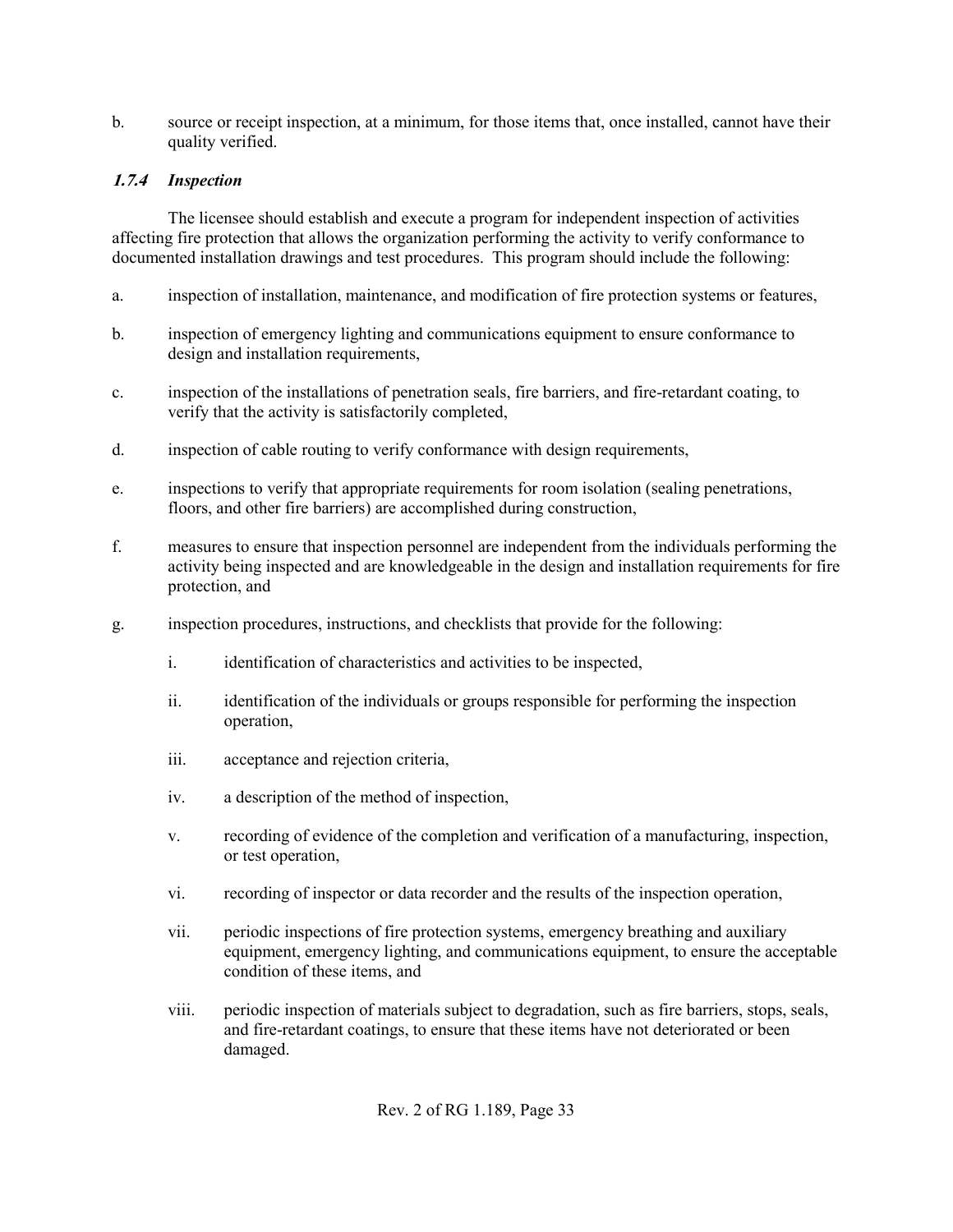b. source or receipt inspection, at a minimum, for those items that, once installed, cannot have their quality verified.

### *1.7.4 Inspection*

The licensee should establish and execute a program for independent inspection of activities affecting fire protection that allows the organization performing the activity to verify conformance to documented installation drawings and test procedures. This program should include the following:

a. inspection of installation, maintenance, and modification of fire protection systems or features,

b. inspection of emergency lighting and communications equipment to ensure conformance to design and installation requirements,

c. inspection of the installations of penetration seals, fire barriers, and fire-retardant coating, to verify that the activity is satisfactorily completed,

d. inspection of cable routing to verify conformance with design requirements,

e. inspections to verify that appropriate requirements for room isolation (sealing penetrations, floors, and other fire barriers) are accomplished during construction,

f. measures to ensure that inspection personnel are independent from the individuals performing the activity being inspected and are knowledgeable in the design and installation requirements for fire protection, and

g. inspection procedures, instructions, and checklists that provide for the following:

    i. identification of characteristics and activities to be inspected,

    ii. identification of the individuals or groups responsible for performing the inspection operation,

    iii. acceptance and rejection criteria,

    iv. a description of the method of inspection,

    v. recording of evidence of the completion and verification of a manufacturing, inspection, or test operation,

    vi. recording of inspector or data recorder and the results of the inspection operation,

    vii. periodic inspections of fire protection systems, emergency breathing and auxiliary equipment, emergency lighting, and communications equipment, to ensure the acceptable condition of these items, and

    viii. periodic inspection of materials subject to degradation, such as fire barriers, stops, seals, and fire-retardant coatings, to ensure that these items have not deteriorated or been damaged.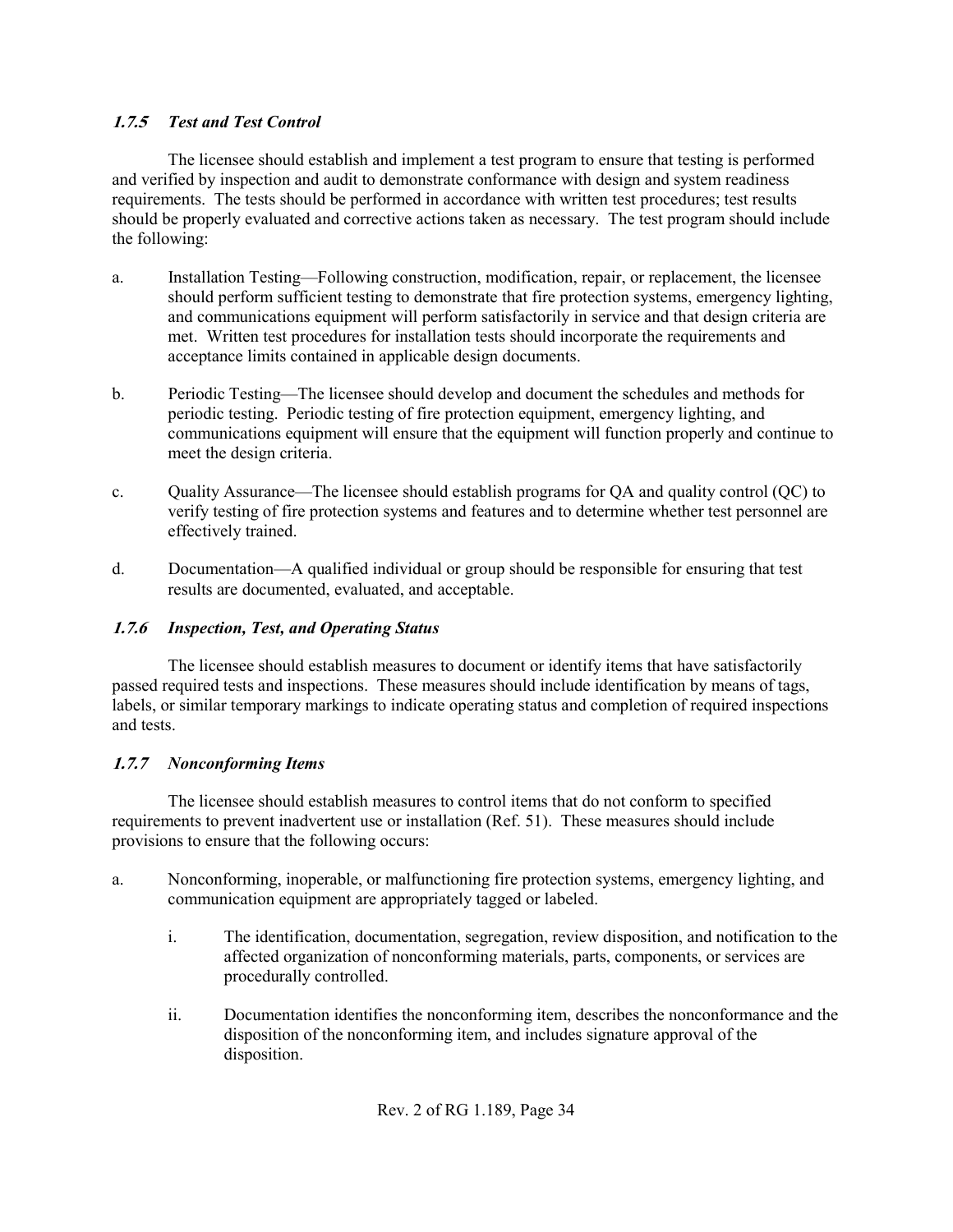#### *1.7.5 Test and Test Control*

The licensee should establish and implement a test program to ensure that testing is performed and verified by inspection and audit to demonstrate conformance with design and system readiness requirements. The tests should be performed in accordance with written test procedures; test results should be properly evaluated and corrective actions taken as necessary. The test program should include the following:

a. Installation Testing—Following construction, modification, repair, or replacement, the licensee should perform sufficient testing to demonstrate that fire protection systems, emergency lighting, and communications equipment will perform satisfactorily in service and that design criteria are met. Written test procedures for installation tests should incorporate the requirements and acceptance limits contained in applicable design documents.

b. Periodic Testing—The licensee should develop and document the schedules and methods for periodic testing. Periodic testing of fire protection equipment, emergency lighting, and communications equipment will ensure that the equipment will function properly and continue to meet the design criteria.

c. Quality Assurance—The licensee should establish programs for QA and quality control (QC) to verify testing of fire protection systems and features and to determine whether test personnel are effectively trained.

d. Documentation—A qualified individual or group should be responsible for ensuring that test results are documented, evaluated, and acceptable.

#### *1.7.6 Inspection, Test, and Operating Status*

The licensee should establish measures to document or identify items that have satisfactorily passed required tests and inspections. These measures should include identification by means of tags, labels, or similar temporary markings to indicate operating status and completion of required inspections and tests.

#### *1.7.7 Nonconforming Items*

The licensee should establish measures to control items that do not conform to specified requirements to prevent inadvertent use or installation (Ref. 51). These measures should include provisions to ensure that the following occurs:

a. Nonconforming, inoperable, or malfunctioning fire protection systems, emergency lighting, and communication equipment are appropriately tagged or labeled.

   i. The identification, documentation, segregation, review disposition, and notification to the affected organization of nonconforming materials, parts, components, or services are procedurally controlled.

   ii. Documentation identifies the nonconforming item, describes the nonconformance and the disposition of the nonconforming item, and includes signature approval of the disposition.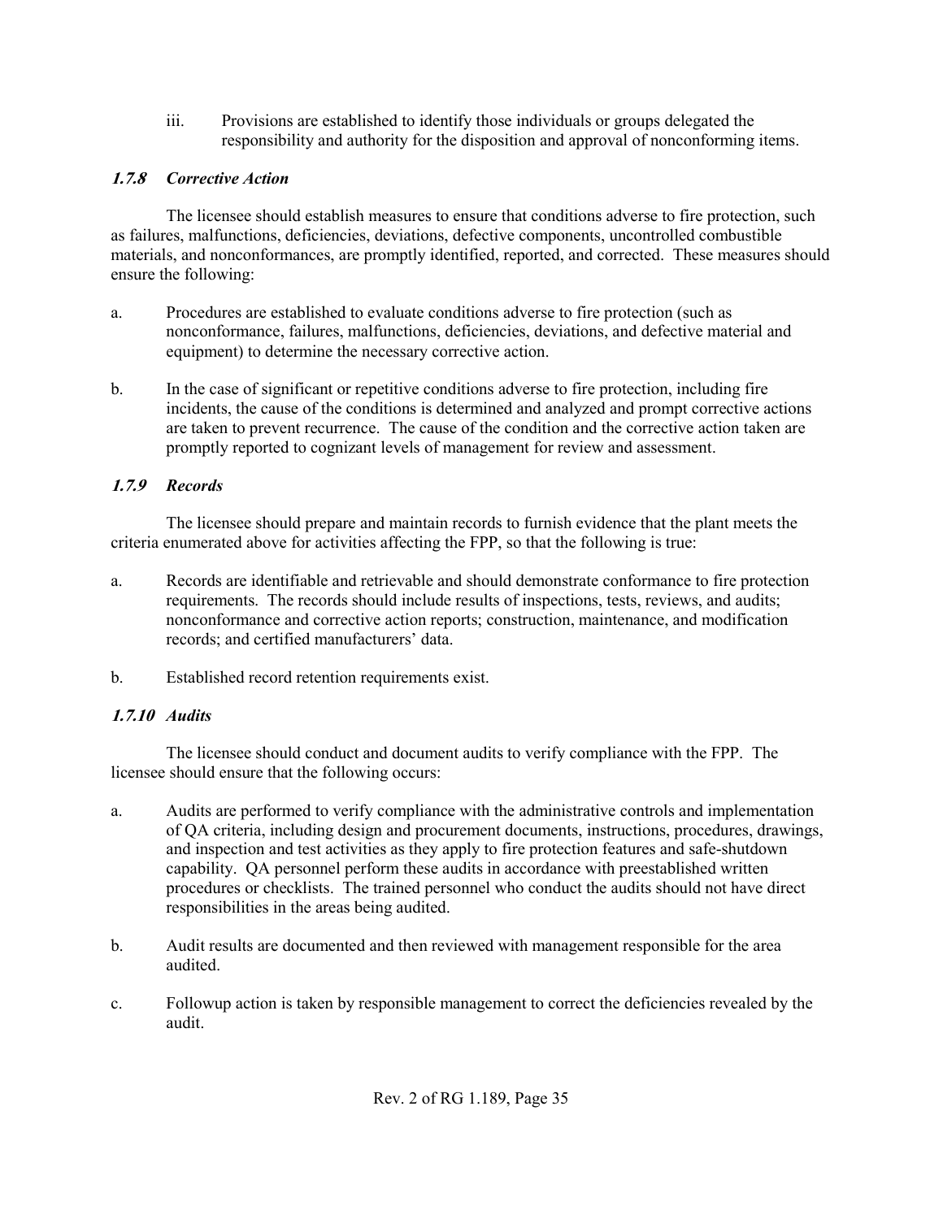iii. Provisions are established to identify those individuals or groups delegated the responsibility and authority for the disposition and approval of nonconforming items.

### *1.7.8 Corrective Action*

The licensee should establish measures to ensure that conditions adverse to fire protection, such as failures, malfunctions, deficiencies, deviations, defective components, uncontrolled combustible materials, and nonconformances, are promptly identified, reported, and corrected. These measures should ensure the following:

a. Procedures are established to evaluate conditions adverse to fire protection (such as nonconformance, failures, malfunctions, deficiencies, deviations, and defective material and equipment) to determine the necessary corrective action.

b. In the case of significant or repetitive conditions adverse to fire protection, including fire incidents, the cause of the conditions is determined and analyzed and prompt corrective actions are taken to prevent recurrence. The cause of the condition and the corrective action taken are promptly reported to cognizant levels of management for review and assessment.

### *1.7.9 Records*

The licensee should prepare and maintain records to furnish evidence that the plant meets the criteria enumerated above for activities affecting the FPP, so that the following is true:

a. Records are identifiable and retrievable and should demonstrate conformance to fire protection requirements. The records should include results of inspections, tests, reviews, and audits; nonconformance and corrective action reports; construction, maintenance, and modification records; and certified manufacturers' data.

b. Established record retention requirements exist.

### *1.7.10 Audits*

The licensee should conduct and document audits to verify compliance with the FPP. The licensee should ensure that the following occurs:

a. Audits are performed to verify compliance with the administrative controls and implementation of QA criteria, including design and procurement documents, instructions, procedures, drawings, and inspection and test activities as they apply to fire protection features and safe-shutdown capability. QA personnel perform these audits in accordance with preestablished written procedures or checklists. The trained personnel who conduct the audits should not have direct responsibilities in the areas being audited.

b. Audit results are documented and then reviewed with management responsible for the area audited.

c. Followup action is taken by responsible management to correct the deficiencies revealed by the audit.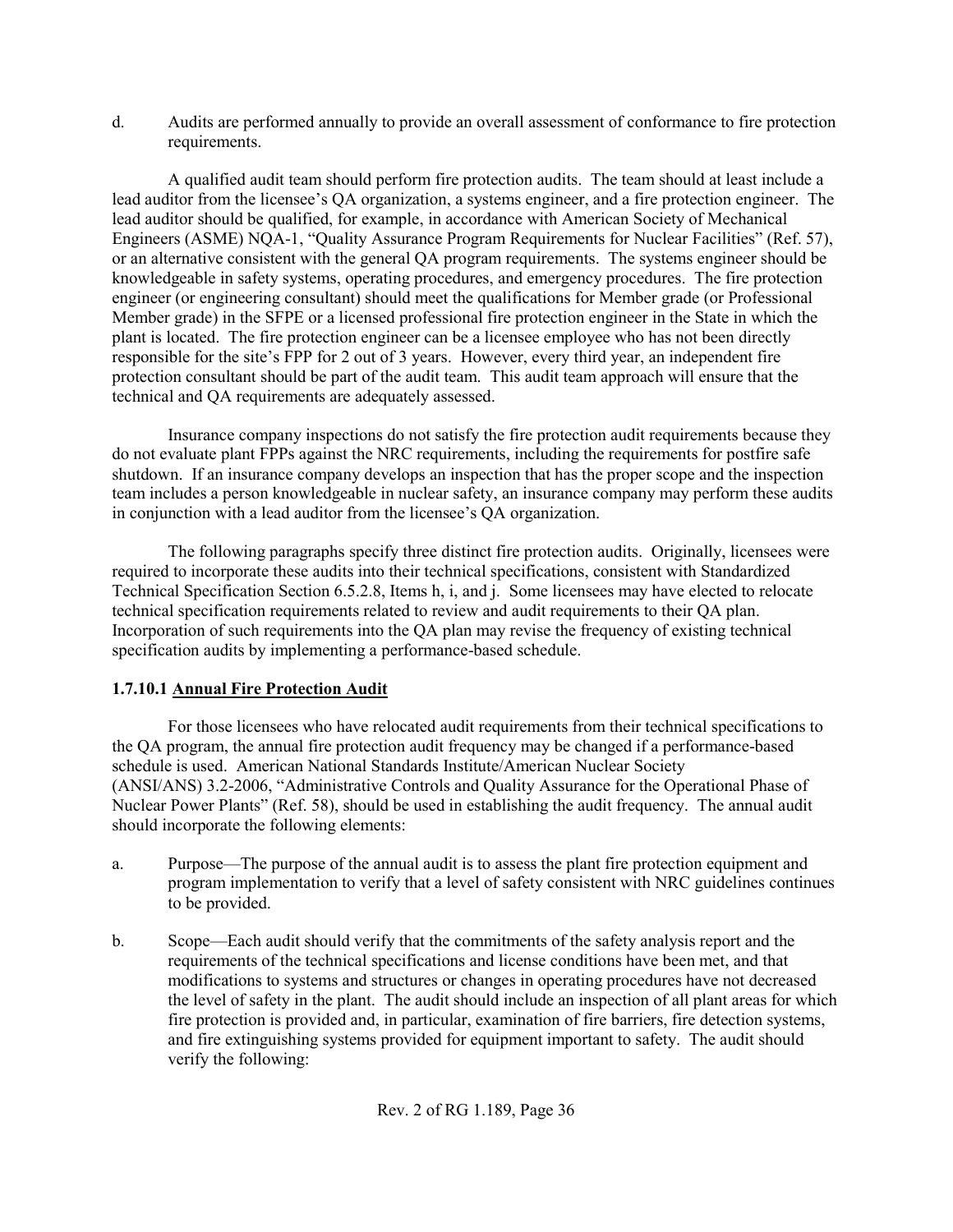d. Audits are performed annually to provide an overall assessment of conformance to fire protection requirements.

A qualified audit team should perform fire protection audits. The team should at least include a lead auditor from the licensee's QA organization, a systems engineer, and a fire protection engineer. The lead auditor should be qualified, for example, in accordance with American Society of Mechanical Engineers (ASME) NQA-1, "Quality Assurance Program Requirements for Nuclear Facilities" (Ref. 57), or an alternative consistent with the general QA program requirements. The systems engineer should be knowledgeable in safety systems, operating procedures, and emergency procedures. The fire protection engineer (or engineering consultant) should meet the qualifications for Member grade (or Professional Member grade) in the SFPE or a licensed professional fire protection engineer in the State in which the plant is located. The fire protection engineer can be a licensee employee who has not been directly responsible for the site's FPP for 2 out of 3 years. However, every third year, an independent fire protection consultant should be part of the audit team. This audit team approach will ensure that the technical and QA requirements are adequately assessed.

Insurance company inspections do not satisfy the fire protection audit requirements because they do not evaluate plant FPPs against the NRC requirements, including the requirements for postfire safe shutdown. If an insurance company develops an inspection that has the proper scope and the inspection team includes a person knowledgeable in nuclear safety, an insurance company may perform these audits in conjunction with a lead auditor from the licensee's QA organization.

The following paragraphs specify three distinct fire protection audits. Originally, licensees were required to incorporate these audits into their technical specifications, consistent with Standardized Technical Specification Section 6.5.2.8, Items h, i, and j. Some licensees may have elected to relocate technical specification requirements related to review and audit requirements to their QA plan. Incorporation of such requirements into the QA plan may revise the frequency of existing technical specification audits by implementing a performance-based schedule.

### 1.7.10.1 Annual Fire Protection Audit

For those licensees who have relocated audit requirements from their technical specifications to the QA program, the annual fire protection audit frequency may be changed if a performance-based schedule is used. American National Standards Institute/American Nuclear Society (ANSI/ANS) 3.2-2006, "Administrative Controls and Quality Assurance for the Operational Phase of Nuclear Power Plants" (Ref. 58), should be used in establishing the audit frequency. The annual audit should incorporate the following elements:

a. Purpose—The purpose of the annual audit is to assess the plant fire protection equipment and program implementation to verify that a level of safety consistent with NRC guidelines continues to be provided.

b. Scope—Each audit should verify that the commitments of the safety analysis report and the requirements of the technical specifications and license conditions have been met, and that modifications to systems and structures or changes in operating procedures have not decreased the level of safety in the plant. The audit should include an inspection of all plant areas for which fire protection is provided and, in particular, examination of fire barriers, fire detection systems, and fire extinguishing systems provided for equipment important to safety. The audit should verify the following: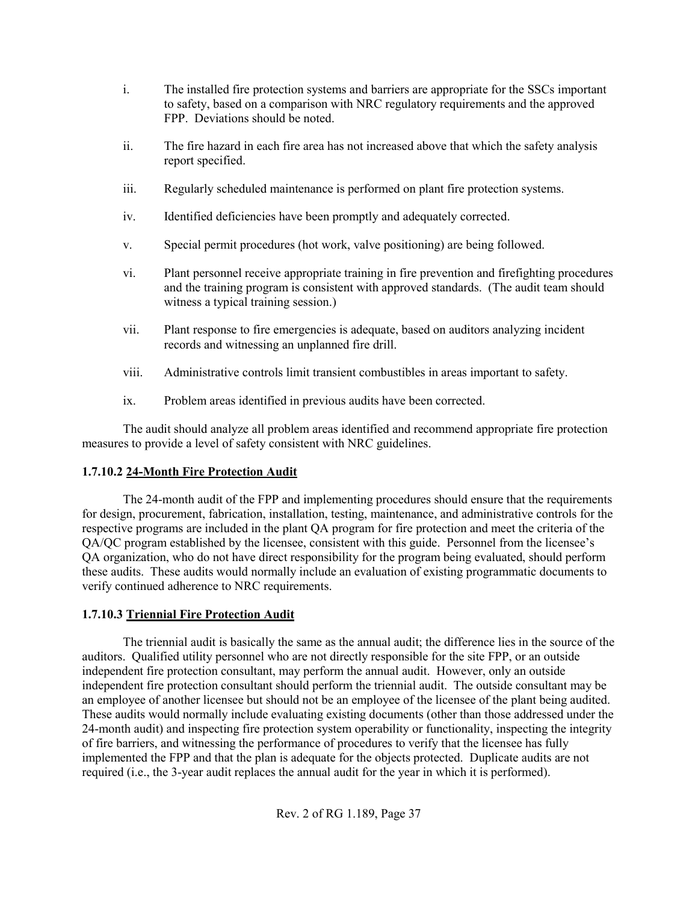i. The installed fire protection systems and barriers are appropriate for the SSCs important to safety, based on a comparison with NRC regulatory requirements and the approved FPP. Deviations should be noted.

ii. The fire hazard in each fire area has not increased above that which the safety analysis report specified.

iii. Regularly scheduled maintenance is performed on plant fire protection systems.

iv. Identified deficiencies have been promptly and adequately corrected.

v. Special permit procedures (hot work, valve positioning) are being followed.

vi. Plant personnel receive appropriate training in fire prevention and firefighting procedures and the training program is consistent with approved standards. (The audit team should witness a typical training session.)

vii. Plant response to fire emergencies is adequate, based on auditors analyzing incident records and witnessing an unplanned fire drill.

viii. Administrative controls limit transient combustibles in areas important to safety.

ix. Problem areas identified in previous audits have been corrected.

The audit should analyze all problem areas identified and recommend appropriate fire protection measures to provide a level of safety consistent with NRC guidelines.

#### 1.7.10.2 24-Month Fire Protection Audit

The 24-month audit of the FPP and implementing procedures should ensure that the requirements for design, procurement, fabrication, installation, testing, maintenance, and administrative controls for the respective programs are included in the plant QA program for fire protection and meet the criteria of the QA/QC program established by the licensee, consistent with this guide. Personnel from the licensee's QA organization, who do not have direct responsibility for the program being evaluated, should perform these audits. These audits would normally include an evaluation of existing programmatic documents to verify continued adherence to NRC requirements.

#### 1.7.10.3 Triennial Fire Protection Audit

The triennial audit is basically the same as the annual audit; the difference lies in the source of the auditors. Qualified utility personnel who are not directly responsible for the site FPP, or an outside independent fire protection consultant, may perform the annual audit. However, only an outside independent fire protection consultant should perform the triennial audit. The outside consultant may be an employee of another licensee but should not be an employee of the licensee of the plant being audited. These audits would normally include evaluating existing documents (other than those addressed under the 24-month audit) and inspecting fire protection system operability or functionality, inspecting the integrity of fire barriers, and witnessing the performance of procedures to verify that the licensee has fully implemented the FPP and that the plan is adequate for the objects protected. Duplicate audits are not required (i.e., the 3-year audit replaces the annual audit for the year in which it is performed).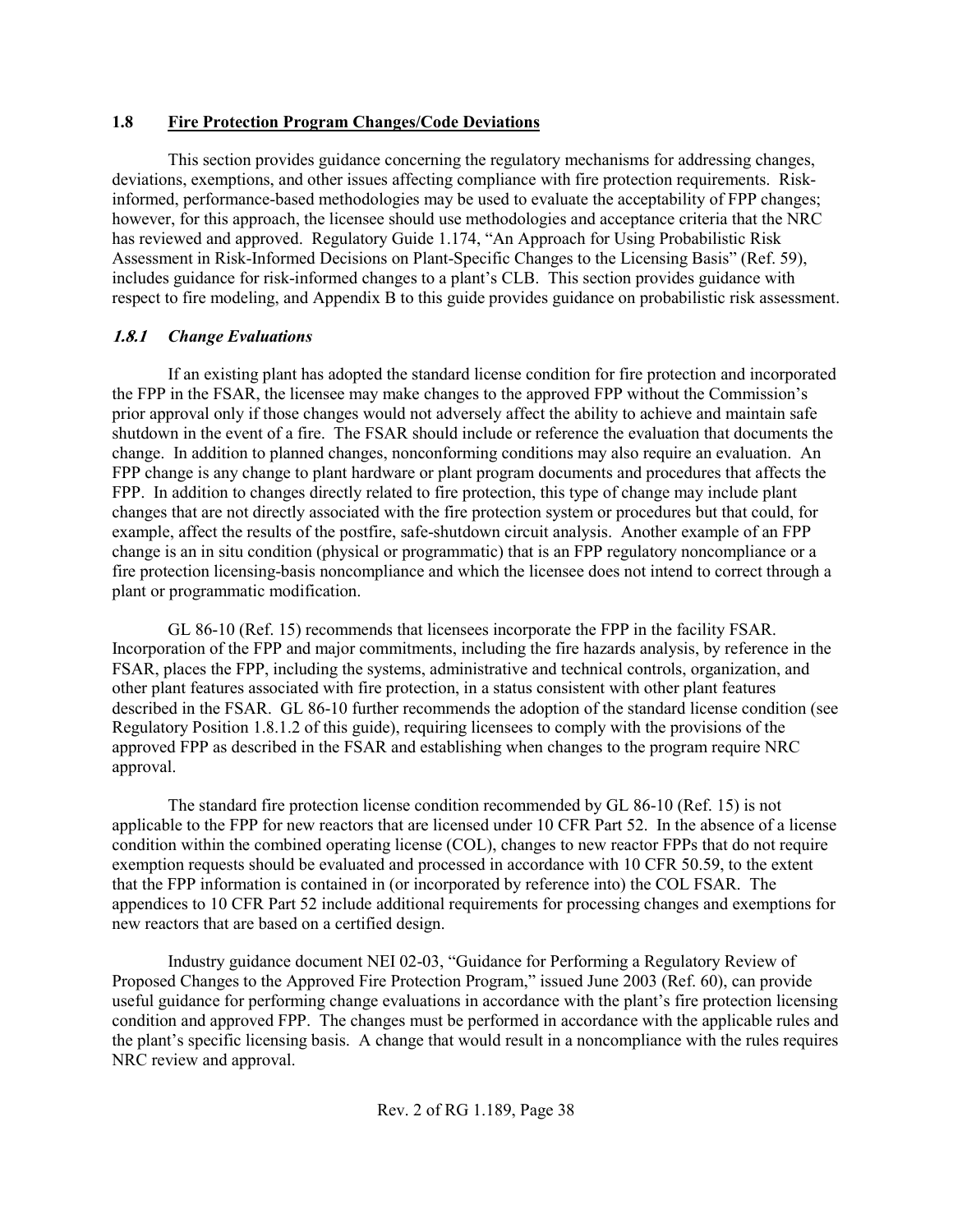## 1.8 Fire Protection Program Changes/Code Deviations

This section provides guidance concerning the regulatory mechanisms for addressing changes, deviations, exemptions, and other issues affecting compliance with fire protection requirements. Risk-informed, performance-based methodologies may be used to evaluate the acceptability of FPP changes; however, for this approach, the licensee should use methodologies and acceptance criteria that the NRC has reviewed and approved. Regulatory Guide 1.174, "An Approach for Using Probabilistic Risk Assessment in Risk-Informed Decisions on Plant-Specific Changes to the Licensing Basis" (Ref. 59), includes guidance for risk-informed changes to a plant's CLB. This section provides guidance with respect to fire modeling, and Appendix B to this guide provides guidance on probabilistic risk assessment.

### *1.8.1 Change Evaluations*

If an existing plant has adopted the standard license condition for fire protection and incorporated the FPP in the FSAR, the licensee may make changes to the approved FPP without the Commission's prior approval only if those changes would not adversely affect the ability to achieve and maintain safe shutdown in the event of a fire. The FSAR should include or reference the evaluation that documents the change. In addition to planned changes, nonconforming conditions may also require an evaluation. An FPP change is any change to plant hardware or plant program documents and procedures that affects the FPP. In addition to changes directly related to fire protection, this type of change may include plant changes that are not directly associated with the fire protection system or procedures but that could, for example, affect the results of the postfire, safe-shutdown circuit analysis. Another example of an FPP change is an in situ condition (physical or programmatic) that is an FPP regulatory noncompliance or a fire protection licensing-basis noncompliance and which the licensee does not intend to correct through a plant or programmatic modification.

GL 86-10 (Ref. 15) recommends that licensees incorporate the FPP in the facility FSAR. Incorporation of the FPP and major commitments, including the fire hazards analysis, by reference in the FSAR, places the FPP, including the systems, administrative and technical controls, organization, and other plant features associated with fire protection, in a status consistent with other plant features described in the FSAR. GL 86-10 further recommends the adoption of the standard license condition (see Regulatory Position 1.8.1.2 of this guide), requiring licensees to comply with the provisions of the approved FPP as described in the FSAR and establishing when changes to the program require NRC approval.

The standard fire protection license condition recommended by GL 86-10 (Ref. 15) is not applicable to the FPP for new reactors that are licensed under 10 CFR Part 52. In the absence of a license condition within the combined operating license (COL), changes to new reactor FPPs that do not require exemption requests should be evaluated and processed in accordance with 10 CFR 50.59, to the extent that the FPP information is contained in (or incorporated by reference into) the COL FSAR. The appendices to 10 CFR Part 52 include additional requirements for processing changes and exemptions for new reactors that are based on a certified design.

Industry guidance document NEI 02-03, "Guidance for Performing a Regulatory Review of Proposed Changes to the Approved Fire Protection Program," issued June 2003 (Ref. 60), can provide useful guidance for performing change evaluations in accordance with the plant's fire protection licensing condition and approved FPP. The changes must be performed in accordance with the applicable rules and the plant's specific licensing basis. A change that would result in a noncompliance with the rules requires NRC review and approval.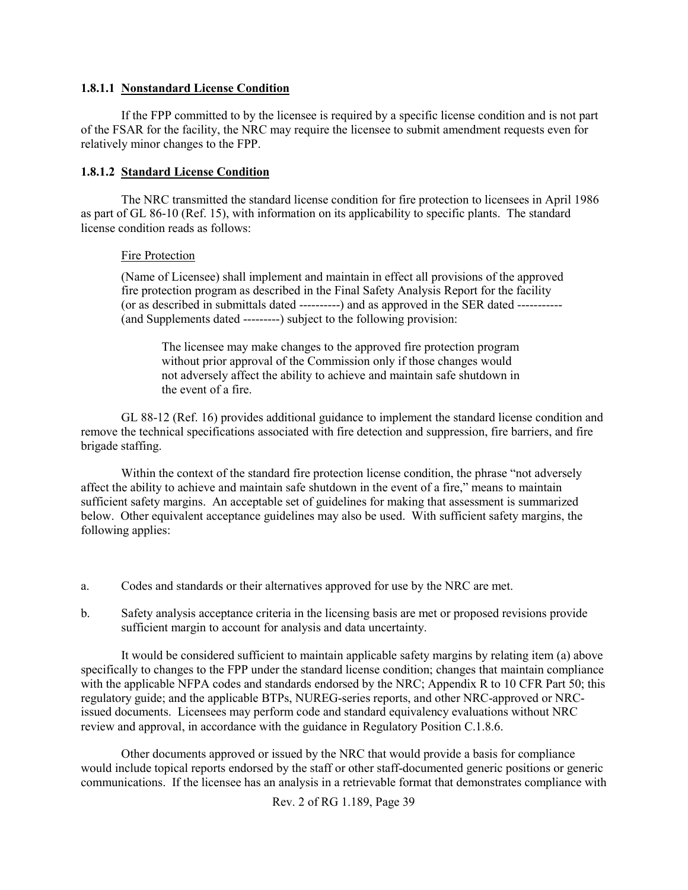#### 1.8.1.1 Nonstandard License Condition

If the FPP committed to by the licensee is required by a specific license condition and is not part of the FSAR for the facility, the NRC may require the licensee to submit amendment requests even for relatively minor changes to the FPP.

#### 1.8.1.2 Standard License Condition

The NRC transmitted the standard license condition for fire protection to licensees in April 1986 as part of GL 86-10 (Ref. 15), with information on its applicability to specific plants. The standard license condition reads as follows:

> Fire Protection
>
> (Name of Licensee) shall implement and maintain in effect all provisions of the approved fire protection program as described in the Final Safety Analysis Report for the facility (or as described in submittals dated ----------) and as approved in the SER dated ----------- (and Supplements dated ---------) subject to the following provision:
>
> > The licensee may make changes to the approved fire protection program without prior approval of the Commission only if those changes would not adversely affect the ability to achieve and maintain safe shutdown in the event of a fire.

GL 88-12 (Ref. 16) provides additional guidance to implement the standard license condition and remove the technical specifications associated with fire detection and suppression, fire barriers, and fire brigade staffing.

Within the context of the standard fire protection license condition, the phrase "not adversely affect the ability to achieve and maintain safe shutdown in the event of a fire," means to maintain sufficient safety margins. An acceptable set of guidelines for making that assessment is summarized below. Other equivalent acceptance guidelines may also be used. With sufficient safety margins, the following applies:

a. Codes and standards or their alternatives approved for use by the NRC are met.

b. Safety analysis acceptance criteria in the licensing basis are met or proposed revisions provide sufficient margin to account for analysis and data uncertainty.

It would be considered sufficient to maintain applicable safety margins by relating item (a) above specifically to changes to the FPP under the standard license condition; changes that maintain compliance with the applicable NFPA codes and standards endorsed by the NRC; Appendix R to 10 CFR Part 50; this regulatory guide; and the applicable BTPs, NUREG-series reports, and other NRC-approved or NRC-issued documents. Licensees may perform code and standard equivalency evaluations without NRC review and approval, in accordance with the guidance in Regulatory Position C.1.8.6.

Other documents approved or issued by the NRC that would provide a basis for compliance would include topical reports endorsed by the staff or other staff-documented generic positions or generic communications. If the licensee has an analysis in a retrievable format that demonstrates compliance with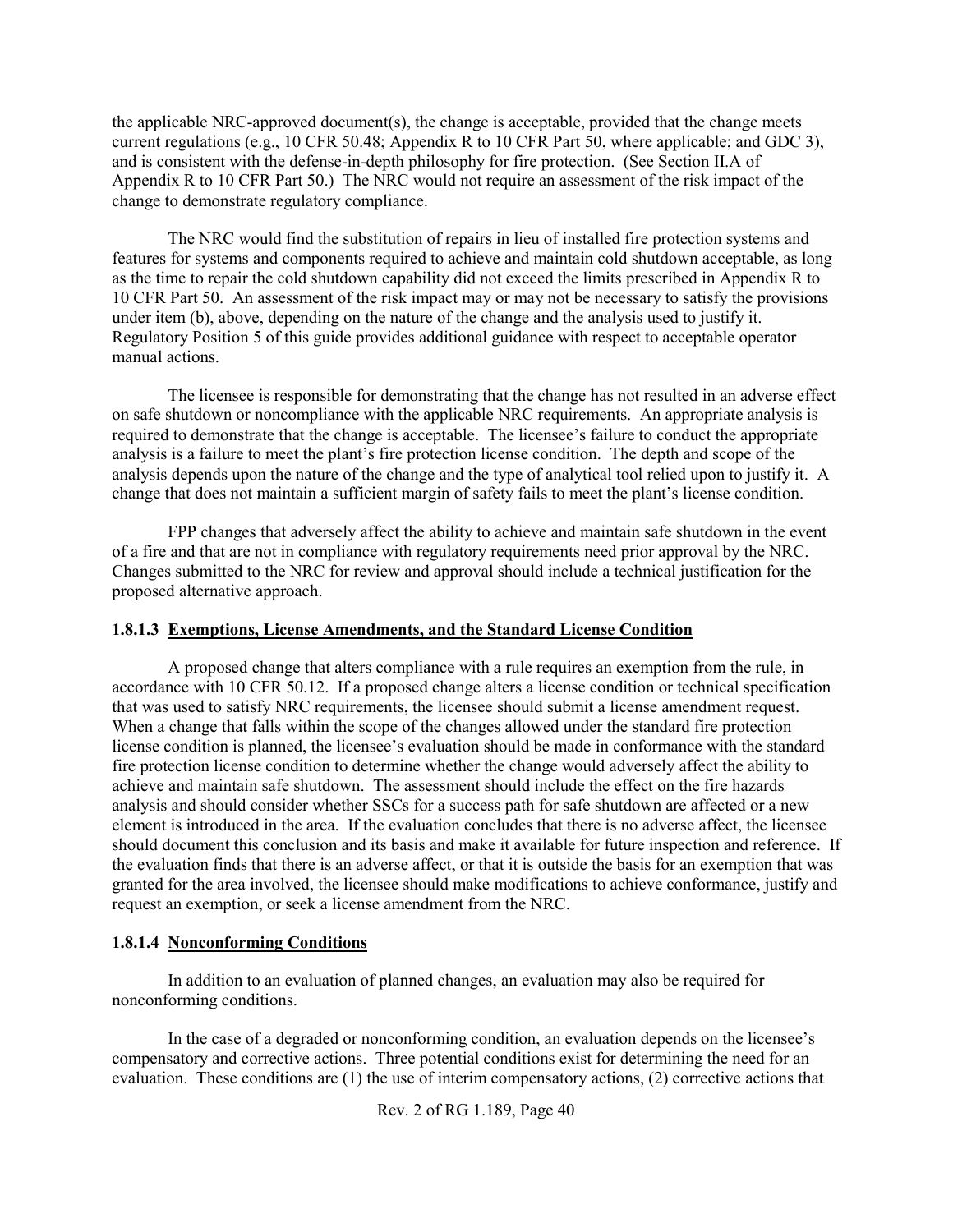the applicable NRC-approved document(s), the change is acceptable, provided that the change meets current regulations (e.g., 10 CFR 50.48; Appendix R to 10 CFR Part 50, where applicable; and GDC 3), and is consistent with the defense-in-depth philosophy for fire protection. (See Section II.A of Appendix R to 10 CFR Part 50.) The NRC would not require an assessment of the risk impact of the change to demonstrate regulatory compliance.

The NRC would find the substitution of repairs in lieu of installed fire protection systems and features for systems and components required to achieve and maintain cold shutdown acceptable, as long as the time to repair the cold shutdown capability did not exceed the limits prescribed in Appendix R to 10 CFR Part 50. An assessment of the risk impact may or may not be necessary to satisfy the provisions under item (b), above, depending on the nature of the change and the analysis used to justify it. Regulatory Position 5 of this guide provides additional guidance with respect to acceptable operator manual actions.

The licensee is responsible for demonstrating that the change has not resulted in an adverse effect on safe shutdown or noncompliance with the applicable NRC requirements. An appropriate analysis is required to demonstrate that the change is acceptable. The licensee's failure to conduct the appropriate analysis is a failure to meet the plant's fire protection license condition. The depth and scope of the analysis depends upon the nature of the change and the type of analytical tool relied upon to justify it. A change that does not maintain a sufficient margin of safety fails to meet the plant's license condition.

FPP changes that adversely affect the ability to achieve and maintain safe shutdown in the event of a fire and that are not in compliance with regulatory requirements need prior approval by the NRC. Changes submitted to the NRC for review and approval should include a technical justification for the proposed alternative approach.

#### 1.8.1.3 Exemptions, License Amendments, and the Standard License Condition

A proposed change that alters compliance with a rule requires an exemption from the rule, in accordance with 10 CFR 50.12. If a proposed change alters a license condition or technical specification that was used to satisfy NRC requirements, the licensee should submit a license amendment request. When a change that falls within the scope of the changes allowed under the standard fire protection license condition is planned, the licensee's evaluation should be made in conformance with the standard fire protection license condition to determine whether the change would adversely affect the ability to achieve and maintain safe shutdown. The assessment should include the effect on the fire hazards analysis and should consider whether SSCs for a success path for safe shutdown are affected or a new element is introduced in the area. If the evaluation concludes that there is no adverse affect, the licensee should document this conclusion and its basis and make it available for future inspection and reference. If the evaluation finds that there is an adverse affect, or that it is outside the basis for an exemption that was granted for the area involved, the licensee should make modifications to achieve conformance, justify and request an exemption, or seek a license amendment from the NRC.

#### 1.8.1.4 Nonconforming Conditions

In addition to an evaluation of planned changes, an evaluation may also be required for nonconforming conditions.

In the case of a degraded or nonconforming condition, an evaluation depends on the licensee's compensatory and corrective actions. Three potential conditions exist for determining the need for an evaluation. These conditions are (1) the use of interim compensatory actions, (2) corrective actions that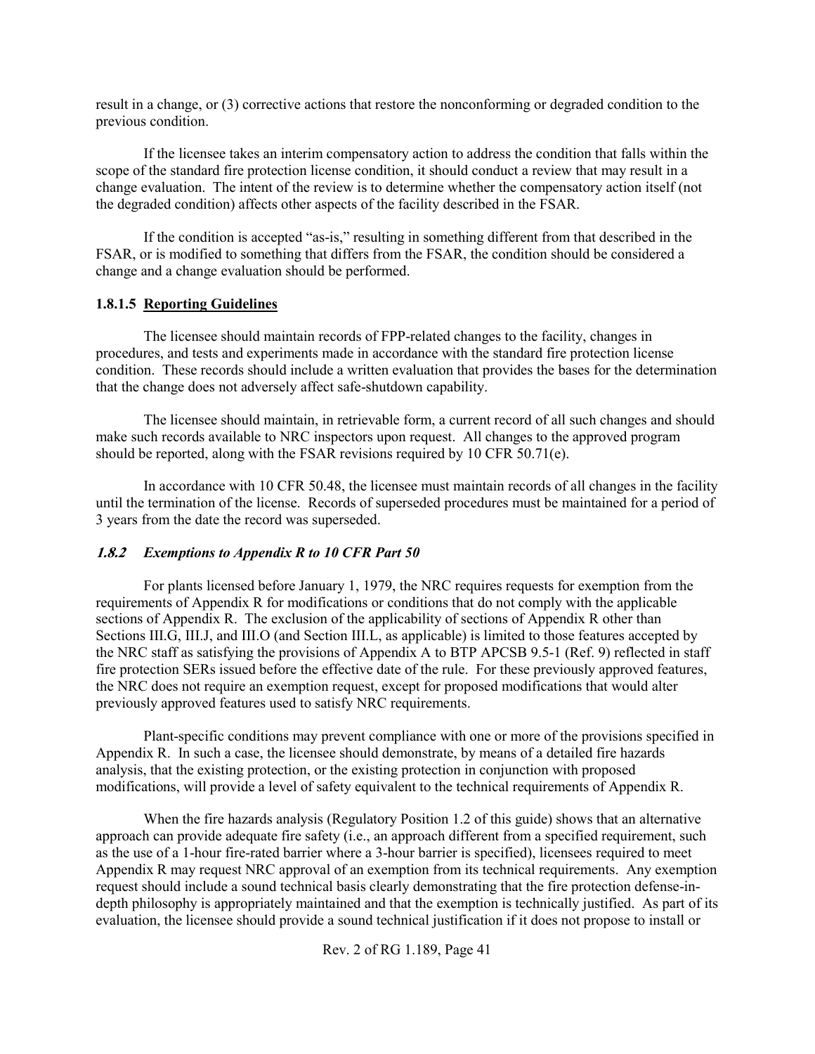result in a change, or (3) corrective actions that restore the nonconforming or degraded condition to the previous condition.

If the licensee takes an interim compensatory action to address the condition that falls within the scope of the standard fire protection license condition, it should conduct a review that may result in a change evaluation. The intent of the review is to determine whether the compensatory action itself (not the degraded condition) affects other aspects of the facility described in the FSAR.

If the condition is accepted "as-is," resulting in something different from that described in the FSAR, or is modified to something that differs from the FSAR, the condition should be considered a change and a change evaluation should be performed.

#### 1.8.1.5 Reporting Guidelines

The licensee should maintain records of FPP-related changes to the facility, changes in procedures, and tests and experiments made in accordance with the standard fire protection license condition. These records should include a written evaluation that provides the bases for the determination that the change does not adversely affect safe-shutdown capability.

The licensee should maintain, in retrievable form, a current record of all such changes and should make such records available to NRC inspectors upon request. All changes to the approved program should be reported, along with the FSAR revisions required by 10 CFR 50.71(e).

In accordance with 10 CFR 50.48, the licensee must maintain records of all changes in the facility until the termination of the license. Records of superseded procedures must be maintained for a period of 3 years from the date the record was superseded.

### *1.8.2 Exemptions to Appendix R to 10 CFR Part 50*

For plants licensed before January 1, 1979, the NRC requires requests for exemption from the requirements of Appendix R for modifications or conditions that do not comply with the applicable sections of Appendix R. The exclusion of the applicability of sections of Appendix R other than Sections III.G, III.J, and III.O (and Section III.L, as applicable) is limited to those features accepted by the NRC staff as satisfying the provisions of Appendix A to BTP APCSB 9.5-1 (Ref. 9) reflected in staff fire protection SERs issued before the effective date of the rule. For these previously approved features, the NRC does not require an exemption request, except for proposed modifications that would alter previously approved features used to satisfy NRC requirements.

Plant-specific conditions may prevent compliance with one or more of the provisions specified in Appendix R. In such a case, the licensee should demonstrate, by means of a detailed fire hazards analysis, that the existing protection, or the existing protection in conjunction with proposed modifications, will provide a level of safety equivalent to the technical requirements of Appendix R.

When the fire hazards analysis (Regulatory Position 1.2 of this guide) shows that an alternative approach can provide adequate fire safety (i.e., an approach different from a specified requirement, such as the use of a 1-hour fire-rated barrier where a 3-hour barrier is specified), licensees required to meet Appendix R may request NRC approval of an exemption from its technical requirements. Any exemption request should include a sound technical basis clearly demonstrating that the fire protection defense-in-depth philosophy is appropriately maintained and that the exemption is technically justified. As part of its evaluation, the licensee should provide a sound technical justification if it does not propose to install or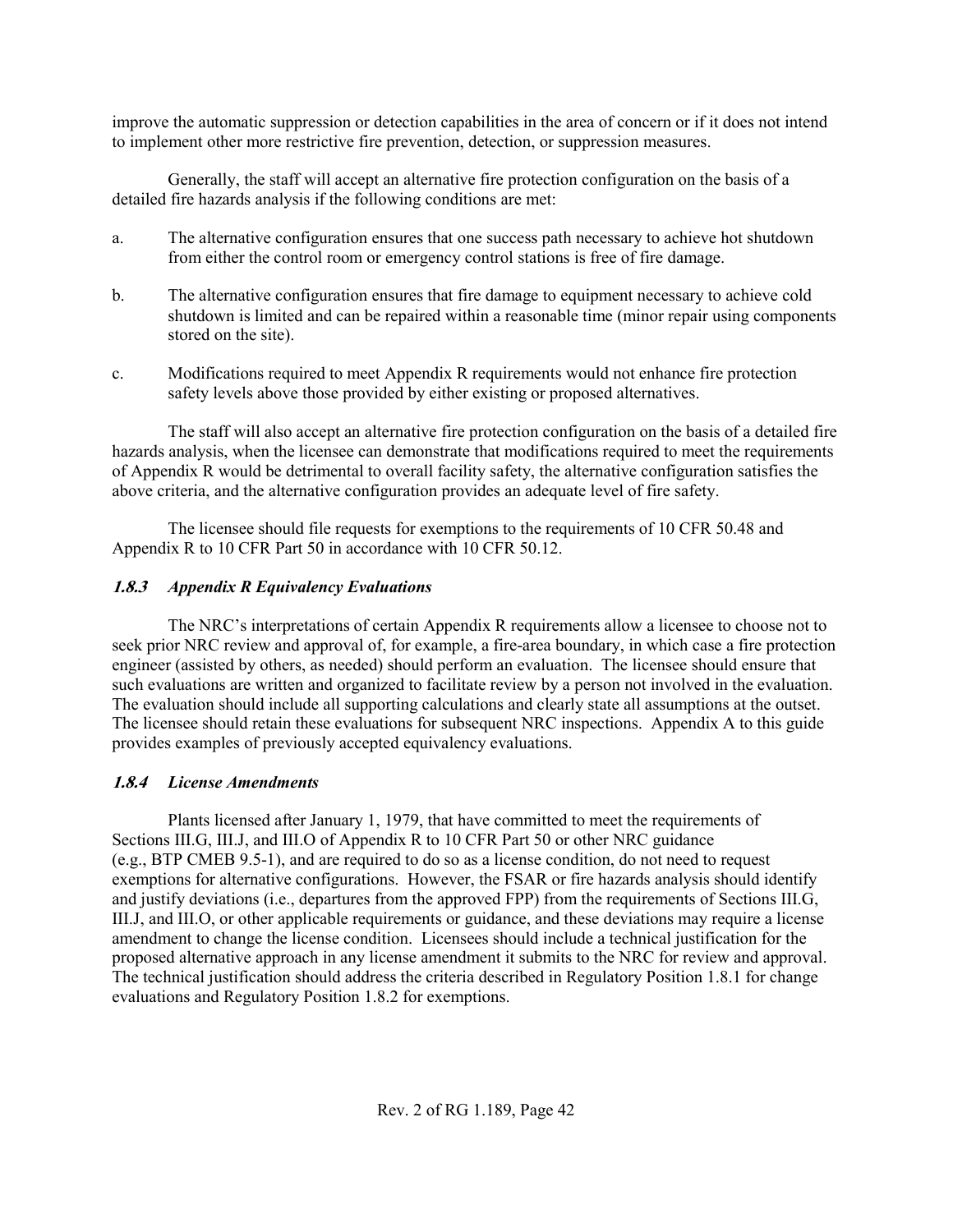improve the automatic suppression or detection capabilities in the area of concern or if it does not intend to implement other more restrictive fire prevention, detection, or suppression measures.

Generally, the staff will accept an alternative fire protection configuration on the basis of a detailed fire hazards analysis if the following conditions are met:

a. The alternative configuration ensures that one success path necessary to achieve hot shutdown from either the control room or emergency control stations is free of fire damage.

b. The alternative configuration ensures that fire damage to equipment necessary to achieve cold shutdown is limited and can be repaired within a reasonable time (minor repair using components stored on the site).

c. Modifications required to meet Appendix R requirements would not enhance fire protection safety levels above those provided by either existing or proposed alternatives.

The staff will also accept an alternative fire protection configuration on the basis of a detailed fire hazards analysis, when the licensee can demonstrate that modifications required to meet the requirements of Appendix R would be detrimental to overall facility safety, the alternative configuration satisfies the above criteria, and the alternative configuration provides an adequate level of fire safety.

The licensee should file requests for exemptions to the requirements of 10 CFR 50.48 and Appendix R to 10 CFR Part 50 in accordance with 10 CFR 50.12.

### *1.8.3 Appendix R Equivalency Evaluations*

The NRC's interpretations of certain Appendix R requirements allow a licensee to choose not to seek prior NRC review and approval of, for example, a fire-area boundary, in which case a fire protection engineer (assisted by others, as needed) should perform an evaluation. The licensee should ensure that such evaluations are written and organized to facilitate review by a person not involved in the evaluation. The evaluation should include all supporting calculations and clearly state all assumptions at the outset. The licensee should retain these evaluations for subsequent NRC inspections. Appendix A to this guide provides examples of previously accepted equivalency evaluations.

### *1.8.4 License Amendments*

Plants licensed after January 1, 1979, that have committed to meet the requirements of Sections III.G, III.J, and III.O of Appendix R to 10 CFR Part 50 or other NRC guidance (e.g., BTP CMEB 9.5-1), and are required to do so as a license condition, do not need to request exemptions for alternative configurations. However, the FSAR or fire hazards analysis should identify and justify deviations (i.e., departures from the approved FPP) from the requirements of Sections III.G, III.J, and III.O, or other applicable requirements or guidance, and these deviations may require a license amendment to change the license condition. Licensees should include a technical justification for the proposed alternative approach in any license amendment it submits to the NRC for review and approval. The technical justification should address the criteria described in Regulatory Position 1.8.1 for change evaluations and Regulatory Position 1.8.2 for exemptions.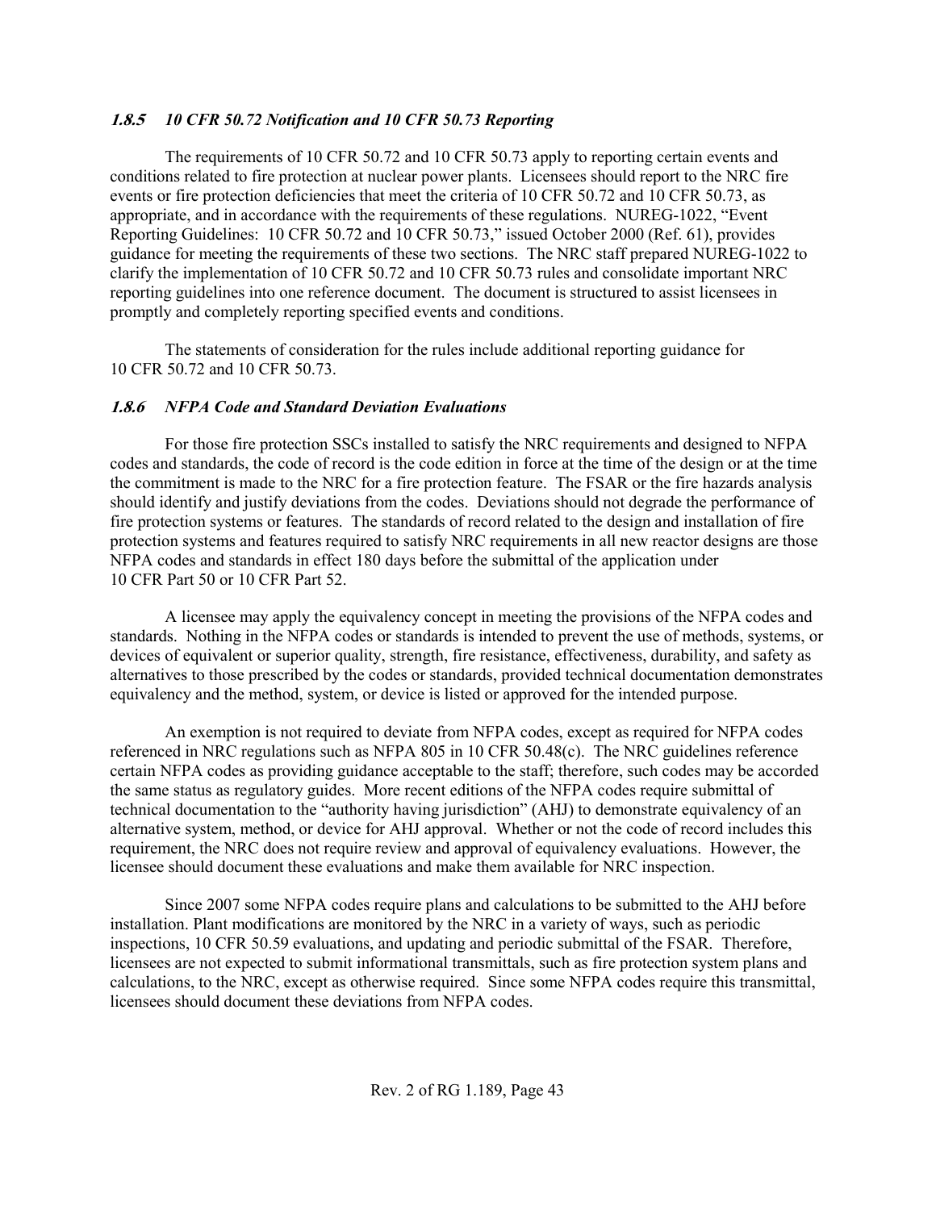### *1.8.5 10 CFR 50.72 Notification and 10 CFR 50.73 Reporting*

The requirements of 10 CFR 50.72 and 10 CFR 50.73 apply to reporting certain events and conditions related to fire protection at nuclear power plants. Licensees should report to the NRC fire events or fire protection deficiencies that meet the criteria of 10 CFR 50.72 and 10 CFR 50.73, as appropriate, and in accordance with the requirements of these regulations. NUREG-1022, "Event Reporting Guidelines: 10 CFR 50.72 and 10 CFR 50.73," issued October 2000 (Ref. 61), provides guidance for meeting the requirements of these two sections. The NRC staff prepared NUREG-1022 to clarify the implementation of 10 CFR 50.72 and 10 CFR 50.73 rules and consolidate important NRC reporting guidelines into one reference document. The document is structured to assist licensees in promptly and completely reporting specified events and conditions.

The statements of consideration for the rules include additional reporting guidance for 10 CFR 50.72 and 10 CFR 50.73.

### *1.8.6 NFPA Code and Standard Deviation Evaluations*

For those fire protection SSCs installed to satisfy the NRC requirements and designed to NFPA codes and standards, the code of record is the code edition in force at the time of the design or at the time the commitment is made to the NRC for a fire protection feature. The FSAR or the fire hazards analysis should identify and justify deviations from the codes. Deviations should not degrade the performance of fire protection systems or features. The standards of record related to the design and installation of fire protection systems and features required to satisfy NRC requirements in all new reactor designs are those NFPA codes and standards in effect 180 days before the submittal of the application under 10 CFR Part 50 or 10 CFR Part 52.

A licensee may apply the equivalency concept in meeting the provisions of the NFPA codes and standards. Nothing in the NFPA codes or standards is intended to prevent the use of methods, systems, or devices of equivalent or superior quality, strength, fire resistance, effectiveness, durability, and safety as alternatives to those prescribed by the codes or standards, provided technical documentation demonstrates equivalency and the method, system, or device is listed or approved for the intended purpose.

An exemption is not required to deviate from NFPA codes, except as required for NFPA codes referenced in NRC regulations such as NFPA 805 in 10 CFR 50.48(c). The NRC guidelines reference certain NFPA codes as providing guidance acceptable to the staff; therefore, such codes may be accorded the same status as regulatory guides. More recent editions of the NFPA codes require submittal of technical documentation to the "authority having jurisdiction" (AHJ) to demonstrate equivalency of an alternative system, method, or device for AHJ approval. Whether or not the code of record includes this requirement, the NRC does not require review and approval of equivalency evaluations. However, the licensee should document these evaluations and make them available for NRC inspection.

Since 2007 some NFPA codes require plans and calculations to be submitted to the AHJ before installation. Plant modifications are monitored by the NRC in a variety of ways, such as periodic inspections, 10 CFR 50.59 evaluations, and updating and periodic submittal of the FSAR. Therefore, licensees are not expected to submit informational transmittals, such as fire protection system plans and calculations, to the NRC, except as otherwise required. Since some NFPA codes require this transmittal, licensees should document these deviations from NFPA codes.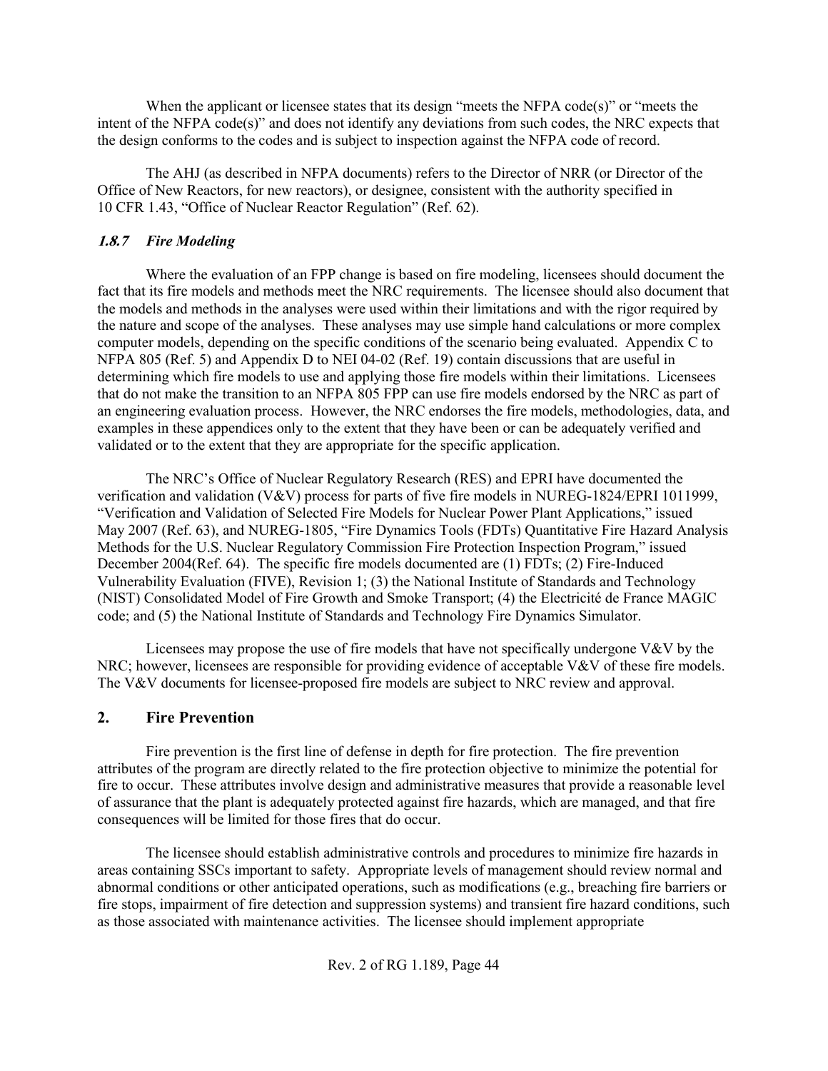When the applicant or licensee states that its design "meets the NFPA code(s)" or "meets the intent of the NFPA code(s)" and does not identify any deviations from such codes, the NRC expects that the design conforms to the codes and is subject to inspection against the NFPA code of record.

The AHJ (as described in NFPA documents) refers to the Director of NRR (or Director of the Office of New Reactors, for new reactors), or designee, consistent with the authority specified in 10 CFR 1.43, "Office of Nuclear Reactor Regulation" (Ref. 62).

### *1.8.7 Fire Modeling*

Where the evaluation of an FPP change is based on fire modeling, licensees should document the fact that its fire models and methods meet the NRC requirements. The licensee should also document that the models and methods in the analyses were used within their limitations and with the rigor required by the nature and scope of the analyses. These analyses may use simple hand calculations or more complex computer models, depending on the specific conditions of the scenario being evaluated. Appendix C to NFPA 805 (Ref. 5) and Appendix D to NEI 04-02 (Ref. 19) contain discussions that are useful in determining which fire models to use and applying those fire models within their limitations. Licensees that do not make the transition to an NFPA 805 FPP can use fire models endorsed by the NRC as part of an engineering evaluation process. However, the NRC endorses the fire models, methodologies, data, and examples in these appendices only to the extent that they have been or can be adequately verified and validated or to the extent that they are appropriate for the specific application.

The NRC's Office of Nuclear Regulatory Research (RES) and EPRI have documented the verification and validation (V&V) process for parts of five fire models in NUREG-1824/EPRI 1011999, "Verification and Validation of Selected Fire Models for Nuclear Power Plant Applications," issued May 2007 (Ref. 63), and NUREG-1805, "Fire Dynamics Tools (FDTs) Quantitative Fire Hazard Analysis Methods for the U.S. Nuclear Regulatory Commission Fire Protection Inspection Program," issued December 2004(Ref. 64). The specific fire models documented are (1) FDTs; (2) Fire-Induced Vulnerability Evaluation (FIVE), Revision 1; (3) the National Institute of Standards and Technology (NIST) Consolidated Model of Fire Growth and Smoke Transport; (4) the Electricité de France MAGIC code; and (5) the National Institute of Standards and Technology Fire Dynamics Simulator.

Licensees may propose the use of fire models that have not specifically undergone V&V by the NRC; however, licensees are responsible for providing evidence of acceptable V&V of these fire models. The V&V documents for licensee-proposed fire models are subject to NRC review and approval.

## 2. Fire Prevention

Fire prevention is the first line of defense in depth for fire protection. The fire prevention attributes of the program are directly related to the fire protection objective to minimize the potential for fire to occur. These attributes involve design and administrative measures that provide a reasonable level of assurance that the plant is adequately protected against fire hazards, which are managed, and that fire consequences will be limited for those fires that do occur.

The licensee should establish administrative controls and procedures to minimize fire hazards in areas containing SSCs important to safety. Appropriate levels of management should review normal and abnormal conditions or other anticipated operations, such as modifications (e.g., breaching fire barriers or fire stops, impairment of fire detection and suppression systems) and transient fire hazard conditions, such as those associated with maintenance activities. The licensee should implement appropriate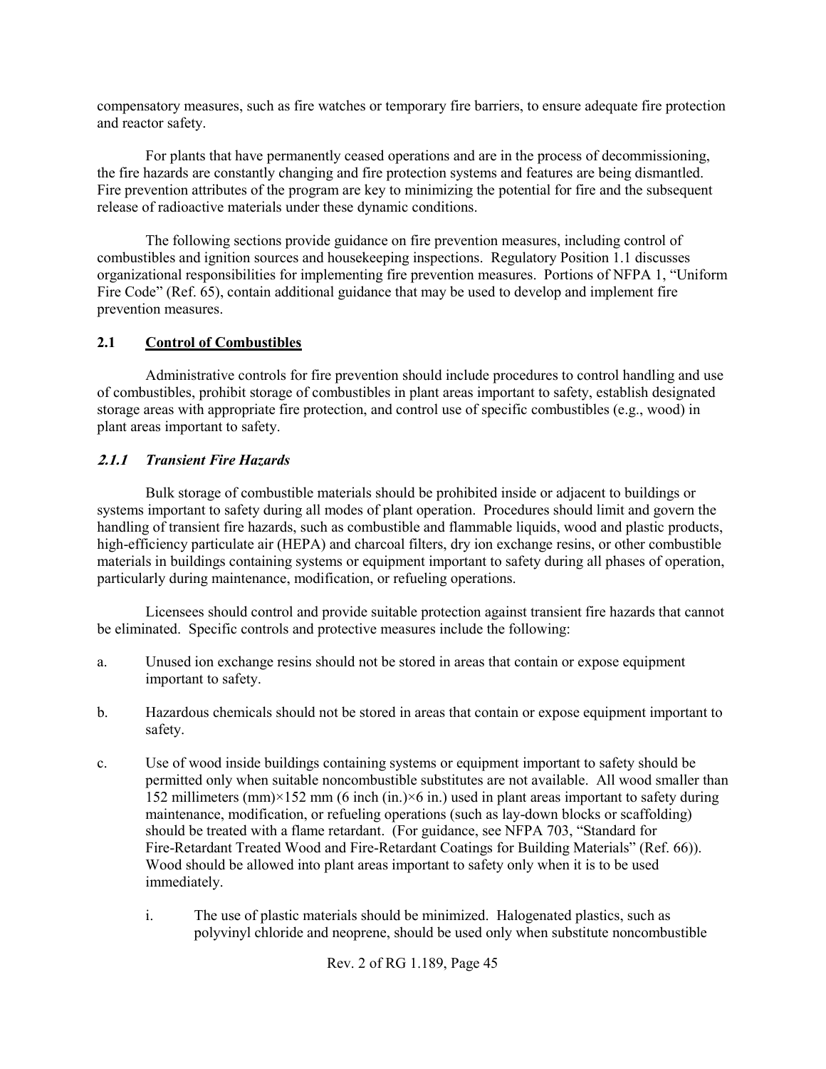compensatory measures, such as fire watches or temporary fire barriers, to ensure adequate fire protection and reactor safety.

For plants that have permanently ceased operations and are in the process of decommissioning, the fire hazards are constantly changing and fire protection systems and features are being dismantled. Fire prevention attributes of the program are key to minimizing the potential for fire and the subsequent release of radioactive materials under these dynamic conditions.

The following sections provide guidance on fire prevention measures, including control of combustibles and ignition sources and housekeeping inspections. Regulatory Position 1.1 discusses organizational responsibilities for implementing fire prevention measures. Portions of NFPA 1, "Uniform Fire Code" (Ref. 65), contain additional guidance that may be used to develop and implement fire prevention measures.

## 2.1 Control of Combustibles

Administrative controls for fire prevention should include procedures to control handling and use of combustibles, prohibit storage of combustibles in plant areas important to safety, establish designated storage areas with appropriate fire protection, and control use of specific combustibles (e.g., wood) in plant areas important to safety.

### *2.1.1 Transient Fire Hazards*

Bulk storage of combustible materials should be prohibited inside or adjacent to buildings or systems important to safety during all modes of plant operation. Procedures should limit and govern the handling of transient fire hazards, such as combustible and flammable liquids, wood and plastic products, high-efficiency particulate air (HEPA) and charcoal filters, dry ion exchange resins, or other combustible materials in buildings containing systems or equipment important to safety during all phases of operation, particularly during maintenance, modification, or refueling operations.

Licensees should control and provide suitable protection against transient fire hazards that cannot be eliminated. Specific controls and protective measures include the following:

a. Unused ion exchange resins should not be stored in areas that contain or expose equipment important to safety.

b. Hazardous chemicals should not be stored in areas that contain or expose equipment important to safety.

c. Use of wood inside buildings containing systems or equipment important to safety should be permitted only when suitable noncombustible substitutes are not available. All wood smaller than 152 millimeters (mm)×152 mm (6 inch (in.)×6 in.) used in plant areas important to safety during maintenance, modification, or refueling operations (such as lay-down blocks or scaffolding) should be treated with a flame retardant. (For guidance, see NFPA 703, "Standard for Fire-Retardant Treated Wood and Fire-Retardant Coatings for Building Materials" (Ref. 66)). Wood should be allowed into plant areas important to safety only when it is to be used immediately.

   i. The use of plastic materials should be minimized. Halogenated plastics, such as polyvinyl chloride and neoprene, should be used only when substitute noncombustible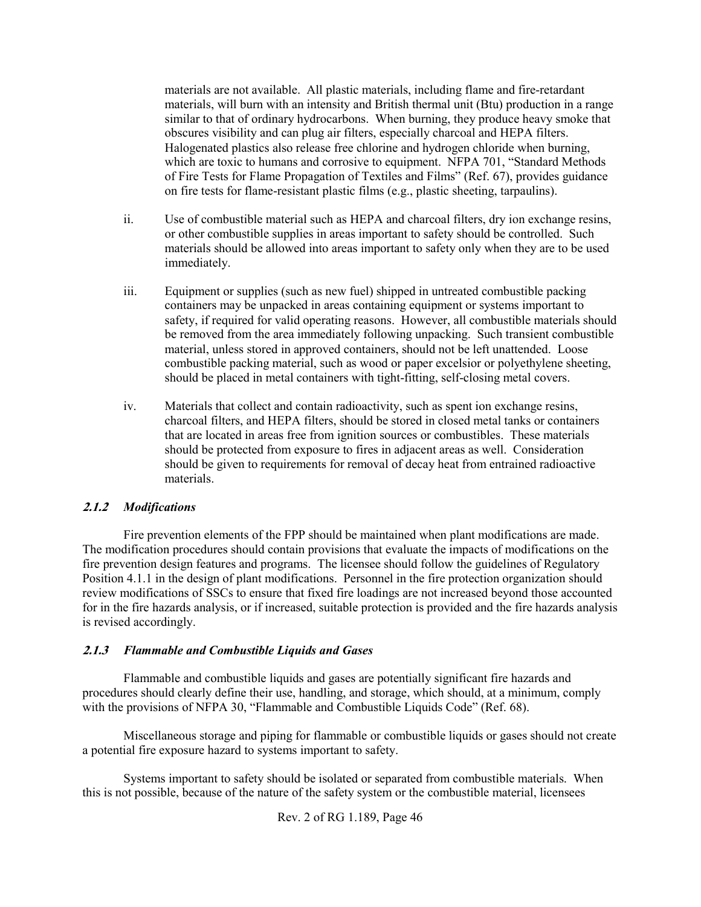materials are not available. All plastic materials, including flame and fire-retardant materials, will burn with an intensity and British thermal unit (Btu) production in a range similar to that of ordinary hydrocarbons. When burning, they produce heavy smoke that obscures visibility and can plug air filters, especially charcoal and HEPA filters. Halogenated plastics also release free chlorine and hydrogen chloride when burning, which are toxic to humans and corrosive to equipment. NFPA 701, "Standard Methods of Fire Tests for Flame Propagation of Textiles and Films" (Ref. 67), provides guidance on fire tests for flame-resistant plastic films (e.g., plastic sheeting, tarpaulins).

ii. Use of combustible material such as HEPA and charcoal filters, dry ion exchange resins, or other combustible supplies in areas important to safety should be controlled. Such materials should be allowed into areas important to safety only when they are to be used immediately.

iii. Equipment or supplies (such as new fuel) shipped in untreated combustible packing containers may be unpacked in areas containing equipment or systems important to safety, if required for valid operating reasons. However, all combustible materials should be removed from the area immediately following unpacking. Such transient combustible material, unless stored in approved containers, should not be left unattended. Loose combustible packing material, such as wood or paper excelsior or polyethylene sheeting, should be placed in metal containers with tight-fitting, self-closing metal covers.

iv. Materials that collect and contain radioactivity, such as spent ion exchange resins, charcoal filters, and HEPA filters, should be stored in closed metal tanks or containers that are located in areas free from ignition sources or combustibles. These materials should be protected from exposure to fires in adjacent areas as well. Consideration should be given to requirements for removal of decay heat from entrained radioactive materials.

### *2.1.2 Modifications*

Fire prevention elements of the FPP should be maintained when plant modifications are made. The modification procedures should contain provisions that evaluate the impacts of modifications on the fire prevention design features and programs. The licensee should follow the guidelines of Regulatory Position 4.1.1 in the design of plant modifications. Personnel in the fire protection organization should review modifications of SSCs to ensure that fixed fire loadings are not increased beyond those accounted for in the fire hazards analysis, or if increased, suitable protection is provided and the fire hazards analysis is revised accordingly.

### *2.1.3 Flammable and Combustible Liquids and Gases*

Flammable and combustible liquids and gases are potentially significant fire hazards and procedures should clearly define their use, handling, and storage, which should, at a minimum, comply with the provisions of NFPA 30, "Flammable and Combustible Liquids Code" (Ref. 68).

Miscellaneous storage and piping for flammable or combustible liquids or gases should not create a potential fire exposure hazard to systems important to safety.

Systems important to safety should be isolated or separated from combustible materials. When this is not possible, because of the nature of the safety system or the combustible material, licensees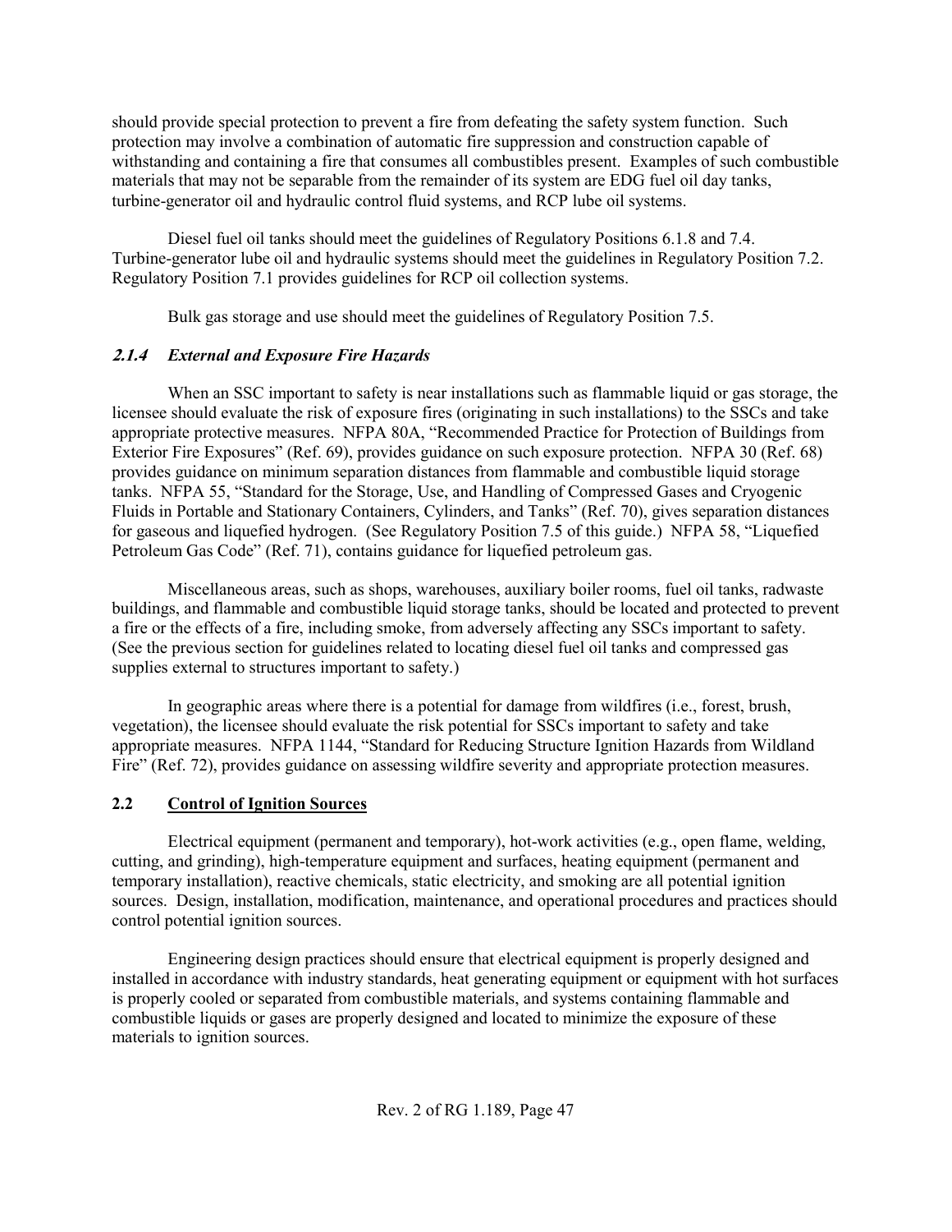should provide special protection to prevent a fire from defeating the safety system function. Such protection may involve a combination of automatic fire suppression and construction capable of withstanding and containing a fire that consumes all combustibles present. Examples of such combustible materials that may not be separable from the remainder of its system are EDG fuel oil day tanks, turbine-generator oil and hydraulic control fluid systems, and RCP lube oil systems.

Diesel fuel oil tanks should meet the guidelines of Regulatory Positions 6.1.8 and 7.4. Turbine-generator lube oil and hydraulic systems should meet the guidelines in Regulatory Position 7.2. Regulatory Position 7.1 provides guidelines for RCP oil collection systems.

Bulk gas storage and use should meet the guidelines of Regulatory Position 7.5.

### *2.1.4 External and Exposure Fire Hazards*

When an SSC important to safety is near installations such as flammable liquid or gas storage, the licensee should evaluate the risk of exposure fires (originating in such installations) to the SSCs and take appropriate protective measures. NFPA 80A, "Recommended Practice for Protection of Buildings from Exterior Fire Exposures" (Ref. 69), provides guidance on such exposure protection. NFPA 30 (Ref. 68) provides guidance on minimum separation distances from flammable and combustible liquid storage tanks. NFPA 55, "Standard for the Storage, Use, and Handling of Compressed Gases and Cryogenic Fluids in Portable and Stationary Containers, Cylinders, and Tanks" (Ref. 70), gives separation distances for gaseous and liquefied hydrogen. (See Regulatory Position 7.5 of this guide.) NFPA 58, "Liquefied Petroleum Gas Code" (Ref. 71), contains guidance for liquefied petroleum gas.

Miscellaneous areas, such as shops, warehouses, auxiliary boiler rooms, fuel oil tanks, radwaste buildings, and flammable and combustible liquid storage tanks, should be located and protected to prevent a fire or the effects of a fire, including smoke, from adversely affecting any SSCs important to safety. (See the previous section for guidelines related to locating diesel fuel oil tanks and compressed gas supplies external to structures important to safety.)

In geographic areas where there is a potential for damage from wildfires (i.e., forest, brush, vegetation), the licensee should evaluate the risk potential for SSCs important to safety and take appropriate measures. NFPA 1144, "Standard for Reducing Structure Ignition Hazards from Wildland Fire" (Ref. 72), provides guidance on assessing wildfire severity and appropriate protection measures.

## 2.2 Control of Ignition Sources

Electrical equipment (permanent and temporary), hot-work activities (e.g., open flame, welding, cutting, and grinding), high-temperature equipment and surfaces, heating equipment (permanent and temporary installation), reactive chemicals, static electricity, and smoking are all potential ignition sources. Design, installation, modification, maintenance, and operational procedures and practices should control potential ignition sources.

Engineering design practices should ensure that electrical equipment is properly designed and installed in accordance with industry standards, heat generating equipment or equipment with hot surfaces is properly cooled or separated from combustible materials, and systems containing flammable and combustible liquids or gases are properly designed and located to minimize the exposure of these materials to ignition sources.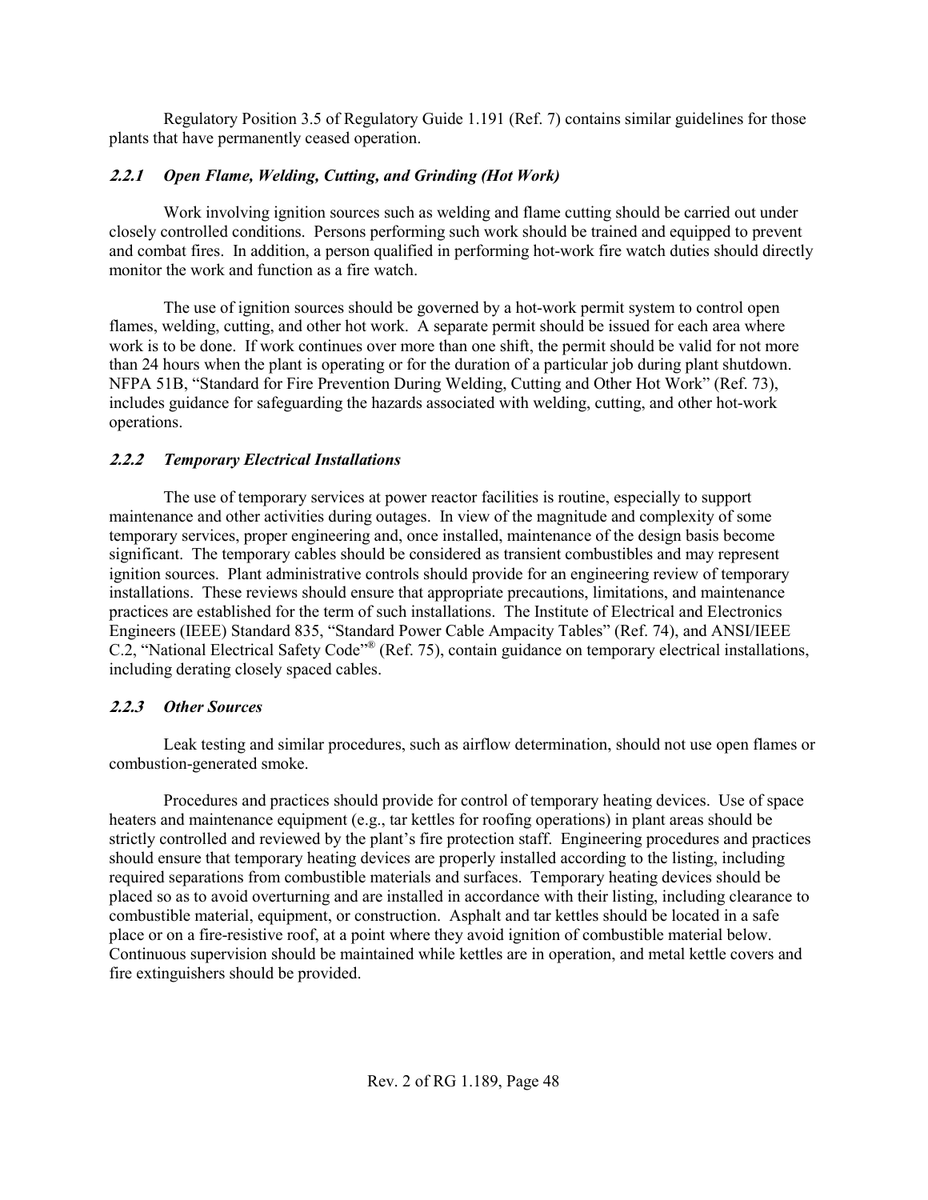Regulatory Position 3.5 of Regulatory Guide 1.191 (Ref. 7) contains similar guidelines for those plants that have permanently ceased operation.

### *2.2.1 Open Flame, Welding, Cutting, and Grinding (Hot Work)*

Work involving ignition sources such as welding and flame cutting should be carried out under closely controlled conditions. Persons performing such work should be trained and equipped to prevent and combat fires. In addition, a person qualified in performing hot-work fire watch duties should directly monitor the work and function as a fire watch.

The use of ignition sources should be governed by a hot-work permit system to control open flames, welding, cutting, and other hot work. A separate permit should be issued for each area where work is to be done. If work continues over more than one shift, the permit should be valid for not more than 24 hours when the plant is operating or for the duration of a particular job during plant shutdown. NFPA 51B, "Standard for Fire Prevention During Welding, Cutting and Other Hot Work" (Ref. 73), includes guidance for safeguarding the hazards associated with welding, cutting, and other hot-work operations.

### *2.2.2 Temporary Electrical Installations*

The use of temporary services at power reactor facilities is routine, especially to support maintenance and other activities during outages. In view of the magnitude and complexity of some temporary services, proper engineering and, once installed, maintenance of the design basis become significant. The temporary cables should be considered as transient combustibles and may represent ignition sources. Plant administrative controls should provide for an engineering review of temporary installations. These reviews should ensure that appropriate precautions, limitations, and maintenance practices are established for the term of such installations. The Institute of Electrical and Electronics Engineers (IEEE) Standard 835, "Standard Power Cable Ampacity Tables" (Ref. 74), and ANSI/IEEE C.2, "National Electrical Safety Code"® (Ref. 75), contain guidance on temporary electrical installations, including derating closely spaced cables.

### *2.2.3 Other Sources*

Leak testing and similar procedures, such as airflow determination, should not use open flames or combustion-generated smoke.

Procedures and practices should provide for control of temporary heating devices. Use of space heaters and maintenance equipment (e.g., tar kettles for roofing operations) in plant areas should be strictly controlled and reviewed by the plant's fire protection staff. Engineering procedures and practices should ensure that temporary heating devices are properly installed according to the listing, including required separations from combustible materials and surfaces. Temporary heating devices should be placed so as to avoid overturning and are installed in accordance with their listing, including clearance to combustible material, equipment, or construction. Asphalt and tar kettles should be located in a safe place or on a fire-resistive roof, at a point where they avoid ignition of combustible material below. Continuous supervision should be maintained while kettles are in operation, and metal kettle covers and fire extinguishers should be provided.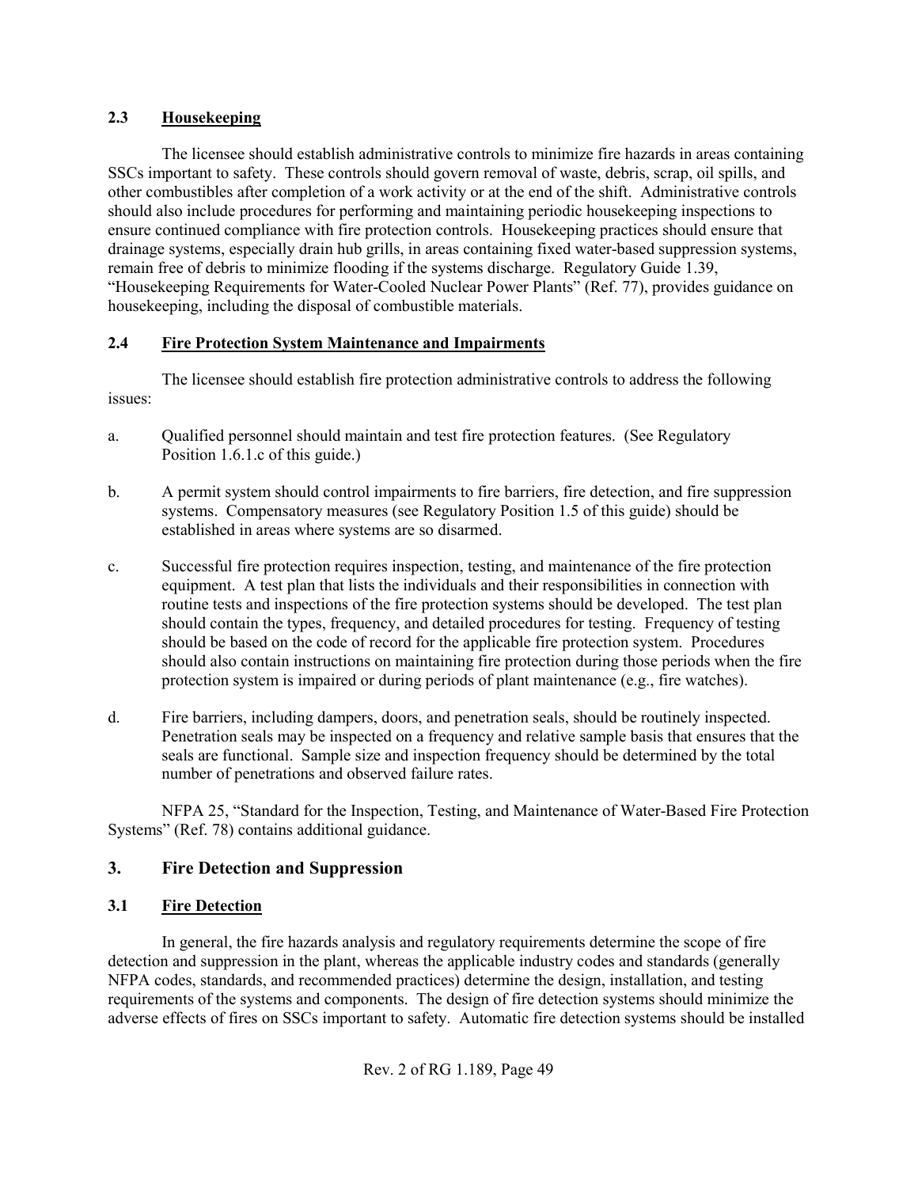### 2.3 Housekeeping

The licensee should establish administrative controls to minimize fire hazards in areas containing SSCs important to safety. These controls should govern removal of waste, debris, scrap, oil spills, and other combustibles after completion of a work activity or at the end of the shift. Administrative controls should also include procedures for performing and maintaining periodic housekeeping inspections to ensure continued compliance with fire protection controls. Housekeeping practices should ensure that drainage systems, especially drain hub grills, in areas containing fixed water-based suppression systems, remain free of debris to minimize flooding if the systems discharge. Regulatory Guide 1.39, "Housekeeping Requirements for Water-Cooled Nuclear Power Plants" (Ref. 77), provides guidance on housekeeping, including the disposal of combustible materials.

### 2.4 Fire Protection System Maintenance and Impairments

The licensee should establish fire protection administrative controls to address the following issues:

a. Qualified personnel should maintain and test fire protection features. (See Regulatory Position 1.6.1.c of this guide.)

b. A permit system should control impairments to fire barriers, fire detection, and fire suppression systems. Compensatory measures (see Regulatory Position 1.5 of this guide) should be established in areas where systems are so disarmed.

c. Successful fire protection requires inspection, testing, and maintenance of the fire protection equipment. A test plan that lists the individuals and their responsibilities in connection with routine tests and inspections of the fire protection systems should be developed. The test plan should contain the types, frequency, and detailed procedures for testing. Frequency of testing should be based on the code of record for the applicable fire protection system. Procedures should also contain instructions on maintaining fire protection during those periods when the fire protection system is impaired or during periods of plant maintenance (e.g., fire watches).

d. Fire barriers, including dampers, doors, and penetration seals, should be routinely inspected. Penetration seals may be inspected on a frequency and relative sample basis that ensures that the seals are functional. Sample size and inspection frequency should be determined by the total number of penetrations and observed failure rates.

NFPA 25, "Standard for the Inspection, Testing, and Maintenance of Water-Based Fire Protection Systems" (Ref. 78) contains additional guidance.

## 3. Fire Detection and Suppression

### 3.1 Fire Detection

In general, the fire hazards analysis and regulatory requirements determine the scope of fire detection and suppression in the plant, whereas the applicable industry codes and standards (generally NFPA codes, standards, and recommended practices) determine the design, installation, and testing requirements of the systems and components. The design of fire detection systems should minimize the adverse effects of fires on SSCs important to safety. Automatic fire detection systems should be installed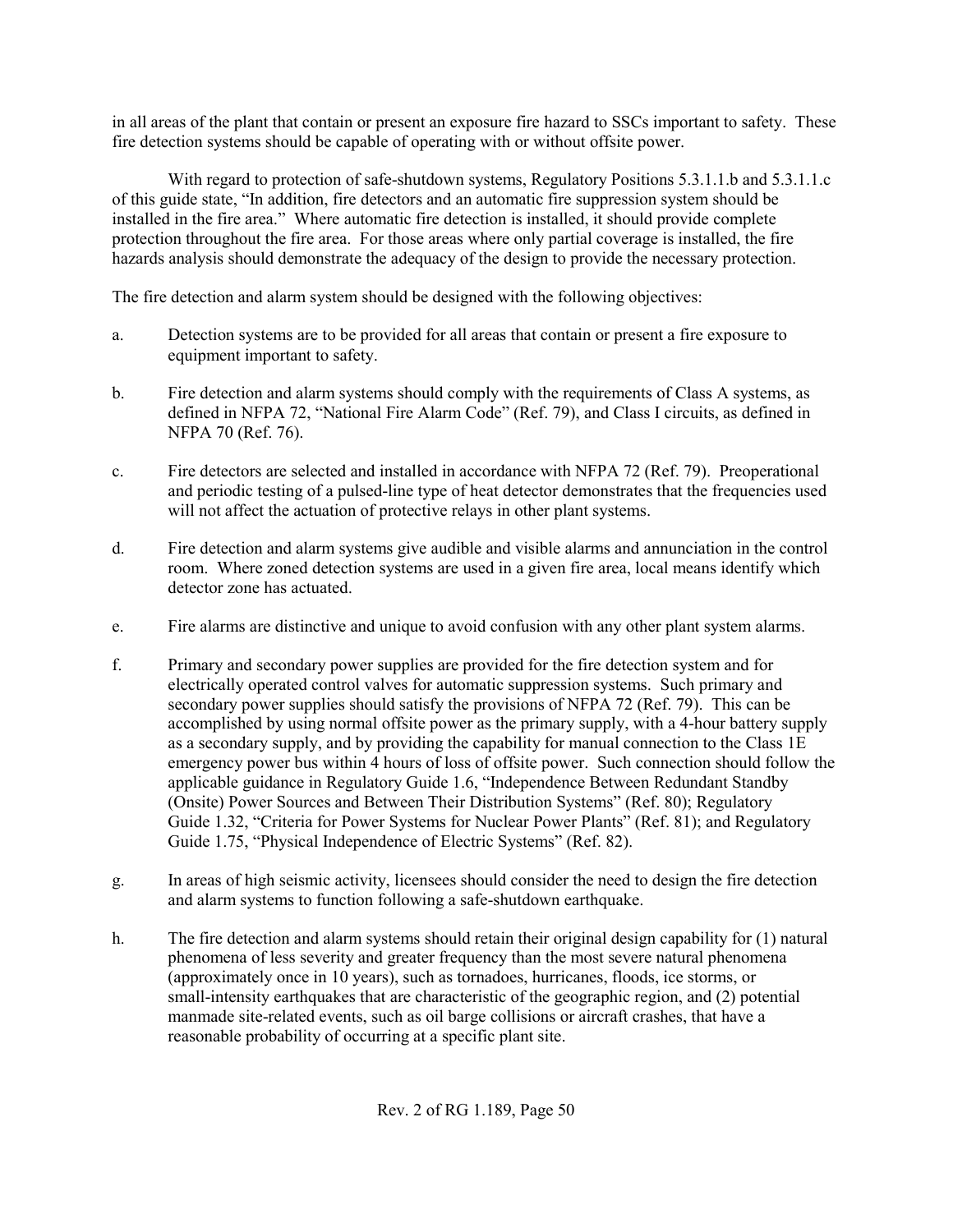in all areas of the plant that contain or present an exposure fire hazard to SSCs important to safety. These fire detection systems should be capable of operating with or without offsite power.

With regard to protection of safe-shutdown systems, Regulatory Positions 5.3.1.1.b and 5.3.1.1.c of this guide state, "In addition, fire detectors and an automatic fire suppression system should be installed in the fire area." Where automatic fire detection is installed, it should provide complete protection throughout the fire area. For those areas where only partial coverage is installed, the fire hazards analysis should demonstrate the adequacy of the design to provide the necessary protection.

The fire detection and alarm system should be designed with the following objectives:

a. Detection systems are to be provided for all areas that contain or present a fire exposure to equipment important to safety.

b. Fire detection and alarm systems should comply with the requirements of Class A systems, as defined in NFPA 72, "National Fire Alarm Code" (Ref. 79), and Class I circuits, as defined in NFPA 70 (Ref. 76).

c. Fire detectors are selected and installed in accordance with NFPA 72 (Ref. 79). Preoperational and periodic testing of a pulsed-line type of heat detector demonstrates that the frequencies used will not affect the actuation of protective relays in other plant systems.

d. Fire detection and alarm systems give audible and visible alarms and annunciation in the control room. Where zoned detection systems are used in a given fire area, local means identify which detector zone has actuated.

e. Fire alarms are distinctive and unique to avoid confusion with any other plant system alarms.

f. Primary and secondary power supplies are provided for the fire detection system and for electrically operated control valves for automatic suppression systems. Such primary and secondary power supplies should satisfy the provisions of NFPA 72 (Ref. 79). This can be accomplished by using normal offsite power as the primary supply, with a 4-hour battery supply as a secondary supply, and by providing the capability for manual connection to the Class 1E emergency power bus within 4 hours of loss of offsite power. Such connection should follow the applicable guidance in Regulatory Guide 1.6, "Independence Between Redundant Standby (Onsite) Power Sources and Between Their Distribution Systems" (Ref. 80); Regulatory Guide 1.32, "Criteria for Power Systems for Nuclear Power Plants" (Ref. 81); and Regulatory Guide 1.75, "Physical Independence of Electric Systems" (Ref. 82).

g. In areas of high seismic activity, licensees should consider the need to design the fire detection and alarm systems to function following a safe-shutdown earthquake.

h. The fire detection and alarm systems should retain their original design capability for (1) natural phenomena of less severity and greater frequency than the most severe natural phenomena (approximately once in 10 years), such as tornadoes, hurricanes, floods, ice storms, or small-intensity earthquakes that are characteristic of the geographic region, and (2) potential manmade site-related events, such as oil barge collisions or aircraft crashes, that have a reasonable probability of occurring at a specific plant site.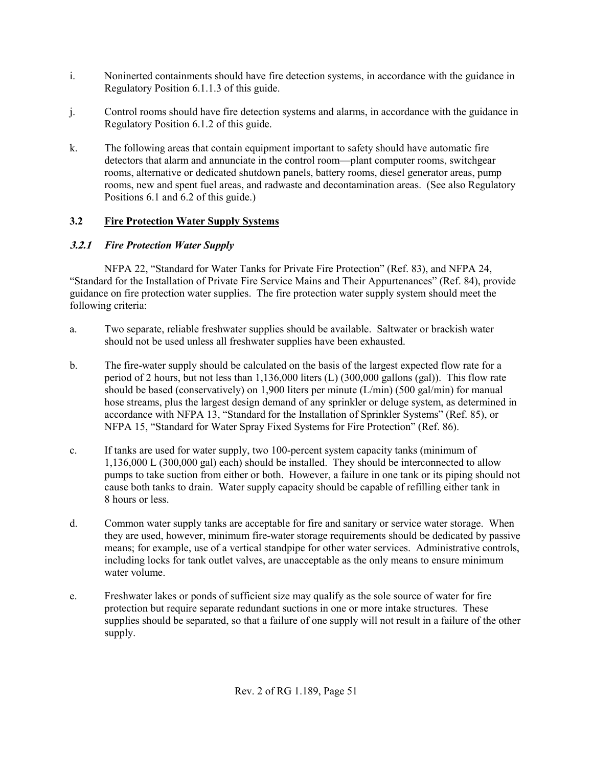i. Noninerted containments should have fire detection systems, in accordance with the guidance in Regulatory Position 6.1.1.3 of this guide.

j. Control rooms should have fire detection systems and alarms, in accordance with the guidance in Regulatory Position 6.1.2 of this guide.

k. The following areas that contain equipment important to safety should have automatic fire detectors that alarm and annunciate in the control room—plant computer rooms, switchgear rooms, alternative or dedicated shutdown panels, battery rooms, diesel generator areas, pump rooms, new and spent fuel areas, and radwaste and decontamination areas. (See also Regulatory Positions 6.1 and 6.2 of this guide.)

## 3.2 Fire Protection Water Supply Systems

### *3.2.1 Fire Protection Water Supply*

NFPA 22, "Standard for Water Tanks for Private Fire Protection" (Ref. 83), and NFPA 24, "Standard for the Installation of Private Fire Service Mains and Their Appurtenances" (Ref. 84), provide guidance on fire protection water supplies. The fire protection water supply system should meet the following criteria:

a. Two separate, reliable freshwater supplies should be available. Saltwater or brackish water should not be used unless all freshwater supplies have been exhausted.

b. The fire-water supply should be calculated on the basis of the largest expected flow rate for a period of 2 hours, but not less than 1,136,000 liters (L) (300,000 gallons (gal)). This flow rate should be based (conservatively) on 1,900 liters per minute (L/min) (500 gal/min) for manual hose streams, plus the largest design demand of any sprinkler or deluge system, as determined in accordance with NFPA 13, "Standard for the Installation of Sprinkler Systems" (Ref. 85), or NFPA 15, "Standard for Water Spray Fixed Systems for Fire Protection" (Ref. 86).

c. If tanks are used for water supply, two 100-percent system capacity tanks (minimum of 1,136,000 L (300,000 gal) each) should be installed. They should be interconnected to allow pumps to take suction from either or both. However, a failure in one tank or its piping should not cause both tanks to drain. Water supply capacity should be capable of refilling either tank in 8 hours or less.

d. Common water supply tanks are acceptable for fire and sanitary or service water storage. When they are used, however, minimum fire-water storage requirements should be dedicated by passive means; for example, use of a vertical standpipe for other water services. Administrative controls, including locks for tank outlet valves, are unacceptable as the only means to ensure minimum water volume.

e. Freshwater lakes or ponds of sufficient size may qualify as the sole source of water for fire protection but require separate redundant suctions in one or more intake structures. These supplies should be separated, so that a failure of one supply will not result in a failure of the other supply.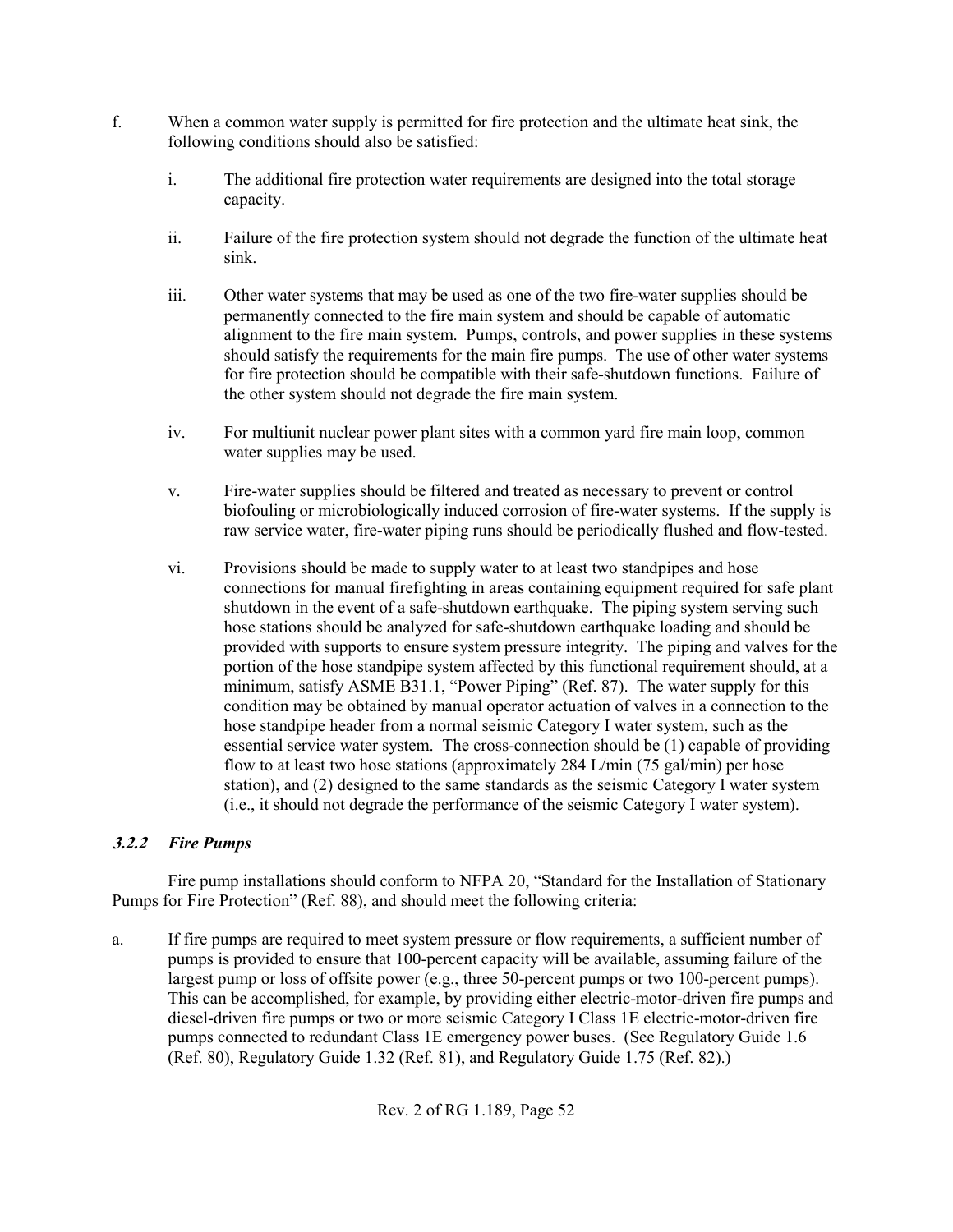f. When a common water supply is permitted for fire protection and the ultimate heat sink, the following conditions should also be satisfied:

   i. The additional fire protection water requirements are designed into the total storage capacity.

   ii. Failure of the fire protection system should not degrade the function of the ultimate heat sink.

   iii. Other water systems that may be used as one of the two fire-water supplies should be permanently connected to the fire main system and should be capable of automatic alignment to the fire main system. Pumps, controls, and power supplies in these systems should satisfy the requirements for the main fire pumps. The use of other water systems for fire protection should be compatible with their safe-shutdown functions. Failure of the other system should not degrade the fire main system.

   iv. For multiunit nuclear power plant sites with a common yard fire main loop, common water supplies may be used.

   v. Fire-water supplies should be filtered and treated as necessary to prevent or control biofouling or microbiologically induced corrosion of fire-water systems. If the supply is raw service water, fire-water piping runs should be periodically flushed and flow-tested.

   vi. Provisions should be made to supply water to at least two standpipes and hose connections for manual firefighting in areas containing equipment required for safe plant shutdown in the event of a safe-shutdown earthquake. The piping system serving such hose stations should be analyzed for safe-shutdown earthquake loading and should be provided with supports to ensure system pressure integrity. The piping and valves for the portion of the hose standpipe system affected by this functional requirement should, at a minimum, satisfy ASME B31.1, "Power Piping" (Ref. 87). The water supply for this condition may be obtained by manual operator actuation of valves in a connection to the hose standpipe header from a normal seismic Category I water system, such as the essential service water system. The cross-connection should be (1) capable of providing flow to at least two hose stations (approximately 284 L/min (75 gal/min) per hose station), and (2) designed to the same standards as the seismic Category I water system (i.e., it should not degrade the performance of the seismic Category I water system).

### *3.2.2 Fire Pumps*

Fire pump installations should conform to NFPA 20, "Standard for the Installation of Stationary Pumps for Fire Protection" (Ref. 88), and should meet the following criteria:

a. If fire pumps are required to meet system pressure or flow requirements, a sufficient number of pumps is provided to ensure that 100-percent capacity will be available, assuming failure of the largest pump or loss of offsite power (e.g., three 50-percent pumps or two 100-percent pumps). This can be accomplished, for example, by providing either electric-motor-driven fire pumps and diesel-driven fire pumps or two or more seismic Category I Class 1E electric-motor-driven fire pumps connected to redundant Class 1E emergency power buses. (See Regulatory Guide 1.6 (Ref. 80), Regulatory Guide 1.32 (Ref. 81), and Regulatory Guide 1.75 (Ref. 82).)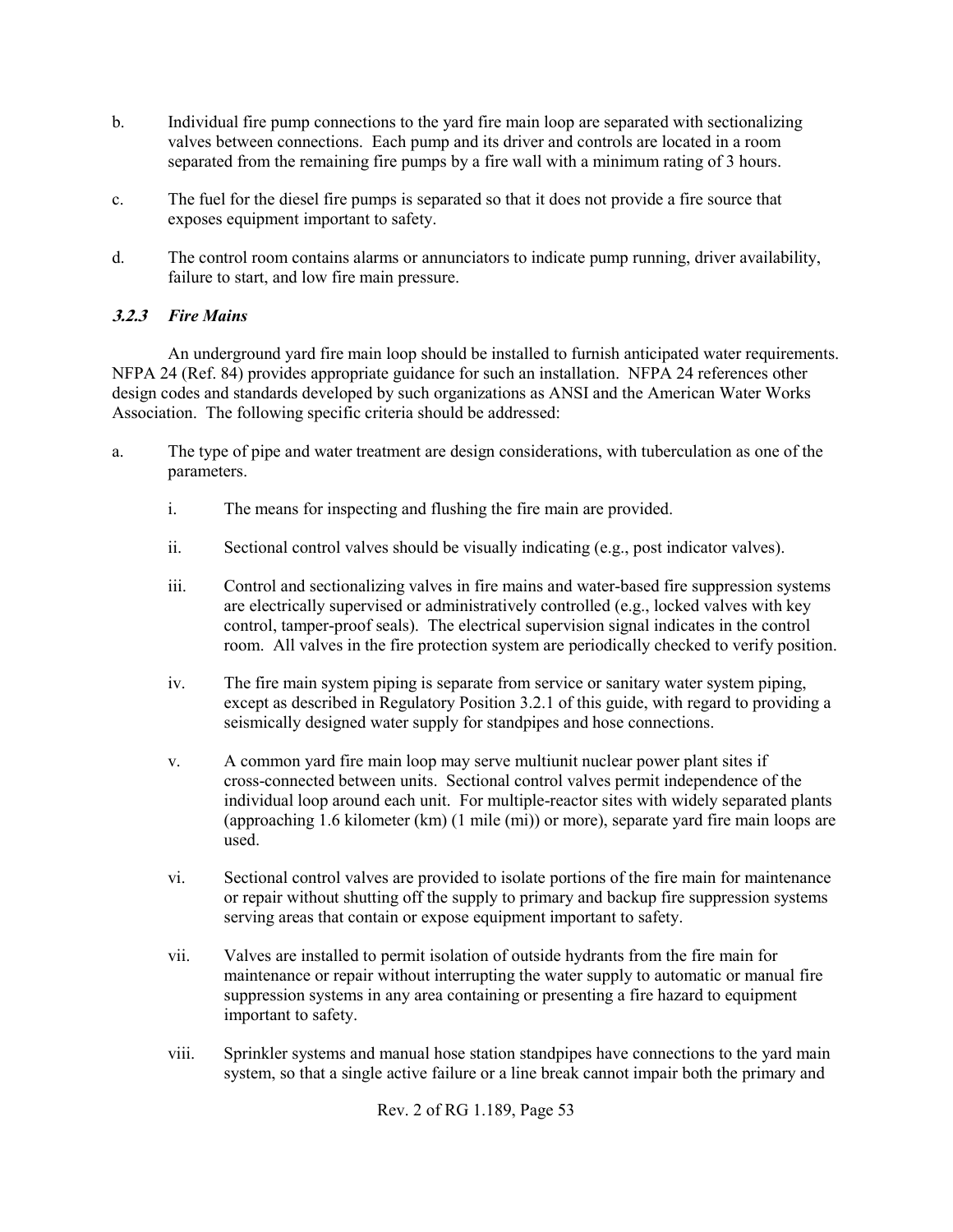b. Individual fire pump connections to the yard fire main loop are separated with sectionalizing valves between connections. Each pump and its driver and controls are located in a room separated from the remaining fire pumps by a fire wall with a minimum rating of 3 hours.

c. The fuel for the diesel fire pumps is separated so that it does not provide a fire source that exposes equipment important to safety.

d. The control room contains alarms or annunciators to indicate pump running, driver availability, failure to start, and low fire main pressure.

### *3.2.3 Fire Mains*

An underground yard fire main loop should be installed to furnish anticipated water requirements. NFPA 24 (Ref. 84) provides appropriate guidance for such an installation. NFPA 24 references other design codes and standards developed by such organizations as ANSI and the American Water Works Association. The following specific criteria should be addressed:

a. The type of pipe and water treatment are design considerations, with tuberculation as one of the parameters.

   i. The means for inspecting and flushing the fire main are provided.

   ii. Sectional control valves should be visually indicating (e.g., post indicator valves).

   iii. Control and sectionalizing valves in fire mains and water-based fire suppression systems are electrically supervised or administratively controlled (e.g., locked valves with key control, tamper-proof seals). The electrical supervision signal indicates in the control room. All valves in the fire protection system are periodically checked to verify position.

   iv. The fire main system piping is separate from service or sanitary water system piping, except as described in Regulatory Position 3.2.1 of this guide, with regard to providing a seismically designed water supply for standpipes and hose connections.

   v. A common yard fire main loop may serve multiunit nuclear power plant sites if cross-connected between units. Sectional control valves permit independence of the individual loop around each unit. For multiple-reactor sites with widely separated plants (approaching 1.6 kilometer (km) (1 mile (mi)) or more), separate yard fire main loops are used.

   vi. Sectional control valves are provided to isolate portions of the fire main for maintenance or repair without shutting off the supply to primary and backup fire suppression systems serving areas that contain or expose equipment important to safety.

   vii. Valves are installed to permit isolation of outside hydrants from the fire main for maintenance or repair without interrupting the water supply to automatic or manual fire suppression systems in any area containing or presenting a fire hazard to equipment important to safety.

   viii. Sprinkler systems and manual hose station standpipes have connections to the yard main system, so that a single active failure or a line break cannot impair both the primary and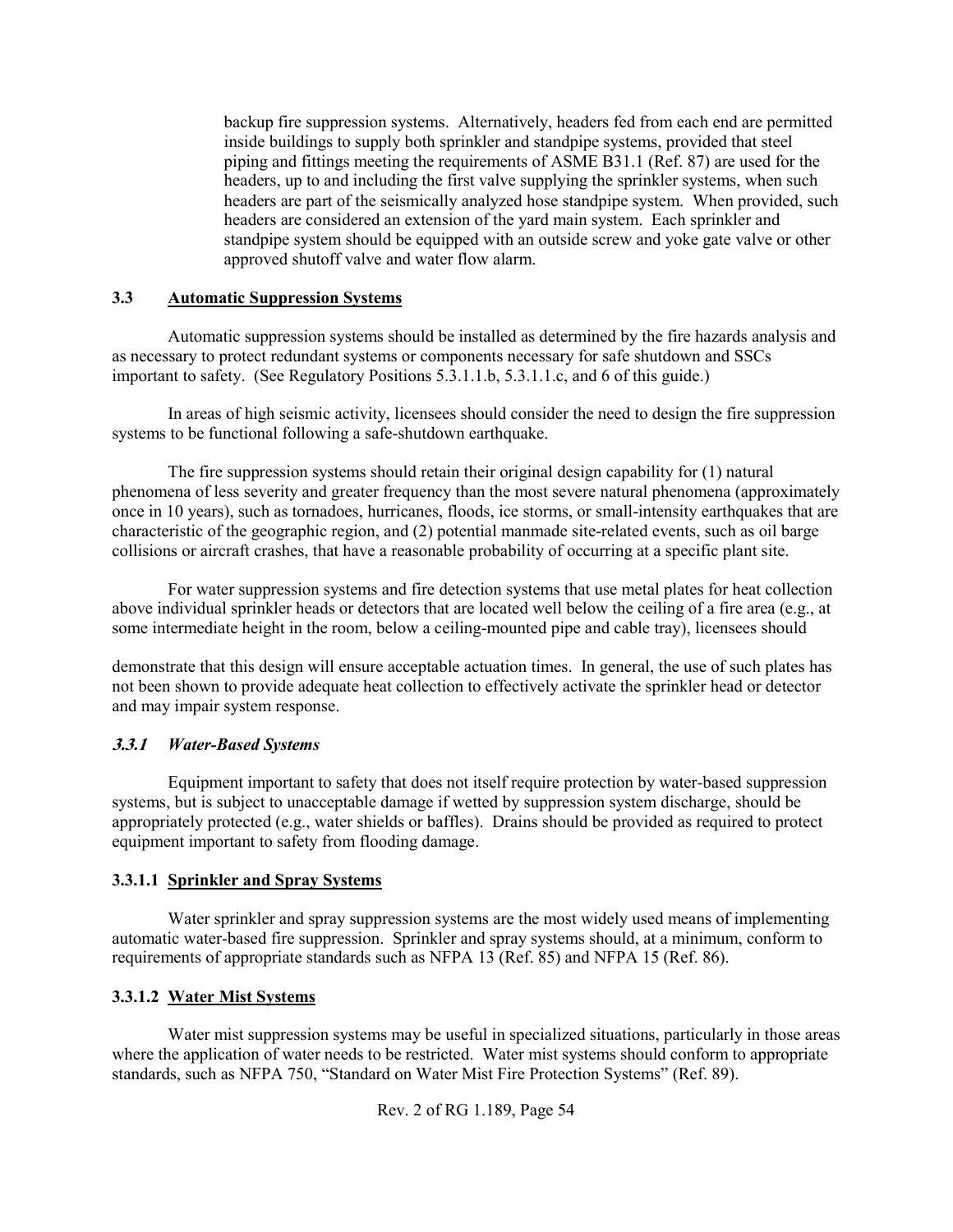backup fire suppression systems. Alternatively, headers fed from each end are permitted inside buildings to supply both sprinkler and standpipe systems, provided that steel piping and fittings meeting the requirements of ASME B31.1 (Ref. 87) are used for the headers, up to and including the first valve supplying the sprinkler systems, when such headers are part of the seismically analyzed hose standpipe system. When provided, such headers are considered an extension of the yard main system. Each sprinkler and standpipe system should be equipped with an outside screw and yoke gate valve or other approved shutoff valve and water flow alarm.

## 3.3 Automatic Suppression Systems

Automatic suppression systems should be installed as determined by the fire hazards analysis and as necessary to protect redundant systems or components necessary for safe shutdown and SSCs important to safety. (See Regulatory Positions 5.3.1.1.b, 5.3.1.1.c, and 6 of this guide.)

In areas of high seismic activity, licensees should consider the need to design the fire suppression systems to be functional following a safe-shutdown earthquake.

The fire suppression systems should retain their original design capability for (1) natural phenomena of less severity and greater frequency than the most severe natural phenomena (approximately once in 10 years), such as tornadoes, hurricanes, floods, ice storms, or small-intensity earthquakes that are characteristic of the geographic region, and (2) potential manmade site-related events, such as oil barge collisions or aircraft crashes, that have a reasonable probability of occurring at a specific plant site.

For water suppression systems and fire detection systems that use metal plates for heat collection above individual sprinkler heads or detectors that are located well below the ceiling of a fire area (e.g., at some intermediate height in the room, below a ceiling-mounted pipe and cable tray), licensees should demonstrate that this design will ensure acceptable actuation times. In general, the use of such plates has not been shown to provide adequate heat collection to effectively activate the sprinkler head or detector and may impair system response.

### *3.3.1 Water-Based Systems*

Equipment important to safety that does not itself require protection by water-based suppression systems, but is subject to unacceptable damage if wetted by suppression system discharge, should be appropriately protected (e.g., water shields or baffles). Drains should be provided as required to protect equipment important to safety from flooding damage.

#### 3.3.1.1 Sprinkler and Spray Systems

Water sprinkler and spray suppression systems are the most widely used means of implementing automatic water-based fire suppression. Sprinkler and spray systems should, at a minimum, conform to requirements of appropriate standards such as NFPA 13 (Ref. 85) and NFPA 15 (Ref. 86).

#### 3.3.1.2 Water Mist Systems

Water mist suppression systems may be useful in specialized situations, particularly in those areas where the application of water needs to be restricted. Water mist systems should conform to appropriate standards, such as NFPA 750, "Standard on Water Mist Fire Protection Systems" (Ref. 89).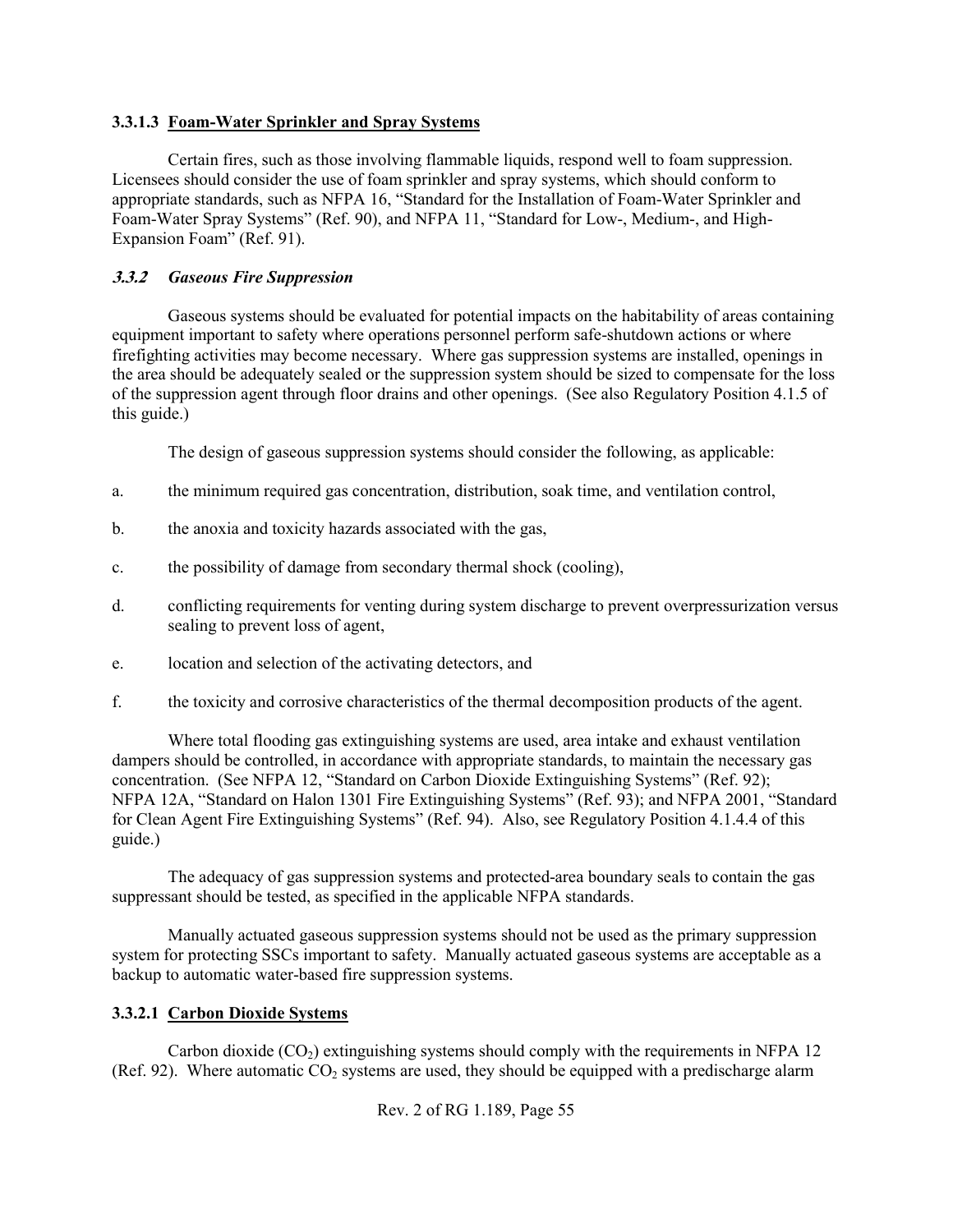#### 3.3.1.3 Foam-Water Sprinkler and Spray Systems

Certain fires, such as those involving flammable liquids, respond well to foam suppression. Licensees should consider the use of foam sprinkler and spray systems, which should conform to appropriate standards, such as NFPA 16, "Standard for the Installation of Foam-Water Sprinkler and Foam-Water Spray Systems" (Ref. 90), and NFPA 11, "Standard for Low-, Medium-, and High-Expansion Foam" (Ref. 91).

### *3.3.2 Gaseous Fire Suppression*

Gaseous systems should be evaluated for potential impacts on the habitability of areas containing equipment important to safety where operations personnel perform safe-shutdown actions or where firefighting activities may become necessary. Where gas suppression systems are installed, openings in the area should be adequately sealed or the suppression system should be sized to compensate for the loss of the suppression agent through floor drains and other openings. (See also Regulatory Position 4.1.5 of this guide.)

The design of gaseous suppression systems should consider the following, as applicable:

a. the minimum required gas concentration, distribution, soak time, and ventilation control,

b. the anoxia and toxicity hazards associated with the gas,

c. the possibility of damage from secondary thermal shock (cooling),

d. conflicting requirements for venting during system discharge to prevent overpressurization versus sealing to prevent loss of agent,

e. location and selection of the activating detectors, and

f. the toxicity and corrosive characteristics of the thermal decomposition products of the agent.

Where total flooding gas extinguishing systems are used, area intake and exhaust ventilation dampers should be controlled, in accordance with appropriate standards, to maintain the necessary gas concentration. (See NFPA 12, "Standard on Carbon Dioxide Extinguishing Systems" (Ref. 92); NFPA 12A, "Standard on Halon 1301 Fire Extinguishing Systems" (Ref. 93); and NFPA 2001, "Standard for Clean Agent Fire Extinguishing Systems" (Ref. 94). Also, see Regulatory Position 4.1.4.4 of this guide.)

The adequacy of gas suppression systems and protected-area boundary seals to contain the gas suppressant should be tested, as specified in the applicable NFPA standards.

Manually actuated gaseous suppression systems should not be used as the primary suppression system for protecting SSCs important to safety. Manually actuated gaseous systems are acceptable as a backup to automatic water-based fire suppression systems.

#### 3.3.2.1 Carbon Dioxide Systems

Carbon dioxide ($CO_2$) extinguishing systems should comply with the requirements in NFPA 12 (Ref. 92). Where automatic $CO_2$ systems are used, they should be equipped with a predischarge alarm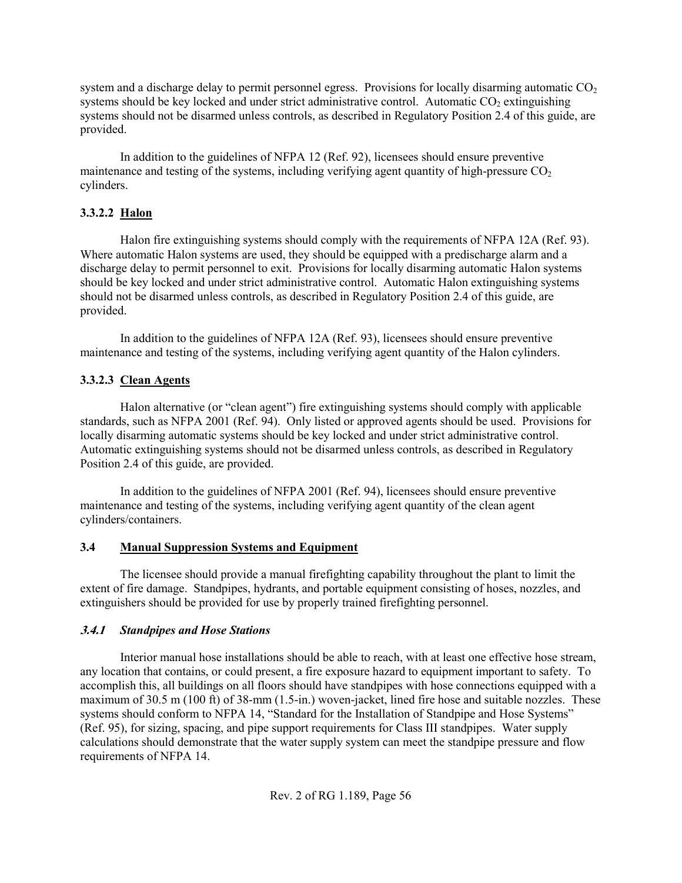system and a discharge delay to permit personnel egress. Provisions for locally disarming automatic $CO_2$ systems should be key locked and under strict administrative control. Automatic $CO_2$ extinguishing systems should not be disarmed unless controls, as described in Regulatory Position 2.4 of this guide, are provided.

In addition to the guidelines of NFPA 12 (Ref. 92), licensees should ensure preventive maintenance and testing of the systems, including verifying agent quantity of high-pressure $CO_2$ cylinders.

#### 3.3.2.2 Halon

Halon fire extinguishing systems should comply with the requirements of NFPA 12A (Ref. 93). Where automatic Halon systems are used, they should be equipped with a predischarge alarm and a discharge delay to permit personnel to exit. Provisions for locally disarming automatic Halon systems should be key locked and under strict administrative control. Automatic Halon extinguishing systems should not be disarmed unless controls, as described in Regulatory Position 2.4 of this guide, are provided.

In addition to the guidelines of NFPA 12A (Ref. 93), licensees should ensure preventive maintenance and testing of the systems, including verifying agent quantity of the Halon cylinders.

#### 3.3.2.3 Clean Agents

Halon alternative (or "clean agent") fire extinguishing systems should comply with applicable standards, such as NFPA 2001 (Ref. 94). Only listed or approved agents should be used. Provisions for locally disarming automatic systems should be key locked and under strict administrative control. Automatic extinguishing systems should not be disarmed unless controls, as described in Regulatory Position 2.4 of this guide, are provided.

In addition to the guidelines of NFPA 2001 (Ref. 94), licensees should ensure preventive maintenance and testing of the systems, including verifying agent quantity of the clean agent cylinders/containers.

## 3.4 Manual Suppression Systems and Equipment

The licensee should provide a manual firefighting capability throughout the plant to limit the extent of fire damage. Standpipes, hydrants, and portable equipment consisting of hoses, nozzles, and extinguishers should be provided for use by properly trained firefighting personnel.

### *3.4.1 Standpipes and Hose Stations*

Interior manual hose installations should be able to reach, with at least one effective hose stream, any location that contains, or could present, a fire exposure hazard to equipment important to safety. To accomplish this, all buildings on all floors should have standpipes with hose connections equipped with a maximum of 30.5 m (100 ft) of 38-mm (1.5-in.) woven-jacket, lined fire hose and suitable nozzles. These systems should conform to NFPA 14, "Standard for the Installation of Standpipe and Hose Systems" (Ref. 95), for sizing, spacing, and pipe support requirements for Class III standpipes. Water supply calculations should demonstrate that the water supply system can meet the standpipe pressure and flow requirements of NFPA 14.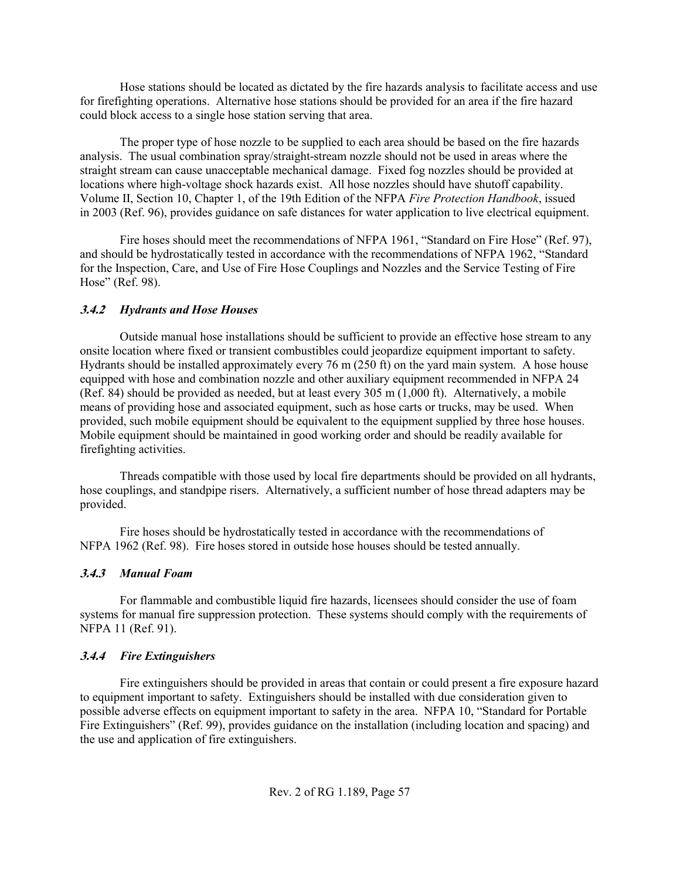Hose stations should be located as dictated by the fire hazards analysis to facilitate access and use for firefighting operations. Alternative hose stations should be provided for an area if the fire hazard could block access to a single hose station serving that area.

The proper type of hose nozzle to be supplied to each area should be based on the fire hazards analysis. The usual combination spray/straight-stream nozzle should not be used in areas where the straight stream can cause unacceptable mechanical damage. Fixed fog nozzles should be provided at locations where high-voltage shock hazards exist. All hose nozzles should have shutoff capability. Volume II, Section 10, Chapter 1, of the 19th Edition of the NFPA *Fire Protection Handbook*, issued in 2003 (Ref. 96), provides guidance on safe distances for water application to live electrical equipment.

Fire hoses should meet the recommendations of NFPA 1961, "Standard on Fire Hose" (Ref. 97), and should be hydrostatically tested in accordance with the recommendations of NFPA 1962, "Standard for the Inspection, Care, and Use of Fire Hose Couplings and Nozzles and the Service Testing of Fire Hose" (Ref. 98).

### *3.4.2 Hydrants and Hose Houses*

Outside manual hose installations should be sufficient to provide an effective hose stream to any onsite location where fixed or transient combustibles could jeopardize equipment important to safety. Hydrants should be installed approximately every 76 m (250 ft) on the yard main system. A hose house equipped with hose and combination nozzle and other auxiliary equipment recommended in NFPA 24 (Ref. 84) should be provided as needed, but at least every 305 m (1,000 ft). Alternatively, a mobile means of providing hose and associated equipment, such as hose carts or trucks, may be used. When provided, such mobile equipment should be equivalent to the equipment supplied by three hose houses. Mobile equipment should be maintained in good working order and should be readily available for firefighting activities.

Threads compatible with those used by local fire departments should be provided on all hydrants, hose couplings, and standpipe risers. Alternatively, a sufficient number of hose thread adapters may be provided.

Fire hoses should be hydrostatically tested in accordance with the recommendations of NFPA 1962 (Ref. 98). Fire hoses stored in outside hose houses should be tested annually.

### *3.4.3 Manual Foam*

For flammable and combustible liquid fire hazards, licensees should consider the use of foam systems for manual fire suppression protection. These systems should comply with the requirements of NFPA 11 (Ref. 91).

### *3.4.4 Fire Extinguishers*

Fire extinguishers should be provided in areas that contain or could present a fire exposure hazard to equipment important to safety. Extinguishers should be installed with due consideration given to possible adverse effects on equipment important to safety in the area. NFPA 10, "Standard for Portable Fire Extinguishers" (Ref. 99), provides guidance on the installation (including location and spacing) and the use and application of fire extinguishers.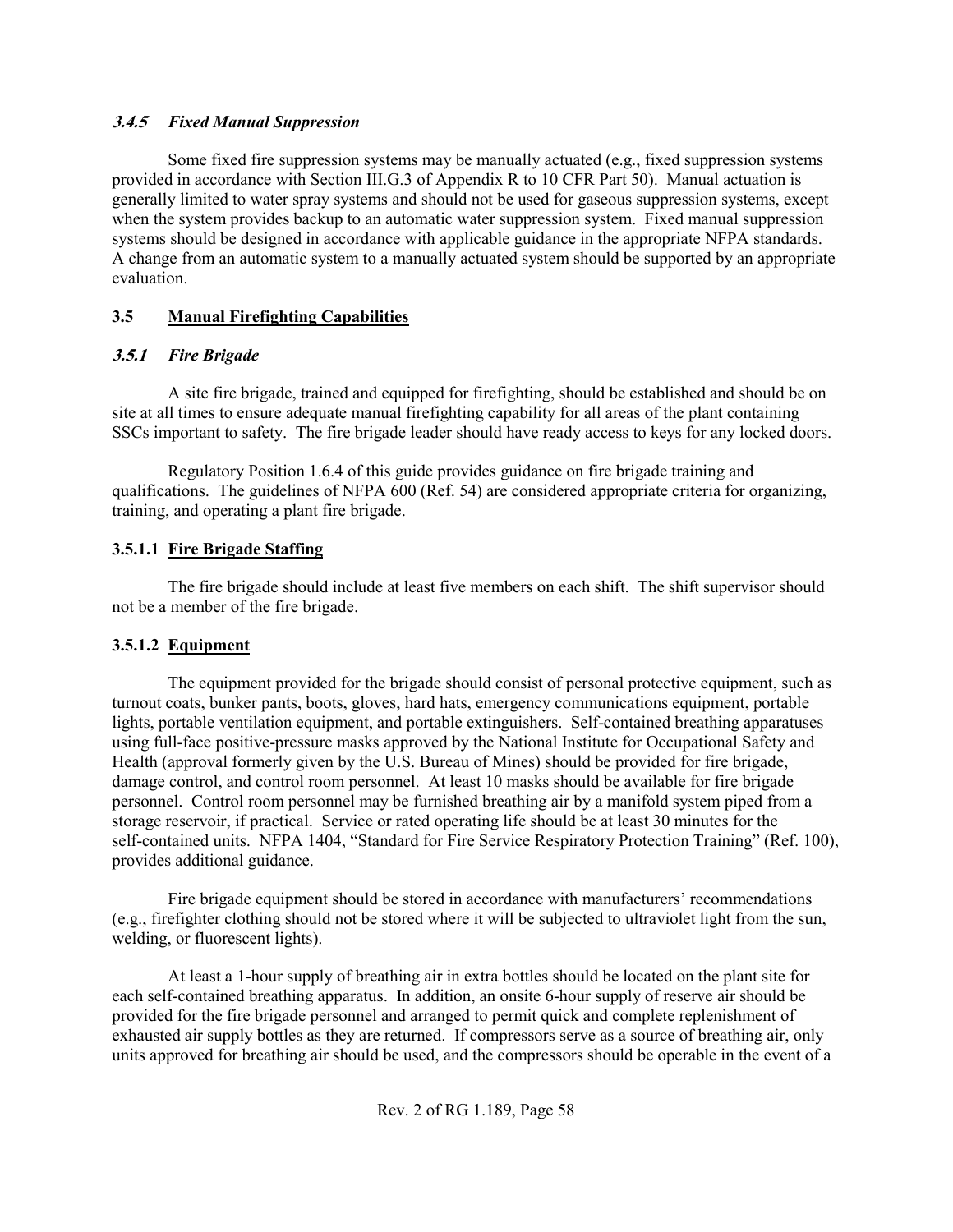### *3.4.5 Fixed Manual Suppression*

Some fixed fire suppression systems may be manually actuated (e.g., fixed suppression systems provided in accordance with Section III.G.3 of Appendix R to 10 CFR Part 50). Manual actuation is generally limited to water spray systems and should not be used for gaseous suppression systems, except when the system provides backup to an automatic water suppression system. Fixed manual suppression systems should be designed in accordance with applicable guidance in the appropriate NFPA standards. A change from an automatic system to a manually actuated system should be supported by an appropriate evaluation.

## 3.5 Manual Firefighting Capabilities

### *3.5.1 Fire Brigade*

A site fire brigade, trained and equipped for firefighting, should be established and should be on site at all times to ensure adequate manual firefighting capability for all areas of the plant containing SSCs important to safety. The fire brigade leader should have ready access to keys for any locked doors.

Regulatory Position 1.6.4 of this guide provides guidance on fire brigade training and qualifications. The guidelines of NFPA 600 (Ref. 54) are considered appropriate criteria for organizing, training, and operating a plant fire brigade.

#### 3.5.1.1 Fire Brigade Staffing

The fire brigade should include at least five members on each shift. The shift supervisor should not be a member of the fire brigade.

#### 3.5.1.2 Equipment

The equipment provided for the brigade should consist of personal protective equipment, such as turnout coats, bunker pants, boots, gloves, hard hats, emergency communications equipment, portable lights, portable ventilation equipment, and portable extinguishers. Self-contained breathing apparatuses using full-face positive-pressure masks approved by the National Institute for Occupational Safety and Health (approval formerly given by the U.S. Bureau of Mines) should be provided for fire brigade, damage control, and control room personnel. At least 10 masks should be available for fire brigade personnel. Control room personnel may be furnished breathing air by a manifold system piped from a storage reservoir, if practical. Service or rated operating life should be at least 30 minutes for the self-contained units. NFPA 1404, "Standard for Fire Service Respiratory Protection Training" (Ref. 100), provides additional guidance.

Fire brigade equipment should be stored in accordance with manufacturers' recommendations (e.g., firefighter clothing should not be stored where it will be subjected to ultraviolet light from the sun, welding, or fluorescent lights).

At least a 1-hour supply of breathing air in extra bottles should be located on the plant site for each self-contained breathing apparatus. In addition, an onsite 6-hour supply of reserve air should be provided for the fire brigade personnel and arranged to permit quick and complete replenishment of exhausted air supply bottles as they are returned. If compressors serve as a source of breathing air, only units approved for breathing air should be used, and the compressors should be operable in the event of a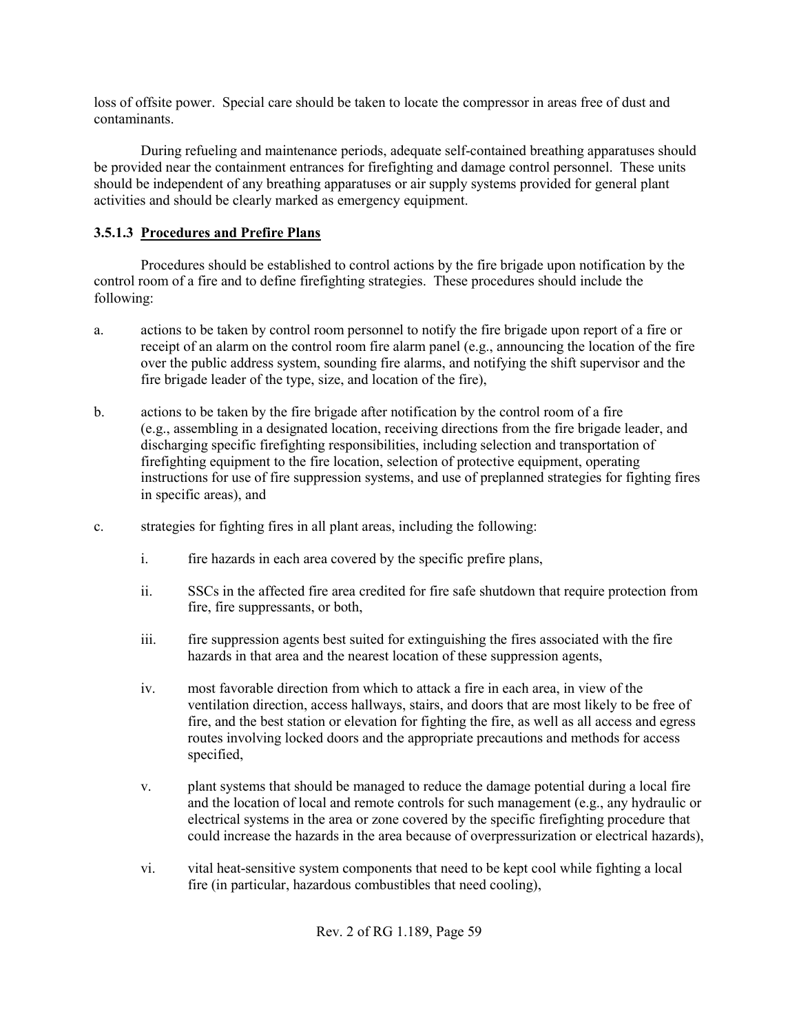loss of offsite power. Special care should be taken to locate the compressor in areas free of dust and contaminants.

During refueling and maintenance periods, adequate self-contained breathing apparatuses should be provided near the containment entrances for firefighting and damage control personnel. These units should be independent of any breathing apparatuses or air supply systems provided for general plant activities and should be clearly marked as emergency equipment.

### 3.5.1.3 Procedures and Prefire Plans

Procedures should be established to control actions by the fire brigade upon notification by the control room of a fire and to define firefighting strategies. These procedures should include the following:

a. actions to be taken by control room personnel to notify the fire brigade upon report of a fire or receipt of an alarm on the control room fire alarm panel (e.g., announcing the location of the fire over the public address system, sounding fire alarms, and notifying the shift supervisor and the fire brigade leader of the type, size, and location of the fire),

b. actions to be taken by the fire brigade after notification by the control room of a fire (e.g., assembling in a designated location, receiving directions from the fire brigade leader, and discharging specific firefighting responsibilities, including selection and transportation of firefighting equipment to the fire location, selection of protective equipment, operating instructions for use of fire suppression systems, and use of preplanned strategies for fighting fires in specific areas), and

c. strategies for fighting fires in all plant areas, including the following:

   i. fire hazards in each area covered by the specific prefire plans,

   ii. SSCs in the affected fire area credited for fire safe shutdown that require protection from fire, fire suppressants, or both,

   iii. fire suppression agents best suited for extinguishing the fires associated with the fire hazards in that area and the nearest location of these suppression agents,

   iv. most favorable direction from which to attack a fire in each area, in view of the ventilation direction, access hallways, stairs, and doors that are most likely to be free of fire, and the best station or elevation for fighting the fire, as well as all access and egress routes involving locked doors and the appropriate precautions and methods for access specified,

   v. plant systems that should be managed to reduce the damage potential during a local fire and the location of local and remote controls for such management (e.g., any hydraulic or electrical systems in the area or zone covered by the specific firefighting procedure that could increase the hazards in the area because of overpressurization or electrical hazards),

   vi. vital heat-sensitive system components that need to be kept cool while fighting a local fire (in particular, hazardous combustibles that need cooling),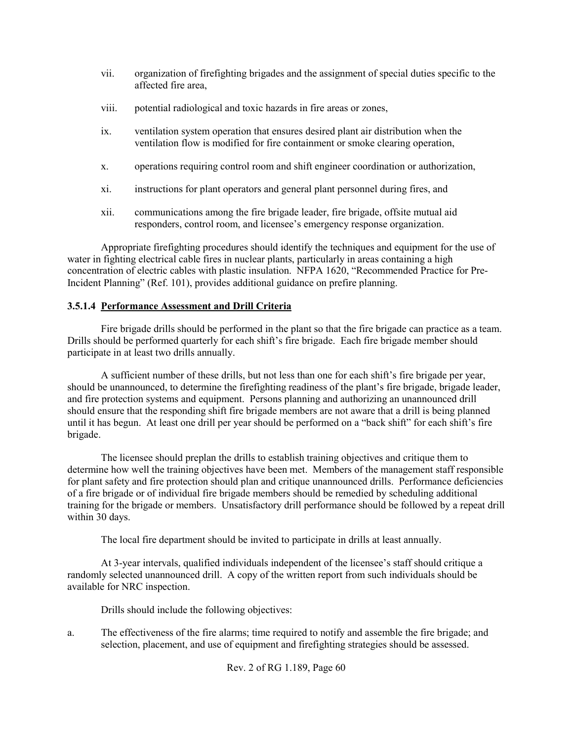vii. organization of firefighting brigades and the assignment of special duties specific to the affected fire area,

viii. potential radiological and toxic hazards in fire areas or zones,

ix. ventilation system operation that ensures desired plant air distribution when the ventilation flow is modified for fire containment or smoke clearing operation,

x. operations requiring control room and shift engineer coordination or authorization,

xi. instructions for plant operators and general plant personnel during fires, and

xii. communications among the fire brigade leader, fire brigade, offsite mutual aid responders, control room, and licensee's emergency response organization.

Appropriate firefighting procedures should identify the techniques and equipment for the use of water in fighting electrical cable fires in nuclear plants, particularly in areas containing a high concentration of electric cables with plastic insulation. NFPA 1620, "Recommended Practice for Pre-Incident Planning" (Ref. 101), provides additional guidance on prefire planning.

#### 3.5.1.4 Performance Assessment and Drill Criteria

Fire brigade drills should be performed in the plant so that the fire brigade can practice as a team. Drills should be performed quarterly for each shift's fire brigade. Each fire brigade member should participate in at least two drills annually.

A sufficient number of these drills, but not less than one for each shift's fire brigade per year, should be unannounced, to determine the firefighting readiness of the plant's fire brigade, brigade leader, and fire protection systems and equipment. Persons planning and authorizing an unannounced drill should ensure that the responding shift fire brigade members are not aware that a drill is being planned until it has begun. At least one drill per year should be performed on a "back shift" for each shift's fire brigade.

The licensee should preplan the drills to establish training objectives and critique them to determine how well the training objectives have been met. Members of the management staff responsible for plant safety and fire protection should plan and critique unannounced drills. Performance deficiencies of a fire brigade or of individual fire brigade members should be remedied by scheduling additional training for the brigade or members. Unsatisfactory drill performance should be followed by a repeat drill within 30 days.

The local fire department should be invited to participate in drills at least annually.

At 3-year intervals, qualified individuals independent of the licensee's staff should critique a randomly selected unannounced drill. A copy of the written report from such individuals should be available for NRC inspection.

Drills should include the following objectives:

a. The effectiveness of the fire alarms; time required to notify and assemble the fire brigade; and selection, placement, and use of equipment and firefighting strategies should be assessed.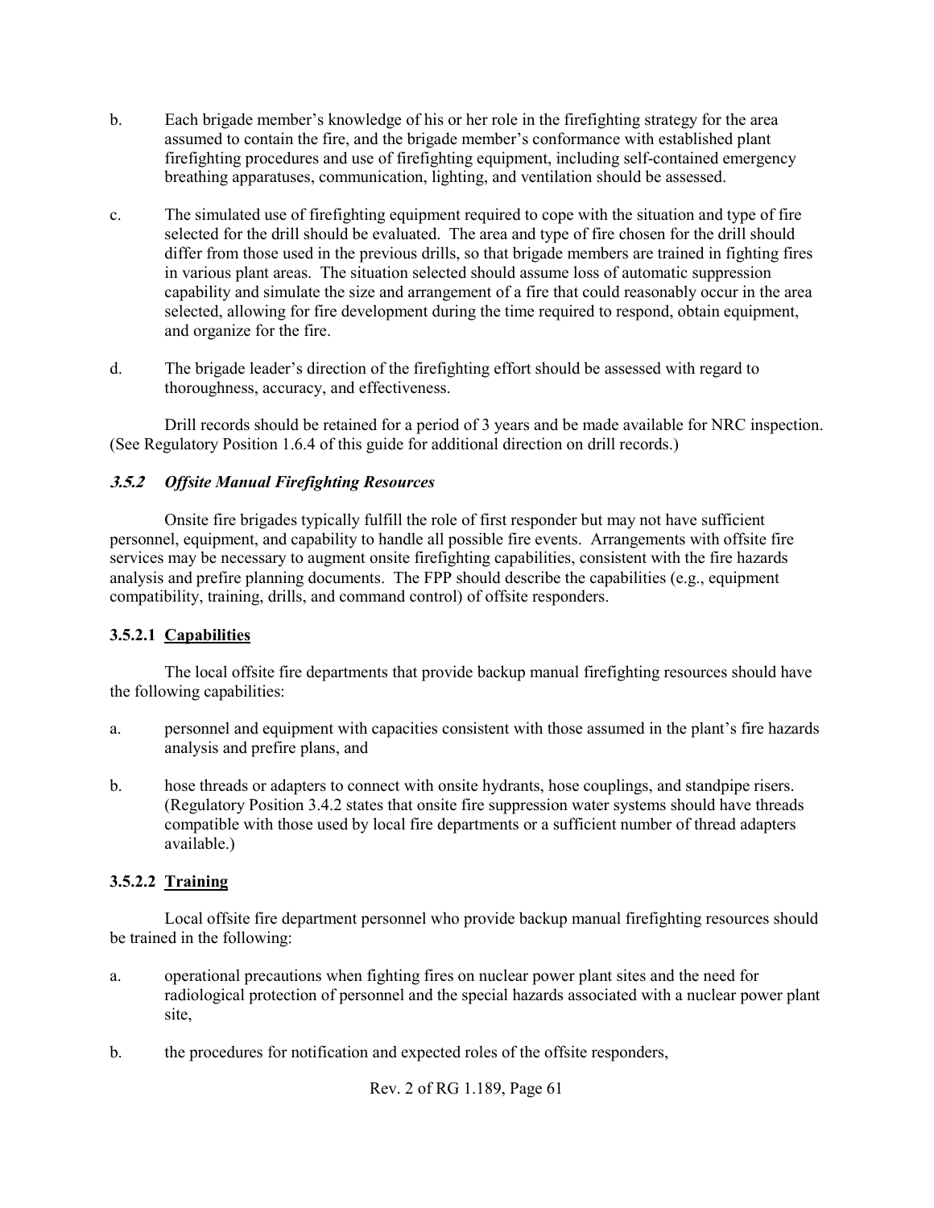b. Each brigade member's knowledge of his or her role in the firefighting strategy for the area assumed to contain the fire, and the brigade member's conformance with established plant firefighting procedures and use of firefighting equipment, including self-contained emergency breathing apparatuses, communication, lighting, and ventilation should be assessed.

c. The simulated use of firefighting equipment required to cope with the situation and type of fire selected for the drill should be evaluated. The area and type of fire chosen for the drill should differ from those used in the previous drills, so that brigade members are trained in fighting fires in various plant areas. The situation selected should assume loss of automatic suppression capability and simulate the size and arrangement of a fire that could reasonably occur in the area selected, allowing for fire development during the time required to respond, obtain equipment, and organize for the fire.

d. The brigade leader's direction of the firefighting effort should be assessed with regard to thoroughness, accuracy, and effectiveness.

Drill records should be retained for a period of 3 years and be made available for NRC inspection. (See Regulatory Position 1.6.4 of this guide for additional direction on drill records.)

### *3.5.2 Offsite Manual Firefighting Resources*

Onsite fire brigades typically fulfill the role of first responder but may not have sufficient personnel, equipment, and capability to handle all possible fire events. Arrangements with offsite fire services may be necessary to augment onsite firefighting capabilities, consistent with the fire hazards analysis and prefire planning documents. The FPP should describe the capabilities (e.g., equipment compatibility, training, drills, and command control) of offsite responders.

#### **3.5.2.1 Capabilities**

The local offsite fire departments that provide backup manual firefighting resources should have the following capabilities:

a. personnel and equipment with capacities consistent with those assumed in the plant's fire hazards analysis and prefire plans, and

b. hose threads or adapters to connect with onsite hydrants, hose couplings, and standpipe risers. (Regulatory Position 3.4.2 states that onsite fire suppression water systems should have threads compatible with those used by local fire departments or a sufficient number of thread adapters available.)

#### **3.5.2.2 Training**

Local offsite fire department personnel who provide backup manual firefighting resources should be trained in the following:

a. operational precautions when fighting fires on nuclear power plant sites and the need for radiological protection of personnel and the special hazards associated with a nuclear power plant site,

b. the procedures for notification and expected roles of the offsite responders,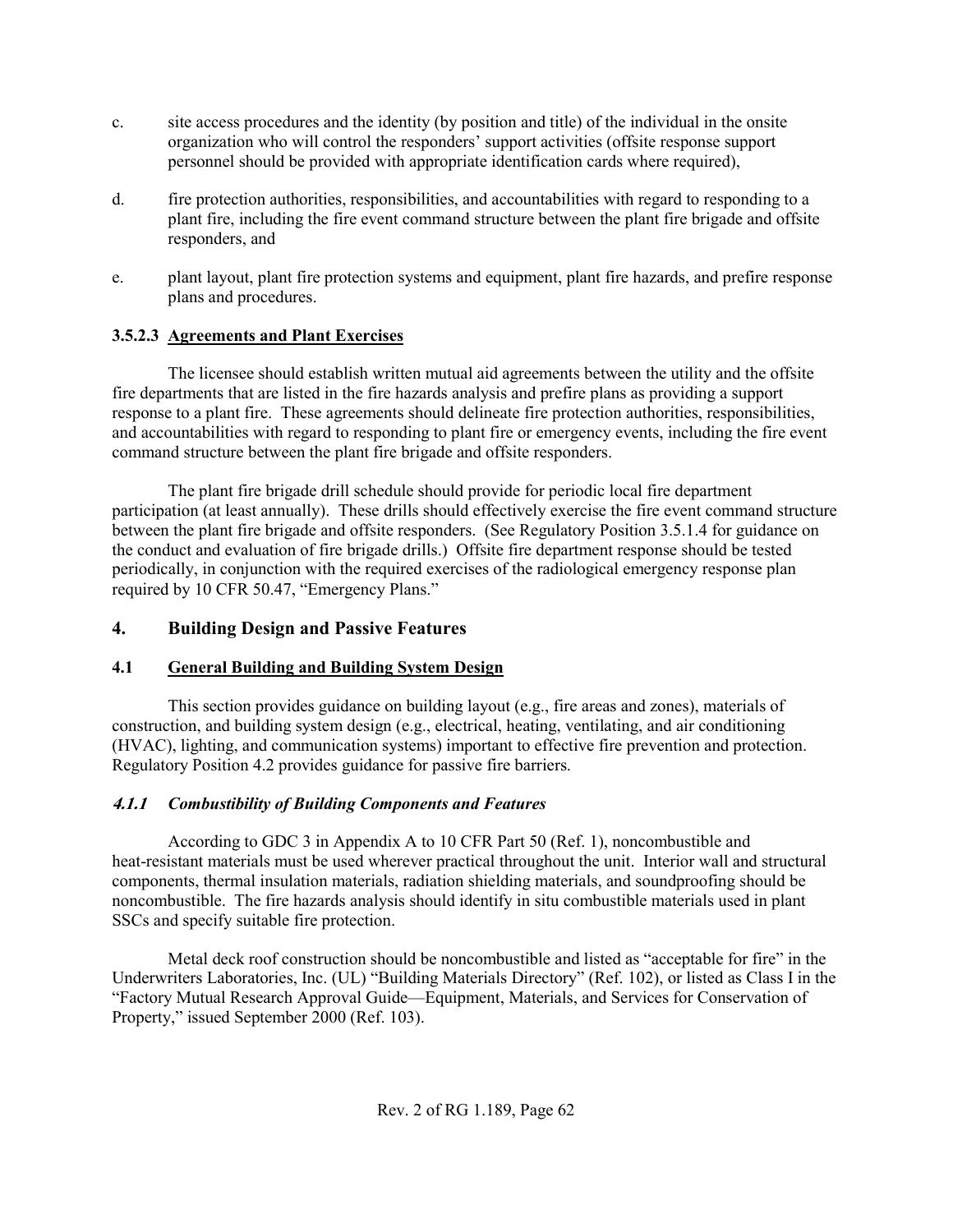c. site access procedures and the identity (by position and title) of the individual in the onsite organization who will control the responders' support activities (offsite response support personnel should be provided with appropriate identification cards where required),

d. fire protection authorities, responsibilities, and accountabilities with regard to responding to a plant fire, including the fire event command structure between the plant fire brigade and offsite responders, and

e. plant layout, plant fire protection systems and equipment, plant fire hazards, and prefire response plans and procedures.

#### 3.5.2.3 <u>Agreements and Plant Exercises</u>

The licensee should establish written mutual aid agreements between the utility and the offsite fire departments that are listed in the fire hazards analysis and prefire plans as providing a support response to a plant fire. These agreements should delineate fire protection authorities, responsibilities, and accountabilities with regard to responding to plant fire or emergency events, including the fire event command structure between the plant fire brigade and offsite responders.

The plant fire brigade drill schedule should provide for periodic local fire department participation (at least annually). These drills should effectively exercise the fire event command structure between the plant fire brigade and offsite responders. (See Regulatory Position 3.5.1.4 for guidance on the conduct and evaluation of fire brigade drills.) Offsite fire department response should be tested periodically, in conjunction with the required exercises of the radiological emergency response plan required by 10 CFR 50.47, "Emergency Plans."

## 4. Building Design and Passive Features

### 4.1 <u>General Building and Building System Design</u>

This section provides guidance on building layout (e.g., fire areas and zones), materials of construction, and building system design (e.g., electrical, heating, ventilating, and air conditioning (HVAC), lighting, and communication systems) important to effective fire prevention and protection. Regulatory Position 4.2 provides guidance for passive fire barriers.

#### *4.1.1 Combustibility of Building Components and Features*

According to GDC 3 in Appendix A to 10 CFR Part 50 (Ref. 1), noncombustible and heat-resistant materials must be used wherever practical throughout the unit. Interior wall and structural components, thermal insulation materials, radiation shielding materials, and soundproofing should be noncombustible. The fire hazards analysis should identify in situ combustible materials used in plant SSCs and specify suitable fire protection.

Metal deck roof construction should be noncombustible and listed as "acceptable for fire" in the Underwriters Laboratories, Inc. (UL) "Building Materials Directory" (Ref. 102), or listed as Class I in the "Factory Mutual Research Approval Guide—Equipment, Materials, and Services for Conservation of Property," issued September 2000 (Ref. 103).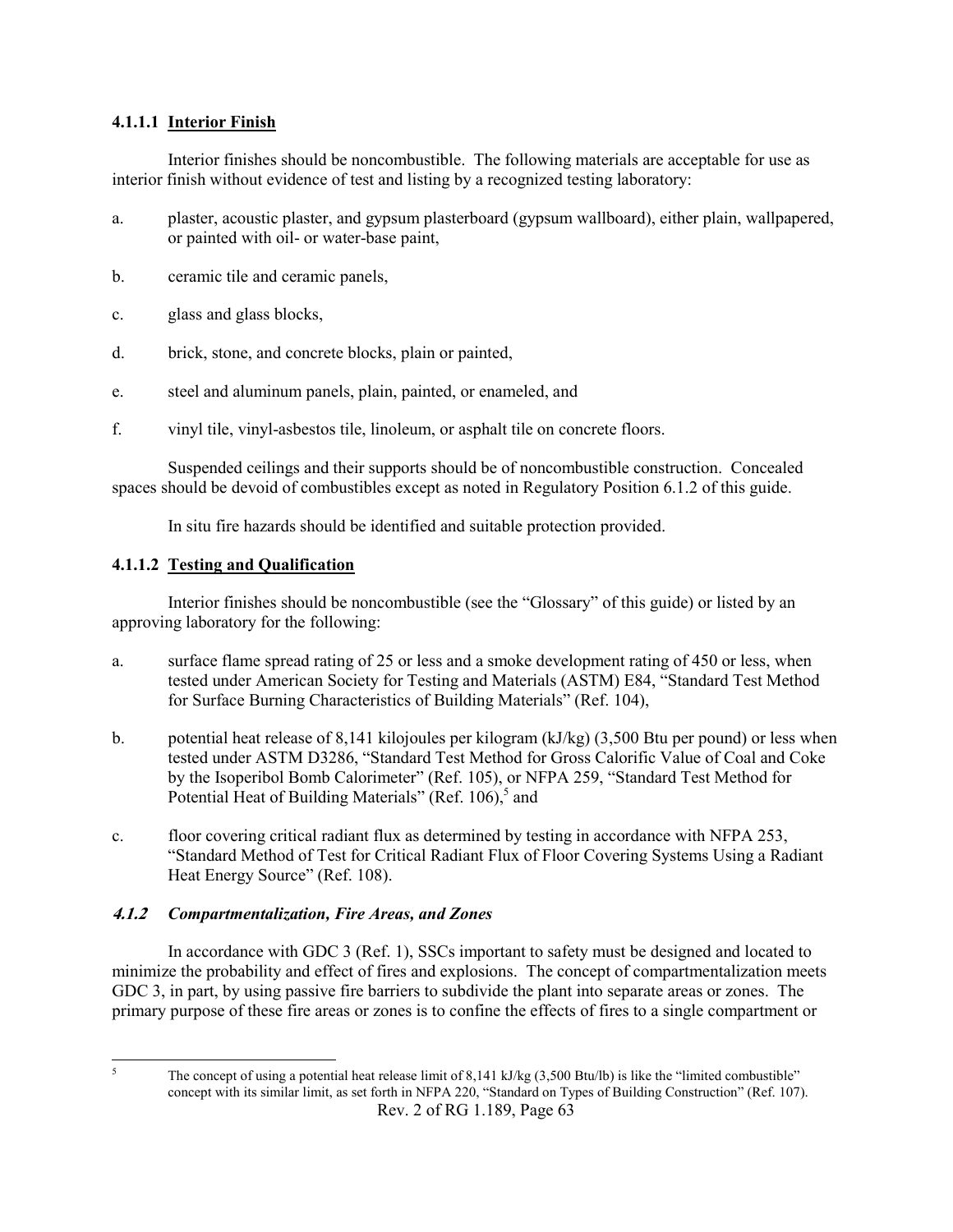#### 4.1.1.1 Interior Finish

Interior finishes should be noncombustible. The following materials are acceptable for use as interior finish without evidence of test and listing by a recognized testing laboratory:

a. plaster, acoustic plaster, and gypsum plasterboard (gypsum wallboard), either plain, wallpapered, or painted with oil- or water-base paint,

b. ceramic tile and ceramic panels,

c. glass and glass blocks,

d. brick, stone, and concrete blocks, plain or painted,

e. steel and aluminum panels, plain, painted, or enameled, and

f. vinyl tile, vinyl-asbestos tile, linoleum, or asphalt tile on concrete floors.

Suspended ceilings and their supports should be of noncombustible construction. Concealed spaces should be devoid of combustibles except as noted in Regulatory Position 6.1.2 of this guide.

In situ fire hazards should be identified and suitable protection provided.

#### 4.1.1.2 Testing and Qualification

Interior finishes should be noncombustible (see the "Glossary" of this guide) or listed by an approving laboratory for the following:

a. surface flame spread rating of 25 or less and a smoke development rating of 450 or less, when tested under American Society for Testing and Materials (ASTM) E84, "Standard Test Method for Surface Burning Characteristics of Building Materials" (Ref. 104),

b. potential heat release of 8,141 kilojoules per kilogram (kJ/kg) (3,500 Btu per pound) or less when tested under ASTM D3286, "Standard Test Method for Gross Calorific Value of Coal and Coke by the Isoperibol Bomb Calorimeter" (Ref. 105), or NFPA 259, "Standard Test Method for Potential Heat of Building Materials" (Ref. 106),[5] and

c. floor covering critical radiant flux as determined by testing in accordance with NFPA 253, "Standard Method of Test for Critical Radiant Flux of Floor Covering Systems Using a Radiant Heat Energy Source" (Ref. 108).

### *4.1.2 Compartmentalization, Fire Areas, and Zones*

In accordance with GDC 3 (Ref. 1), SSCs important to safety must be designed and located to minimize the probability and effect of fires and explosions. The concept of compartmentalization meets GDC 3, in part, by using passive fire barriers to subdivide the plant into separate areas or zones. The primary purpose of these fire areas or zones is to confine the effects of fires to a single compartment or

[5] The concept of using a potential heat release limit of 8,141 kJ/kg (3,500 Btu/lb) is like the "limited combustible" concept with its similar limit, as set forth in NFPA 220, "Standard on Types of Building Construction" (Ref. 107).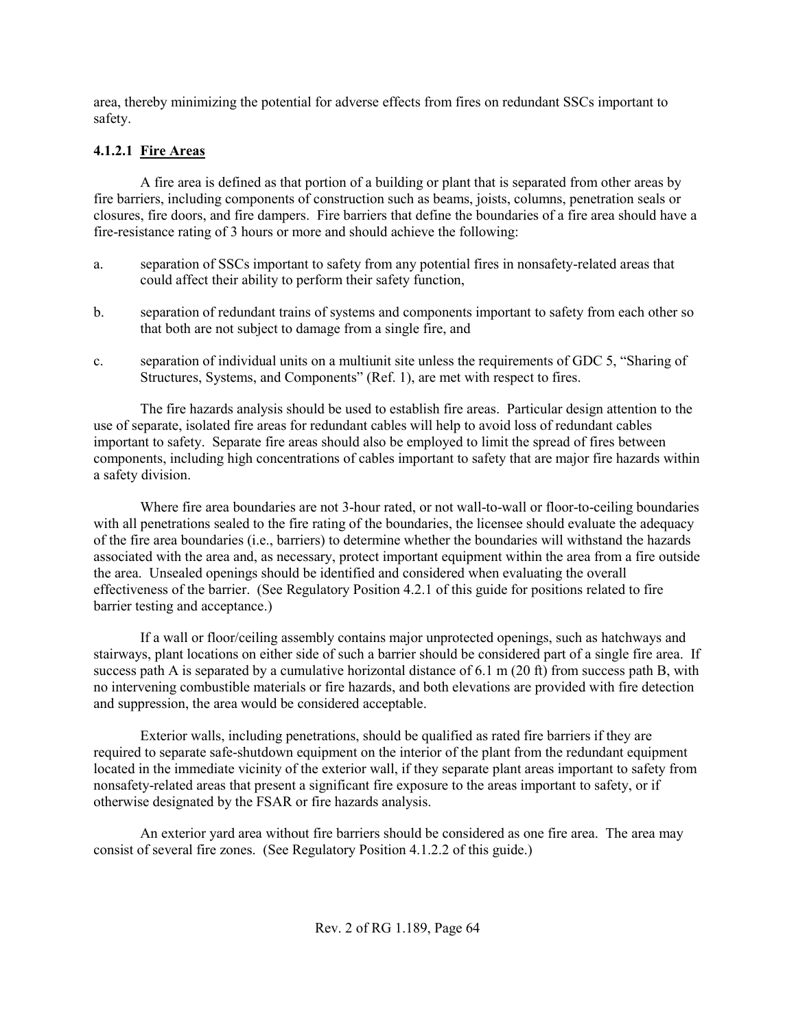area, thereby minimizing the potential for adverse effects from fires on redundant SSCs important to safety.

#### 4.1.2.1 Fire Areas

A fire area is defined as that portion of a building or plant that is separated from other areas by fire barriers, including components of construction such as beams, joists, columns, penetration seals or closures, fire doors, and fire dampers. Fire barriers that define the boundaries of a fire area should have a fire-resistance rating of 3 hours or more and should achieve the following:

a. separation of SSCs important to safety from any potential fires in nonsafety-related areas that could affect their ability to perform their safety function,

b. separation of redundant trains of systems and components important to safety from each other so that both are not subject to damage from a single fire, and

c. separation of individual units on a multiunit site unless the requirements of GDC 5, "Sharing of Structures, Systems, and Components" (Ref. 1), are met with respect to fires.

The fire hazards analysis should be used to establish fire areas. Particular design attention to the use of separate, isolated fire areas for redundant cables will help to avoid loss of redundant cables important to safety. Separate fire areas should also be employed to limit the spread of fires between components, including high concentrations of cables important to safety that are major fire hazards within a safety division.

Where fire area boundaries are not 3-hour rated, or not wall-to-wall or floor-to-ceiling boundaries with all penetrations sealed to the fire rating of the boundaries, the licensee should evaluate the adequacy of the fire area boundaries (i.e., barriers) to determine whether the boundaries will withstand the hazards associated with the area and, as necessary, protect important equipment within the area from a fire outside the area. Unsealed openings should be identified and considered when evaluating the overall effectiveness of the barrier. (See Regulatory Position 4.2.1 of this guide for positions related to fire barrier testing and acceptance.)

If a wall or floor/ceiling assembly contains major unprotected openings, such as hatchways and stairways, plant locations on either side of such a barrier should be considered part of a single fire area. If success path A is separated by a cumulative horizontal distance of 6.1 m (20 ft) from success path B, with no intervening combustible materials or fire hazards, and both elevations are provided with fire detection and suppression, the area would be considered acceptable.

Exterior walls, including penetrations, should be qualified as rated fire barriers if they are required to separate safe-shutdown equipment on the interior of the plant from the redundant equipment located in the immediate vicinity of the exterior wall, if they separate plant areas important to safety from nonsafety-related areas that present a significant fire exposure to the areas important to safety, or if otherwise designated by the FSAR or fire hazards analysis.

An exterior yard area without fire barriers should be considered as one fire area. The area may consist of several fire zones. (See Regulatory Position 4.1.2.2 of this guide.)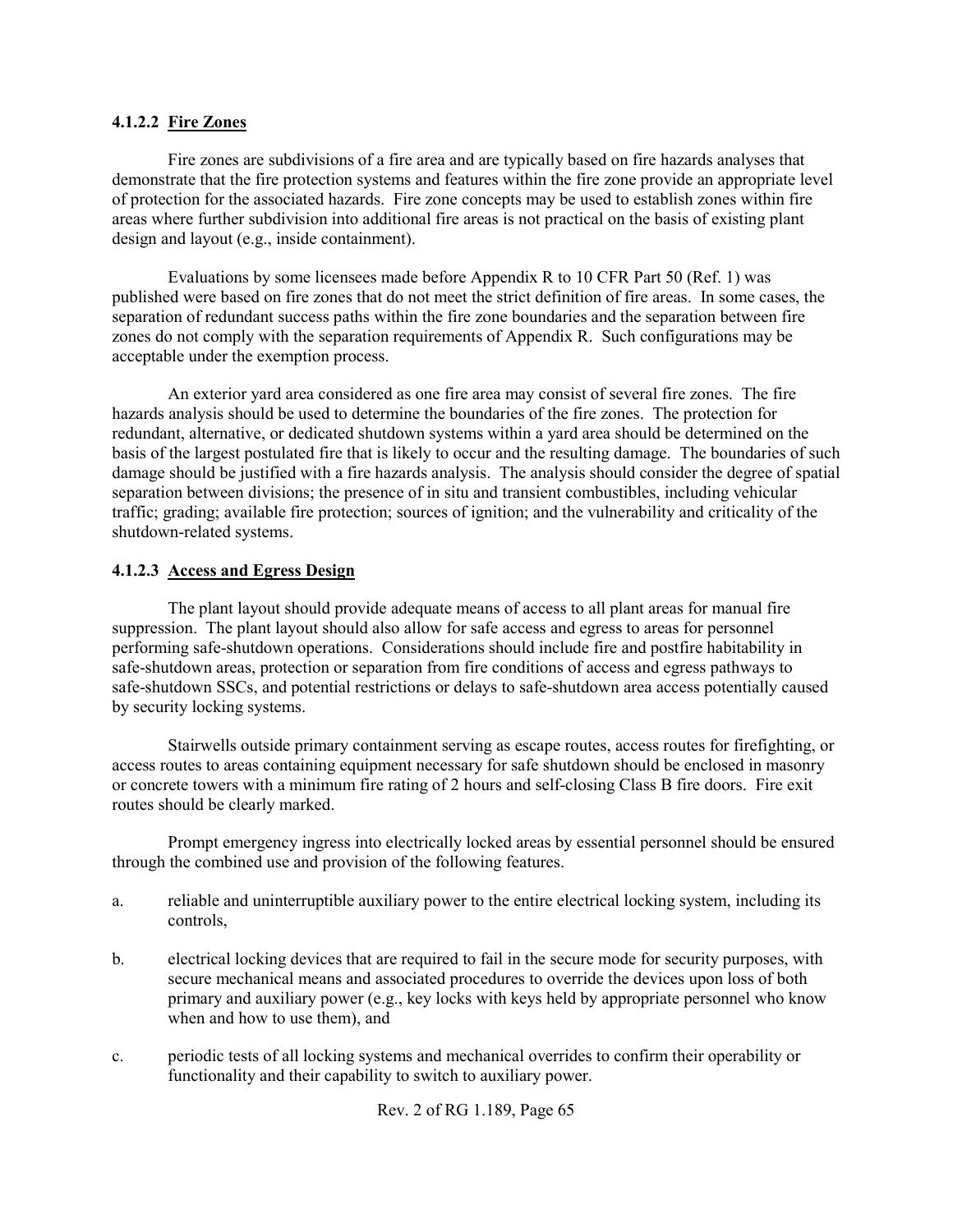#### 4.1.2.2 Fire Zones

Fire zones are subdivisions of a fire area and are typically based on fire hazards analyses that demonstrate that the fire protection systems and features within the fire zone provide an appropriate level of protection for the associated hazards. Fire zone concepts may be used to establish zones within fire areas where further subdivision into additional fire areas is not practical on the basis of existing plant design and layout (e.g., inside containment).

Evaluations by some licensees made before Appendix R to 10 CFR Part 50 (Ref. 1) was published were based on fire zones that do not meet the strict definition of fire areas. In some cases, the separation of redundant success paths within the fire zone boundaries and the separation between fire zones do not comply with the separation requirements of Appendix R. Such configurations may be acceptable under the exemption process.

An exterior yard area considered as one fire area may consist of several fire zones. The fire hazards analysis should be used to determine the boundaries of the fire zones. The protection for redundant, alternative, or dedicated shutdown systems within a yard area should be determined on the basis of the largest postulated fire that is likely to occur and the resulting damage. The boundaries of such damage should be justified with a fire hazards analysis. The analysis should consider the degree of spatial separation between divisions; the presence of in situ and transient combustibles, including vehicular traffic; grading; available fire protection; sources of ignition; and the vulnerability and criticality of the shutdown-related systems.

#### 4.1.2.3 Access and Egress Design

The plant layout should provide adequate means of access to all plant areas for manual fire suppression. The plant layout should also allow for safe access and egress to areas for personnel performing safe-shutdown operations. Considerations should include fire and postfire habitability in safe-shutdown areas, protection or separation from fire conditions of access and egress pathways to safe-shutdown SSCs, and potential restrictions or delays to safe-shutdown area access potentially caused by security locking systems.

Stairwells outside primary containment serving as escape routes, access routes for firefighting, or access routes to areas containing equipment necessary for safe shutdown should be enclosed in masonry or concrete towers with a minimum fire rating of 2 hours and self-closing Class B fire doors. Fire exit routes should be clearly marked.

Prompt emergency ingress into electrically locked areas by essential personnel should be ensured through the combined use and provision of the following features.

a. reliable and uninterruptible auxiliary power to the entire electrical locking system, including its controls,

b. electrical locking devices that are required to fail in the secure mode for security purposes, with secure mechanical means and associated procedures to override the devices upon loss of both primary and auxiliary power (e.g., key locks with keys held by appropriate personnel who know when and how to use them), and

c. periodic tests of all locking systems and mechanical overrides to confirm their operability or functionality and their capability to switch to auxiliary power.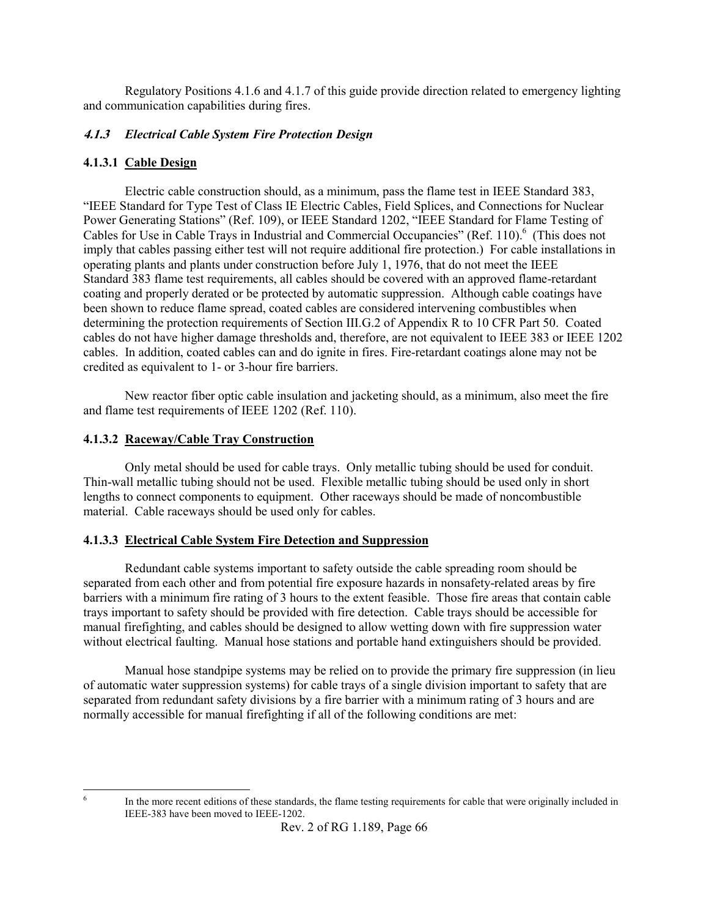Regulatory Positions 4.1.6 and 4.1.7 of this guide provide direction related to emergency lighting and communication capabilities during fires.

### *4.1.3 Electrical Cable System Fire Protection Design*

#### 4.1.3.1 Cable Design

Electric cable construction should, as a minimum, pass the flame test in IEEE Standard 383, "IEEE Standard for Type Test of Class IE Electric Cables, Field Splices, and Connections for Nuclear Power Generating Stations" (Ref. 109), or IEEE Standard 1202, "IEEE Standard for Flame Testing of Cables for Use in Cable Trays in Industrial and Commercial Occupancies" (Ref. 110).[6] (This does not imply that cables passing either test will not require additional fire protection.) For cable installations in operating plants and plants under construction before July 1, 1976, that do not meet the IEEE Standard 383 flame test requirements, all cables should be covered with an approved flame-retardant coating and properly derated or be protected by automatic suppression. Although cable coatings have been shown to reduce flame spread, coated cables are considered intervening combustibles when determining the protection requirements of Section III.G.2 of Appendix R to 10 CFR Part 50. Coated cables do not have higher damage thresholds and, therefore, are not equivalent to IEEE 383 or IEEE 1202 cables. In addition, coated cables can and do ignite in fires. Fire-retardant coatings alone may not be credited as equivalent to 1- or 3-hour fire barriers.

New reactor fiber optic cable insulation and jacketing should, as a minimum, also meet the fire and flame test requirements of IEEE 1202 (Ref. 110).

#### 4.1.3.2 Raceway/Cable Tray Construction

Only metal should be used for cable trays. Only metallic tubing should be used for conduit. Thin-wall metallic tubing should not be used. Flexible metallic tubing should be used only in short lengths to connect components to equipment. Other raceways should be made of noncombustible material. Cable raceways should be used only for cables.

#### 4.1.3.3 Electrical Cable System Fire Detection and Suppression

Redundant cable systems important to safety outside the cable spreading room should be separated from each other and from potential fire exposure hazards in nonsafety-related areas by fire barriers with a minimum fire rating of 3 hours to the extent feasible. Those fire areas that contain cable trays important to safety should be provided with fire detection. Cable trays should be accessible for manual firefighting, and cables should be designed to allow wetting down with fire suppression water without electrical faulting. Manual hose stations and portable hand extinguishers should be provided.

Manual hose standpipe systems may be relied on to provide the primary fire suppression (in lieu of automatic water suppression systems) for cable trays of a single division important to safety that are separated from redundant safety divisions by a fire barrier with a minimum rating of 3 hours and are normally accessible for manual firefighting if all of the following conditions are met:

---

[6] In the more recent editions of these standards, the flame testing requirements for cable that were originally included in IEEE-383 have been moved to IEEE-1202.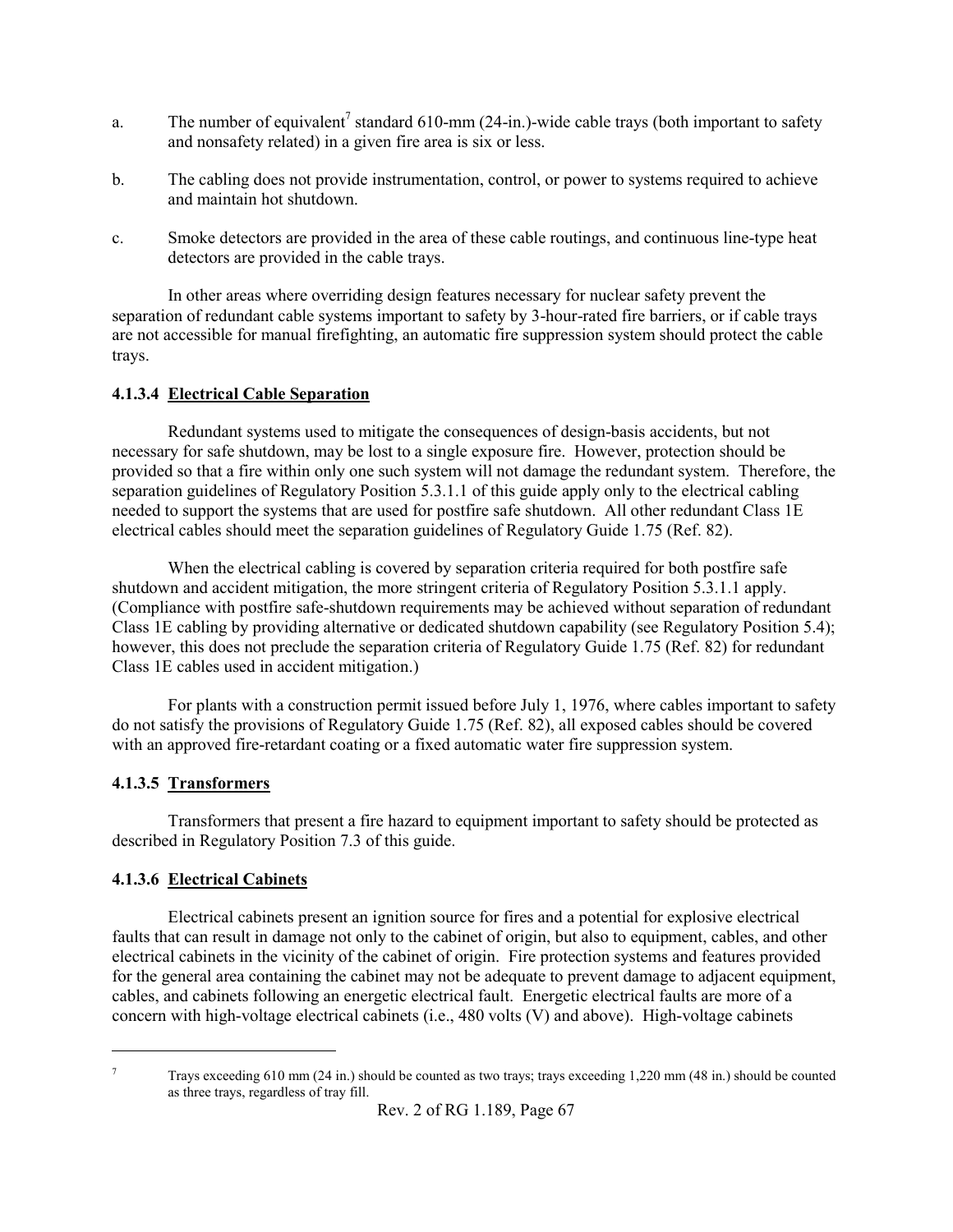a. The number of equivalent[7] standard 610-mm (24-in.)-wide cable trays (both important to safety and nonsafety related) in a given fire area is six or less.

b. The cabling does not provide instrumentation, control, or power to systems required to achieve and maintain hot shutdown.

c. Smoke detectors are provided in the area of these cable routings, and continuous line-type heat detectors are provided in the cable trays.

In other areas where overriding design features necessary for nuclear safety prevent the separation of redundant cable systems important to safety by 3-hour-rated fire barriers, or if cable trays are not accessible for manual firefighting, an automatic fire suppression system should protect the cable trays.

#### 4.1.3.4 Electrical Cable Separation

Redundant systems used to mitigate the consequences of design-basis accidents, but not necessary for safe shutdown, may be lost to a single exposure fire. However, protection should be provided so that a fire within only one such system will not damage the redundant system. Therefore, the separation guidelines of Regulatory Position 5.3.1.1 of this guide apply only to the electrical cabling needed to support the systems that are used for postfire safe shutdown. All other redundant Class 1E electrical cables should meet the separation guidelines of Regulatory Guide 1.75 (Ref. 82).

When the electrical cabling is covered by separation criteria required for both postfire safe shutdown and accident mitigation, the more stringent criteria of Regulatory Position 5.3.1.1 apply. (Compliance with postfire safe-shutdown requirements may be achieved without separation of redundant Class 1E cabling by providing alternative or dedicated shutdown capability (see Regulatory Position 5.4); however, this does not preclude the separation criteria of Regulatory Guide 1.75 (Ref. 82) for redundant Class 1E cables used in accident mitigation.)

For plants with a construction permit issued before July 1, 1976, where cables important to safety do not satisfy the provisions of Regulatory Guide 1.75 (Ref. 82), all exposed cables should be covered with an approved fire-retardant coating or a fixed automatic water fire suppression system.

#### 4.1.3.5 Transformers

Transformers that present a fire hazard to equipment important to safety should be protected as described in Regulatory Position 7.3 of this guide.

#### 4.1.3.6 Electrical Cabinets

Electrical cabinets present an ignition source for fires and a potential for explosive electrical faults that can result in damage not only to the cabinet of origin, but also to equipment, cables, and other electrical cabinets in the vicinity of the cabinet of origin. Fire protection systems and features provided for the general area containing the cabinet may not be adequate to prevent damage to adjacent equipment, cables, and cabinets following an energetic electrical fault. Energetic electrical faults are more of a concern with high-voltage electrical cabinets (i.e., 480 volts (V) and above). High-voltage cabinets

---

[7] Trays exceeding 610 mm (24 in.) should be counted as two trays; trays exceeding 1,220 mm (48 in.) should be counted as three trays, regardless of tray fill.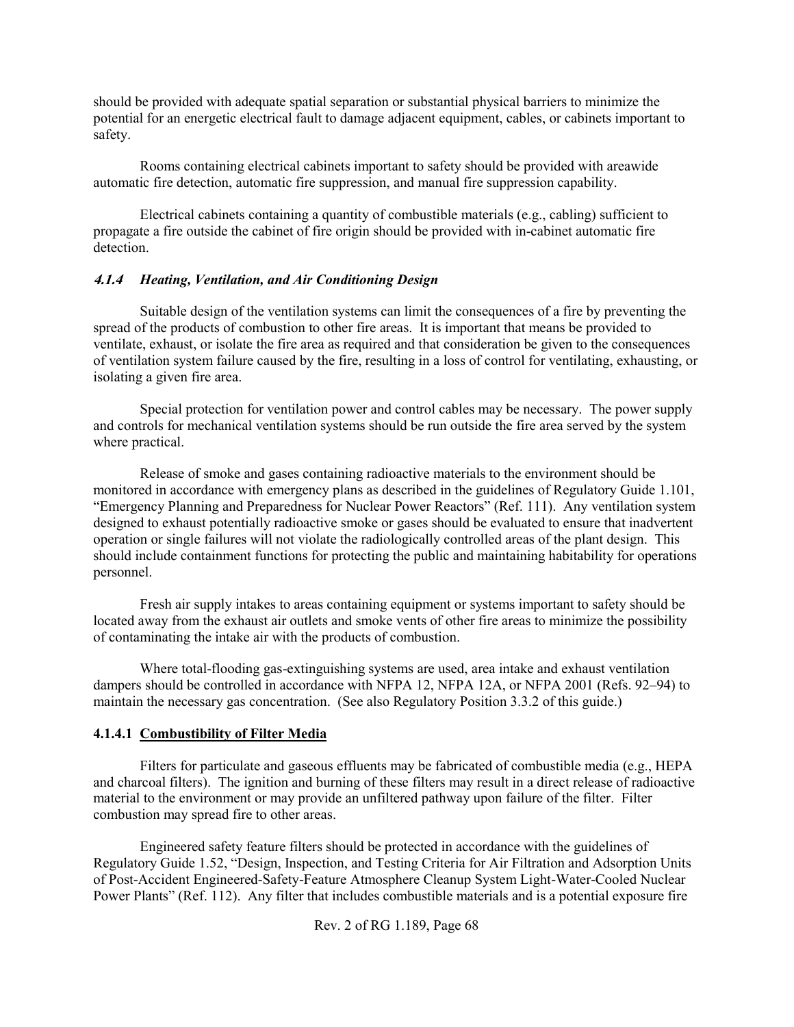should be provided with adequate spatial separation or substantial physical barriers to minimize the potential for an energetic electrical fault to damage adjacent equipment, cables, or cabinets important to safety.

Rooms containing electrical cabinets important to safety should be provided with areawide automatic fire detection, automatic fire suppression, and manual fire suppression capability.

Electrical cabinets containing a quantity of combustible materials (e.g., cabling) sufficient to propagate a fire outside the cabinet of fire origin should be provided with in-cabinet automatic fire detection.

### *4.1.4 Heating, Ventilation, and Air Conditioning Design*

Suitable design of the ventilation systems can limit the consequences of a fire by preventing the spread of the products of combustion to other fire areas. It is important that means be provided to ventilate, exhaust, or isolate the fire area as required and that consideration be given to the consequences of ventilation system failure caused by the fire, resulting in a loss of control for ventilating, exhausting, or isolating a given fire area.

Special protection for ventilation power and control cables may be necessary. The power supply and controls for mechanical ventilation systems should be run outside the fire area served by the system where practical.

Release of smoke and gases containing radioactive materials to the environment should be monitored in accordance with emergency plans as described in the guidelines of Regulatory Guide 1.101, "Emergency Planning and Preparedness for Nuclear Power Reactors" (Ref. 111). Any ventilation system designed to exhaust potentially radioactive smoke or gases should be evaluated to ensure that inadvertent operation or single failures will not violate the radiologically controlled areas of the plant design. This should include containment functions for protecting the public and maintaining habitability for operations personnel.

Fresh air supply intakes to areas containing equipment or systems important to safety should be located away from the exhaust air outlets and smoke vents of other fire areas to minimize the possibility of contaminating the intake air with the products of combustion.

Where total-flooding gas-extinguishing systems are used, area intake and exhaust ventilation dampers should be controlled in accordance with NFPA 12, NFPA 12A, or NFPA 2001 (Refs. 92–94) to maintain the necessary gas concentration. (See also Regulatory Position 3.3.2 of this guide.)

#### 4.1.4.1 Combustibility of Filter Media

Filters for particulate and gaseous effluents may be fabricated of combustible media (e.g., HEPA and charcoal filters). The ignition and burning of these filters may result in a direct release of radioactive material to the environment or may provide an unfiltered pathway upon failure of the filter. Filter combustion may spread fire to other areas.

Engineered safety feature filters should be protected in accordance with the guidelines of Regulatory Guide 1.52, "Design, Inspection, and Testing Criteria for Air Filtration and Adsorption Units of Post-Accident Engineered-Safety-Feature Atmosphere Cleanup System Light-Water-Cooled Nuclear Power Plants" (Ref. 112). Any filter that includes combustible materials and is a potential exposure fire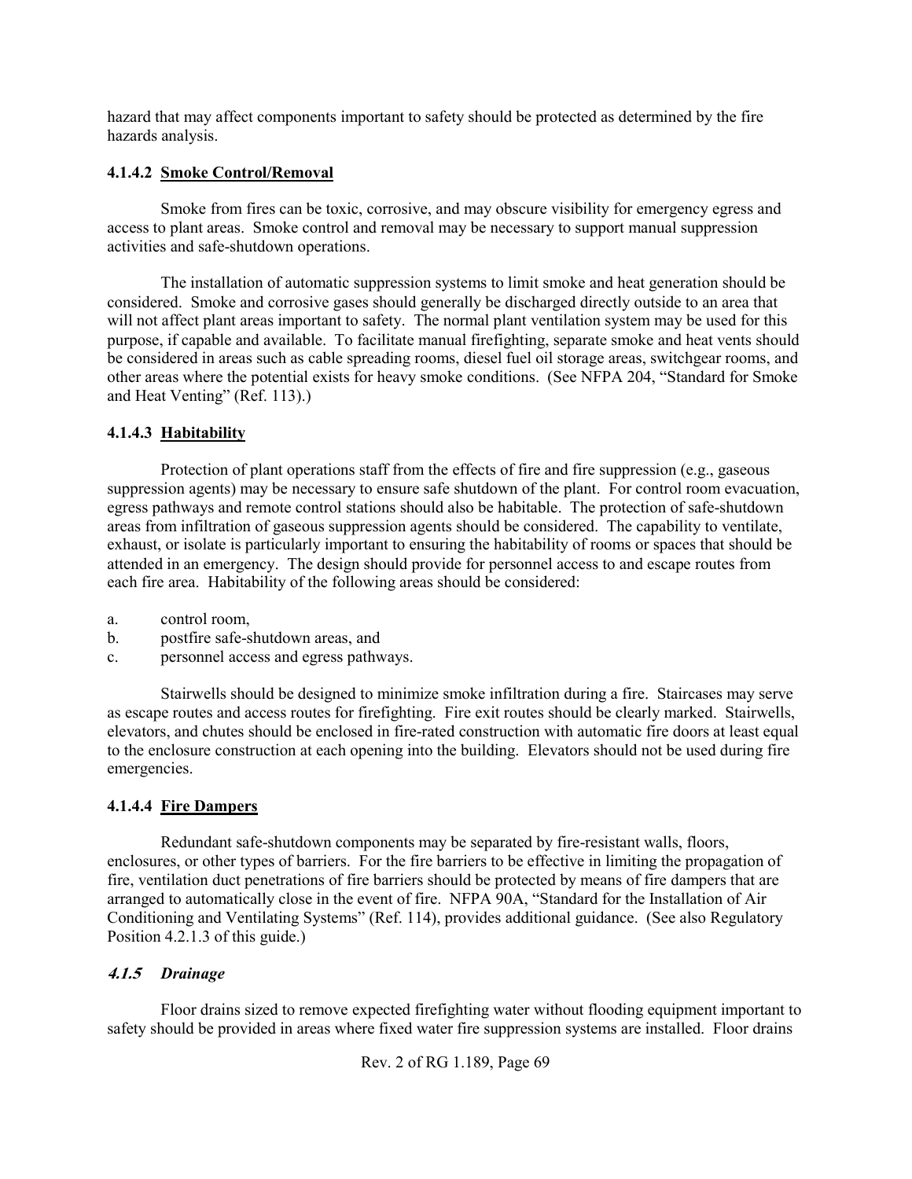hazard that may affect components important to safety should be protected as determined by the fire hazards analysis.

#### 4.1.4.2 Smoke Control/Removal

Smoke from fires can be toxic, corrosive, and may obscure visibility for emergency egress and access to plant areas. Smoke control and removal may be necessary to support manual suppression activities and safe-shutdown operations.

The installation of automatic suppression systems to limit smoke and heat generation should be considered. Smoke and corrosive gases should generally be discharged directly outside to an area that will not affect plant areas important to safety. The normal plant ventilation system may be used for this purpose, if capable and available. To facilitate manual firefighting, separate smoke and heat vents should be considered in areas such as cable spreading rooms, diesel fuel oil storage areas, switchgear rooms, and other areas where the potential exists for heavy smoke conditions. (See NFPA 204, "Standard for Smoke and Heat Venting" (Ref. 113).)

#### 4.1.4.3 Habitability

Protection of plant operations staff from the effects of fire and fire suppression (e.g., gaseous suppression agents) may be necessary to ensure safe shutdown of the plant. For control room evacuation, egress pathways and remote control stations should also be habitable. The protection of safe-shutdown areas from infiltration of gaseous suppression agents should be considered. The capability to ventilate, exhaust, or isolate is particularly important to ensuring the habitability of rooms or spaces that should be attended in an emergency. The design should provide for personnel access to and escape routes from each fire area. Habitability of the following areas should be considered:

a. control room,
b. postfire safe-shutdown areas, and
c. personnel access and egress pathways.

Stairwells should be designed to minimize smoke infiltration during a fire. Staircases may serve as escape routes and access routes for firefighting. Fire exit routes should be clearly marked. Stairwells, elevators, and chutes should be enclosed in fire-rated construction with automatic fire doors at least equal to the enclosure construction at each opening into the building. Elevators should not be used during fire emergencies.

#### 4.1.4.4 Fire Dampers

Redundant safe-shutdown components may be separated by fire-resistant walls, floors, enclosures, or other types of barriers. For the fire barriers to be effective in limiting the propagation of fire, ventilation duct penetrations of fire barriers should be protected by means of fire dampers that are arranged to automatically close in the event of fire. NFPA 90A, "Standard for the Installation of Air Conditioning and Ventilating Systems" (Ref. 114), provides additional guidance. (See also Regulatory Position 4.2.1.3 of this guide.)

### *4.1.5 Drainage*

Floor drains sized to remove expected firefighting water without flooding equipment important to safety should be provided in areas where fixed water fire suppression systems are installed. Floor drains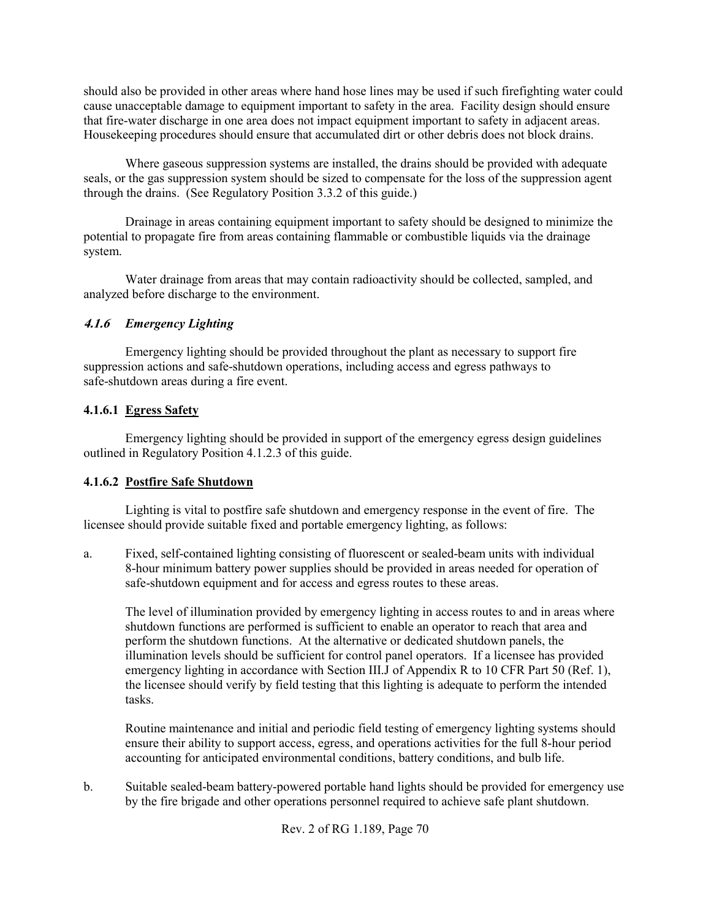should also be provided in other areas where hand hose lines may be used if such firefighting water could cause unacceptable damage to equipment important to safety in the area. Facility design should ensure that fire-water discharge in one area does not impact equipment important to safety in adjacent areas. Housekeeping procedures should ensure that accumulated dirt or other debris does not block drains.

Where gaseous suppression systems are installed, the drains should be provided with adequate seals, or the gas suppression system should be sized to compensate for the loss of the suppression agent through the drains. (See Regulatory Position 3.3.2 of this guide.)

Drainage in areas containing equipment important to safety should be designed to minimize the potential to propagate fire from areas containing flammable or combustible liquids via the drainage system.

Water drainage from areas that may contain radioactivity should be collected, sampled, and analyzed before discharge to the environment.

### *4.1.6 Emergency Lighting*

Emergency lighting should be provided throughout the plant as necessary to support fire suppression actions and safe-shutdown operations, including access and egress pathways to safe-shutdown areas during a fire event.

#### 4.1.6.1 Egress Safety

Emergency lighting should be provided in support of the emergency egress design guidelines outlined in Regulatory Position 4.1.2.3 of this guide.

#### 4.1.6.2 Postfire Safe Shutdown

Lighting is vital to postfire safe shutdown and emergency response in the event of fire. The licensee should provide suitable fixed and portable emergency lighting, as follows:

a. Fixed, self-contained lighting consisting of fluorescent or sealed-beam units with individual 8-hour minimum battery power supplies should be provided in areas needed for operation of safe-shutdown equipment and for access and egress routes to these areas.

   The level of illumination provided by emergency lighting in access routes to and in areas where shutdown functions are performed is sufficient to enable an operator to reach that area and perform the shutdown functions. At the alternative or dedicated shutdown panels, the illumination levels should be sufficient for control panel operators. If a licensee has provided emergency lighting in accordance with Section III.J of Appendix R to 10 CFR Part 50 (Ref. 1), the licensee should verify by field testing that this lighting is adequate to perform the intended tasks.

   Routine maintenance and initial and periodic field testing of emergency lighting systems should ensure their ability to support access, egress, and operations activities for the full 8-hour period accounting for anticipated environmental conditions, battery conditions, and bulb life.

b. Suitable sealed-beam battery-powered portable hand lights should be provided for emergency use by the fire brigade and other operations personnel required to achieve safe plant shutdown.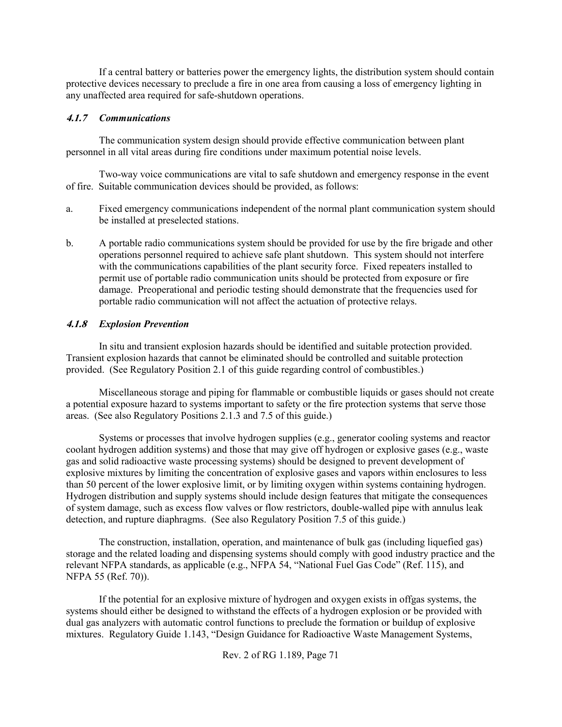If a central battery or batteries power the emergency lights, the distribution system should contain protective devices necessary to preclude a fire in one area from causing a loss of emergency lighting in any unaffected area required for safe-shutdown operations.

#### *4.1.7 Communications*

The communication system design should provide effective communication between plant personnel in all vital areas during fire conditions under maximum potential noise levels.

Two-way voice communications are vital to safe shutdown and emergency response in the event of fire. Suitable communication devices should be provided, as follows:

a. Fixed emergency communications independent of the normal plant communication system should be installed at preselected stations.

b. A portable radio communications system should be provided for use by the fire brigade and other operations personnel required to achieve safe plant shutdown. This system should not interfere with the communications capabilities of the plant security force. Fixed repeaters installed to permit use of portable radio communication units should be protected from exposure or fire damage. Preoperational and periodic testing should demonstrate that the frequencies used for portable radio communication will not affect the actuation of protective relays.

#### *4.1.8 Explosion Prevention*

In situ and transient explosion hazards should be identified and suitable protection provided. Transient explosion hazards that cannot be eliminated should be controlled and suitable protection provided. (See Regulatory Position 2.1 of this guide regarding control of combustibles.)

Miscellaneous storage and piping for flammable or combustible liquids or gases should not create a potential exposure hazard to systems important to safety or the fire protection systems that serve those areas. (See also Regulatory Positions 2.1.3 and 7.5 of this guide.)

Systems or processes that involve hydrogen supplies (e.g., generator cooling systems and reactor coolant hydrogen addition systems) and those that may give off hydrogen or explosive gases (e.g., waste gas and solid radioactive waste processing systems) should be designed to prevent development of explosive mixtures by limiting the concentration of explosive gases and vapors within enclosures to less than 50 percent of the lower explosive limit, or by limiting oxygen within systems containing hydrogen. Hydrogen distribution and supply systems should include design features that mitigate the consequences of system damage, such as excess flow valves or flow restrictors, double-walled pipe with annulus leak detection, and rupture diaphragms. (See also Regulatory Position 7.5 of this guide.)

The construction, installation, operation, and maintenance of bulk gas (including liquefied gas) storage and the related loading and dispensing systems should comply with good industry practice and the relevant NFPA standards, as applicable (e.g., NFPA 54, "National Fuel Gas Code" (Ref. 115), and NFPA 55 (Ref. 70)).

If the potential for an explosive mixture of hydrogen and oxygen exists in offgas systems, the systems should either be designed to withstand the effects of a hydrogen explosion or be provided with dual gas analyzers with automatic control functions to preclude the formation or buildup of explosive mixtures. Regulatory Guide 1.143, "Design Guidance for Radioactive Waste Management Systems,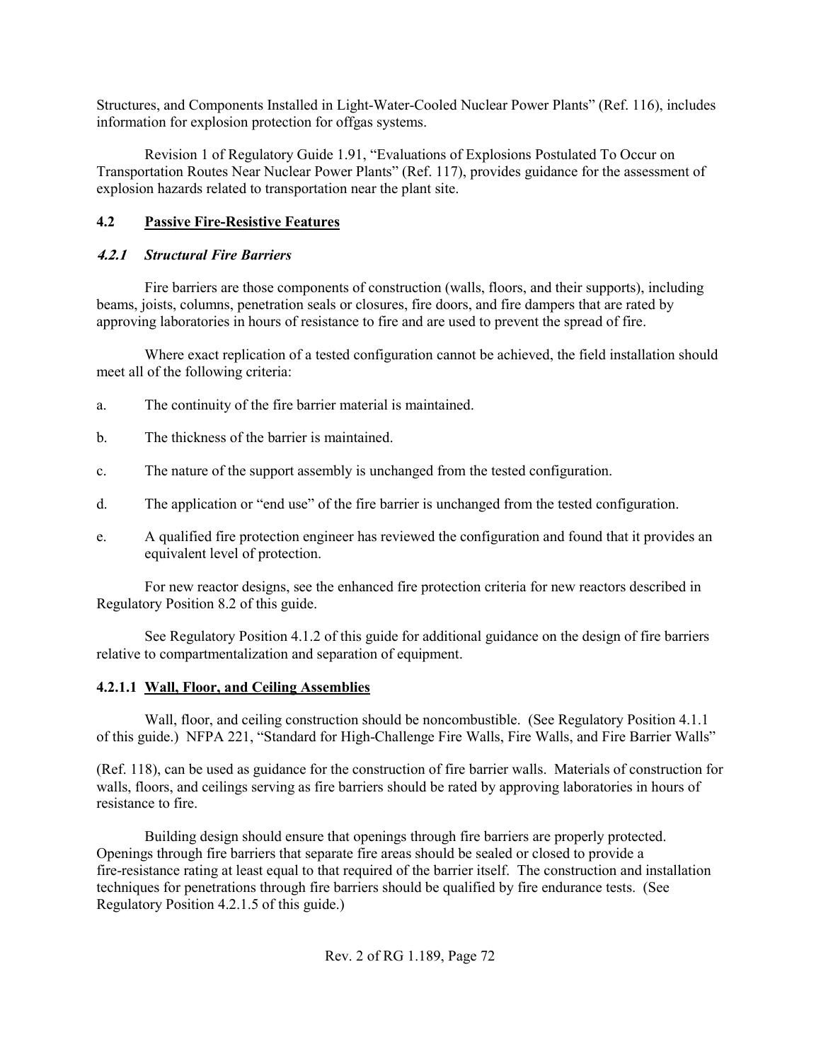Structures, and Components Installed in Light-Water-Cooled Nuclear Power Plants" (Ref. 116), includes information for explosion protection for offgas systems.

Revision 1 of Regulatory Guide 1.91, "Evaluations of Explosions Postulated To Occur on Transportation Routes Near Nuclear Power Plants" (Ref. 117), provides guidance for the assessment of explosion hazards related to transportation near the plant site.

## 4.2 Passive Fire-Resistive Features

### *4.2.1 Structural Fire Barriers*

Fire barriers are those components of construction (walls, floors, and their supports), including beams, joists, columns, penetration seals or closures, fire doors, and fire dampers that are rated by approving laboratories in hours of resistance to fire and are used to prevent the spread of fire.

Where exact replication of a tested configuration cannot be achieved, the field installation should meet all of the following criteria:

a. The continuity of the fire barrier material is maintained.

b. The thickness of the barrier is maintained.

c. The nature of the support assembly is unchanged from the tested configuration.

d. The application or "end use" of the fire barrier is unchanged from the tested configuration.

e. A qualified fire protection engineer has reviewed the configuration and found that it provides an equivalent level of protection.

For new reactor designs, see the enhanced fire protection criteria for new reactors described in Regulatory Position 8.2 of this guide.

See Regulatory Position 4.1.2 of this guide for additional guidance on the design of fire barriers relative to compartmentalization and separation of equipment.

#### 4.2.1.1 Wall, Floor, and Ceiling Assemblies

Wall, floor, and ceiling construction should be noncombustible. (See Regulatory Position 4.1.1 of this guide.) NFPA 221, "Standard for High-Challenge Fire Walls, Fire Walls, and Fire Barrier Walls" (Ref. 118), can be used as guidance for the construction of fire barrier walls. Materials of construction for walls, floors, and ceilings serving as fire barriers should be rated by approving laboratories in hours of resistance to fire.

Building design should ensure that openings through fire barriers are properly protected. Openings through fire barriers that separate fire areas should be sealed or closed to provide a fire-resistance rating at least equal to that required of the barrier itself. The construction and installation techniques for penetrations through fire barriers should be qualified by fire endurance tests. (See Regulatory Position 4.2.1.5 of this guide.)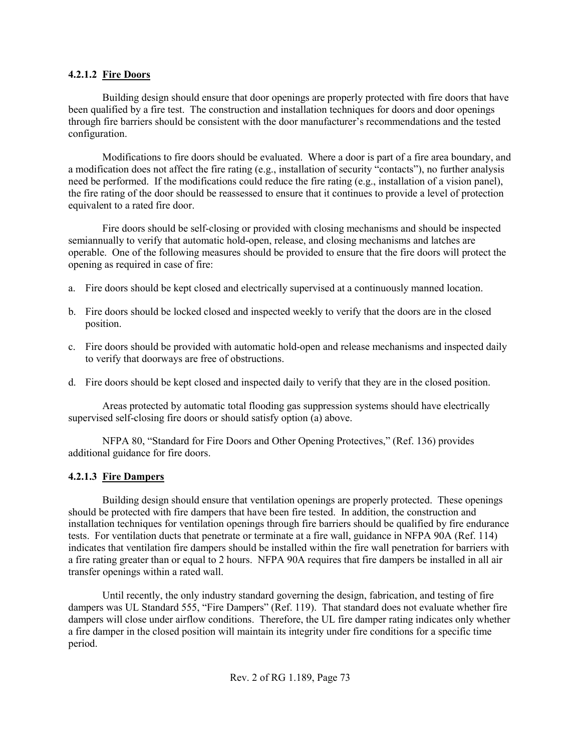#### 4.2.1.2 Fire Doors

Building design should ensure that door openings are properly protected with fire doors that have been qualified by a fire test. The construction and installation techniques for doors and door openings through fire barriers should be consistent with the door manufacturer's recommendations and the tested configuration.

Modifications to fire doors should be evaluated. Where a door is part of a fire area boundary, and a modification does not affect the fire rating (e.g., installation of security "contacts"), no further analysis need be performed. If the modifications could reduce the fire rating (e.g., installation of a vision panel), the fire rating of the door should be reassessed to ensure that it continues to provide a level of protection equivalent to a rated fire door.

Fire doors should be self-closing or provided with closing mechanisms and should be inspected semiannually to verify that automatic hold-open, release, and closing mechanisms and latches are operable. One of the following measures should be provided to ensure that the fire doors will protect the opening as required in case of fire:

a. Fire doors should be kept closed and electrically supervised at a continuously manned location.

b. Fire doors should be locked closed and inspected weekly to verify that the doors are in the closed position.

c. Fire doors should be provided with automatic hold-open and release mechanisms and inspected daily to verify that doorways are free of obstructions.

d. Fire doors should be kept closed and inspected daily to verify that they are in the closed position.

Areas protected by automatic total flooding gas suppression systems should have electrically supervised self-closing fire doors or should satisfy option (a) above.

NFPA 80, "Standard for Fire Doors and Other Opening Protectives," (Ref. 136) provides additional guidance for fire doors.

#### 4.2.1.3 Fire Dampers

Building design should ensure that ventilation openings are properly protected. These openings should be protected with fire dampers that have been fire tested. In addition, the construction and installation techniques for ventilation openings through fire barriers should be qualified by fire endurance tests. For ventilation ducts that penetrate or terminate at a fire wall, guidance in NFPA 90A (Ref. 114) indicates that ventilation fire dampers should be installed within the fire wall penetration for barriers with a fire rating greater than or equal to 2 hours. NFPA 90A requires that fire dampers be installed in all air transfer openings within a rated wall.

Until recently, the only industry standard governing the design, fabrication, and testing of fire dampers was UL Standard 555, "Fire Dampers" (Ref. 119). That standard does not evaluate whether fire dampers will close under airflow conditions. Therefore, the UL fire damper rating indicates only whether a fire damper in the closed position will maintain its integrity under fire conditions for a specific time period.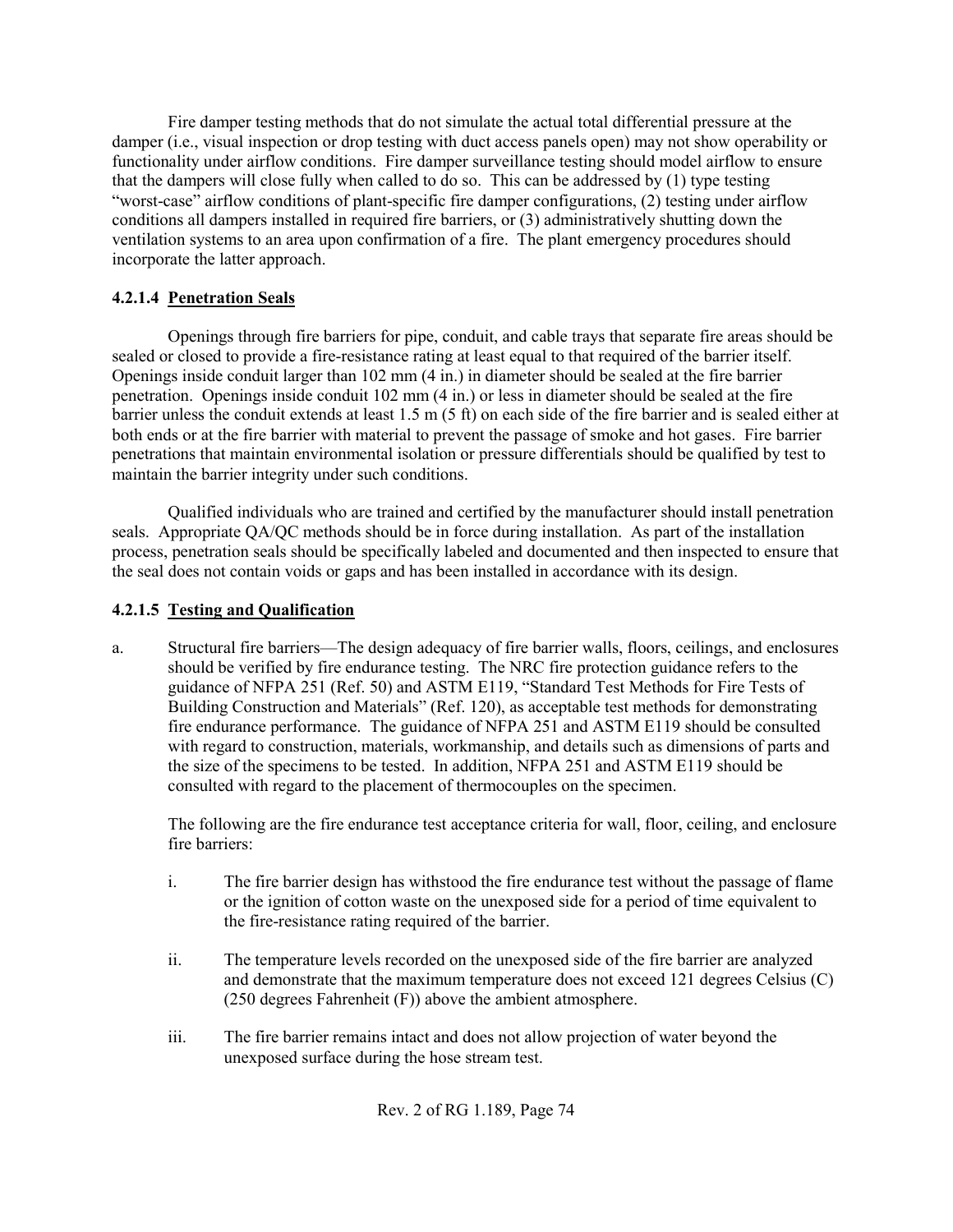Fire damper testing methods that do not simulate the actual total differential pressure at the damper (i.e., visual inspection or drop testing with duct access panels open) may not show operability or functionality under airflow conditions. Fire damper surveillance testing should model airflow to ensure that the dampers will close fully when called to do so. This can be addressed by (1) type testing "worst-case" airflow conditions of plant-specific fire damper configurations, (2) testing under airflow conditions all dampers installed in required fire barriers, or (3) administratively shutting down the ventilation systems to an area upon confirmation of a fire. The plant emergency procedures should incorporate the latter approach.

#### 4.2.1.4 Penetration Seals

Openings through fire barriers for pipe, conduit, and cable trays that separate fire areas should be sealed or closed to provide a fire-resistance rating at least equal to that required of the barrier itself. Openings inside conduit larger than 102 mm (4 in.) in diameter should be sealed at the fire barrier penetration. Openings inside conduit 102 mm (4 in.) or less in diameter should be sealed at the fire barrier unless the conduit extends at least 1.5 m (5 ft) on each side of the fire barrier and is sealed either at both ends or at the fire barrier with material to prevent the passage of smoke and hot gases. Fire barrier penetrations that maintain environmental isolation or pressure differentials should be qualified by test to maintain the barrier integrity under such conditions.

Qualified individuals who are trained and certified by the manufacturer should install penetration seals. Appropriate QA/QC methods should be in force during installation. As part of the installation process, penetration seals should be specifically labeled and documented and then inspected to ensure that the seal does not contain voids or gaps and has been installed in accordance with its design.

#### 4.2.1.5 Testing and Qualification

a. Structural fire barriers—The design adequacy of fire barrier walls, floors, ceilings, and enclosures should be verified by fire endurance testing. The NRC fire protection guidance refers to the guidance of NFPA 251 (Ref. 50) and ASTM E119, "Standard Test Methods for Fire Tests of Building Construction and Materials" (Ref. 120), as acceptable test methods for demonstrating fire endurance performance. The guidance of NFPA 251 and ASTM E119 should be consulted with regard to construction, materials, workmanship, and details such as dimensions of parts and the size of the specimens to be tested. In addition, NFPA 251 and ASTM E119 should be consulted with regard to the placement of thermocouples on the specimen.

   The following are the fire endurance test acceptance criteria for wall, floor, ceiling, and enclosure fire barriers:

   i. The fire barrier design has withstood the fire endurance test without the passage of flame or the ignition of cotton waste on the unexposed side for a period of time equivalent to the fire-resistance rating required of the barrier.

   ii. The temperature levels recorded on the unexposed side of the fire barrier are analyzed and demonstrate that the maximum temperature does not exceed 121 degrees Celsius (C) (250 degrees Fahrenheit (F)) above the ambient atmosphere.

   iii. The fire barrier remains intact and does not allow projection of water beyond the unexposed surface during the hose stream test.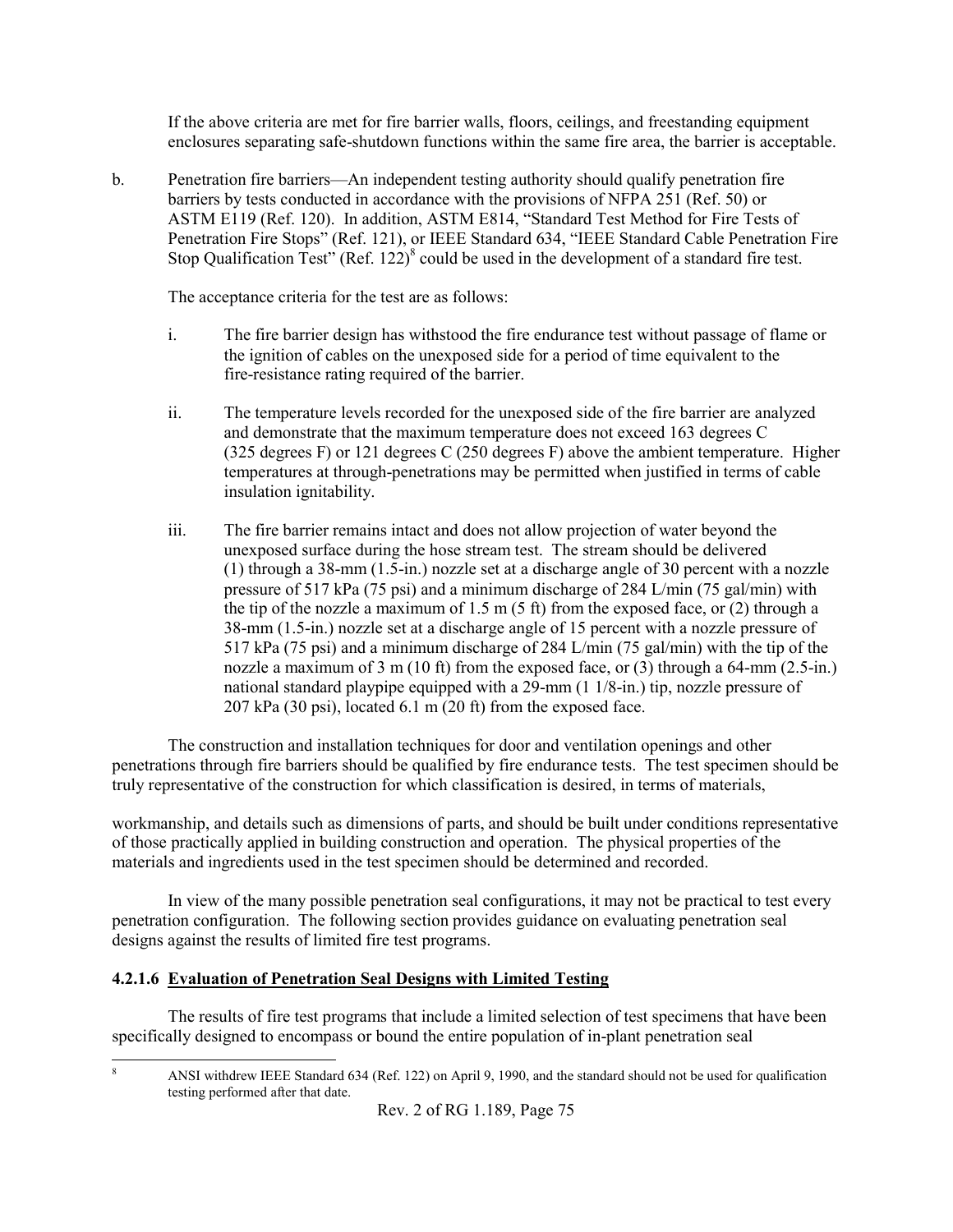If the above criteria are met for fire barrier walls, floors, ceilings, and freestanding equipment enclosures separating safe-shutdown functions within the same fire area, the barrier is acceptable.

b. Penetration fire barriers—An independent testing authority should qualify penetration fire barriers by tests conducted in accordance with the provisions of NFPA 251 (Ref. 50) or ASTM E119 (Ref. 120). In addition, ASTM E814, "Standard Test Method for Fire Tests of Penetration Fire Stops" (Ref. 121), or IEEE Standard 634, "IEEE Standard Cable Penetration Fire Stop Qualification Test" (Ref. 122)[8] could be used in the development of a standard fire test.

   The acceptance criteria for the test are as follows:

   i. The fire barrier design has withstood the fire endurance test without passage of flame or the ignition of cables on the unexposed side for a period of time equivalent to the fire-resistance rating required of the barrier.

   ii. The temperature levels recorded for the unexposed side of the fire barrier are analyzed and demonstrate that the maximum temperature does not exceed 163 degrees C (325 degrees F) or 121 degrees C (250 degrees F) above the ambient temperature. Higher temperatures at through-penetrations may be permitted when justified in terms of cable insulation ignitability.

   iii. The fire barrier remains intact and does not allow projection of water beyond the unexposed surface during the hose stream test. The stream should be delivered (1) through a 38-mm (1.5-in.) nozzle set at a discharge angle of 30 percent with a nozzle pressure of 517 kPa (75 psi) and a minimum discharge of 284 L/min (75 gal/min) with the tip of the nozzle a maximum of 1.5 m (5 ft) from the exposed face, or (2) through a 38-mm (1.5-in.) nozzle set at a discharge angle of 15 percent with a nozzle pressure of 517 kPa (75 psi) and a minimum discharge of 284 L/min (75 gal/min) with the tip of the nozzle a maximum of 3 m (10 ft) from the exposed face, or (3) through a 64-mm (2.5-in.) national standard playpipe equipped with a 29-mm (1 1/8-in.) tip, nozzle pressure of 207 kPa (30 psi), located 6.1 m (20 ft) from the exposed face.

The construction and installation techniques for door and ventilation openings and other penetrations through fire barriers should be qualified by fire endurance tests. The test specimen should be truly representative of the construction for which classification is desired, in terms of materials, workmanship, and details such as dimensions of parts, and should be built under conditions representative of those practically applied in building construction and operation. The physical properties of the materials and ingredients used in the test specimen should be determined and recorded.

In view of the many possible penetration seal configurations, it may not be practical to test every penetration configuration. The following section provides guidance on evaluating penetration seal designs against the results of limited fire test programs.

#### 4.2.1.6 Evaluation of Penetration Seal Designs with Limited Testing

The results of fire test programs that include a limited selection of test specimens that have been specifically designed to encompass or bound the entire population of in-plant penetration seal

---

[8] ANSI withdrew IEEE Standard 634 (Ref. 122) on April 9, 1990, and the standard should not be used for qualification testing performed after that date.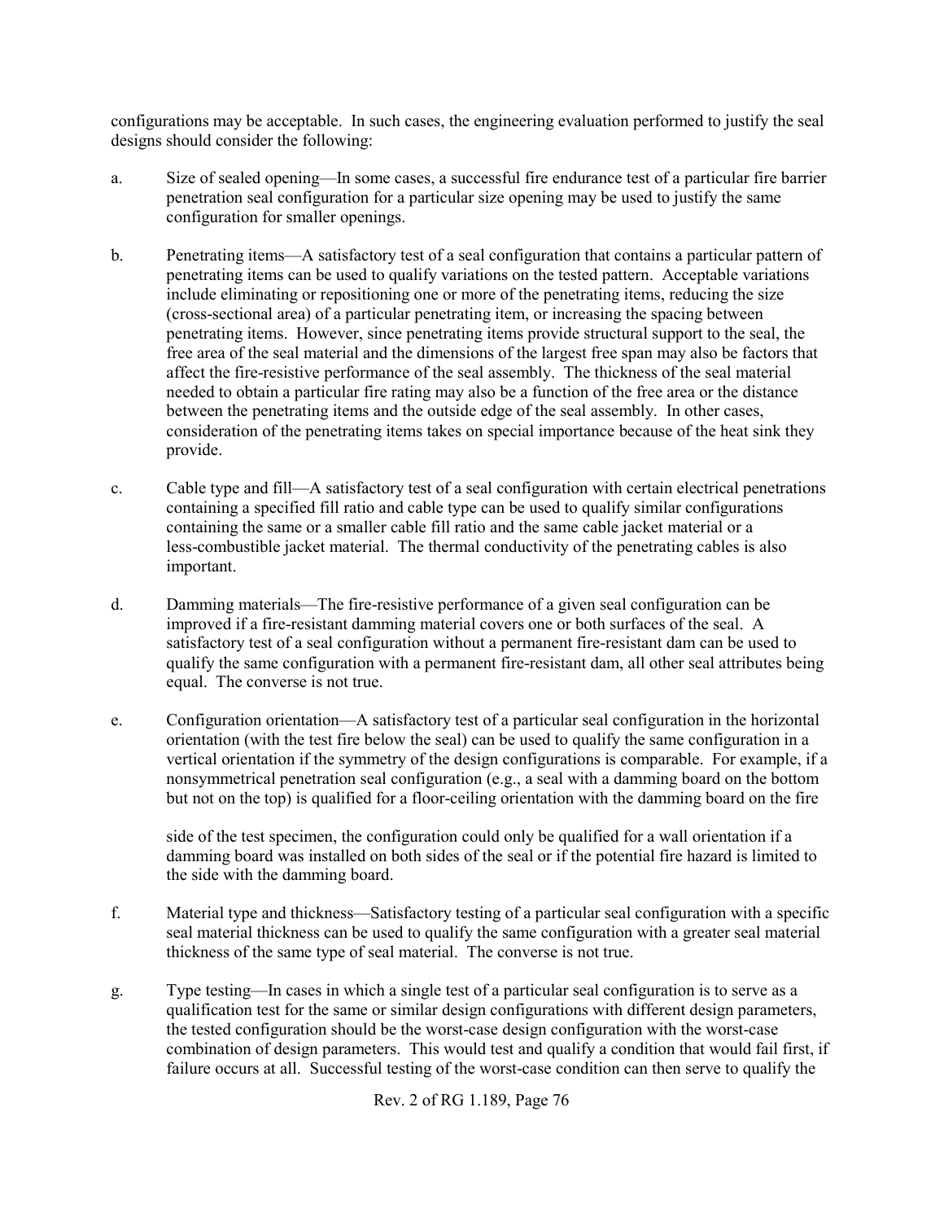configurations may be acceptable. In such cases, the engineering evaluation performed to justify the seal designs should consider the following:

a. Size of sealed opening—In some cases, a successful fire endurance test of a particular fire barrier penetration seal configuration for a particular size opening may be used to justify the same configuration for smaller openings.

b. Penetrating items—A satisfactory test of a seal configuration that contains a particular pattern of penetrating items can be used to qualify variations on the tested pattern. Acceptable variations include eliminating or repositioning one or more of the penetrating items, reducing the size (cross-sectional area) of a particular penetrating item, or increasing the spacing between penetrating items. However, since penetrating items provide structural support to the seal, the free area of the seal material and the dimensions of the largest free span may also be factors that affect the fire-resistive performance of the seal assembly. The thickness of the seal material needed to obtain a particular fire rating may also be a function of the free area or the distance between the penetrating items and the outside edge of the seal assembly. In other cases, consideration of the penetrating items takes on special importance because of the heat sink they provide.

c. Cable type and fill—A satisfactory test of a seal configuration with certain electrical penetrations containing a specified fill ratio and cable type can be used to qualify similar configurations containing the same or a smaller cable fill ratio and the same cable jacket material or a less-combustible jacket material. The thermal conductivity of the penetrating cables is also important.

d. Damming materials—The fire-resistive performance of a given seal configuration can be improved if a fire-resistant damming material covers one or both surfaces of the seal. A satisfactory test of a seal configuration without a permanent fire-resistant dam can be used to qualify the same configuration with a permanent fire-resistant dam, all other seal attributes being equal. The converse is not true.

e. Configuration orientation—A satisfactory test of a particular seal configuration in the horizontal orientation (with the test fire below the seal) can be used to qualify the same configuration in a vertical orientation if the symmetry of the design configurations is comparable. For example, if a nonsymmetrical penetration seal configuration (e.g., a seal with a damming board on the bottom but not on the top) is qualified for a floor-ceiling orientation with the damming board on the fire side of the test specimen, the configuration could only be qualified for a wall orientation if a damming board was installed on both sides of the seal or if the potential fire hazard is limited to the side with the damming board.

f. Material type and thickness—Satisfactory testing of a particular seal configuration with a specific seal material thickness can be used to qualify the same configuration with a greater seal material thickness of the same type of seal material. The converse is not true.

g. Type testing—In cases in which a single test of a particular seal configuration is to serve as a qualification test for the same or similar design configurations with different design parameters, the tested configuration should be the worst-case design configuration with the worst-case combination of design parameters. This would test and qualify a condition that would fail first, if failure occurs at all. Successful testing of the worst-case condition can then serve to qualify the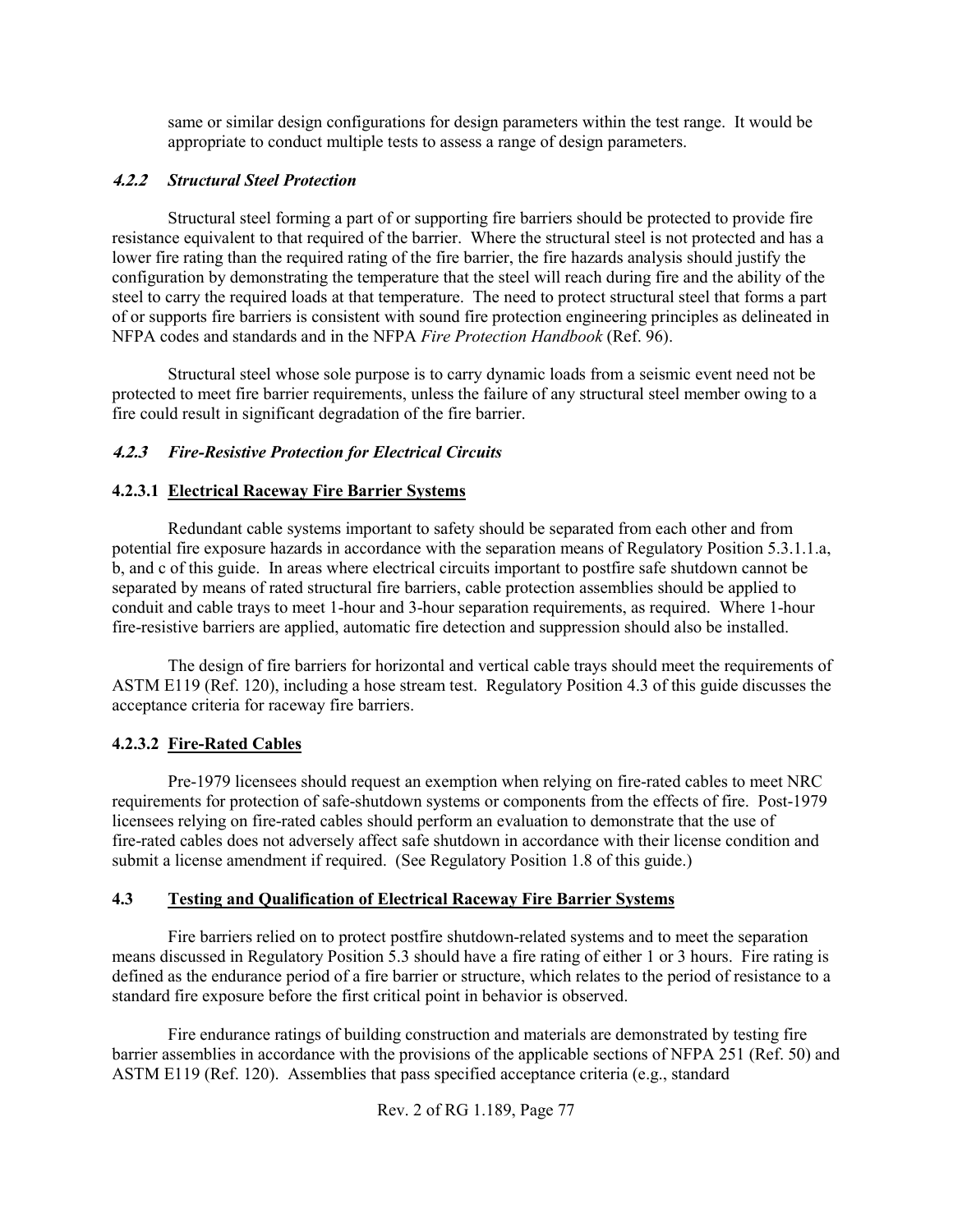same or similar design configurations for design parameters within the test range. It would be appropriate to conduct multiple tests to assess a range of design parameters.

### *4.2.2 Structural Steel Protection*

Structural steel forming a part of or supporting fire barriers should be protected to provide fire resistance equivalent to that required of the barrier. Where the structural steel is not protected and has a lower fire rating than the required rating of the fire barrier, the fire hazards analysis should justify the configuration by demonstrating the temperature that the steel will reach during fire and the ability of the steel to carry the required loads at that temperature. The need to protect structural steel that forms a part of or supports fire barriers is consistent with sound fire protection engineering principles as delineated in NFPA codes and standards and in the NFPA *Fire Protection Handbook* (Ref. 96).

Structural steel whose sole purpose is to carry dynamic loads from a seismic event need not be protected to meet fire barrier requirements, unless the failure of any structural steel member owing to a fire could result in significant degradation of the fire barrier.

### *4.2.3 Fire-Resistive Protection for Electrical Circuits*

#### **4.2.3.1 Electrical Raceway Fire Barrier Systems**

Redundant cable systems important to safety should be separated from each other and from potential fire exposure hazards in accordance with the separation means of Regulatory Position 5.3.1.1.a, b, and c of this guide. In areas where electrical circuits important to postfire safe shutdown cannot be separated by means of rated structural fire barriers, cable protection assemblies should be applied to conduit and cable trays to meet 1-hour and 3-hour separation requirements, as required. Where 1-hour fire-resistive barriers are applied, automatic fire detection and suppression should also be installed.

The design of fire barriers for horizontal and vertical cable trays should meet the requirements of ASTM E119 (Ref. 120), including a hose stream test. Regulatory Position 4.3 of this guide discusses the acceptance criteria for raceway fire barriers.

#### **4.2.3.2 Fire-Rated Cables**

Pre-1979 licensees should request an exemption when relying on fire-rated cables to meet NRC requirements for protection of safe-shutdown systems or components from the effects of fire. Post-1979 licensees relying on fire-rated cables should perform an evaluation to demonstrate that the use of fire-rated cables does not adversely affect safe shutdown in accordance with their license condition and submit a license amendment if required. (See Regulatory Position 1.8 of this guide.)

## **4.3 Testing and Qualification of Electrical Raceway Fire Barrier Systems**

Fire barriers relied on to protect postfire shutdown-related systems and to meet the separation means discussed in Regulatory Position 5.3 should have a fire rating of either 1 or 3 hours. Fire rating is defined as the endurance period of a fire barrier or structure, which relates to the period of resistance to a standard fire exposure before the first critical point in behavior is observed.

Fire endurance ratings of building construction and materials are demonstrated by testing fire barrier assemblies in accordance with the provisions of the applicable sections of NFPA 251 (Ref. 50) and ASTM E119 (Ref. 120). Assemblies that pass specified acceptance criteria (e.g., standard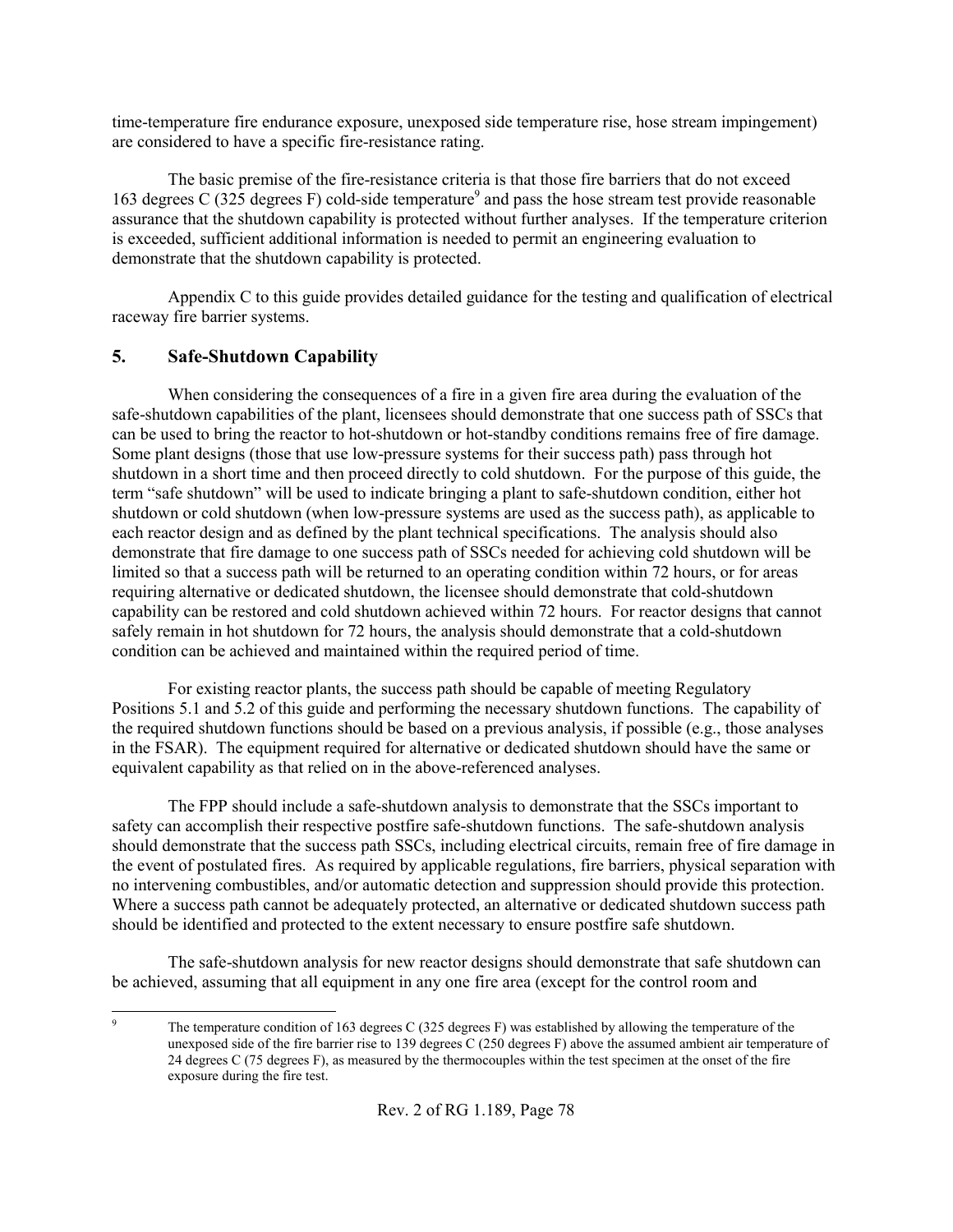time-temperature fire endurance exposure, unexposed side temperature rise, hose stream impingement) are considered to have a specific fire-resistance rating.

The basic premise of the fire-resistance criteria is that those fire barriers that do not exceed 163 degrees C (325 degrees F) cold-side temperature[9] and pass the hose stream test provide reasonable assurance that the shutdown capability is protected without further analyses. If the temperature criterion is exceeded, sufficient additional information is needed to permit an engineering evaluation to demonstrate that the shutdown capability is protected.

Appendix C to this guide provides detailed guidance for the testing and qualification of electrical raceway fire barrier systems.

## 5. Safe-Shutdown Capability

When considering the consequences of a fire in a given fire area during the evaluation of the safe-shutdown capabilities of the plant, licensees should demonstrate that one success path of SSCs that can be used to bring the reactor to hot-shutdown or hot-standby conditions remains free of fire damage. Some plant designs (those that use low-pressure systems for their success path) pass through hot shutdown in a short time and then proceed directly to cold shutdown. For the purpose of this guide, the term "safe shutdown" will be used to indicate bringing a plant to safe-shutdown condition, either hot shutdown or cold shutdown (when low-pressure systems are used as the success path), as applicable to each reactor design and as defined by the plant technical specifications. The analysis should also demonstrate that fire damage to one success path of SSCs needed for achieving cold shutdown will be limited so that a success path will be returned to an operating condition within 72 hours, or for areas requiring alternative or dedicated shutdown, the licensee should demonstrate that cold-shutdown capability can be restored and cold shutdown achieved within 72 hours. For reactor designs that cannot safely remain in hot shutdown for 72 hours, the analysis should demonstrate that a cold-shutdown condition can be achieved and maintained within the required period of time.

For existing reactor plants, the success path should be capable of meeting Regulatory Positions 5.1 and 5.2 of this guide and performing the necessary shutdown functions. The capability of the required shutdown functions should be based on a previous analysis, if possible (e.g., those analyses in the FSAR). The equipment required for alternative or dedicated shutdown should have the same or equivalent capability as that relied on in the above-referenced analyses.

The FPP should include a safe-shutdown analysis to demonstrate that the SSCs important to safety can accomplish their respective postfire safe-shutdown functions. The safe-shutdown analysis should demonstrate that the success path SSCs, including electrical circuits, remain free of fire damage in the event of postulated fires. As required by applicable regulations, fire barriers, physical separation with no intervening combustibles, and/or automatic detection and suppression should provide this protection. Where a success path cannot be adequately protected, an alternative or dedicated shutdown success path should be identified and protected to the extent necessary to ensure postfire safe shutdown.

The safe-shutdown analysis for new reactor designs should demonstrate that safe shutdown can be achieved, assuming that all equipment in any one fire area (except for the control room and

---

[9] The temperature condition of 163 degrees C (325 degrees F) was established by allowing the temperature of the unexposed side of the fire barrier rise to 139 degrees C (250 degrees F) above the assumed ambient air temperature of 24 degrees C (75 degrees F), as measured by the thermocouples within the test specimen at the onset of the fire exposure during the fire test.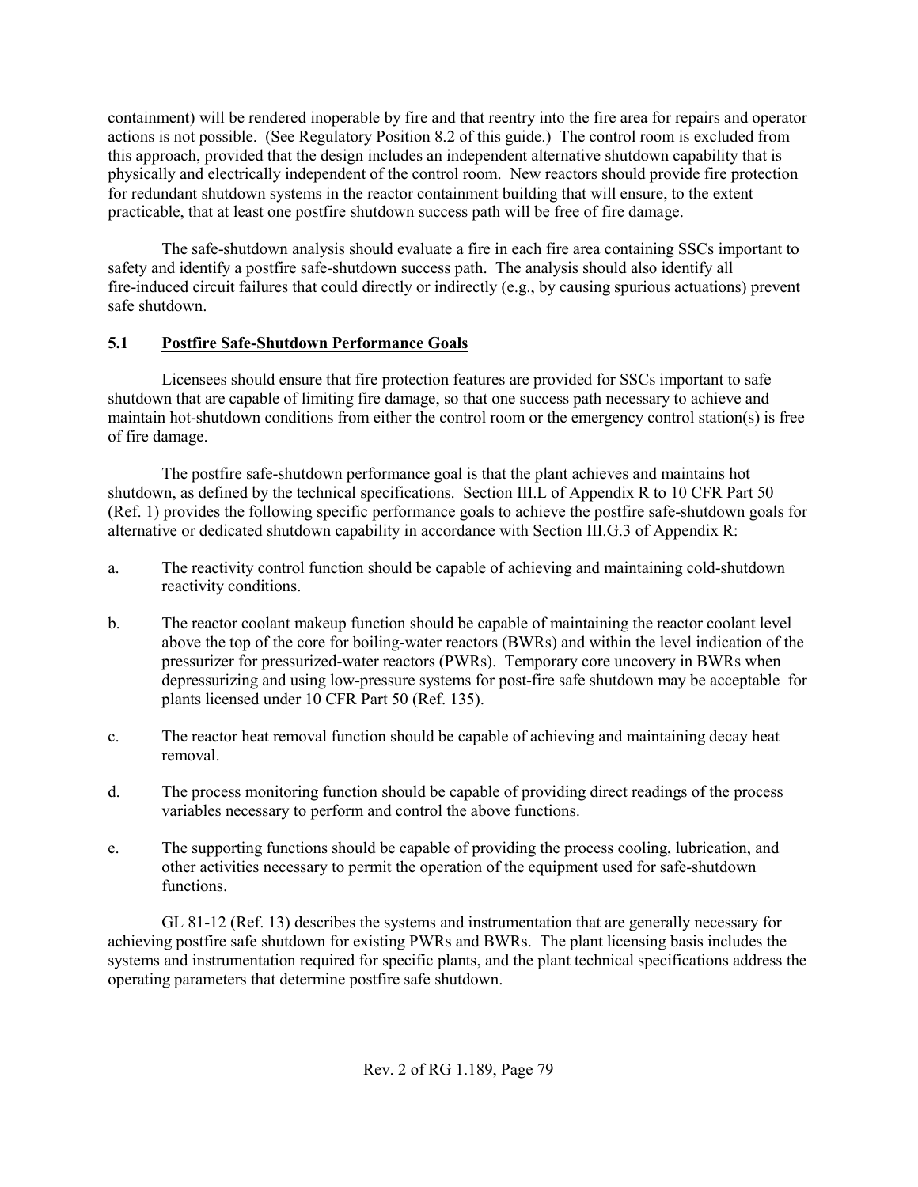containment) will be rendered inoperable by fire and that reentry into the fire area for repairs and operator actions is not possible. (See Regulatory Position 8.2 of this guide.) The control room is excluded from this approach, provided that the design includes an independent alternative shutdown capability that is physically and electrically independent of the control room. New reactors should provide fire protection for redundant shutdown systems in the reactor containment building that will ensure, to the extent practicable, that at least one postfire shutdown success path will be free of fire damage.

The safe-shutdown analysis should evaluate a fire in each fire area containing SSCs important to safety and identify a postfire safe-shutdown success path. The analysis should also identify all fire-induced circuit failures that could directly or indirectly (e.g., by causing spurious actuations) prevent safe shutdown.

## 5.1 Postfire Safe-Shutdown Performance Goals

Licensees should ensure that fire protection features are provided for SSCs important to safe shutdown that are capable of limiting fire damage, so that one success path necessary to achieve and maintain hot-shutdown conditions from either the control room or the emergency control station(s) is free of fire damage.

The postfire safe-shutdown performance goal is that the plant achieves and maintains hot shutdown, as defined by the technical specifications. Section III.L of Appendix R to 10 CFR Part 50 (Ref. 1) provides the following specific performance goals to achieve the postfire safe-shutdown goals for alternative or dedicated shutdown capability in accordance with Section III.G.3 of Appendix R:

a. The reactivity control function should be capable of achieving and maintaining cold-shutdown reactivity conditions.

b. The reactor coolant makeup function should be capable of maintaining the reactor coolant level above the top of the core for boiling-water reactors (BWRs) and within the level indication of the pressurizer for pressurized-water reactors (PWRs). Temporary core uncovery in BWRs when depressurizing and using low-pressure systems for post-fire safe shutdown may be acceptable for plants licensed under 10 CFR Part 50 (Ref. 135).

c. The reactor heat removal function should be capable of achieving and maintaining decay heat removal.

d. The process monitoring function should be capable of providing direct readings of the process variables necessary to perform and control the above functions.

e. The supporting functions should be capable of providing the process cooling, lubrication, and other activities necessary to permit the operation of the equipment used for safe-shutdown functions.

GL 81-12 (Ref. 13) describes the systems and instrumentation that are generally necessary for achieving postfire safe shutdown for existing PWRs and BWRs. The plant licensing basis includes the systems and instrumentation required for specific plants, and the plant technical specifications address the operating parameters that determine postfire safe shutdown.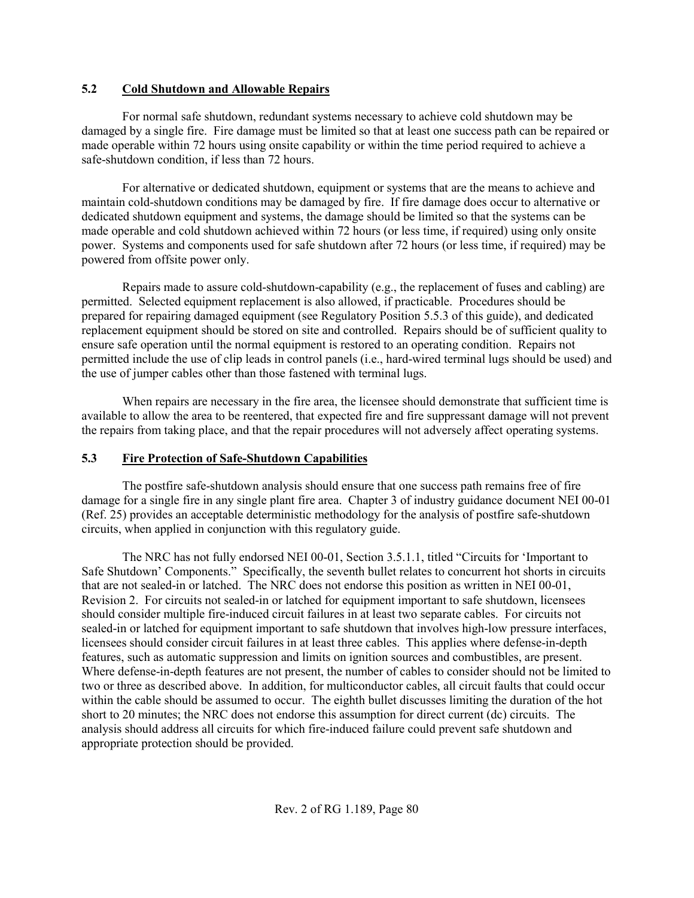## 5.2 Cold Shutdown and Allowable Repairs

For normal safe shutdown, redundant systems necessary to achieve cold shutdown may be damaged by a single fire. Fire damage must be limited so that at least one success path can be repaired or made operable within 72 hours using onsite capability or within the time period required to achieve a safe-shutdown condition, if less than 72 hours.

For alternative or dedicated shutdown, equipment or systems that are the means to achieve and maintain cold-shutdown conditions may be damaged by fire. If fire damage does occur to alternative or dedicated shutdown equipment and systems, the damage should be limited so that the systems can be made operable and cold shutdown achieved within 72 hours (or less time, if required) using only onsite power. Systems and components used for safe shutdown after 72 hours (or less time, if required) may be powered from offsite power only.

Repairs made to assure cold-shutdown-capability (e.g., the replacement of fuses and cabling) are permitted. Selected equipment replacement is also allowed, if practicable. Procedures should be prepared for repairing damaged equipment (see Regulatory Position 5.5.3 of this guide), and dedicated replacement equipment should be stored on site and controlled. Repairs should be of sufficient quality to ensure safe operation until the normal equipment is restored to an operating condition. Repairs not permitted include the use of clip leads in control panels (i.e., hard-wired terminal lugs should be used) and the use of jumper cables other than those fastened with terminal lugs.

When repairs are necessary in the fire area, the licensee should demonstrate that sufficient time is available to allow the area to be reentered, that expected fire and fire suppressant damage will not prevent the repairs from taking place, and that the repair procedures will not adversely affect operating systems.

## 5.3 Fire Protection of Safe-Shutdown Capabilities

The postfire safe-shutdown analysis should ensure that one success path remains free of fire damage for a single fire in any single plant fire area. Chapter 3 of industry guidance document NEI 00-01 (Ref. 25) provides an acceptable deterministic methodology for the analysis of postfire safe-shutdown circuits, when applied in conjunction with this regulatory guide.

The NRC has not fully endorsed NEI 00-01, Section 3.5.1.1, titled "Circuits for 'Important to Safe Shutdown' Components." Specifically, the seventh bullet relates to concurrent hot shorts in circuits that are not sealed-in or latched. The NRC does not endorse this position as written in NEI 00-01, Revision 2. For circuits not sealed-in or latched for equipment important to safe shutdown, licensees should consider multiple fire-induced circuit failures in at least two separate cables. For circuits not sealed-in or latched for equipment important to safe shutdown that involves high-low pressure interfaces, licensees should consider circuit failures in at least three cables. This applies where defense-in-depth features, such as automatic suppression and limits on ignition sources and combustibles, are present. Where defense-in-depth features are not present, the number of cables to consider should not be limited to two or three as described above. In addition, for multiconductor cables, all circuit faults that could occur within the cable should be assumed to occur. The eighth bullet discusses limiting the duration of the hot short to 20 minutes; the NRC does not endorse this assumption for direct current (dc) circuits. The analysis should address all circuits for which fire-induced failure could prevent safe shutdown and appropriate protection should be provided.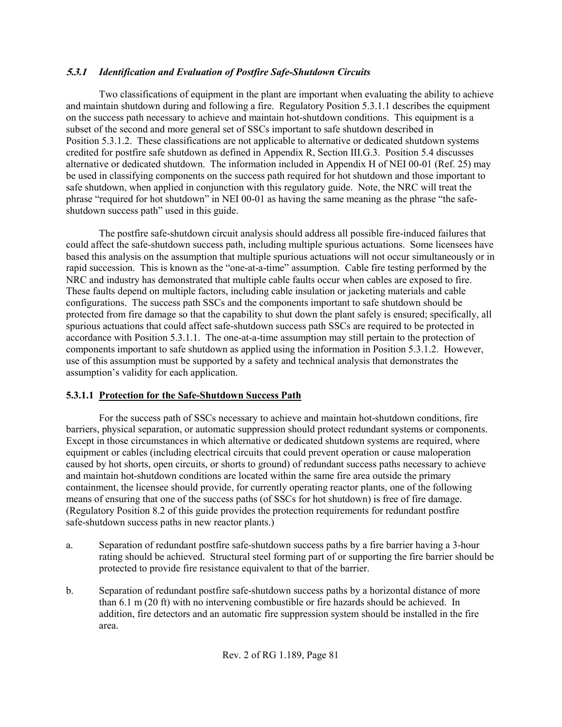### *5.3.1 Identification and Evaluation of Postfire Safe-Shutdown Circuits*

Two classifications of equipment in the plant are important when evaluating the ability to achieve and maintain shutdown during and following a fire. Regulatory Position 5.3.1.1 describes the equipment on the success path necessary to achieve and maintain hot-shutdown conditions. This equipment is a subset of the second and more general set of SSCs important to safe shutdown described in Position 5.3.1.2. These classifications are not applicable to alternative or dedicated shutdown systems credited for postfire safe shutdown as defined in Appendix R, Section III.G.3. Position 5.4 discusses alternative or dedicated shutdown. The information included in Appendix H of NEI 00-01 (Ref. 25) may be used in classifying components on the success path required for hot shutdown and those important to safe shutdown, when applied in conjunction with this regulatory guide. Note, the NRC will treat the phrase "required for hot shutdown" in NEI 00-01 as having the same meaning as the phrase "the safe-shutdown success path" used in this guide.

The postfire safe-shutdown circuit analysis should address all possible fire-induced failures that could affect the safe-shutdown success path, including multiple spurious actuations. Some licensees have based this analysis on the assumption that multiple spurious actuations will not occur simultaneously or in rapid succession. This is known as the "one-at-a-time" assumption. Cable fire testing performed by the NRC and industry has demonstrated that multiple cable faults occur when cables are exposed to fire. These faults depend on multiple factors, including cable insulation or jacketing materials and cable configurations. The success path SSCs and the components important to safe shutdown should be protected from fire damage so that the capability to shut down the plant safely is ensured; specifically, all spurious actuations that could affect safe-shutdown success path SSCs are required to be protected in accordance with Position 5.3.1.1. The one-at-a-time assumption may still pertain to the protection of components important to safe shutdown as applied using the information in Position 5.3.1.2. However, use of this assumption must be supported by a safety and technical analysis that demonstrates the assumption's validity for each application.

#### 5.3.1.1 Protection for the Safe-Shutdown Success Path

For the success path of SSCs necessary to achieve and maintain hot-shutdown conditions, fire barriers, physical separation, or automatic suppression should protect redundant systems or components. Except in those circumstances in which alternative or dedicated shutdown systems are required, where equipment or cables (including electrical circuits that could prevent operation or cause maloperation caused by hot shorts, open circuits, or shorts to ground) of redundant success paths necessary to achieve and maintain hot-shutdown conditions are located within the same fire area outside the primary containment, the licensee should provide, for currently operating reactor plants, one of the following means of ensuring that one of the success paths (of SSCs for hot shutdown) is free of fire damage. (Regulatory Position 8.2 of this guide provides the protection requirements for redundant postfire safe-shutdown success paths in new reactor plants.)

a. Separation of redundant postfire safe-shutdown success paths by a fire barrier having a 3-hour rating should be achieved. Structural steel forming part of or supporting the fire barrier should be protected to provide fire resistance equivalent to that of the barrier.

b. Separation of redundant postfire safe-shutdown success paths by a horizontal distance of more than 6.1 m (20 ft) with no intervening combustible or fire hazards should be achieved. In addition, fire detectors and an automatic fire suppression system should be installed in the fire area.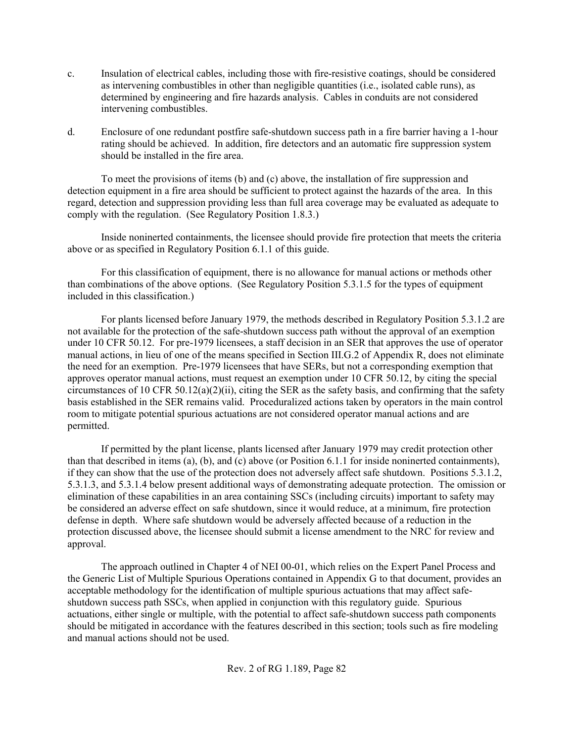c. Insulation of electrical cables, including those with fire-resistive coatings, should be considered as intervening combustibles in other than negligible quantities (i.e., isolated cable runs), as determined by engineering and fire hazards analysis. Cables in conduits are not considered intervening combustibles.

d. Enclosure of one redundant postfire safe-shutdown success path in a fire barrier having a 1-hour rating should be achieved. In addition, fire detectors and an automatic fire suppression system should be installed in the fire area.

To meet the provisions of items (b) and (c) above, the installation of fire suppression and detection equipment in a fire area should be sufficient to protect against the hazards of the area. In this regard, detection and suppression providing less than full area coverage may be evaluated as adequate to comply with the regulation. (See Regulatory Position 1.8.3.)

Inside noninerted containments, the licensee should provide fire protection that meets the criteria above or as specified in Regulatory Position 6.1.1 of this guide.

For this classification of equipment, there is no allowance for manual actions or methods other than combinations of the above options. (See Regulatory Position 5.3.1.5 for the types of equipment included in this classification.)

For plants licensed before January 1979, the methods described in Regulatory Position 5.3.1.2 are not available for the protection of the safe-shutdown success path without the approval of an exemption under 10 CFR 50.12. For pre-1979 licensees, a staff decision in an SER that approves the use of operator manual actions, in lieu of one of the means specified in Section III.G.2 of Appendix R, does not eliminate the need for an exemption. Pre-1979 licensees that have SERs, but not a corresponding exemption that approves operator manual actions, must request an exemption under 10 CFR 50.12, by citing the special circumstances of 10 CFR 50.12(a)(2)(ii), citing the SER as the safety basis, and confirming that the safety basis established in the SER remains valid. Proceduralized actions taken by operators in the main control room to mitigate potential spurious actuations are not considered operator manual actions and are permitted.

If permitted by the plant license, plants licensed after January 1979 may credit protection other than that described in items (a), (b), and (c) above (or Position 6.1.1 for inside noninerted containments), if they can show that the use of the protection does not adversely affect safe shutdown. Positions 5.3.1.2, 5.3.1.3, and 5.3.1.4 below present additional ways of demonstrating adequate protection. The omission or elimination of these capabilities in an area containing SSCs (including circuits) important to safety may be considered an adverse effect on safe shutdown, since it would reduce, at a minimum, fire protection defense in depth. Where safe shutdown would be adversely affected because of a reduction in the protection discussed above, the licensee should submit a license amendment to the NRC for review and approval.

The approach outlined in Chapter 4 of NEI 00-01, which relies on the Expert Panel Process and the Generic List of Multiple Spurious Operations contained in Appendix G to that document, provides an acceptable methodology for the identification of multiple spurious actuations that may affect safe-shutdown success path SSCs, when applied in conjunction with this regulatory guide. Spurious actuations, either single or multiple, with the potential to affect safe-shutdown success path components should be mitigated in accordance with the features described in this section; tools such as fire modeling and manual actions should not be used.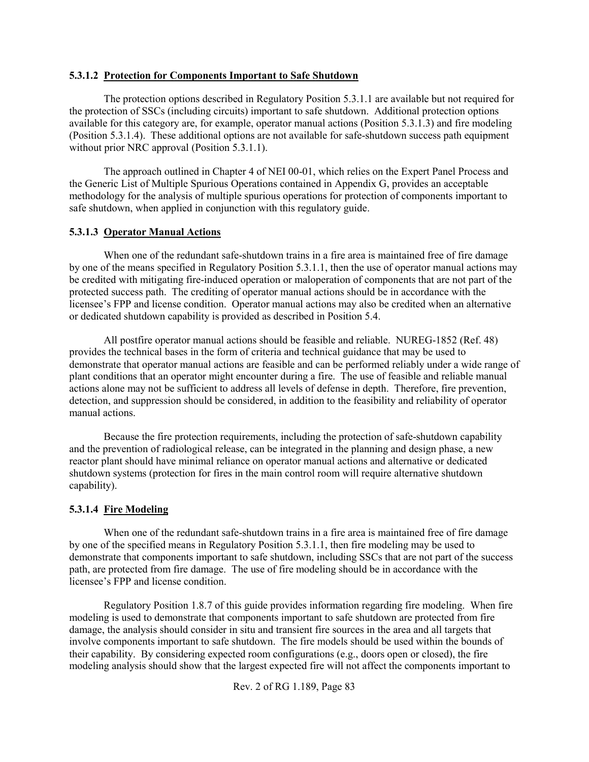#### 5.3.1.2 Protection for Components Important to Safe Shutdown

The protection options described in Regulatory Position 5.3.1.1 are available but not required for the protection of SSCs (including circuits) important to safe shutdown. Additional protection options available for this category are, for example, operator manual actions (Position 5.3.1.3) and fire modeling (Position 5.3.1.4). These additional options are not available for safe-shutdown success path equipment without prior NRC approval (Position 5.3.1.1).

The approach outlined in Chapter 4 of NEI 00-01, which relies on the Expert Panel Process and the Generic List of Multiple Spurious Operations contained in Appendix G, provides an acceptable methodology for the analysis of multiple spurious operations for protection of components important to safe shutdown, when applied in conjunction with this regulatory guide.

#### 5.3.1.3 Operator Manual Actions

When one of the redundant safe-shutdown trains in a fire area is maintained free of fire damage by one of the means specified in Regulatory Position 5.3.1.1, then the use of operator manual actions may be credited with mitigating fire-induced operation or maloperation of components that are not part of the protected success path. The crediting of operator manual actions should be in accordance with the licensee's FPP and license condition. Operator manual actions may also be credited when an alternative or dedicated shutdown capability is provided as described in Position 5.4.

All postfire operator manual actions should be feasible and reliable. NUREG-1852 (Ref. 48) provides the technical bases in the form of criteria and technical guidance that may be used to demonstrate that operator manual actions are feasible and can be performed reliably under a wide range of plant conditions that an operator might encounter during a fire. The use of feasible and reliable manual actions alone may not be sufficient to address all levels of defense in depth. Therefore, fire prevention, detection, and suppression should be considered, in addition to the feasibility and reliability of operator manual actions.

Because the fire protection requirements, including the protection of safe-shutdown capability and the prevention of radiological release, can be integrated in the planning and design phase, a new reactor plant should have minimal reliance on operator manual actions and alternative or dedicated shutdown systems (protection for fires in the main control room will require alternative shutdown capability).

#### 5.3.1.4 Fire Modeling

When one of the redundant safe-shutdown trains in a fire area is maintained free of fire damage by one of the specified means in Regulatory Position 5.3.1.1, then fire modeling may be used to demonstrate that components important to safe shutdown, including SSCs that are not part of the success path, are protected from fire damage. The use of fire modeling should be in accordance with the licensee's FPP and license condition.

Regulatory Position 1.8.7 of this guide provides information regarding fire modeling. When fire modeling is used to demonstrate that components important to safe shutdown are protected from fire damage, the analysis should consider in situ and transient fire sources in the area and all targets that involve components important to safe shutdown. The fire models should be used within the bounds of their capability. By considering expected room configurations (e.g., doors open or closed), the fire modeling analysis should show that the largest expected fire will not affect the components important to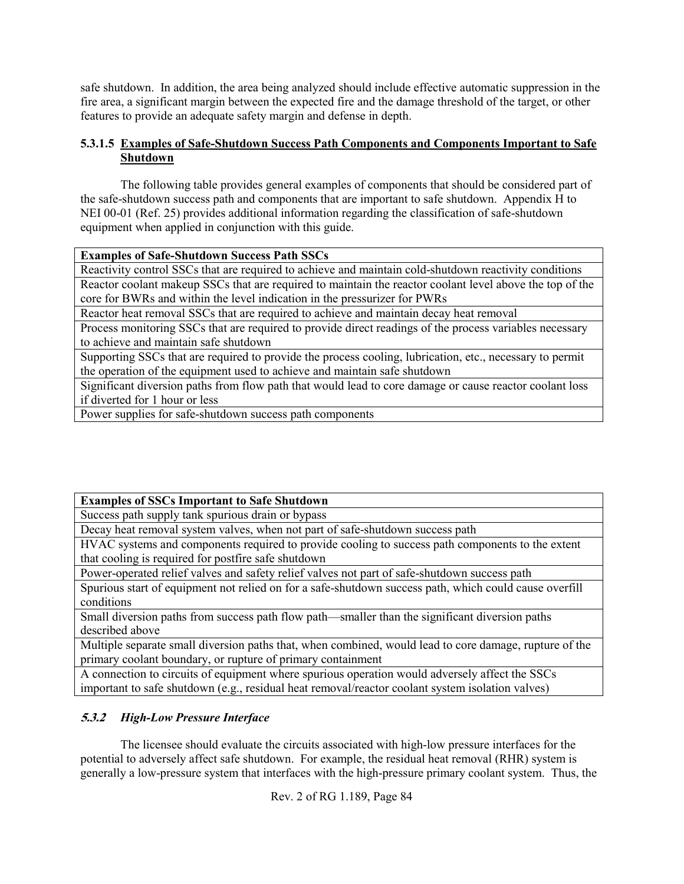safe shutdown. In addition, the area being analyzed should include effective automatic suppression in the fire area, a significant margin between the expected fire and the damage threshold of the target, or other features to provide an adequate safety margin and defense in depth.

#### 5.3.1.5 Examples of Safe-Shutdown Success Path Components and Components Important to Safe Shutdown

The following table provides general examples of components that should be considered part of the safe-shutdown success path and components that are important to safe shutdown. Appendix H to NEI 00-01 (Ref. 25) provides additional information regarding the classification of safe-shutdown equipment when applied in conjunction with this guide.

| **Examples of Safe-Shutdown Success Path SSCs** |
|---|
| Reactivity control SSCs that are required to achieve and maintain cold-shutdown reactivity conditions |
| Reactor coolant makeup SSCs that are required to maintain the reactor coolant level above the top of the core for BWRs and within the level indication in the pressurizer for PWRs |
| Reactor heat removal SSCs that are required to achieve and maintain decay heat removal |
| Process monitoring SSCs that are required to provide direct readings of the process variables necessary to achieve and maintain safe shutdown |
| Supporting SSCs that are required to provide the process cooling, lubrication, etc., necessary to permit the operation of the equipment used to achieve and maintain safe shutdown |
| Significant diversion paths from flow path that would lead to core damage or cause reactor coolant loss if diverted for 1 hour or less |
| Power supplies for safe-shutdown success path components |

| **Examples of SSCs Important to Safe Shutdown** |
|---|
| Success path supply tank spurious drain or bypass |
| Decay heat removal system valves, when not part of safe-shutdown success path |
| HVAC systems and components required to provide cooling to success path components to the extent that cooling is required for postfire safe shutdown |
| Power-operated relief valves and safety relief valves not part of safe-shutdown success path |
| Spurious start of equipment not relied on for a safe-shutdown success path, which could cause overfill conditions |
| Small diversion paths from success path flow path—smaller than the significant diversion paths described above |
| Multiple separate small diversion paths that, when combined, would lead to core damage, rupture of the primary coolant boundary, or rupture of primary containment |
| A connection to circuits of equipment where spurious operation would adversely affect the SSCs important to safe shutdown (e.g., residual heat removal/reactor coolant system isolation valves) |

### *5.3.2 High-Low Pressure Interface*

The licensee should evaluate the circuits associated with high-low pressure interfaces for the potential to adversely affect safe shutdown. For example, the residual heat removal (RHR) system is generally a low-pressure system that interfaces with the high-pressure primary coolant system. Thus, the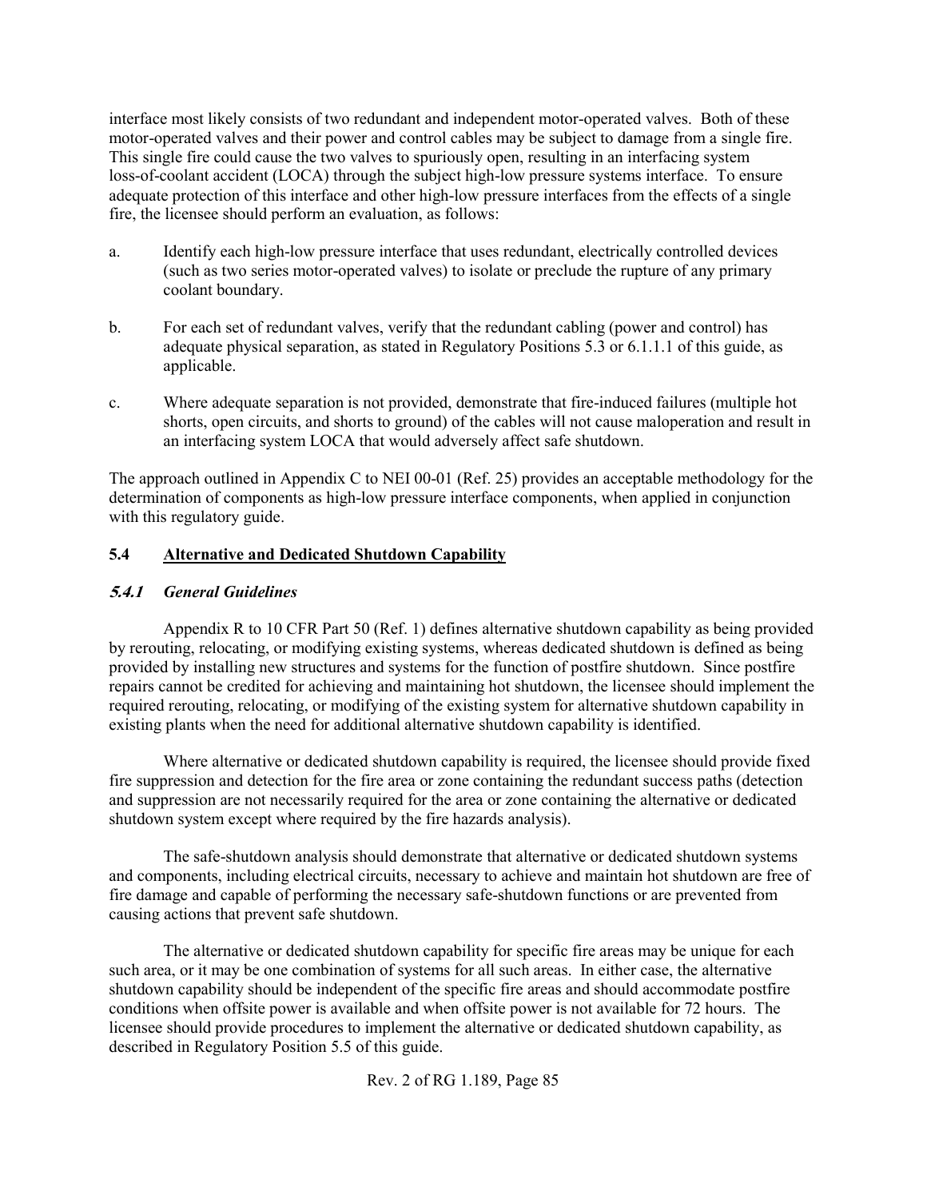interface most likely consists of two redundant and independent motor-operated valves. Both of these motor-operated valves and their power and control cables may be subject to damage from a single fire. This single fire could cause the two valves to spuriously open, resulting in an interfacing system loss-of-coolant accident (LOCA) through the subject high-low pressure systems interface. To ensure adequate protection of this interface and other high-low pressure interfaces from the effects of a single fire, the licensee should perform an evaluation, as follows:

a. Identify each high-low pressure interface that uses redundant, electrically controlled devices (such as two series motor-operated valves) to isolate or preclude the rupture of any primary coolant boundary.

b. For each set of redundant valves, verify that the redundant cabling (power and control) has adequate physical separation, as stated in Regulatory Positions 5.3 or 6.1.1.1 of this guide, as applicable.

c. Where adequate separation is not provided, demonstrate that fire-induced failures (multiple hot shorts, open circuits, and shorts to ground) of the cables will not cause maloperation and result in an interfacing system LOCA that would adversely affect safe shutdown.

The approach outlined in Appendix C to NEI 00-01 (Ref. 25) provides an acceptable methodology for the determination of components as high-low pressure interface components, when applied in conjunction with this regulatory guide.

## 5.4 Alternative and Dedicated Shutdown Capability

### *5.4.1 General Guidelines*

Appendix R to 10 CFR Part 50 (Ref. 1) defines alternative shutdown capability as being provided by rerouting, relocating, or modifying existing systems, whereas dedicated shutdown is defined as being provided by installing new structures and systems for the function of postfire shutdown. Since postfire repairs cannot be credited for achieving and maintaining hot shutdown, the licensee should implement the required rerouting, relocating, or modifying of the existing system for alternative shutdown capability in existing plants when the need for additional alternative shutdown capability is identified.

Where alternative or dedicated shutdown capability is required, the licensee should provide fixed fire suppression and detection for the fire area or zone containing the redundant success paths (detection and suppression are not necessarily required for the area or zone containing the alternative or dedicated shutdown system except where required by the fire hazards analysis).

The safe-shutdown analysis should demonstrate that alternative or dedicated shutdown systems and components, including electrical circuits, necessary to achieve and maintain hot shutdown are free of fire damage and capable of performing the necessary safe-shutdown functions or are prevented from causing actions that prevent safe shutdown.

The alternative or dedicated shutdown capability for specific fire areas may be unique for each such area, or it may be one combination of systems for all such areas. In either case, the alternative shutdown capability should be independent of the specific fire areas and should accommodate postfire conditions when offsite power is available and when offsite power is not available for 72 hours. The licensee should provide procedures to implement the alternative or dedicated shutdown capability, as described in Regulatory Position 5.5 of this guide.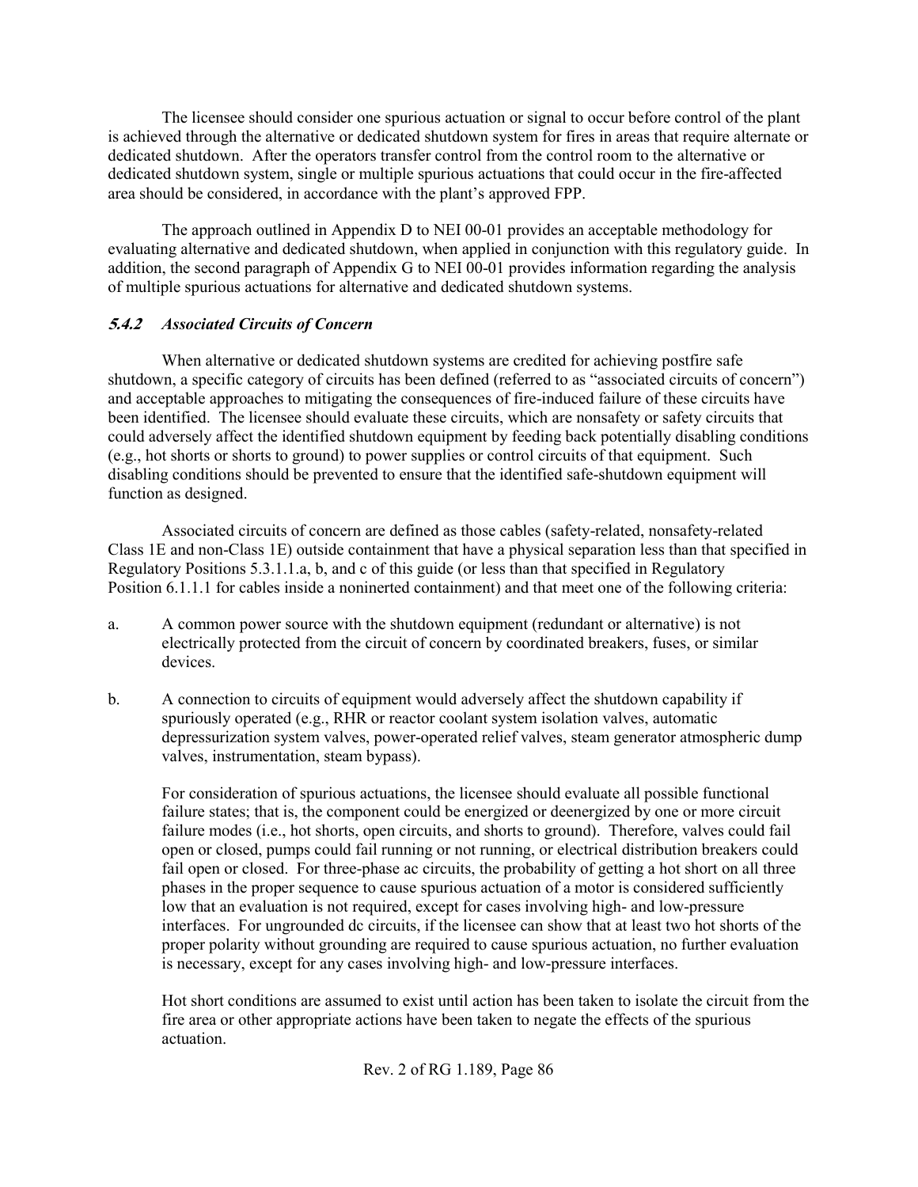The licensee should consider one spurious actuation or signal to occur before control of the plant is achieved through the alternative or dedicated shutdown system for fires in areas that require alternate or dedicated shutdown. After the operators transfer control from the control room to the alternative or dedicated shutdown system, single or multiple spurious actuations that could occur in the fire-affected area should be considered, in accordance with the plant's approved FPP.

The approach outlined in Appendix D to NEI 00-01 provides an acceptable methodology for evaluating alternative and dedicated shutdown, when applied in conjunction with this regulatory guide. In addition, the second paragraph of Appendix G to NEI 00-01 provides information regarding the analysis of multiple spurious actuations for alternative and dedicated shutdown systems.

### *5.4.2 Associated Circuits of Concern*

When alternative or dedicated shutdown systems are credited for achieving postfire safe shutdown, a specific category of circuits has been defined (referred to as "associated circuits of concern") and acceptable approaches to mitigating the consequences of fire-induced failure of these circuits have been identified. The licensee should evaluate these circuits, which are nonsafety or safety circuits that could adversely affect the identified shutdown equipment by feeding back potentially disabling conditions (e.g., hot shorts or shorts to ground) to power supplies or control circuits of that equipment. Such disabling conditions should be prevented to ensure that the identified safe-shutdown equipment will function as designed.

Associated circuits of concern are defined as those cables (safety-related, nonsafety-related Class 1E and non-Class 1E) outside containment that have a physical separation less than that specified in Regulatory Positions 5.3.1.1.a, b, and c of this guide (or less than that specified in Regulatory Position 6.1.1.1 for cables inside a noninerted containment) and that meet one of the following criteria:

a. A common power source with the shutdown equipment (redundant or alternative) is not electrically protected from the circuit of concern by coordinated breakers, fuses, or similar devices.

b. A connection to circuits of equipment would adversely affect the shutdown capability if spuriously operated (e.g., RHR or reactor coolant system isolation valves, automatic depressurization system valves, power-operated relief valves, steam generator atmospheric dump valves, instrumentation, steam bypass).

   For consideration of spurious actuations, the licensee should evaluate all possible functional failure states; that is, the component could be energized or deenergized by one or more circuit failure modes (i.e., hot shorts, open circuits, and shorts to ground). Therefore, valves could fail open or closed, pumps could fail running or not running, or electrical distribution breakers could fail open or closed. For three-phase ac circuits, the probability of getting a hot short on all three phases in the proper sequence to cause spurious actuation of a motor is considered sufficiently low that an evaluation is not required, except for cases involving high- and low-pressure interfaces. For ungrounded dc circuits, if the licensee can show that at least two hot shorts of the proper polarity without grounding are required to cause spurious actuation, no further evaluation is necessary, except for any cases involving high- and low-pressure interfaces.

   Hot short conditions are assumed to exist until action has been taken to isolate the circuit from the fire area or other appropriate actions have been taken to negate the effects of the spurious actuation.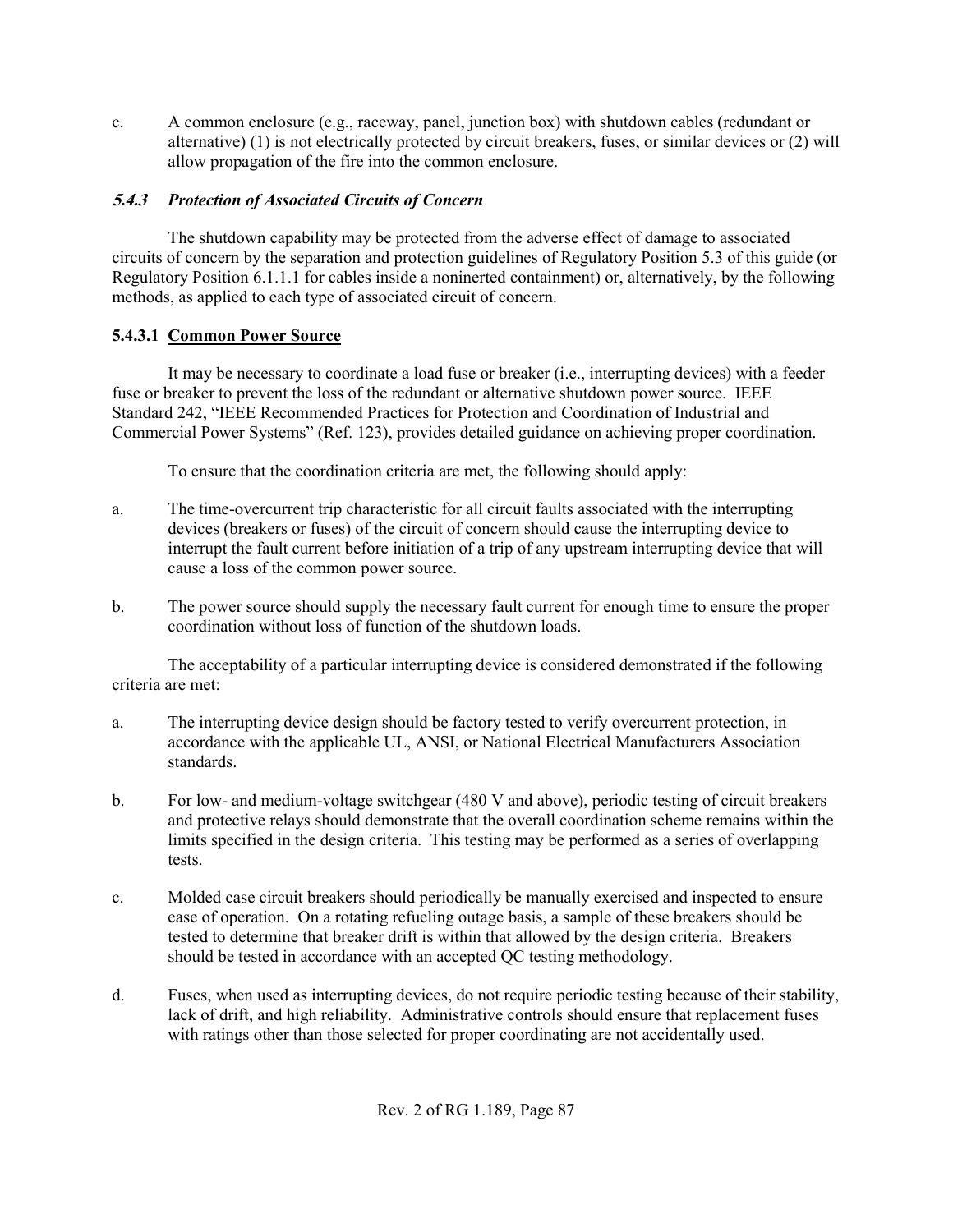c. A common enclosure (e.g., raceway, panel, junction box) with shutdown cables (redundant or alternative) (1) is not electrically protected by circuit breakers, fuses, or similar devices or (2) will allow propagation of the fire into the common enclosure.

### *5.4.3 Protection of Associated Circuits of Concern*

The shutdown capability may be protected from the adverse effect of damage to associated circuits of concern by the separation and protection guidelines of Regulatory Position 5.3 of this guide (or Regulatory Position 6.1.1.1 for cables inside a noninerted containment) or, alternatively, by the following methods, as applied to each type of associated circuit of concern.

#### **5.4.3.1 Common Power Source**

It may be necessary to coordinate a load fuse or breaker (i.e., interrupting devices) with a feeder fuse or breaker to prevent the loss of the redundant or alternative shutdown power source. IEEE Standard 242, "IEEE Recommended Practices for Protection and Coordination of Industrial and Commercial Power Systems" (Ref. 123), provides detailed guidance on achieving proper coordination.

To ensure that the coordination criteria are met, the following should apply:

a. The time-overcurrent trip characteristic for all circuit faults associated with the interrupting devices (breakers or fuses) of the circuit of concern should cause the interrupting device to interrupt the fault current before initiation of a trip of any upstream interrupting device that will cause a loss of the common power source.

b. The power source should supply the necessary fault current for enough time to ensure the proper coordination without loss of function of the shutdown loads.

The acceptability of a particular interrupting device is considered demonstrated if the following criteria are met:

a. The interrupting device design should be factory tested to verify overcurrent protection, in accordance with the applicable UL, ANSI, or National Electrical Manufacturers Association standards.

b. For low- and medium-voltage switchgear (480 V and above), periodic testing of circuit breakers and protective relays should demonstrate that the overall coordination scheme remains within the limits specified in the design criteria. This testing may be performed as a series of overlapping tests.

c. Molded case circuit breakers should periodically be manually exercised and inspected to ensure ease of operation. On a rotating refueling outage basis, a sample of these breakers should be tested to determine that breaker drift is within that allowed by the design criteria. Breakers should be tested in accordance with an accepted QC testing methodology.

d. Fuses, when used as interrupting devices, do not require periodic testing because of their stability, lack of drift, and high reliability. Administrative controls should ensure that replacement fuses with ratings other than those selected for proper coordinating are not accidentally used.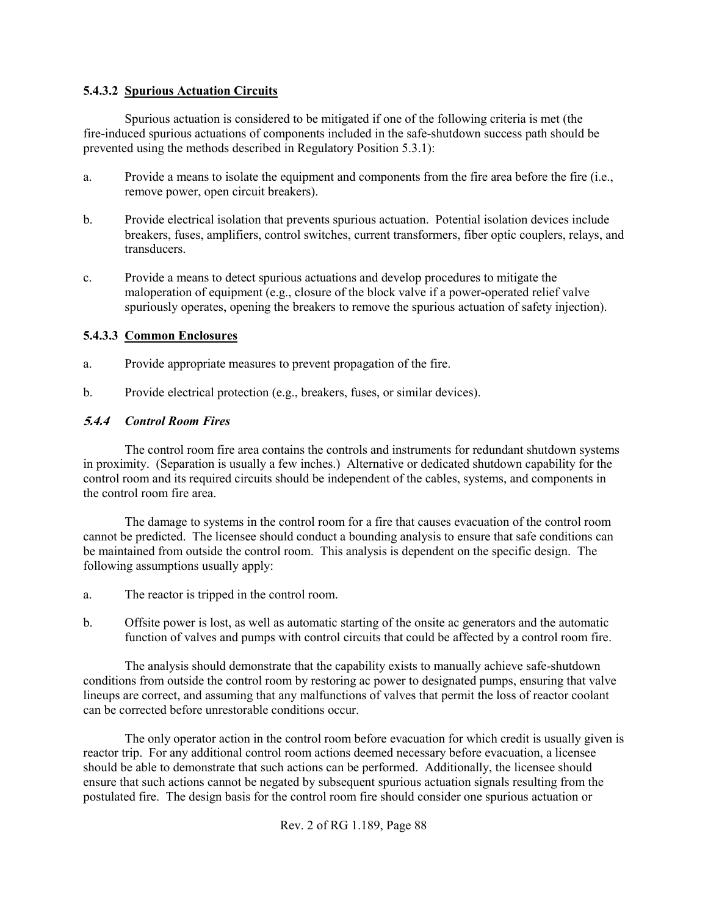#### 5.4.3.2 Spurious Actuation Circuits

Spurious actuation is considered to be mitigated if one of the following criteria is met (the fire-induced spurious actuations of components included in the safe-shutdown success path should be prevented using the methods described in Regulatory Position 5.3.1):

a. Provide a means to isolate the equipment and components from the fire area before the fire (i.e., remove power, open circuit breakers).

b. Provide electrical isolation that prevents spurious actuation. Potential isolation devices include breakers, fuses, amplifiers, control switches, current transformers, fiber optic couplers, relays, and transducers.

c. Provide a means to detect spurious actuations and develop procedures to mitigate the maloperation of equipment (e.g., closure of the block valve if a power-operated relief valve spuriously operates, opening the breakers to remove the spurious actuation of safety injection).

#### 5.4.3.3 Common Enclosures

a. Provide appropriate measures to prevent propagation of the fire.

b. Provide electrical protection (e.g., breakers, fuses, or similar devices).

### *5.4.4 Control Room Fires*

The control room fire area contains the controls and instruments for redundant shutdown systems in proximity. (Separation is usually a few inches.) Alternative or dedicated shutdown capability for the control room and its required circuits should be independent of the cables, systems, and components in the control room fire area.

The damage to systems in the control room for a fire that causes evacuation of the control room cannot be predicted. The licensee should conduct a bounding analysis to ensure that safe conditions can be maintained from outside the control room. This analysis is dependent on the specific design. The following assumptions usually apply:

a. The reactor is tripped in the control room.

b. Offsite power is lost, as well as automatic starting of the onsite ac generators and the automatic function of valves and pumps with control circuits that could be affected by a control room fire.

The analysis should demonstrate that the capability exists to manually achieve safe-shutdown conditions from outside the control room by restoring ac power to designated pumps, ensuring that valve lineups are correct, and assuming that any malfunctions of valves that permit the loss of reactor coolant can be corrected before unrestorable conditions occur.

The only operator action in the control room before evacuation for which credit is usually given is reactor trip. For any additional control room actions deemed necessary before evacuation, a licensee should be able to demonstrate that such actions can be performed. Additionally, the licensee should ensure that such actions cannot be negated by subsequent spurious actuation signals resulting from the postulated fire. The design basis for the control room fire should consider one spurious actuation or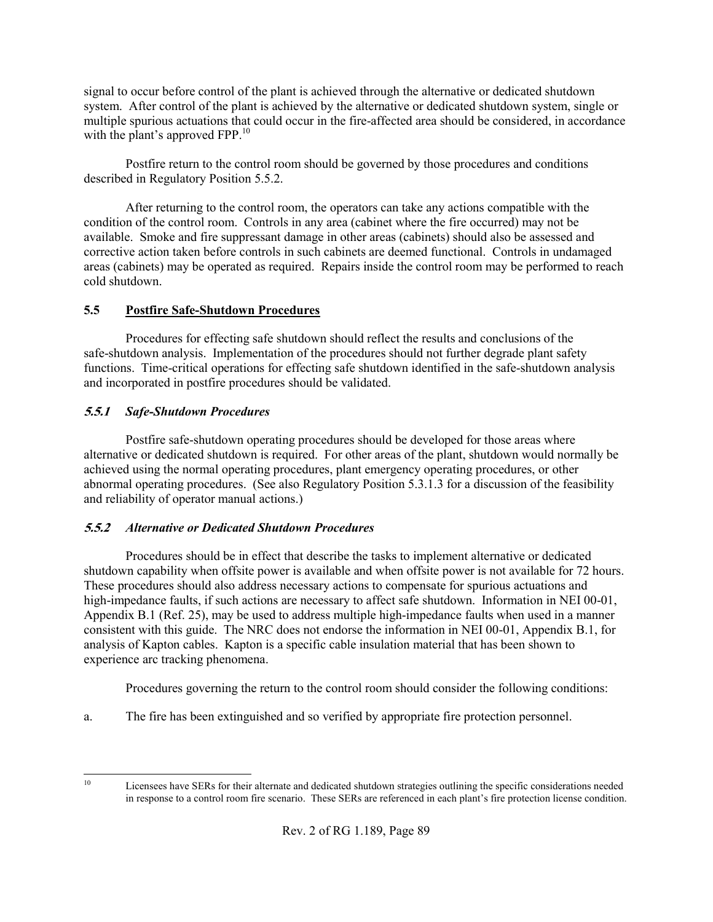signal to occur before control of the plant is achieved through the alternative or dedicated shutdown system. After control of the plant is achieved by the alternative or dedicated shutdown system, single or multiple spurious actuations that could occur in the fire-affected area should be considered, in accordance with the plant's approved FPP.[10]

Postfire return to the control room should be governed by those procedures and conditions described in Regulatory Position 5.5.2.

After returning to the control room, the operators can take any actions compatible with the condition of the control room. Controls in any area (cabinet where the fire occurred) may not be available. Smoke and fire suppressant damage in other areas (cabinets) should also be assessed and corrective action taken before controls in such cabinets are deemed functional. Controls in undamaged areas (cabinets) may be operated as required. Repairs inside the control room may be performed to reach cold shutdown.

## 5.5 Postfire Safe-Shutdown Procedures

Procedures for effecting safe shutdown should reflect the results and conclusions of the safe-shutdown analysis. Implementation of the procedures should not further degrade plant safety functions. Time-critical operations for effecting safe shutdown identified in the safe-shutdown analysis and incorporated in postfire procedures should be validated.

### *5.5.1 Safe-Shutdown Procedures*

Postfire safe-shutdown operating procedures should be developed for those areas where alternative or dedicated shutdown is required. For other areas of the plant, shutdown would normally be achieved using the normal operating procedures, plant emergency operating procedures, or other abnormal operating procedures. (See also Regulatory Position 5.3.1.3 for a discussion of the feasibility and reliability of operator manual actions.)

### *5.5.2 Alternative or Dedicated Shutdown Procedures*

Procedures should be in effect that describe the tasks to implement alternative or dedicated shutdown capability when offsite power is available and when offsite power is not available for 72 hours. These procedures should also address necessary actions to compensate for spurious actuations and high-impedance faults, if such actions are necessary to affect safe shutdown. Information in NEI 00-01, Appendix B.1 (Ref. 25), may be used to address multiple high-impedance faults when used in a manner consistent with this guide. The NRC does not endorse the information in NEI 00-01, Appendix B.1, for analysis of Kapton cables. Kapton is a specific cable insulation material that has been shown to experience arc tracking phenomena.

Procedures governing the return to the control room should consider the following conditions:

a. The fire has been extinguished and so verified by appropriate fire protection personnel.

---

[10] Licensees have SERs for their alternate and dedicated shutdown strategies outlining the specific considerations needed in response to a control room fire scenario. These SERs are referenced in each plant's fire protection license condition.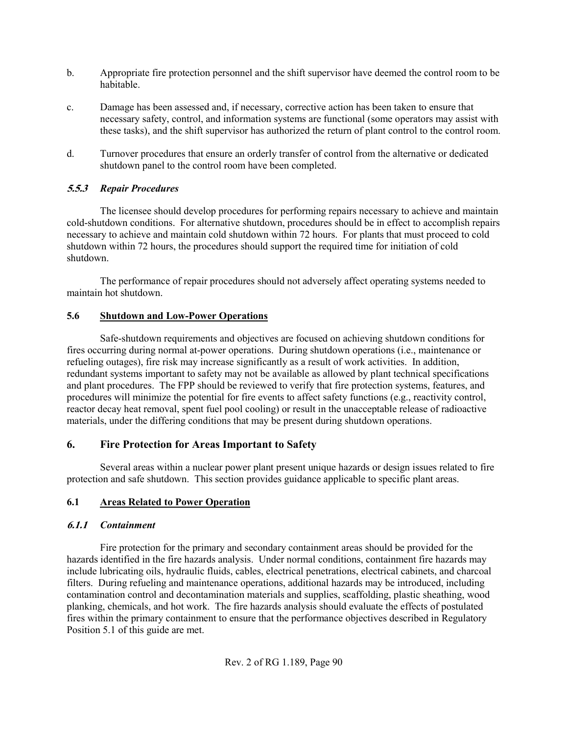b. Appropriate fire protection personnel and the shift supervisor have deemed the control room to be habitable.

c. Damage has been assessed and, if necessary, corrective action has been taken to ensure that necessary safety, control, and information systems are functional (some operators may assist with these tasks), and the shift supervisor has authorized the return of plant control to the control room.

d. Turnover procedures that ensure an orderly transfer of control from the alternative or dedicated shutdown panel to the control room have been completed.

#### *5.5.3 Repair Procedures*

The licensee should develop procedures for performing repairs necessary to achieve and maintain cold-shutdown conditions. For alternative shutdown, procedures should be in effect to accomplish repairs necessary to achieve and maintain cold shutdown within 72 hours. For plants that must proceed to cold shutdown within 72 hours, the procedures should support the required time for initiation of cold shutdown.

The performance of repair procedures should not adversely affect operating systems needed to maintain hot shutdown.

### 5.6 Shutdown and Low-Power Operations

Safe-shutdown requirements and objectives are focused on achieving shutdown conditions for fires occurring during normal at-power operations. During shutdown operations (i.e., maintenance or refueling outages), fire risk may increase significantly as a result of work activities. In addition, redundant systems important to safety may not be available as allowed by plant technical specifications and plant procedures. The FPP should be reviewed to verify that fire protection systems, features, and procedures will minimize the potential for fire events to affect safety functions (e.g., reactivity control, reactor decay heat removal, spent fuel pool cooling) or result in the unacceptable release of radioactive materials, under the differing conditions that may be present during shutdown operations.

## 6. Fire Protection for Areas Important to Safety

Several areas within a nuclear power plant present unique hazards or design issues related to fire protection and safe shutdown. This section provides guidance applicable to specific plant areas.

### 6.1 Areas Related to Power Operation

#### *6.1.1 Containment*

Fire protection for the primary and secondary containment areas should be provided for the hazards identified in the fire hazards analysis. Under normal conditions, containment fire hazards may include lubricating oils, hydraulic fluids, cables, electrical penetrations, electrical cabinets, and charcoal filters. During refueling and maintenance operations, additional hazards may be introduced, including contamination control and decontamination materials and supplies, scaffolding, plastic sheathing, wood planking, chemicals, and hot work. The fire hazards analysis should evaluate the effects of postulated fires within the primary containment to ensure that the performance objectives described in Regulatory Position 5.1 of this guide are met.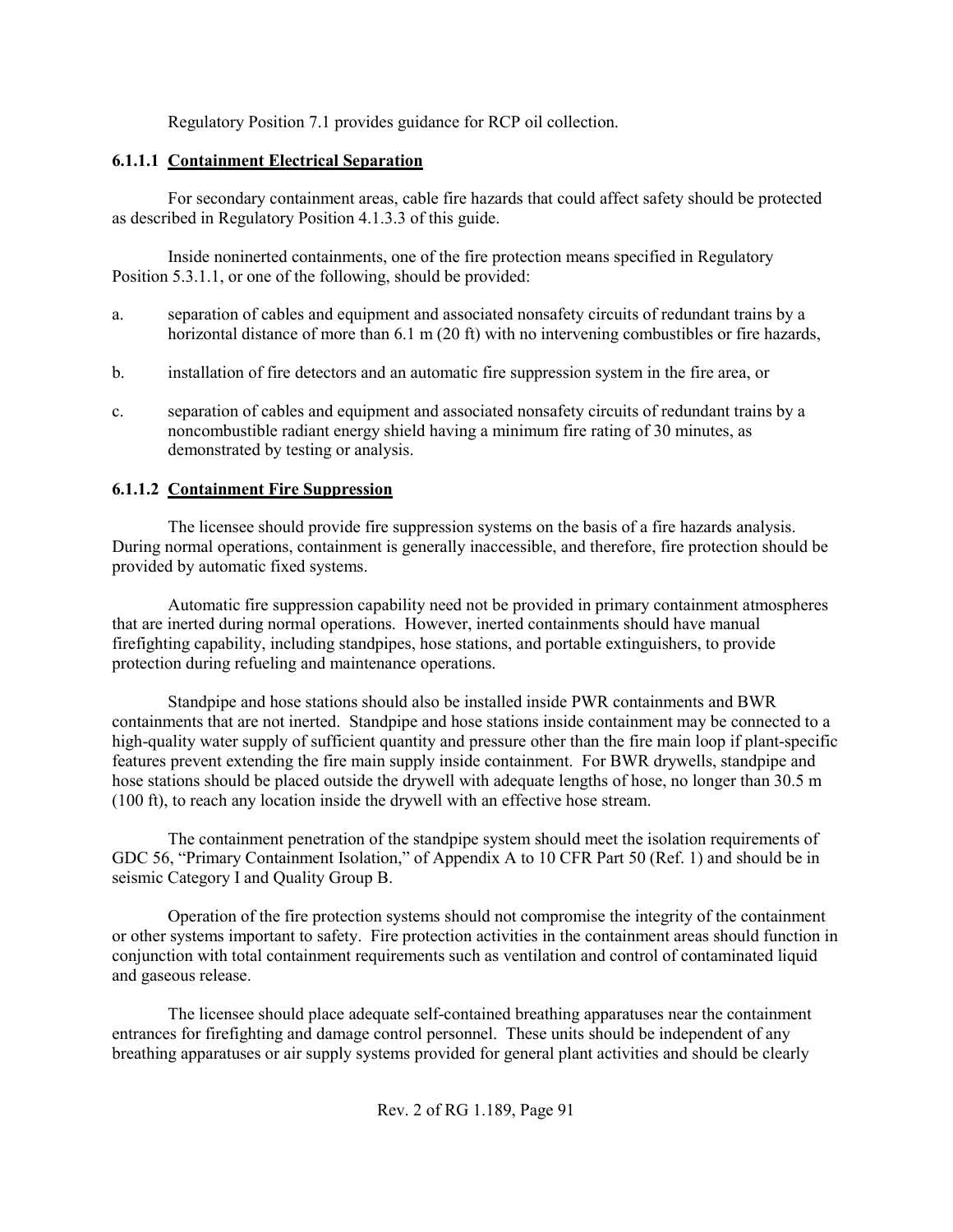Regulatory Position 7.1 provides guidance for RCP oil collection.

#### 6.1.1.1 Containment Electrical Separation

For secondary containment areas, cable fire hazards that could affect safety should be protected as described in Regulatory Position 4.1.3.3 of this guide.

Inside noninerted containments, one of the fire protection means specified in Regulatory Position 5.3.1.1, or one of the following, should be provided:

a. separation of cables and equipment and associated nonsafety circuits of redundant trains by a horizontal distance of more than 6.1 m (20 ft) with no intervening combustibles or fire hazards,

b. installation of fire detectors and an automatic fire suppression system in the fire area, or

c. separation of cables and equipment and associated nonsafety circuits of redundant trains by a noncombustible radiant energy shield having a minimum fire rating of 30 minutes, as demonstrated by testing or analysis.

#### 6.1.1.2 Containment Fire Suppression

The licensee should provide fire suppression systems on the basis of a fire hazards analysis. During normal operations, containment is generally inaccessible, and therefore, fire protection should be provided by automatic fixed systems.

Automatic fire suppression capability need not be provided in primary containment atmospheres that are inerted during normal operations. However, inerted containments should have manual firefighting capability, including standpipes, hose stations, and portable extinguishers, to provide protection during refueling and maintenance operations.

Standpipe and hose stations should also be installed inside PWR containments and BWR containments that are not inerted. Standpipe and hose stations inside containment may be connected to a high-quality water supply of sufficient quantity and pressure other than the fire main loop if plant-specific features prevent extending the fire main supply inside containment. For BWR drywells, standpipe and hose stations should be placed outside the drywell with adequate lengths of hose, no longer than 30.5 m (100 ft), to reach any location inside the drywell with an effective hose stream.

The containment penetration of the standpipe system should meet the isolation requirements of GDC 56, "Primary Containment Isolation," of Appendix A to 10 CFR Part 50 (Ref. 1) and should be in seismic Category I and Quality Group B.

Operation of the fire protection systems should not compromise the integrity of the containment or other systems important to safety. Fire protection activities in the containment areas should function in conjunction with total containment requirements such as ventilation and control of contaminated liquid and gaseous release.

The licensee should place adequate self-contained breathing apparatuses near the containment entrances for firefighting and damage control personnel. These units should be independent of any breathing apparatuses or air supply systems provided for general plant activities and should be clearly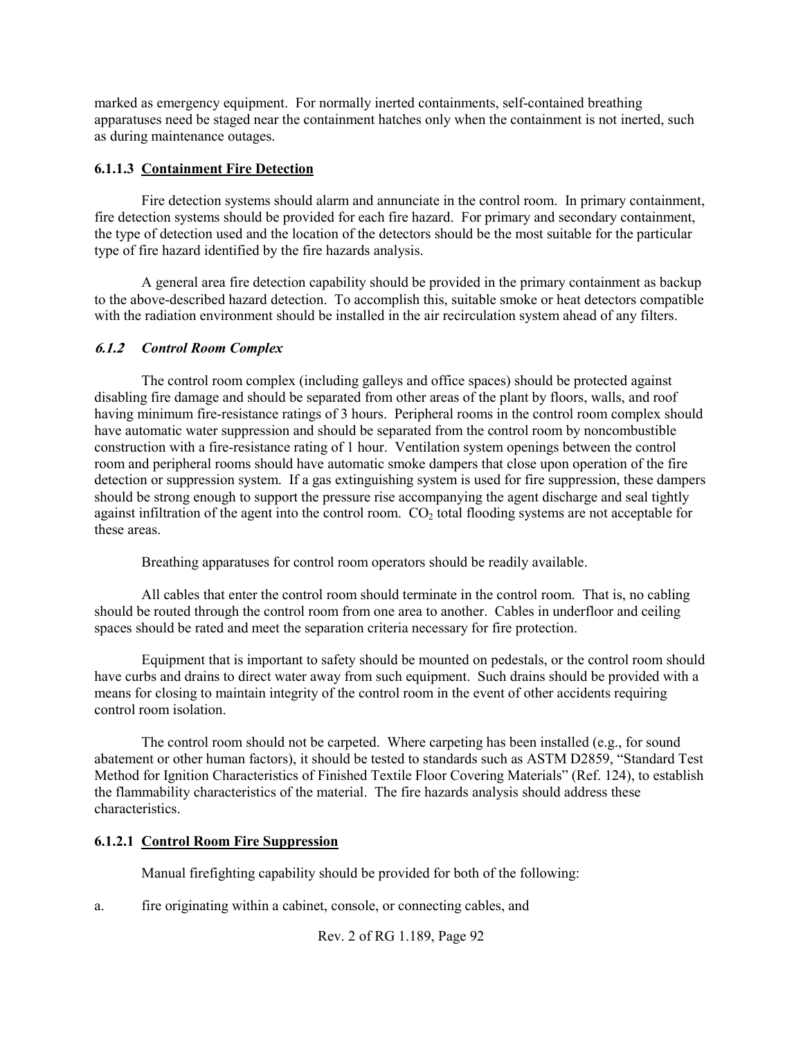marked as emergency equipment. For normally inerted containments, self-contained breathing apparatuses need be staged near the containment hatches only when the containment is not inerted, such as during maintenance outages.

#### 6.1.1.3 Containment Fire Detection

Fire detection systems should alarm and annunciate in the control room. In primary containment, fire detection systems should be provided for each fire hazard. For primary and secondary containment, the type of detection used and the location of the detectors should be the most suitable for the particular type of fire hazard identified by the fire hazards analysis.

A general area fire detection capability should be provided in the primary containment as backup to the above-described hazard detection. To accomplish this, suitable smoke or heat detectors compatible with the radiation environment should be installed in the air recirculation system ahead of any filters.

### *6.1.2 Control Room Complex*

The control room complex (including galleys and office spaces) should be protected against disabling fire damage and should be separated from other areas of the plant by floors, walls, and roof having minimum fire-resistance ratings of 3 hours. Peripheral rooms in the control room complex should have automatic water suppression and should be separated from the control room by noncombustible construction with a fire-resistance rating of 1 hour. Ventilation system openings between the control room and peripheral rooms should have automatic smoke dampers that close upon operation of the fire detection or suppression system. If a gas extinguishing system is used for fire suppression, these dampers should be strong enough to support the pressure rise accompanying the agent discharge and seal tightly against infiltration of the agent into the control room. $CO_2$ total flooding systems are not acceptable for these areas.

Breathing apparatuses for control room operators should be readily available.

All cables that enter the control room should terminate in the control room. That is, no cabling should be routed through the control room from one area to another. Cables in underfloor and ceiling spaces should be rated and meet the separation criteria necessary for fire protection.

Equipment that is important to safety should be mounted on pedestals, or the control room should have curbs and drains to direct water away from such equipment. Such drains should be provided with a means for closing to maintain integrity of the control room in the event of other accidents requiring control room isolation.

The control room should not be carpeted. Where carpeting has been installed (e.g., for sound abatement or other human factors), it should be tested to standards such as ASTM D2859, "Standard Test Method for Ignition Characteristics of Finished Textile Floor Covering Materials" (Ref. 124), to establish the flammability characteristics of the material. The fire hazards analysis should address these characteristics.

#### 6.1.2.1 Control Room Fire Suppression

Manual firefighting capability should be provided for both of the following:

a. fire originating within a cabinet, console, or connecting cables, and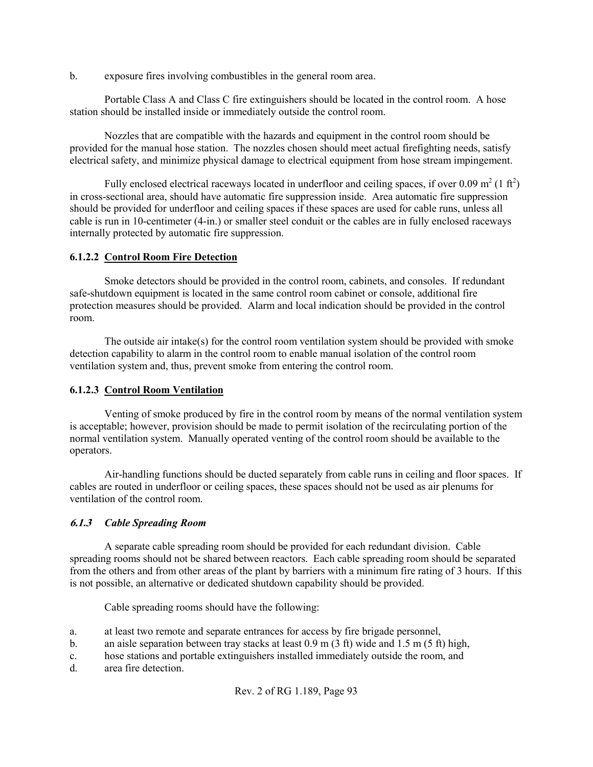b. exposure fires involving combustibles in the general room area.

Portable Class A and Class C fire extinguishers should be located in the control room. A hose station should be installed inside or immediately outside the control room.

Nozzles that are compatible with the hazards and equipment in the control room should be provided for the manual hose station. The nozzles chosen should meet actual firefighting needs, satisfy electrical safety, and minimize physical damage to electrical equipment from hose stream impingement.

Fully enclosed electrical raceways located in underfloor and ceiling spaces, if over 0.09 $m^2$ (1 $ft^2$) in cross-sectional area, should have automatic fire suppression inside. Area automatic fire suppression should be provided for underfloor and ceiling spaces if these spaces are used for cable runs, unless all cable is run in 10-centimeter (4-in.) or smaller steel conduit or the cables are in fully enclosed raceways internally protected by automatic fire suppression.

#### 6.1.2.2 Control Room Fire Detection

Smoke detectors should be provided in the control room, cabinets, and consoles. If redundant safe-shutdown equipment is located in the same control room cabinet or console, additional fire protection measures should be provided. Alarm and local indication should be provided in the control room.

The outside air intake(s) for the control room ventilation system should be provided with smoke detection capability to alarm in the control room to enable manual isolation of the control room ventilation system and, thus, prevent smoke from entering the control room.

#### 6.1.2.3 Control Room Ventilation

Venting of smoke produced by fire in the control room by means of the normal ventilation system is acceptable; however, provision should be made to permit isolation of the recirculating portion of the normal ventilation system. Manually operated venting of the control room should be available to the operators.

Air-handling functions should be ducted separately from cable runs in ceiling and floor spaces. If cables are routed in underfloor or ceiling spaces, these spaces should not be used as air plenums for ventilation of the control room.

### *6.1.3 Cable Spreading Room*

A separate cable spreading room should be provided for each redundant division. Cable spreading rooms should not be shared between reactors. Each cable spreading room should be separated from the others and from other areas of the plant by barriers with a minimum fire rating of 3 hours. If this is not possible, an alternative or dedicated shutdown capability should be provided.

Cable spreading rooms should have the following:

a. at least two remote and separate entrances for access by fire brigade personnel,
b. an aisle separation between tray stacks at least 0.9 m (3 ft) wide and 1.5 m (5 ft) high,
c. hose stations and portable extinguishers installed immediately outside the room, and
d. area fire detection.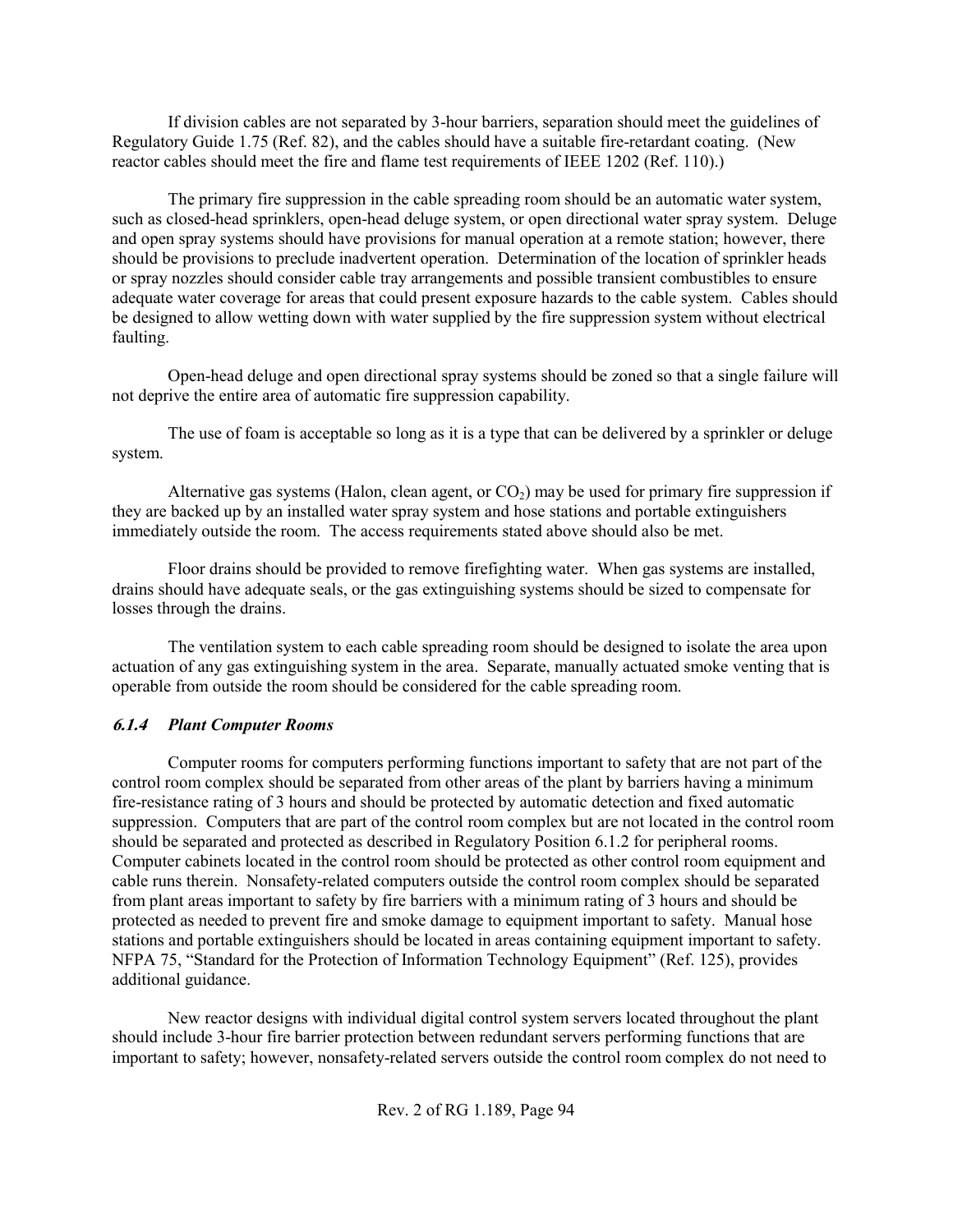If division cables are not separated by 3-hour barriers, separation should meet the guidelines of Regulatory Guide 1.75 (Ref. 82), and the cables should have a suitable fire-retardant coating. (New reactor cables should meet the fire and flame test requirements of IEEE 1202 (Ref. 110).)

The primary fire suppression in the cable spreading room should be an automatic water system, such as closed-head sprinklers, open-head deluge system, or open directional water spray system. Deluge and open spray systems should have provisions for manual operation at a remote station; however, there should be provisions to preclude inadvertent operation. Determination of the location of sprinkler heads or spray nozzles should consider cable tray arrangements and possible transient combustibles to ensure adequate water coverage for areas that could present exposure hazards to the cable system. Cables should be designed to allow wetting down with water supplied by the fire suppression system without electrical faulting.

Open-head deluge and open directional spray systems should be zoned so that a single failure will not deprive the entire area of automatic fire suppression capability.

The use of foam is acceptable so long as it is a type that can be delivered by a sprinkler or deluge system.

Alternative gas systems (Halon, clean agent, or $CO_2$) may be used for primary fire suppression if they are backed up by an installed water spray system and hose stations and portable extinguishers immediately outside the room. The access requirements stated above should also be met.

Floor drains should be provided to remove firefighting water. When gas systems are installed, drains should have adequate seals, or the gas extinguishing systems should be sized to compensate for losses through the drains.

The ventilation system to each cable spreading room should be designed to isolate the area upon actuation of any gas extinguishing system in the area. Separate, manually actuated smoke venting that is operable from outside the room should be considered for the cable spreading room.

### *6.1.4 Plant Computer Rooms*

Computer rooms for computers performing functions important to safety that are not part of the control room complex should be separated from other areas of the plant by barriers having a minimum fire-resistance rating of 3 hours and should be protected by automatic detection and fixed automatic suppression. Computers that are part of the control room complex but are not located in the control room should be separated and protected as described in Regulatory Position 6.1.2 for peripheral rooms. Computer cabinets located in the control room should be protected as other control room equipment and cable runs therein. Nonsafety-related computers outside the control room complex should be separated from plant areas important to safety by fire barriers with a minimum rating of 3 hours and should be protected as needed to prevent fire and smoke damage to equipment important to safety. Manual hose stations and portable extinguishers should be located in areas containing equipment important to safety. NFPA 75, "Standard for the Protection of Information Technology Equipment" (Ref. 125), provides additional guidance.

New reactor designs with individual digital control system servers located throughout the plant should include 3-hour fire barrier protection between redundant servers performing functions that are important to safety; however, nonsafety-related servers outside the control room complex do not need to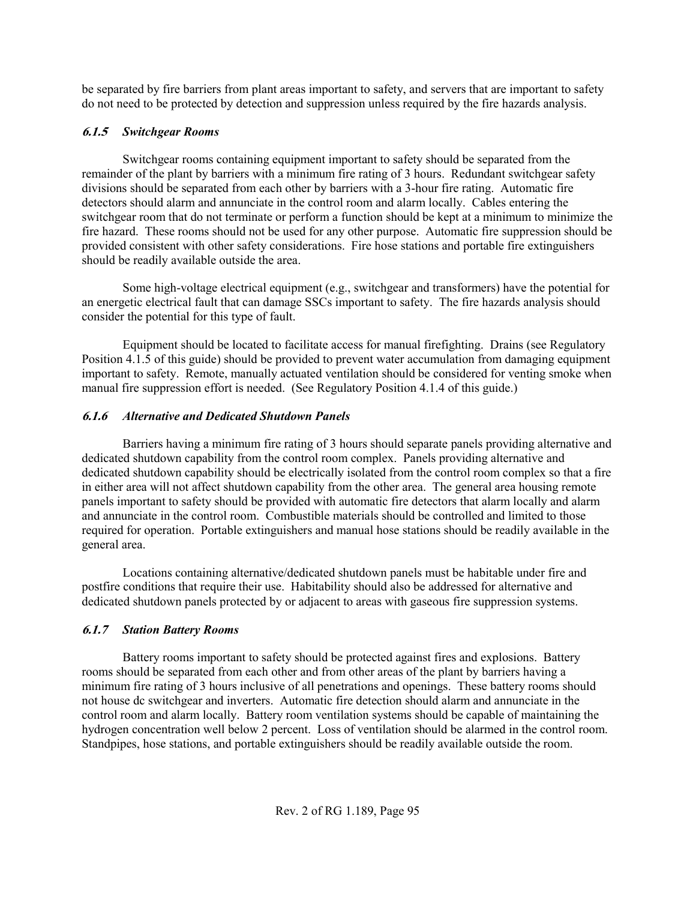be separated by fire barriers from plant areas important to safety, and servers that are important to safety do not need to be protected by detection and suppression unless required by the fire hazards analysis.

### *6.1.5 Switchgear Rooms*

Switchgear rooms containing equipment important to safety should be separated from the remainder of the plant by barriers with a minimum fire rating of 3 hours. Redundant switchgear safety divisions should be separated from each other by barriers with a 3-hour fire rating. Automatic fire detectors should alarm and annunciate in the control room and alarm locally. Cables entering the switchgear room that do not terminate or perform a function should be kept at a minimum to minimize the fire hazard. These rooms should not be used for any other purpose. Automatic fire suppression should be provided consistent with other safety considerations. Fire hose stations and portable fire extinguishers should be readily available outside the area.

Some high-voltage electrical equipment (e.g., switchgear and transformers) have the potential for an energetic electrical fault that can damage SSCs important to safety. The fire hazards analysis should consider the potential for this type of fault.

Equipment should be located to facilitate access for manual firefighting. Drains (see Regulatory Position 4.1.5 of this guide) should be provided to prevent water accumulation from damaging equipment important to safety. Remote, manually actuated ventilation should be considered for venting smoke when manual fire suppression effort is needed. (See Regulatory Position 4.1.4 of this guide.)

### *6.1.6 Alternative and Dedicated Shutdown Panels*

Barriers having a minimum fire rating of 3 hours should separate panels providing alternative and dedicated shutdown capability from the control room complex. Panels providing alternative and dedicated shutdown capability should be electrically isolated from the control room complex so that a fire in either area will not affect shutdown capability from the other area. The general area housing remote panels important to safety should be provided with automatic fire detectors that alarm locally and alarm and annunciate in the control room. Combustible materials should be controlled and limited to those required for operation. Portable extinguishers and manual hose stations should be readily available in the general area.

Locations containing alternative/dedicated shutdown panels must be habitable under fire and postfire conditions that require their use. Habitability should also be addressed for alternative and dedicated shutdown panels protected by or adjacent to areas with gaseous fire suppression systems.

### *6.1.7 Station Battery Rooms*

Battery rooms important to safety should be protected against fires and explosions. Battery rooms should be separated from each other and from other areas of the plant by barriers having a minimum fire rating of 3 hours inclusive of all penetrations and openings. These battery rooms should not house dc switchgear and inverters. Automatic fire detection should alarm and annunciate in the control room and alarm locally. Battery room ventilation systems should be capable of maintaining the hydrogen concentration well below 2 percent. Loss of ventilation should be alarmed in the control room. Standpipes, hose stations, and portable extinguishers should be readily available outside the room.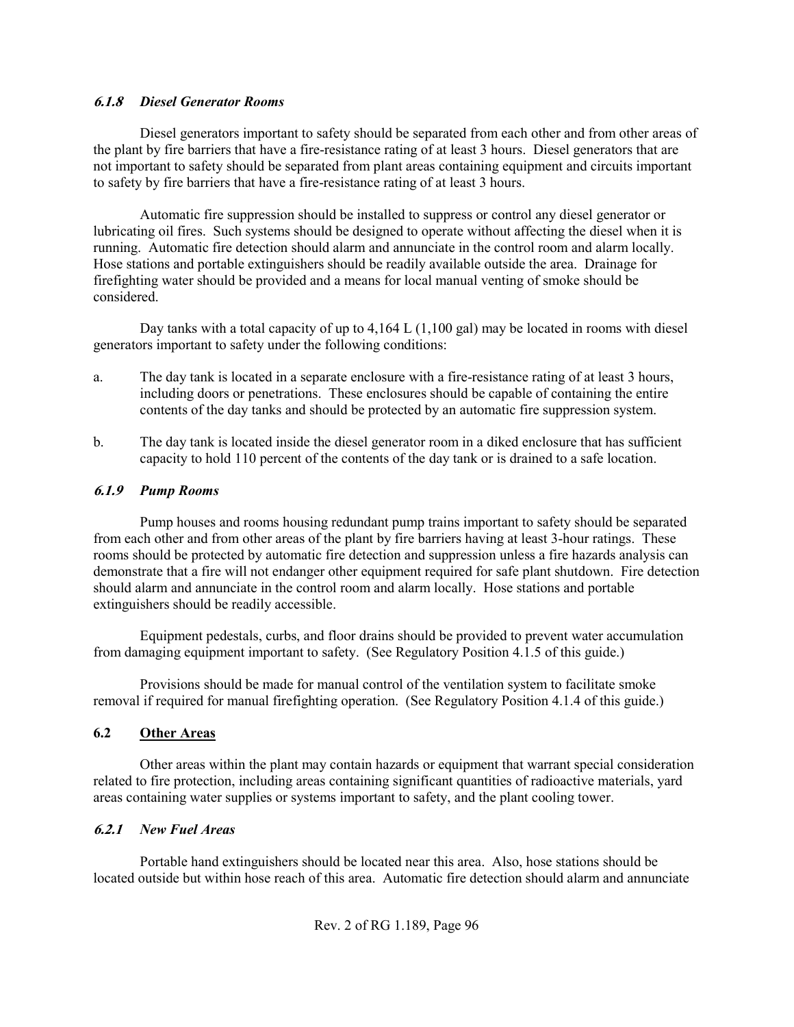#### *6.1.8 Diesel Generator Rooms*

Diesel generators important to safety should be separated from each other and from other areas of the plant by fire barriers that have a fire-resistance rating of at least 3 hours. Diesel generators that are not important to safety should be separated from plant areas containing equipment and circuits important to safety by fire barriers that have a fire-resistance rating of at least 3 hours.

Automatic fire suppression should be installed to suppress or control any diesel generator or lubricating oil fires. Such systems should be designed to operate without affecting the diesel when it is running. Automatic fire detection should alarm and annunciate in the control room and alarm locally. Hose stations and portable extinguishers should be readily available outside the area. Drainage for firefighting water should be provided and a means for local manual venting of smoke should be considered.

Day tanks with a total capacity of up to 4,164 L (1,100 gal) may be located in rooms with diesel generators important to safety under the following conditions:

a. The day tank is located in a separate enclosure with a fire-resistance rating of at least 3 hours, including doors or penetrations. These enclosures should be capable of containing the entire contents of the day tanks and should be protected by an automatic fire suppression system.

b. The day tank is located inside the diesel generator room in a diked enclosure that has sufficient capacity to hold 110 percent of the contents of the day tank or is drained to a safe location.

#### *6.1.9 Pump Rooms*

Pump houses and rooms housing redundant pump trains important to safety should be separated from each other and from other areas of the plant by fire barriers having at least 3-hour ratings. These rooms should be protected by automatic fire detection and suppression unless a fire hazards analysis can demonstrate that a fire will not endanger other equipment required for safe plant shutdown. Fire detection should alarm and annunciate in the control room and alarm locally. Hose stations and portable extinguishers should be readily accessible.

Equipment pedestals, curbs, and floor drains should be provided to prevent water accumulation from damaging equipment important to safety. (See Regulatory Position 4.1.5 of this guide.)

Provisions should be made for manual control of the ventilation system to facilitate smoke removal if required for manual firefighting operation. (See Regulatory Position 4.1.4 of this guide.)

### 6.2 Other Areas

Other areas within the plant may contain hazards or equipment that warrant special consideration related to fire protection, including areas containing significant quantities of radioactive materials, yard areas containing water supplies or systems important to safety, and the plant cooling tower.

#### *6.2.1 New Fuel Areas*

Portable hand extinguishers should be located near this area. Also, hose stations should be located outside but within hose reach of this area. Automatic fire detection should alarm and annunciate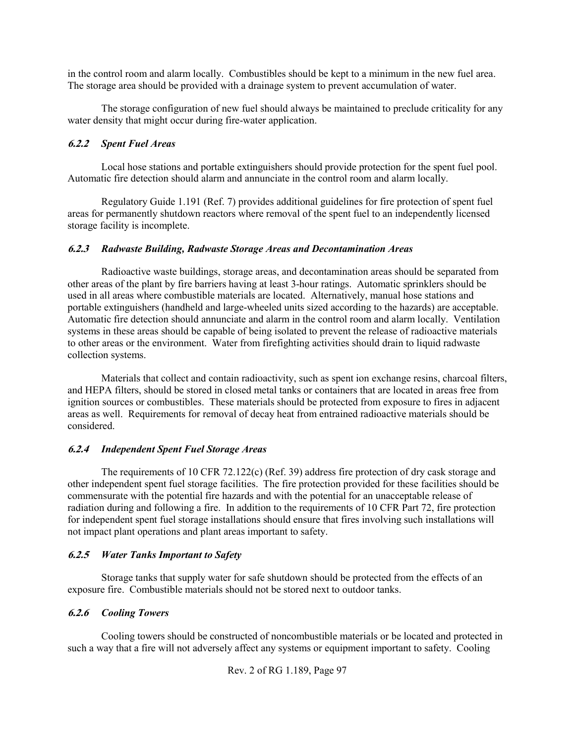in the control room and alarm locally. Combustibles should be kept to a minimum in the new fuel area. The storage area should be provided with a drainage system to prevent accumulation of water.

The storage configuration of new fuel should always be maintained to preclude criticality for any water density that might occur during fire-water application.

#### *6.2.2 Spent Fuel Areas*

Local hose stations and portable extinguishers should provide protection for the spent fuel pool. Automatic fire detection should alarm and annunciate in the control room and alarm locally.

Regulatory Guide 1.191 (Ref. 7) provides additional guidelines for fire protection of spent fuel areas for permanently shutdown reactors where removal of the spent fuel to an independently licensed storage facility is incomplete.

#### *6.2.3 Radwaste Building, Radwaste Storage Areas and Decontamination Areas*

Radioactive waste buildings, storage areas, and decontamination areas should be separated from other areas of the plant by fire barriers having at least 3-hour ratings. Automatic sprinklers should be used in all areas where combustible materials are located. Alternatively, manual hose stations and portable extinguishers (handheld and large-wheeled units sized according to the hazards) are acceptable. Automatic fire detection should annunciate and alarm in the control room and alarm locally. Ventilation systems in these areas should be capable of being isolated to prevent the release of radioactive materials to other areas or the environment. Water from firefighting activities should drain to liquid radwaste collection systems.

Materials that collect and contain radioactivity, such as spent ion exchange resins, charcoal filters, and HEPA filters, should be stored in closed metal tanks or containers that are located in areas free from ignition sources or combustibles. These materials should be protected from exposure to fires in adjacent areas as well. Requirements for removal of decay heat from entrained radioactive materials should be considered.

#### *6.2.4 Independent Spent Fuel Storage Areas*

The requirements of 10 CFR 72.122(c) (Ref. 39) address fire protection of dry cask storage and other independent spent fuel storage facilities. The fire protection provided for these facilities should be commensurate with the potential fire hazards and with the potential for an unacceptable release of radiation during and following a fire. In addition to the requirements of 10 CFR Part 72, fire protection for independent spent fuel storage installations should ensure that fires involving such installations will not impact plant operations and plant areas important to safety.

#### *6.2.5 Water Tanks Important to Safety*

Storage tanks that supply water for safe shutdown should be protected from the effects of an exposure fire. Combustible materials should not be stored next to outdoor tanks.

#### *6.2.6 Cooling Towers*

Cooling towers should be constructed of noncombustible materials or be located and protected in such a way that a fire will not adversely affect any systems or equipment important to safety. Cooling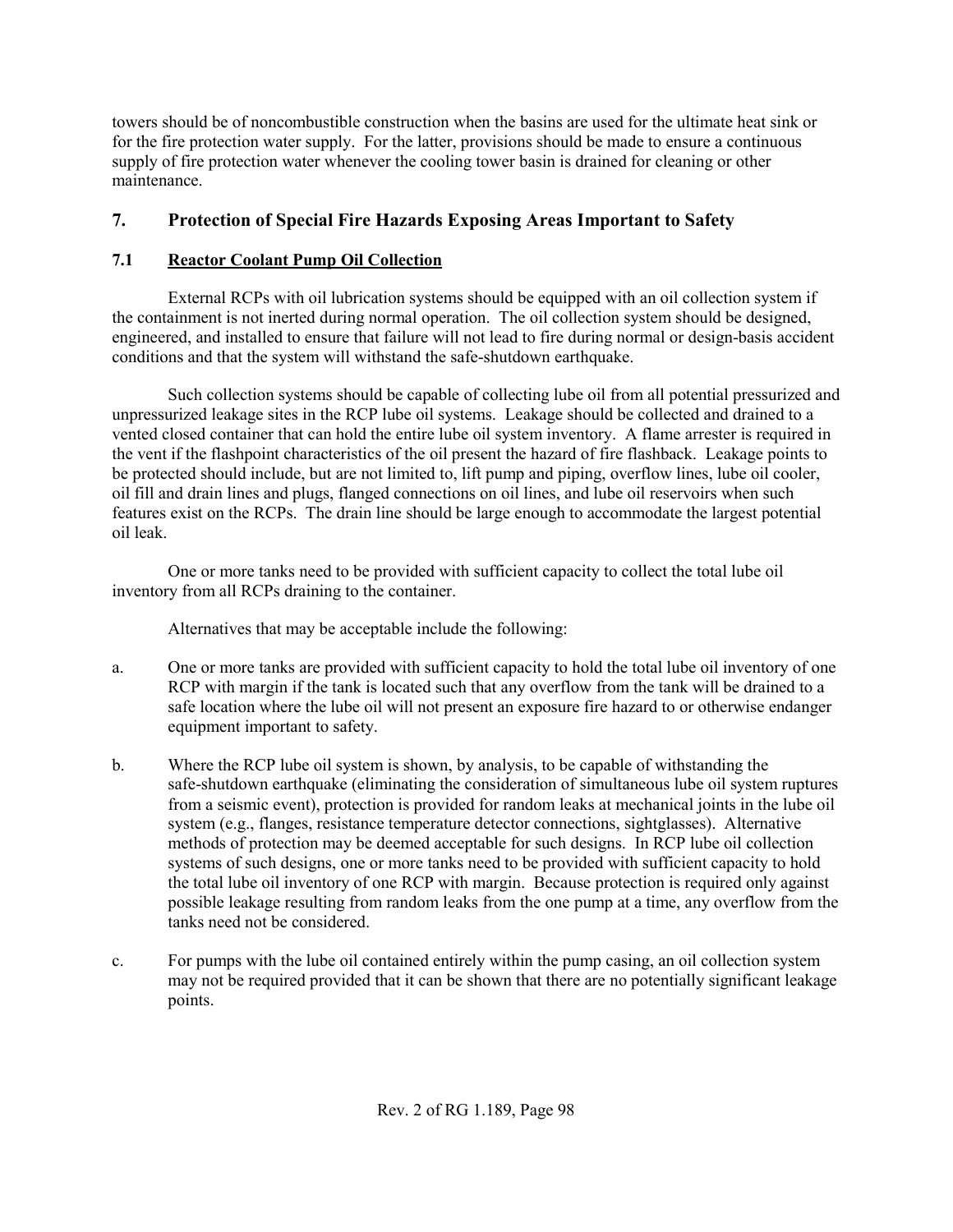towers should be of noncombustible construction when the basins are used for the ultimate heat sink or for the fire protection water supply. For the latter, provisions should be made to ensure a continuous supply of fire protection water whenever the cooling tower basin is drained for cleaning or other maintenance.

## 7. Protection of Special Fire Hazards Exposing Areas Important to Safety

### 7.1 Reactor Coolant Pump Oil Collection

External RCPs with oil lubrication systems should be equipped with an oil collection system if the containment is not inerted during normal operation. The oil collection system should be designed, engineered, and installed to ensure that failure will not lead to fire during normal or design-basis accident conditions and that the system will withstand the safe-shutdown earthquake.

Such collection systems should be capable of collecting lube oil from all potential pressurized and unpressurized leakage sites in the RCP lube oil systems. Leakage should be collected and drained to a vented closed container that can hold the entire lube oil system inventory. A flame arrester is required in the vent if the flashpoint characteristics of the oil present the hazard of fire flashback. Leakage points to be protected should include, but are not limited to, lift pump and piping, overflow lines, lube oil cooler, oil fill and drain lines and plugs, flanged connections on oil lines, and lube oil reservoirs when such features exist on the RCPs. The drain line should be large enough to accommodate the largest potential oil leak.

One or more tanks need to be provided with sufficient capacity to collect the total lube oil inventory from all RCPs draining to the container.

Alternatives that may be acceptable include the following:

a. One or more tanks are provided with sufficient capacity to hold the total lube oil inventory of one RCP with margin if the tank is located such that any overflow from the tank will be drained to a safe location where the lube oil will not present an exposure fire hazard to or otherwise endanger equipment important to safety.

b. Where the RCP lube oil system is shown, by analysis, to be capable of withstanding the safe-shutdown earthquake (eliminating the consideration of simultaneous lube oil system ruptures from a seismic event), protection is provided for random leaks at mechanical joints in the lube oil system (e.g., flanges, resistance temperature detector connections, sightglasses). Alternative methods of protection may be deemed acceptable for such designs. In RCP lube oil collection systems of such designs, one or more tanks need to be provided with sufficient capacity to hold the total lube oil inventory of one RCP with margin. Because protection is required only against possible leakage resulting from random leaks from the one pump at a time, any overflow from the tanks need not be considered.

c. For pumps with the lube oil contained entirely within the pump casing, an oil collection system may not be required provided that it can be shown that there are no potentially significant leakage points.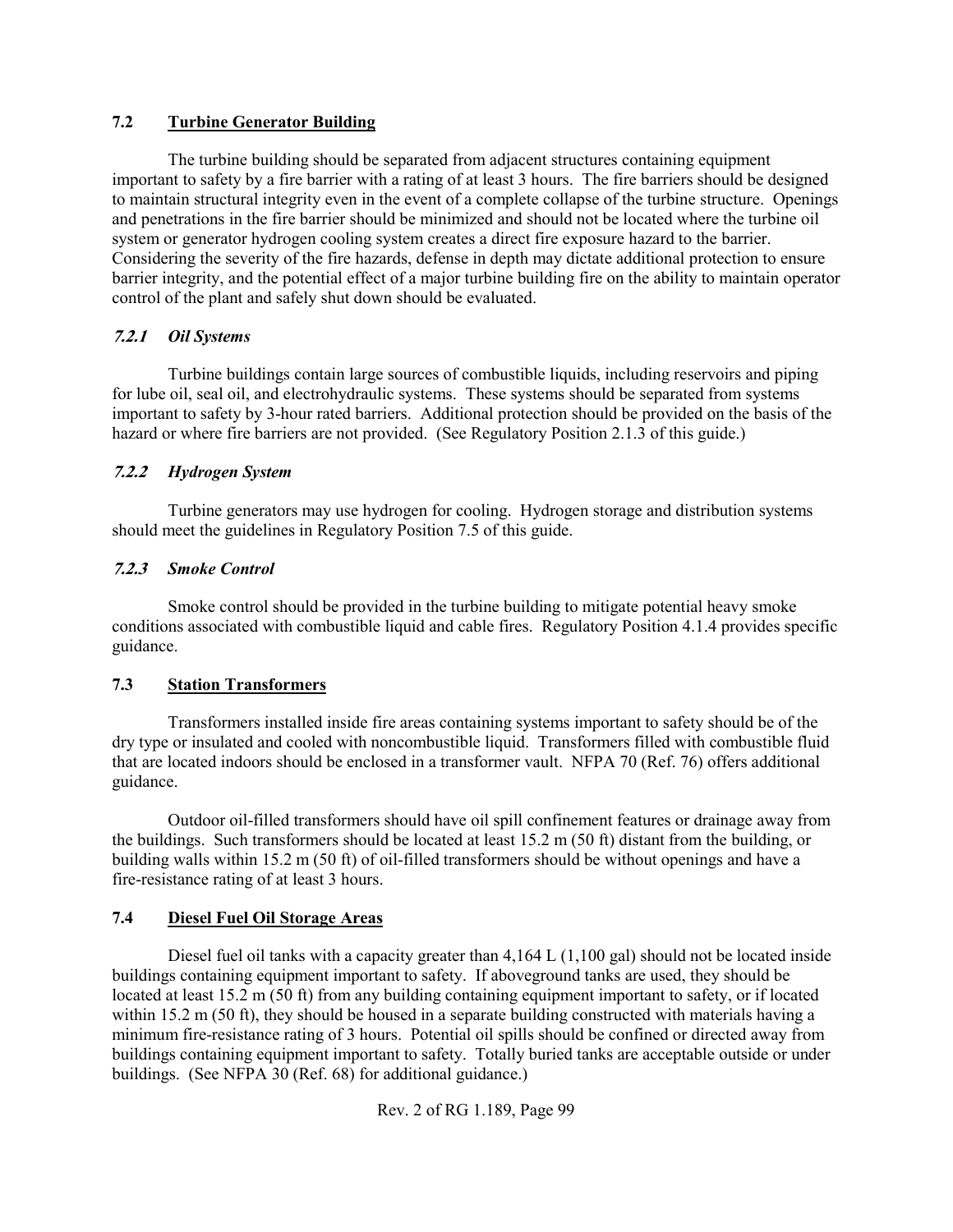## 7.2 Turbine Generator Building

The turbine building should be separated from adjacent structures containing equipment important to safety by a fire barrier with a rating of at least 3 hours. The fire barriers should be designed to maintain structural integrity even in the event of a complete collapse of the turbine structure. Openings and penetrations in the fire barrier should be minimized and should not be located where the turbine oil system or generator hydrogen cooling system creates a direct fire exposure hazard to the barrier. Considering the severity of the fire hazards, defense in depth may dictate additional protection to ensure barrier integrity, and the potential effect of a major turbine building fire on the ability to maintain operator control of the plant and safely shut down should be evaluated.

### *7.2.1 Oil Systems*

Turbine buildings contain large sources of combustible liquids, including reservoirs and piping for lube oil, seal oil, and electrohydraulic systems. These systems should be separated from systems important to safety by 3-hour rated barriers. Additional protection should be provided on the basis of the hazard or where fire barriers are not provided. (See Regulatory Position 2.1.3 of this guide.)

### *7.2.2 Hydrogen System*

Turbine generators may use hydrogen for cooling. Hydrogen storage and distribution systems should meet the guidelines in Regulatory Position 7.5 of this guide.

### *7.2.3 Smoke Control*

Smoke control should be provided in the turbine building to mitigate potential heavy smoke conditions associated with combustible liquid and cable fires. Regulatory Position 4.1.4 provides specific guidance.

## 7.3 Station Transformers

Transformers installed inside fire areas containing systems important to safety should be of the dry type or insulated and cooled with noncombustible liquid. Transformers filled with combustible fluid that are located indoors should be enclosed in a transformer vault. NFPA 70 (Ref. 76) offers additional guidance.

Outdoor oil-filled transformers should have oil spill confinement features or drainage away from the buildings. Such transformers should be located at least 15.2 m (50 ft) distant from the building, or building walls within 15.2 m (50 ft) of oil-filled transformers should be without openings and have a fire-resistance rating of at least 3 hours.

## 7.4 Diesel Fuel Oil Storage Areas

Diesel fuel oil tanks with a capacity greater than 4,164 L (1,100 gal) should not be located inside buildings containing equipment important to safety. If aboveground tanks are used, they should be located at least 15.2 m (50 ft) from any building containing equipment important to safety, or if located within 15.2 m (50 ft), they should be housed in a separate building constructed with materials having a minimum fire-resistance rating of 3 hours. Potential oil spills should be confined or directed away from buildings containing equipment important to safety. Totally buried tanks are acceptable outside or under buildings. (See NFPA 30 (Ref. 68) for additional guidance.)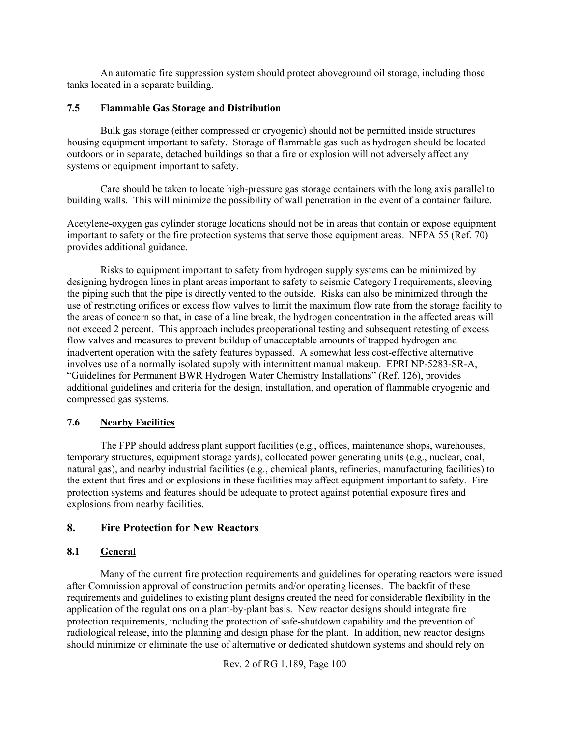An automatic fire suppression system should protect aboveground oil storage, including those tanks located in a separate building.

### 7.5 Flammable Gas Storage and Distribution

Bulk gas storage (either compressed or cryogenic) should not be permitted inside structures housing equipment important to safety. Storage of flammable gas such as hydrogen should be located outdoors or in separate, detached buildings so that a fire or explosion will not adversely affect any systems or equipment important to safety.

Care should be taken to locate high-pressure gas storage containers with the long axis parallel to building walls. This will minimize the possibility of wall penetration in the event of a container failure.

Acetylene-oxygen gas cylinder storage locations should not be in areas that contain or expose equipment important to safety or the fire protection systems that serve those equipment areas. NFPA 55 (Ref. 70) provides additional guidance.

Risks to equipment important to safety from hydrogen supply systems can be minimized by designing hydrogen lines in plant areas important to safety to seismic Category I requirements, sleeving the piping such that the pipe is directly vented to the outside. Risks can also be minimized through the use of restricting orifices or excess flow valves to limit the maximum flow rate from the storage facility to the areas of concern so that, in case of a line break, the hydrogen concentration in the affected areas will not exceed 2 percent. This approach includes preoperational testing and subsequent retesting of excess flow valves and measures to prevent buildup of unacceptable amounts of trapped hydrogen and inadvertent operation with the safety features bypassed. A somewhat less cost-effective alternative involves use of a normally isolated supply with intermittent manual makeup. EPRI NP-5283-SR-A, "Guidelines for Permanent BWR Hydrogen Water Chemistry Installations" (Ref. 126), provides additional guidelines and criteria for the design, installation, and operation of flammable cryogenic and compressed gas systems.

### 7.6 Nearby Facilities

The FPP should address plant support facilities (e.g., offices, maintenance shops, warehouses, temporary structures, equipment storage yards), collocated power generating units (e.g., nuclear, coal, natural gas), and nearby industrial facilities (e.g., chemical plants, refineries, manufacturing facilities) to the extent that fires and or explosions in these facilities may affect equipment important to safety. Fire protection systems and features should be adequate to protect against potential exposure fires and explosions from nearby facilities.

## 8. Fire Protection for New Reactors

### 8.1 General

Many of the current fire protection requirements and guidelines for operating reactors were issued after Commission approval of construction permits and/or operating licenses. The backfit of these requirements and guidelines to existing plant designs created the need for considerable flexibility in the application of the regulations on a plant-by-plant basis. New reactor designs should integrate fire protection requirements, including the protection of safe-shutdown capability and the prevention of radiological release, into the planning and design phase for the plant. In addition, new reactor designs should minimize or eliminate the use of alternative or dedicated shutdown systems and should rely on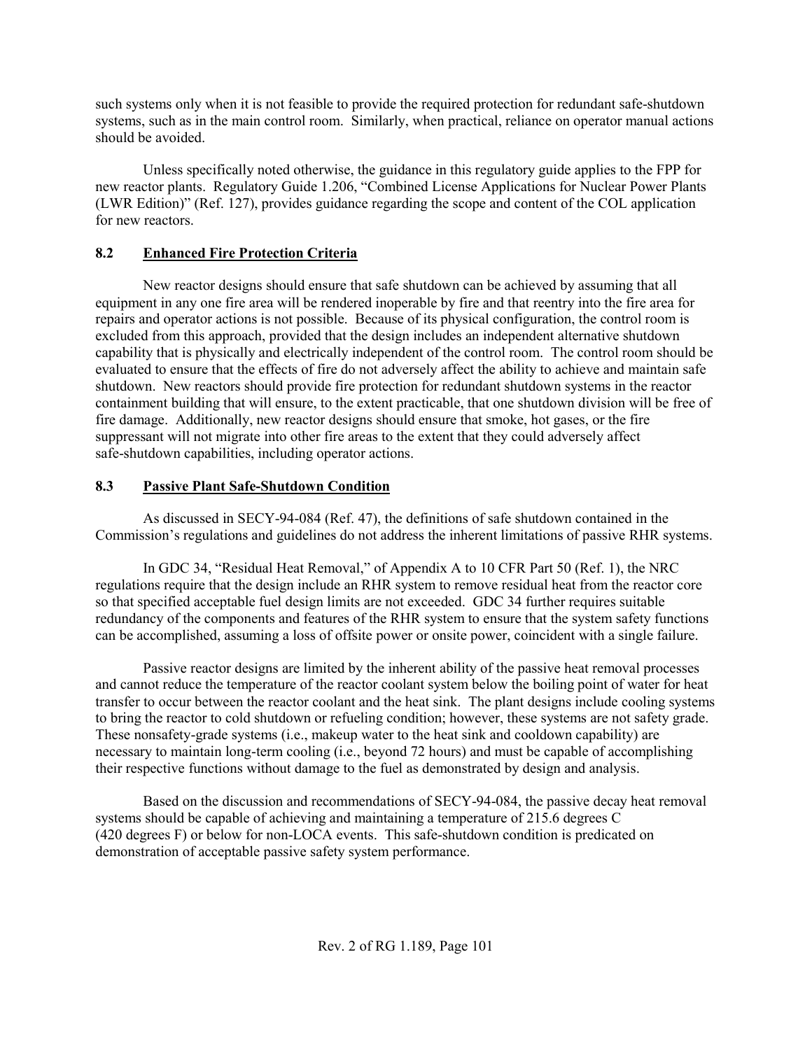such systems only when it is not feasible to provide the required protection for redundant safe-shutdown systems, such as in the main control room. Similarly, when practical, reliance on operator manual actions should be avoided.

Unless specifically noted otherwise, the guidance in this regulatory guide applies to the FPP for new reactor plants. Regulatory Guide 1.206, "Combined License Applications for Nuclear Power Plants (LWR Edition)" (Ref. 127), provides guidance regarding the scope and content of the COL application for new reactors.

### 8.2 Enhanced Fire Protection Criteria

New reactor designs should ensure that safe shutdown can be achieved by assuming that all equipment in any one fire area will be rendered inoperable by fire and that reentry into the fire area for repairs and operator actions is not possible. Because of its physical configuration, the control room is excluded from this approach, provided that the design includes an independent alternative shutdown capability that is physically and electrically independent of the control room. The control room should be evaluated to ensure that the effects of fire do not adversely affect the ability to achieve and maintain safe shutdown. New reactors should provide fire protection for redundant shutdown systems in the reactor containment building that will ensure, to the extent practicable, that one shutdown division will be free of fire damage. Additionally, new reactor designs should ensure that smoke, hot gases, or the fire suppressant will not migrate into other fire areas to the extent that they could adversely affect safe-shutdown capabilities, including operator actions.

### 8.3 Passive Plant Safe-Shutdown Condition

As discussed in SECY-94-084 (Ref. 47), the definitions of safe shutdown contained in the Commission's regulations and guidelines do not address the inherent limitations of passive RHR systems.

In GDC 34, "Residual Heat Removal," of Appendix A to 10 CFR Part 50 (Ref. 1), the NRC regulations require that the design include an RHR system to remove residual heat from the reactor core so that specified acceptable fuel design limits are not exceeded. GDC 34 further requires suitable redundancy of the components and features of the RHR system to ensure that the system safety functions can be accomplished, assuming a loss of offsite power or onsite power, coincident with a single failure.

Passive reactor designs are limited by the inherent ability of the passive heat removal processes and cannot reduce the temperature of the reactor coolant system below the boiling point of water for heat transfer to occur between the reactor coolant and the heat sink. The plant designs include cooling systems to bring the reactor to cold shutdown or refueling condition; however, these systems are not safety grade. These nonsafety-grade systems (i.e., makeup water to the heat sink and cooldown capability) are necessary to maintain long-term cooling (i.e., beyond 72 hours) and must be capable of accomplishing their respective functions without damage to the fuel as demonstrated by design and analysis.

Based on the discussion and recommendations of SECY-94-084, the passive decay heat removal systems should be capable of achieving and maintaining a temperature of 215.6 degrees C (420 degrees F) or below for non-LOCA events. This safe-shutdown condition is predicated on demonstration of acceptable passive safety system performance.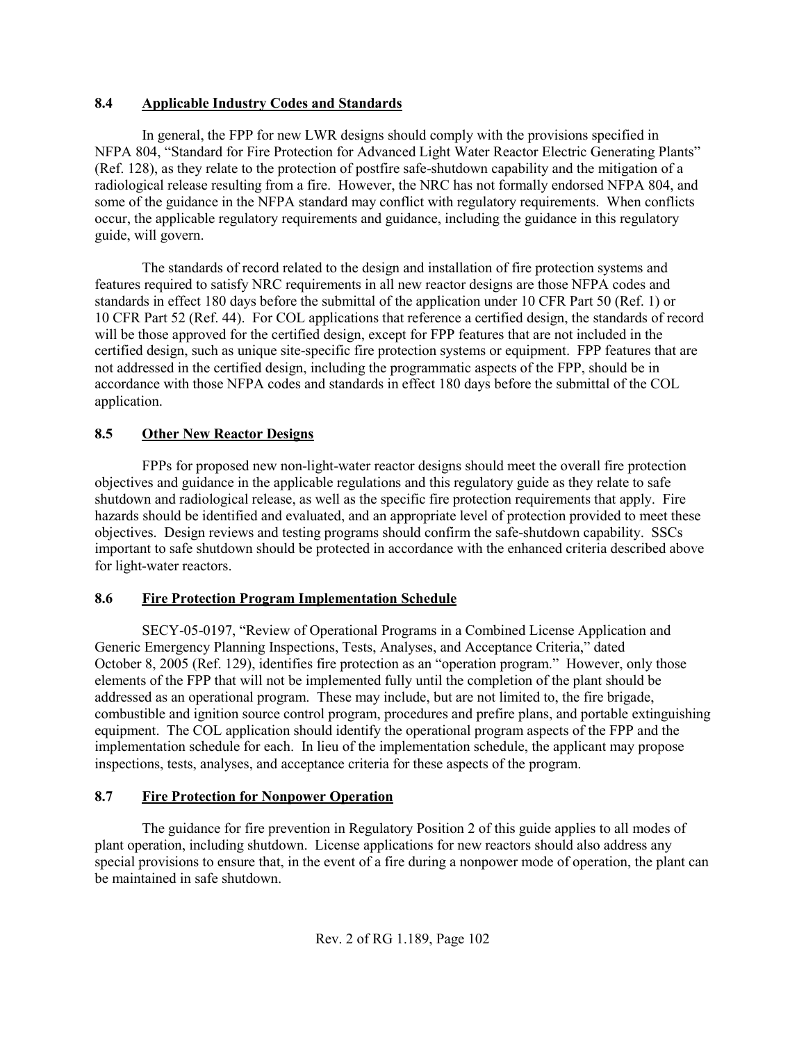### 8.4 Applicable Industry Codes and Standards

In general, the FPP for new LWR designs should comply with the provisions specified in NFPA 804, "Standard for Fire Protection for Advanced Light Water Reactor Electric Generating Plants" (Ref. 128), as they relate to the protection of postfire safe-shutdown capability and the mitigation of a radiological release resulting from a fire. However, the NRC has not formally endorsed NFPA 804, and some of the guidance in the NFPA standard may conflict with regulatory requirements. When conflicts occur, the applicable regulatory requirements and guidance, including the guidance in this regulatory guide, will govern.

The standards of record related to the design and installation of fire protection systems and features required to satisfy NRC requirements in all new reactor designs are those NFPA codes and standards in effect 180 days before the submittal of the application under 10 CFR Part 50 (Ref. 1) or 10 CFR Part 52 (Ref. 44). For COL applications that reference a certified design, the standards of record will be those approved for the certified design, except for FPP features that are not included in the certified design, such as unique site-specific fire protection systems or equipment. FPP features that are not addressed in the certified design, including the programmatic aspects of the FPP, should be in accordance with those NFPA codes and standards in effect 180 days before the submittal of the COL application.

### 8.5 Other New Reactor Designs

FPPs for proposed new non-light-water reactor designs should meet the overall fire protection objectives and guidance in the applicable regulations and this regulatory guide as they relate to safe shutdown and radiological release, as well as the specific fire protection requirements that apply. Fire hazards should be identified and evaluated, and an appropriate level of protection provided to meet these objectives. Design reviews and testing programs should confirm the safe-shutdown capability. SSCs important to safe shutdown should be protected in accordance with the enhanced criteria described above for light-water reactors.

### 8.6 Fire Protection Program Implementation Schedule

SECY-05-0197, "Review of Operational Programs in a Combined License Application and Generic Emergency Planning Inspections, Tests, Analyses, and Acceptance Criteria," dated October 8, 2005 (Ref. 129), identifies fire protection as an "operation program." However, only those elements of the FPP that will not be implemented fully until the completion of the plant should be addressed as an operational program. These may include, but are not limited to, the fire brigade, combustible and ignition source control program, procedures and prefire plans, and portable extinguishing equipment. The COL application should identify the operational program aspects of the FPP and the implementation schedule for each. In lieu of the implementation schedule, the applicant may propose inspections, tests, analyses, and acceptance criteria for these aspects of the program.

### 8.7 Fire Protection for Nonpower Operation

The guidance for fire prevention in Regulatory Position 2 of this guide applies to all modes of plant operation, including shutdown. License applications for new reactors should also address any special provisions to ensure that, in the event of a fire during a nonpower mode of operation, the plant can be maintained in safe shutdown.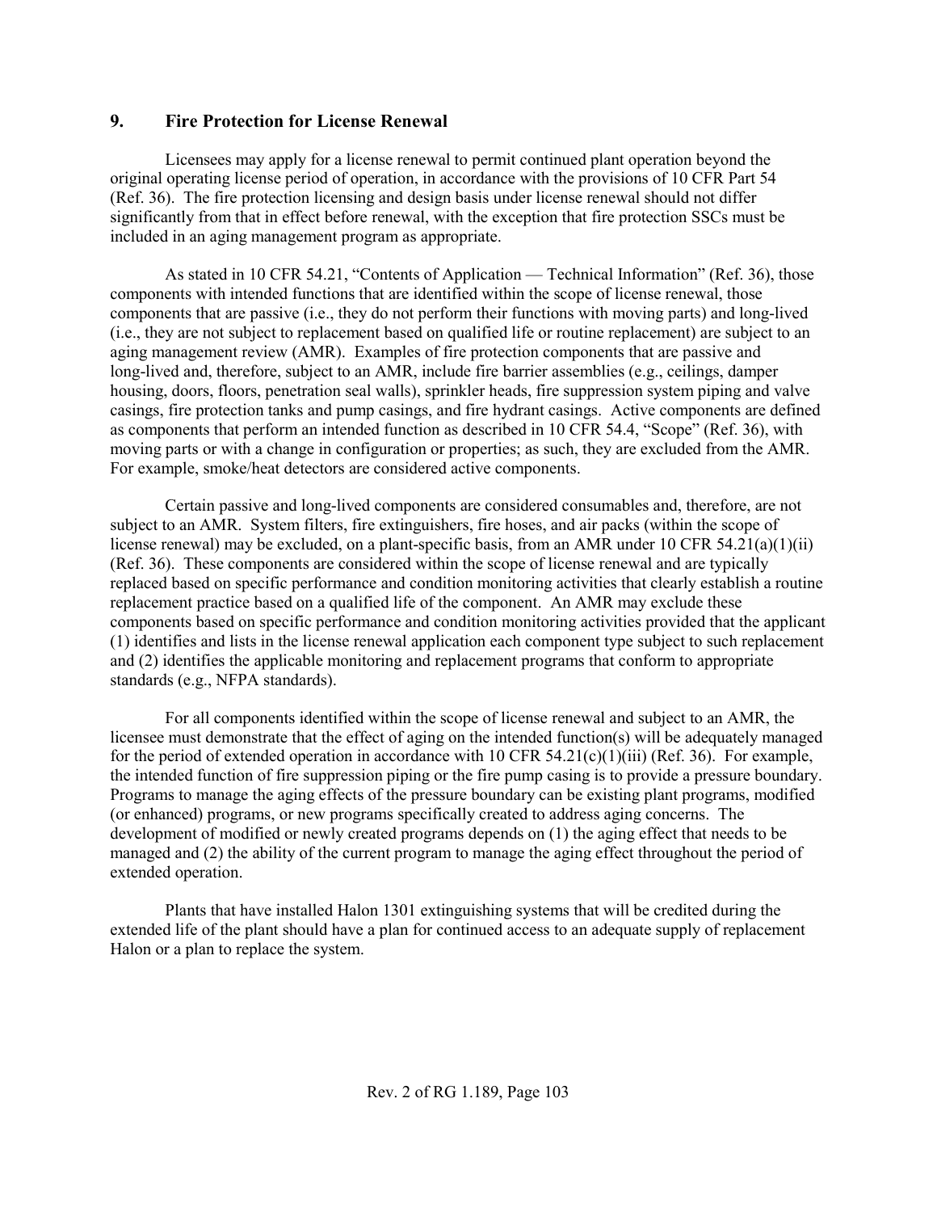## 9. Fire Protection for License Renewal

Licensees may apply for a license renewal to permit continued plant operation beyond the original operating license period of operation, in accordance with the provisions of 10 CFR Part 54 (Ref. 36). The fire protection licensing and design basis under license renewal should not differ significantly from that in effect before renewal, with the exception that fire protection SSCs must be included in an aging management program as appropriate.

As stated in 10 CFR 54.21, "Contents of Application — Technical Information" (Ref. 36), those components with intended functions that are identified within the scope of license renewal, those components that are passive (i.e., they do not perform their functions with moving parts) and long-lived (i.e., they are not subject to replacement based on qualified life or routine replacement) are subject to an aging management review (AMR). Examples of fire protection components that are passive and long-lived and, therefore, subject to an AMR, include fire barrier assemblies (e.g., ceilings, damper housing, doors, floors, penetration seal walls), sprinkler heads, fire suppression system piping and valve casings, fire protection tanks and pump casings, and fire hydrant casings. Active components are defined as components that perform an intended function as described in 10 CFR 54.4, "Scope" (Ref. 36), with moving parts or with a change in configuration or properties; as such, they are excluded from the AMR. For example, smoke/heat detectors are considered active components.

Certain passive and long-lived components are considered consumables and, therefore, are not subject to an AMR. System filters, fire extinguishers, fire hoses, and air packs (within the scope of license renewal) may be excluded, on a plant-specific basis, from an AMR under 10 CFR 54.21(a)(1)(ii) (Ref. 36). These components are considered within the scope of license renewal and are typically replaced based on specific performance and condition monitoring activities that clearly establish a routine replacement practice based on a qualified life of the component. An AMR may exclude these components based on specific performance and condition monitoring activities provided that the applicant (1) identifies and lists in the license renewal application each component type subject to such replacement and (2) identifies the applicable monitoring and replacement programs that conform to appropriate standards (e.g., NFPA standards).

For all components identified within the scope of license renewal and subject to an AMR, the licensee must demonstrate that the effect of aging on the intended function(s) will be adequately managed for the period of extended operation in accordance with 10 CFR 54.21(c)(1)(iii) (Ref. 36). For example, the intended function of fire suppression piping or the fire pump casing is to provide a pressure boundary. Programs to manage the aging effects of the pressure boundary can be existing plant programs, modified (or enhanced) programs, or new programs specifically created to address aging concerns. The development of modified or newly created programs depends on (1) the aging effect that needs to be managed and (2) the ability of the current program to manage the aging effect throughout the period of extended operation.

Plants that have installed Halon 1301 extinguishing systems that will be credited during the extended life of the plant should have a plan for continued access to an adequate supply of replacement Halon or a plan to replace the system.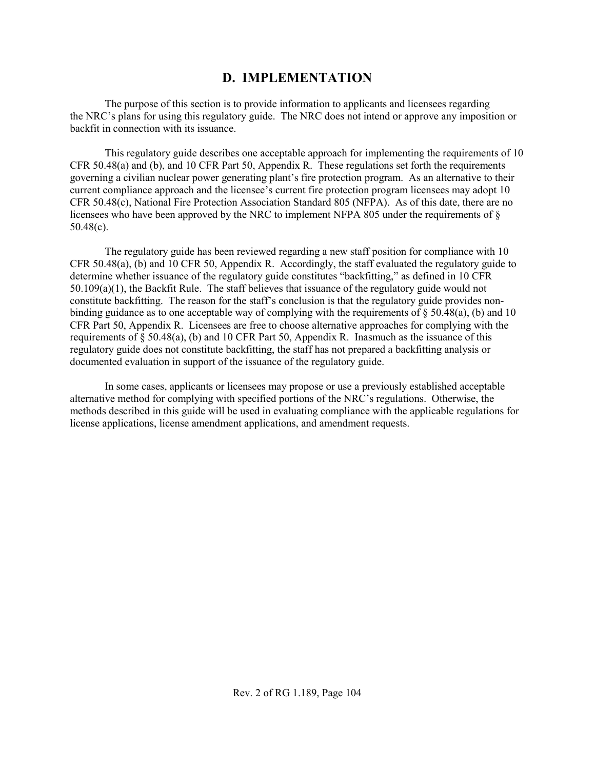## D. IMPLEMENTATION

The purpose of this section is to provide information to applicants and licensees regarding the NRC's plans for using this regulatory guide. The NRC does not intend or approve any imposition or backfit in connection with its issuance.

This regulatory guide describes one acceptable approach for implementing the requirements of 10 CFR 50.48(a) and (b), and 10 CFR Part 50, Appendix R. These regulations set forth the requirements governing a civilian nuclear power generating plant's fire protection program. As an alternative to their current compliance approach and the licensee's current fire protection program licensees may adopt 10 CFR 50.48(c), National Fire Protection Association Standard 805 (NFPA). As of this date, there are no licensees who have been approved by the NRC to implement NFPA 805 under the requirements of § 50.48(c).

The regulatory guide has been reviewed regarding a new staff position for compliance with 10 CFR 50.48(a), (b) and 10 CFR 50, Appendix R. Accordingly, the staff evaluated the regulatory guide to determine whether issuance of the regulatory guide constitutes "backfitting," as defined in 10 CFR 50.109(a)(1), the Backfit Rule. The staff believes that issuance of the regulatory guide would not constitute backfitting. The reason for the staff's conclusion is that the regulatory guide provides non-binding guidance as to one acceptable way of complying with the requirements of § 50.48(a), (b) and 10 CFR Part 50, Appendix R. Licensees are free to choose alternative approaches for complying with the requirements of § 50.48(a), (b) and 10 CFR Part 50, Appendix R. Inasmuch as the issuance of this regulatory guide does not constitute backfitting, the staff has not prepared a backfitting analysis or documented evaluation in support of the issuance of the regulatory guide.

In some cases, applicants or licensees may propose or use a previously established acceptable alternative method for complying with specified portions of the NRC's regulations. Otherwise, the methods described in this guide will be used in evaluating compliance with the applicable regulations for license applications, license amendment applications, and amendment requests.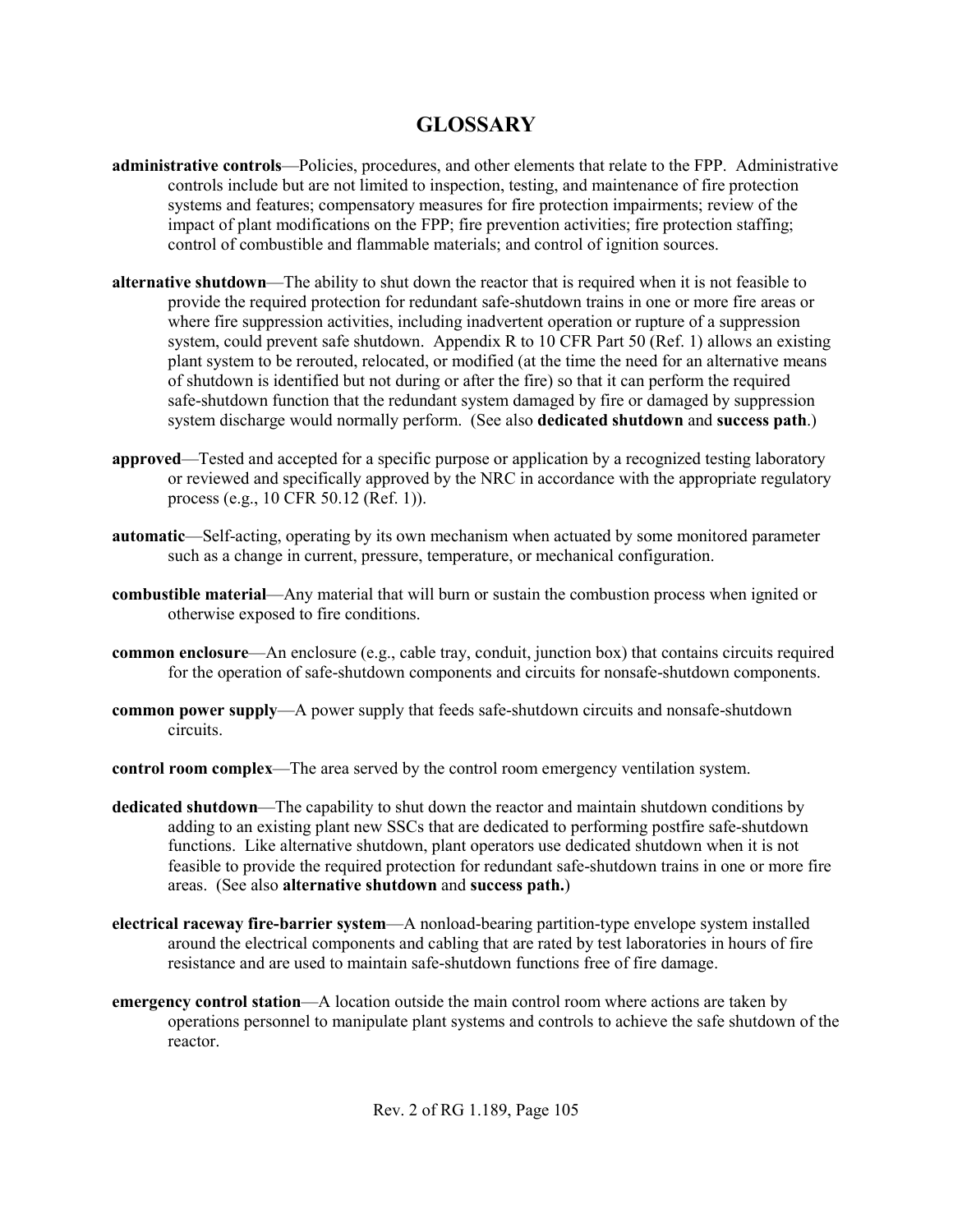# GLOSSARY

**administrative controls**—Policies, procedures, and other elements that relate to the FPP. Administrative controls include but are not limited to inspection, testing, and maintenance of fire protection systems and features; compensatory measures for fire protection impairments; review of the impact of plant modifications on the FPP; fire prevention activities; fire protection staffing; control of combustible and flammable materials; and control of ignition sources.

**alternative shutdown**—The ability to shut down the reactor that is required when it is not feasible to provide the required protection for redundant safe-shutdown trains in one or more fire areas or where fire suppression activities, including inadvertent operation or rupture of a suppression system, could prevent safe shutdown. Appendix R to 10 CFR Part 50 (Ref. 1) allows an existing plant system to be rerouted, relocated, or modified (at the time the need for an alternative means of shutdown is identified but not during or after the fire) so that it can perform the required safe-shutdown function that the redundant system damaged by fire or damaged by suppression system discharge would normally perform. (See also **dedicated shutdown** and **success path**.)

**approved**—Tested and accepted for a specific purpose or application by a recognized testing laboratory or reviewed and specifically approved by the NRC in accordance with the appropriate regulatory process (e.g., 10 CFR 50.12 (Ref. 1)).

**automatic**—Self-acting, operating by its own mechanism when actuated by some monitored parameter such as a change in current, pressure, temperature, or mechanical configuration.

**combustible material**—Any material that will burn or sustain the combustion process when ignited or otherwise exposed to fire conditions.

**common enclosure**—An enclosure (e.g., cable tray, conduit, junction box) that contains circuits required for the operation of safe-shutdown components and circuits for nonsafe-shutdown components.

**common power supply**—A power supply that feeds safe-shutdown circuits and nonsafe-shutdown circuits.

**control room complex**—The area served by the control room emergency ventilation system.

**dedicated shutdown**—The capability to shut down the reactor and maintain shutdown conditions by adding to an existing plant new SSCs that are dedicated to performing postfire safe-shutdown functions. Like alternative shutdown, plant operators use dedicated shutdown when it is not feasible to provide the required protection for redundant safe-shutdown trains in one or more fire areas. (See also **alternative shutdown** and **success path.**)

**electrical raceway fire-barrier system**—A nonload-bearing partition-type envelope system installed around the electrical components and cabling that are rated by test laboratories in hours of fire resistance and are used to maintain safe-shutdown functions free of fire damage.

**emergency control station**—A location outside the main control room where actions are taken by operations personnel to manipulate plant systems and controls to achieve the safe shutdown of the reactor.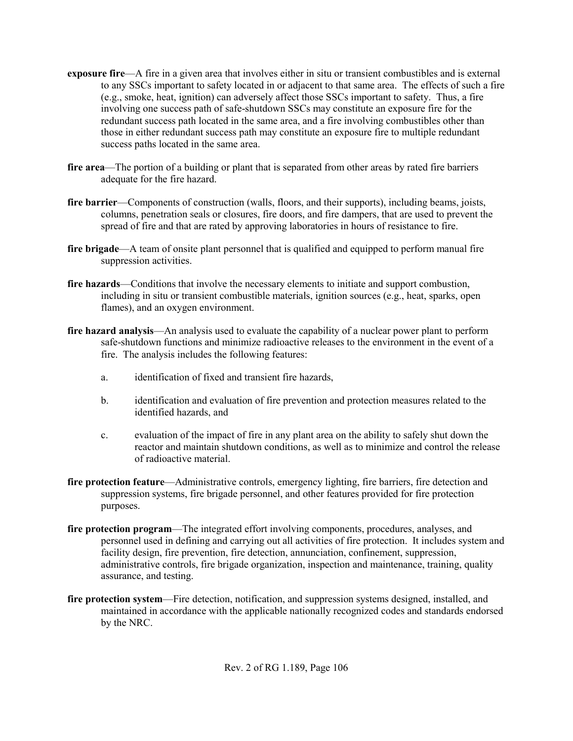**exposure fire**—A fire in a given area that involves either in situ or transient combustibles and is external to any SSCs important to safety located in or adjacent to that same area. The effects of such a fire (e.g., smoke, heat, ignition) can adversely affect those SSCs important to safety. Thus, a fire involving one success path of safe-shutdown SSCs may constitute an exposure fire for the redundant success path located in the same area, and a fire involving combustibles other than those in either redundant success path may constitute an exposure fire to multiple redundant success paths located in the same area.

**fire area**—The portion of a building or plant that is separated from other areas by rated fire barriers adequate for the fire hazard.

**fire barrier**—Components of construction (walls, floors, and their supports), including beams, joists, columns, penetration seals or closures, fire doors, and fire dampers, that are used to prevent the spread of fire and that are rated by approving laboratories in hours of resistance to fire.

**fire brigade**—A team of onsite plant personnel that is qualified and equipped to perform manual fire suppression activities.

**fire hazards**—Conditions that involve the necessary elements to initiate and support combustion, including in situ or transient combustible materials, ignition sources (e.g., heat, sparks, open flames), and an oxygen environment.

**fire hazard analysis**—An analysis used to evaluate the capability of a nuclear power plant to perform safe-shutdown functions and minimize radioactive releases to the environment in the event of a fire. The analysis includes the following features:

a. identification of fixed and transient fire hazards,

b. identification and evaluation of fire prevention and protection measures related to the identified hazards, and

c. evaluation of the impact of fire in any plant area on the ability to safely shut down the reactor and maintain shutdown conditions, as well as to minimize and control the release of radioactive material.

**fire protection feature**—Administrative controls, emergency lighting, fire barriers, fire detection and suppression systems, fire brigade personnel, and other features provided for fire protection purposes.

**fire protection program**—The integrated effort involving components, procedures, analyses, and personnel used in defining and carrying out all activities of fire protection. It includes system and facility design, fire prevention, fire detection, annunciation, confinement, suppression, administrative controls, fire brigade organization, inspection and maintenance, training, quality assurance, and testing.

**fire protection system**—Fire detection, notification, and suppression systems designed, installed, and maintained in accordance with the applicable nationally recognized codes and standards endorsed by the NRC.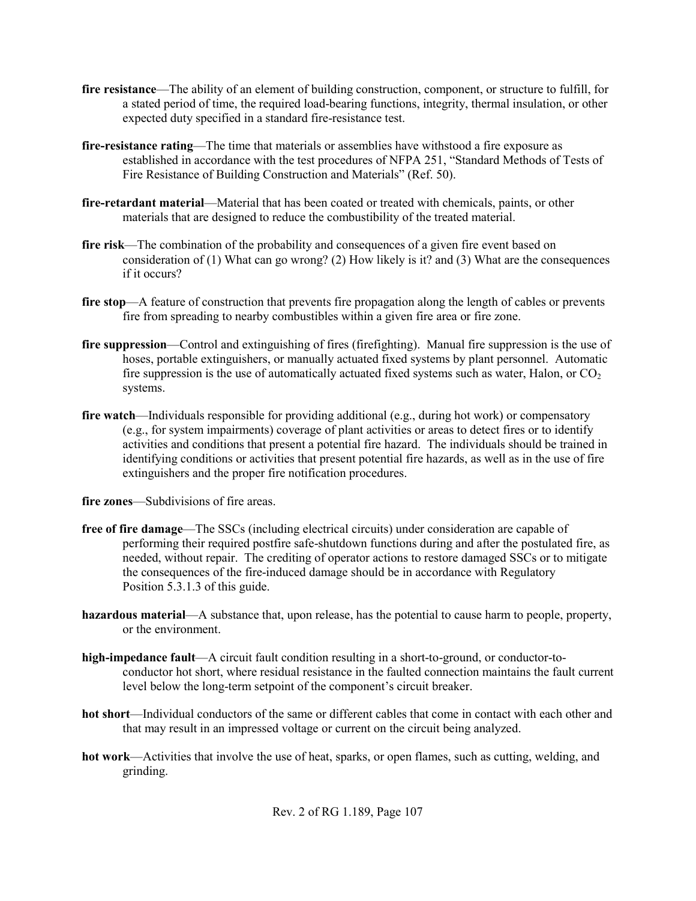**fire resistance**—The ability of an element of building construction, component, or structure to fulfill, for a stated period of time, the required load-bearing functions, integrity, thermal insulation, or other expected duty specified in a standard fire-resistance test.

**fire-resistance rating**—The time that materials or assemblies have withstood a fire exposure as established in accordance with the test procedures of NFPA 251, "Standard Methods of Tests of Fire Resistance of Building Construction and Materials" (Ref. 50).

**fire-retardant material**—Material that has been coated or treated with chemicals, paints, or other materials that are designed to reduce the combustibility of the treated material.

**fire risk**—The combination of the probability and consequences of a given fire event based on consideration of (1) What can go wrong? (2) How likely is it? and (3) What are the consequences if it occurs?

**fire stop**—A feature of construction that prevents fire propagation along the length of cables or prevents fire from spreading to nearby combustibles within a given fire area or fire zone.

**fire suppression**—Control and extinguishing of fires (firefighting). Manual fire suppression is the use of hoses, portable extinguishers, or manually actuated fixed systems by plant personnel. Automatic fire suppression is the use of automatically actuated fixed systems such as water, Halon, or $CO_2$ systems.

**fire watch**—Individuals responsible for providing additional (e.g., during hot work) or compensatory (e.g., for system impairments) coverage of plant activities or areas to detect fires or to identify activities and conditions that present a potential fire hazard. The individuals should be trained in identifying conditions or activities that present potential fire hazards, as well as in the use of fire extinguishers and the proper fire notification procedures.

**fire zones**—Subdivisions of fire areas.

**free of fire damage**—The SSCs (including electrical circuits) under consideration are capable of performing their required postfire safe-shutdown functions during and after the postulated fire, as needed, without repair. The crediting of operator actions to restore damaged SSCs or to mitigate the consequences of the fire-induced damage should be in accordance with Regulatory Position 5.3.1.3 of this guide.

**hazardous material**—A substance that, upon release, has the potential to cause harm to people, property, or the environment.

**high-impedance fault**—A circuit fault condition resulting in a short-to-ground, or conductor-to-conductor hot short, where residual resistance in the faulted connection maintains the fault current level below the long-term setpoint of the component's circuit breaker.

**hot short**—Individual conductors of the same or different cables that come in contact with each other and that may result in an impressed voltage or current on the circuit being analyzed.

**hot work**—Activities that involve the use of heat, sparks, or open flames, such as cutting, welding, and grinding.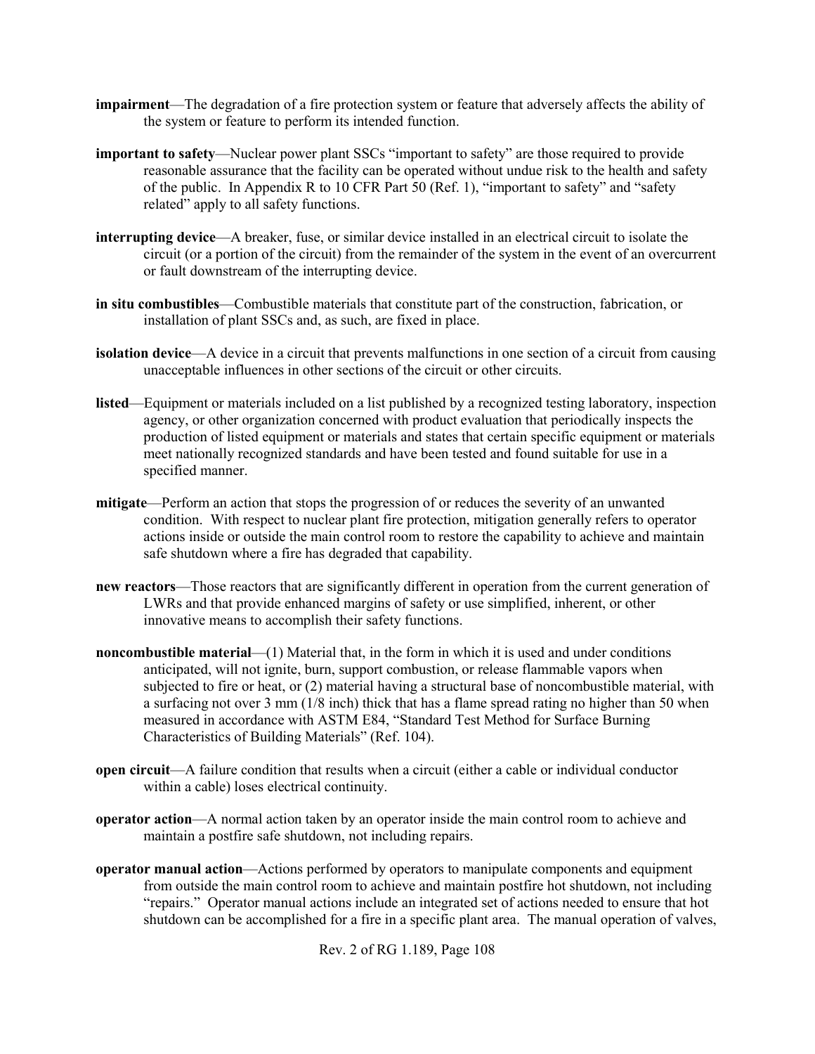**impairment**—The degradation of a fire protection system or feature that adversely affects the ability of the system or feature to perform its intended function.

**important to safety**—Nuclear power plant SSCs "important to safety" are those required to provide reasonable assurance that the facility can be operated without undue risk to the health and safety of the public. In Appendix R to 10 CFR Part 50 (Ref. 1), "important to safety" and "safety related" apply to all safety functions.

**interrupting device**—A breaker, fuse, or similar device installed in an electrical circuit to isolate the circuit (or a portion of the circuit) from the remainder of the system in the event of an overcurrent or fault downstream of the interrupting device.

**in situ combustibles**—Combustible materials that constitute part of the construction, fabrication, or installation of plant SSCs and, as such, are fixed in place.

**isolation device**—A device in a circuit that prevents malfunctions in one section of a circuit from causing unacceptable influences in other sections of the circuit or other circuits.

**listed**—Equipment or materials included on a list published by a recognized testing laboratory, inspection agency, or other organization concerned with product evaluation that periodically inspects the production of listed equipment or materials and states that certain specific equipment or materials meet nationally recognized standards and have been tested and found suitable for use in a specified manner.

**mitigate**—Perform an action that stops the progression of or reduces the severity of an unwanted condition. With respect to nuclear plant fire protection, mitigation generally refers to operator actions inside or outside the main control room to restore the capability to achieve and maintain safe shutdown where a fire has degraded that capability.

**new reactors**—Those reactors that are significantly different in operation from the current generation of LWRs and that provide enhanced margins of safety or use simplified, inherent, or other innovative means to accomplish their safety functions.

**noncombustible material**—(1) Material that, in the form in which it is used and under conditions anticipated, will not ignite, burn, support combustion, or release flammable vapors when subjected to fire or heat, or (2) material having a structural base of noncombustible material, with a surfacing not over 3 mm (1/8 inch) thick that has a flame spread rating no higher than 50 when measured in accordance with ASTM E84, "Standard Test Method for Surface Burning Characteristics of Building Materials" (Ref. 104).

**open circuit**—A failure condition that results when a circuit (either a cable or individual conductor within a cable) loses electrical continuity.

**operator action**—A normal action taken by an operator inside the main control room to achieve and maintain a postfire safe shutdown, not including repairs.

**operator manual action**—Actions performed by operators to manipulate components and equipment from outside the main control room to achieve and maintain postfire hot shutdown, not including "repairs." Operator manual actions include an integrated set of actions needed to ensure that hot shutdown can be accomplished for a fire in a specific plant area. The manual operation of valves,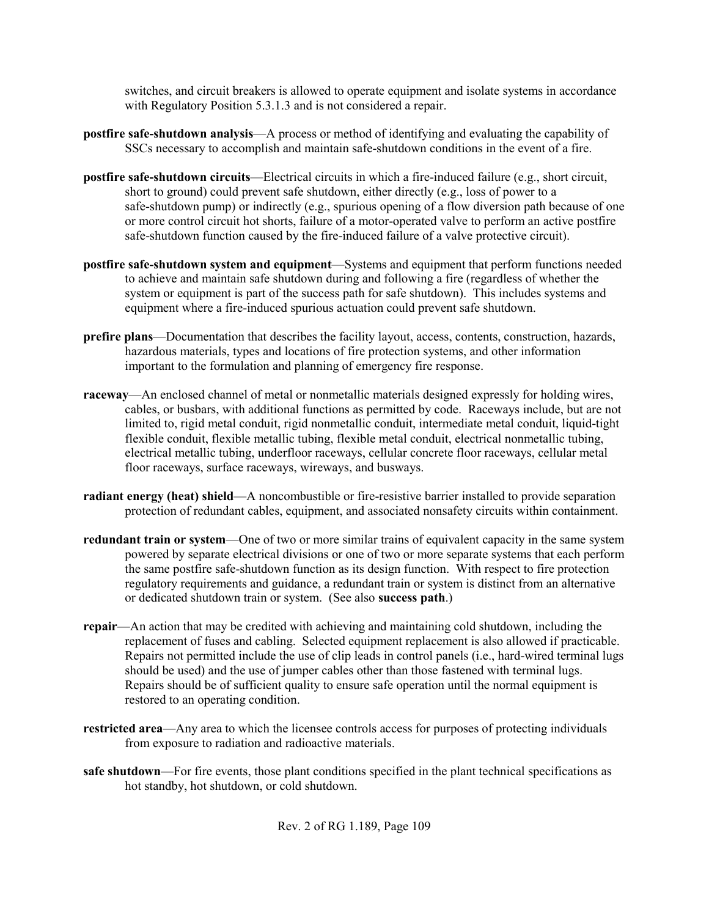switches, and circuit breakers is allowed to operate equipment and isolate systems in accordance with Regulatory Position 5.3.1.3 and is not considered a repair.

**postfire safe-shutdown analysis**—A process or method of identifying and evaluating the capability of SSCs necessary to accomplish and maintain safe-shutdown conditions in the event of a fire.

**postfire safe-shutdown circuits**—Electrical circuits in which a fire-induced failure (e.g., short circuit, short to ground) could prevent safe shutdown, either directly (e.g., loss of power to a safe-shutdown pump) or indirectly (e.g., spurious opening of a flow diversion path because of one or more control circuit hot shorts, failure of a motor-operated valve to perform an active postfire safe-shutdown function caused by the fire-induced failure of a valve protective circuit).

**postfire safe-shutdown system and equipment**—Systems and equipment that perform functions needed to achieve and maintain safe shutdown during and following a fire (regardless of whether the system or equipment is part of the success path for safe shutdown). This includes systems and equipment where a fire-induced spurious actuation could prevent safe shutdown.

**prefire plans**—Documentation that describes the facility layout, access, contents, construction, hazards, hazardous materials, types and locations of fire protection systems, and other information important to the formulation and planning of emergency fire response.

**raceway**—An enclosed channel of metal or nonmetallic materials designed expressly for holding wires, cables, or busbars, with additional functions as permitted by code. Raceways include, but are not limited to, rigid metal conduit, rigid nonmetallic conduit, intermediate metal conduit, liquid-tight flexible conduit, flexible metallic tubing, flexible metal conduit, electrical nonmetallic tubing, electrical metallic tubing, underfloor raceways, cellular concrete floor raceways, cellular metal floor raceways, surface raceways, wireways, and busways.

**radiant energy (heat) shield**—A noncombustible or fire-resistive barrier installed to provide separation protection of redundant cables, equipment, and associated nonsafety circuits within containment.

**redundant train or system**—One of two or more similar trains of equivalent capacity in the same system powered by separate electrical divisions or one of two or more separate systems that each perform the same postfire safe-shutdown function as its design function. With respect to fire protection regulatory requirements and guidance, a redundant train or system is distinct from an alternative or dedicated shutdown train or system. (See also **success path**.)

**repair**—An action that may be credited with achieving and maintaining cold shutdown, including the replacement of fuses and cabling. Selected equipment replacement is also allowed if practicable. Repairs not permitted include the use of clip leads in control panels (i.e., hard-wired terminal lugs should be used) and the use of jumper cables other than those fastened with terminal lugs. Repairs should be of sufficient quality to ensure safe operation until the normal equipment is restored to an operating condition.

**restricted area**—Any area to which the licensee controls access for purposes of protecting individuals from exposure to radiation and radioactive materials.

**safe shutdown**—For fire events, those plant conditions specified in the plant technical specifications as hot standby, hot shutdown, or cold shutdown.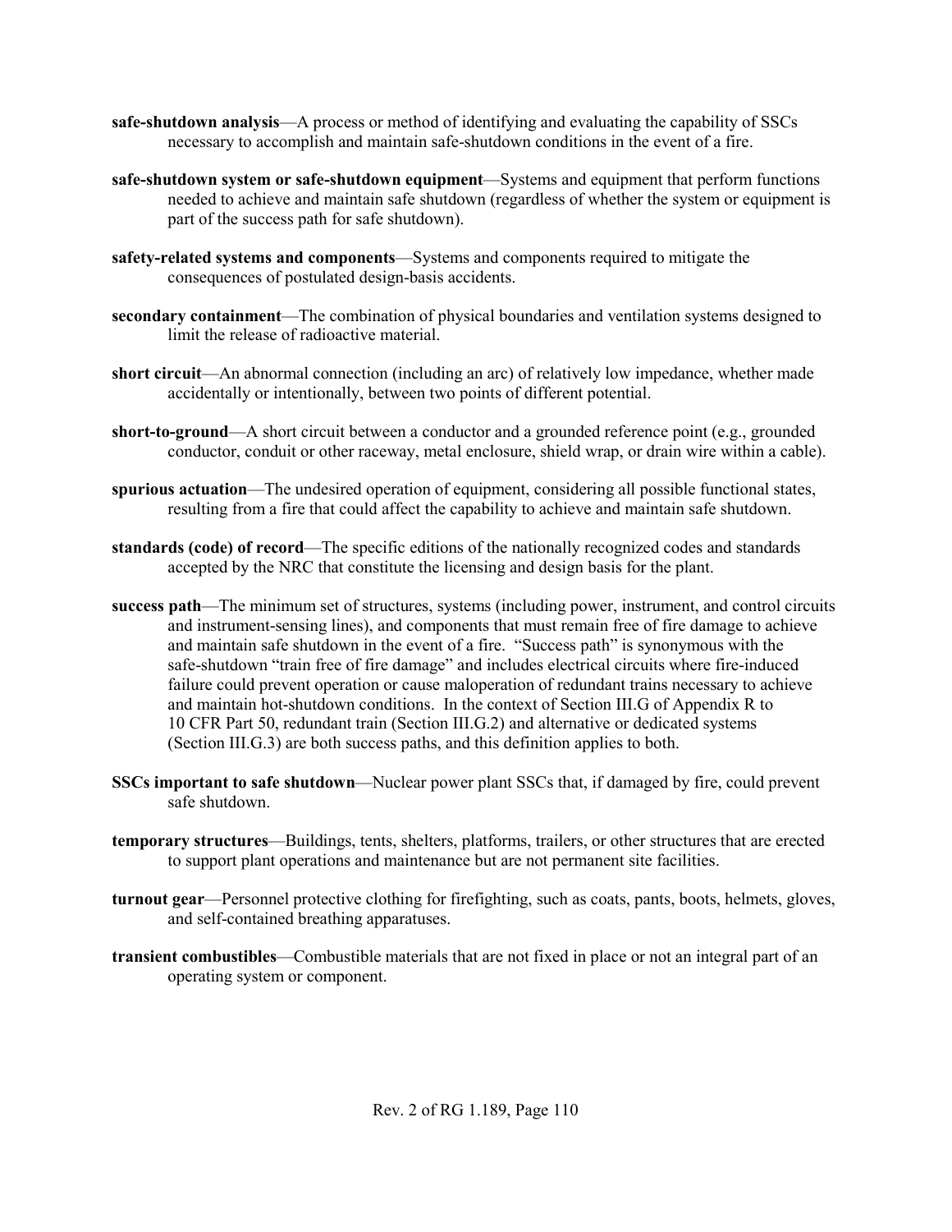**safe-shutdown analysis**—A process or method of identifying and evaluating the capability of SSCs necessary to accomplish and maintain safe-shutdown conditions in the event of a fire.

**safe-shutdown system or safe-shutdown equipment**—Systems and equipment that perform functions needed to achieve and maintain safe shutdown (regardless of whether the system or equipment is part of the success path for safe shutdown).

**safety-related systems and components**—Systems and components required to mitigate the consequences of postulated design-basis accidents.

**secondary containment**—The combination of physical boundaries and ventilation systems designed to limit the release of radioactive material.

**short circuit**—An abnormal connection (including an arc) of relatively low impedance, whether made accidentally or intentionally, between two points of different potential.

**short-to-ground**—A short circuit between a conductor and a grounded reference point (e.g., grounded conductor, conduit or other raceway, metal enclosure, shield wrap, or drain wire within a cable).

**spurious actuation**—The undesired operation of equipment, considering all possible functional states, resulting from a fire that could affect the capability to achieve and maintain safe shutdown.

**standards (code) of record**—The specific editions of the nationally recognized codes and standards accepted by the NRC that constitute the licensing and design basis for the plant.

**success path**—The minimum set of structures, systems (including power, instrument, and control circuits and instrument-sensing lines), and components that must remain free of fire damage to achieve and maintain safe shutdown in the event of a fire. "Success path" is synonymous with the safe-shutdown "train free of fire damage" and includes electrical circuits where fire-induced failure could prevent operation or cause maloperation of redundant trains necessary to achieve and maintain hot-shutdown conditions. In the context of Section III.G of Appendix R to 10 CFR Part 50, redundant train (Section III.G.2) and alternative or dedicated systems (Section III.G.3) are both success paths, and this definition applies to both.

**SSCs important to safe shutdown**—Nuclear power plant SSCs that, if damaged by fire, could prevent safe shutdown.

**temporary structures**—Buildings, tents, shelters, platforms, trailers, or other structures that are erected to support plant operations and maintenance but are not permanent site facilities.

**turnout gear**—Personnel protective clothing for firefighting, such as coats, pants, boots, helmets, gloves, and self-contained breathing apparatuses.

**transient combustibles**—Combustible materials that are not fixed in place or not an integral part of an operating system or component.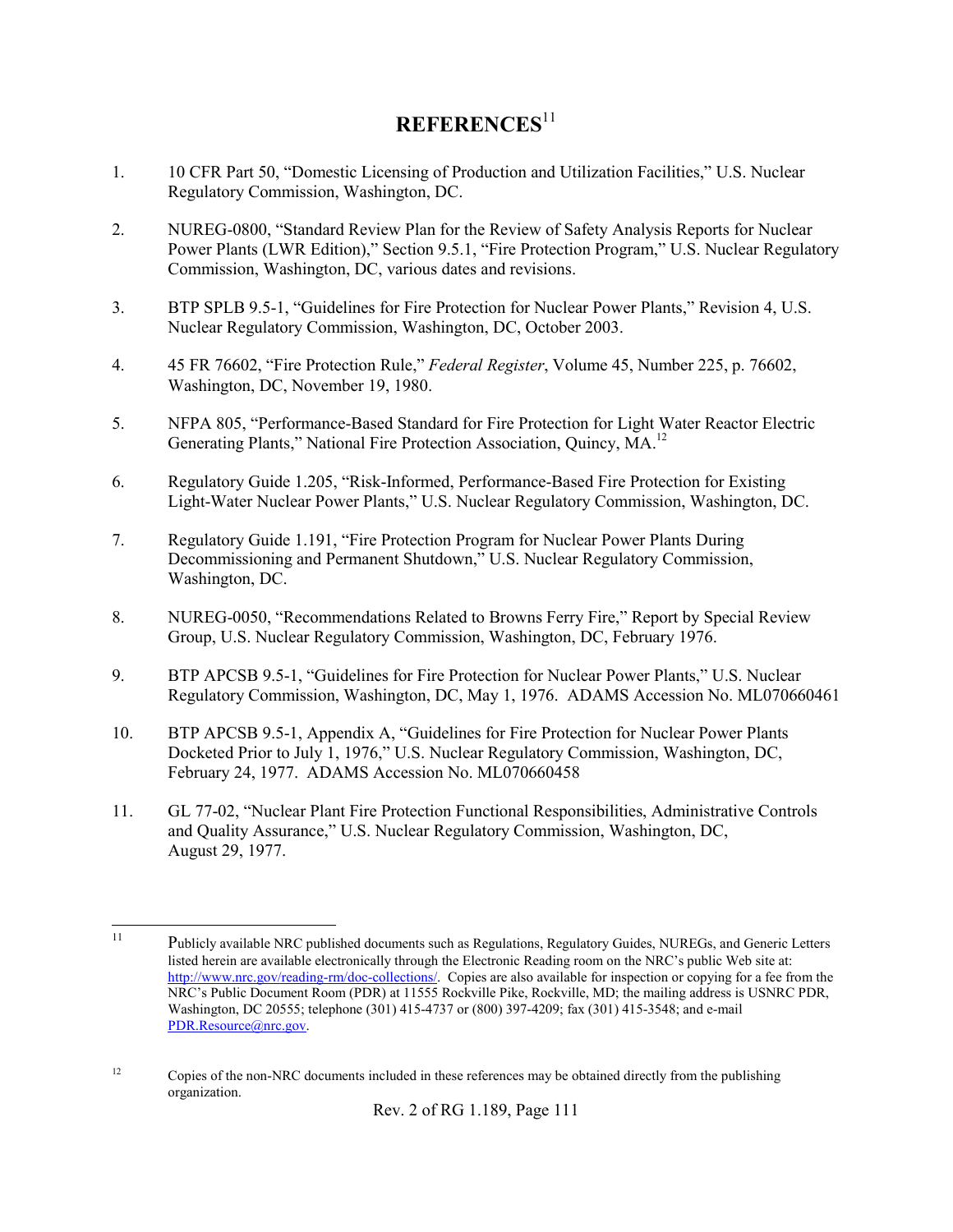# REFERENCES[11]

1. 10 CFR Part 50, "Domestic Licensing of Production and Utilization Facilities," U.S. Nuclear Regulatory Commission, Washington, DC.

2. NUREG-0800, "Standard Review Plan for the Review of Safety Analysis Reports for Nuclear Power Plants (LWR Edition)," Section 9.5.1, "Fire Protection Program," U.S. Nuclear Regulatory Commission, Washington, DC, various dates and revisions.

3. BTP SPLB 9.5-1, "Guidelines for Fire Protection for Nuclear Power Plants," Revision 4, U.S. Nuclear Regulatory Commission, Washington, DC, October 2003.

4. 45 FR 76602, "Fire Protection Rule," *Federal Register*, Volume 45, Number 225, p. 76602, Washington, DC, November 19, 1980.

5. NFPA 805, "Performance-Based Standard for Fire Protection for Light Water Reactor Electric Generating Plants," National Fire Protection Association, Quincy, MA.[12]

6. Regulatory Guide 1.205, "Risk-Informed, Performance-Based Fire Protection for Existing Light-Water Nuclear Power Plants," U.S. Nuclear Regulatory Commission, Washington, DC.

7. Regulatory Guide 1.191, "Fire Protection Program for Nuclear Power Plants During Decommissioning and Permanent Shutdown," U.S. Nuclear Regulatory Commission, Washington, DC.

8. NUREG-0050, "Recommendations Related to Browns Ferry Fire," Report by Special Review Group, U.S. Nuclear Regulatory Commission, Washington, DC, February 1976.

9. BTP APCSB 9.5-1, "Guidelines for Fire Protection for Nuclear Power Plants," U.S. Nuclear Regulatory Commission, Washington, DC, May 1, 1976. ADAMS Accession No. ML070660461

10. BTP APCSB 9.5-1, Appendix A, "Guidelines for Fire Protection for Nuclear Power Plants Docketed Prior to July 1, 1976," U.S. Nuclear Regulatory Commission, Washington, DC, February 24, 1977. ADAMS Accession No. ML070660458

11. GL 77-02, "Nuclear Plant Fire Protection Functional Responsibilities, Administrative Controls and Quality Assurance," U.S. Nuclear Regulatory Commission, Washington, DC, August 29, 1977.

---

[11] Publicly available NRC published documents such as Regulations, Regulatory Guides, NUREGs, and Generic Letters listed herein are available electronically through the Electronic Reading room on the NRC's public Web site at: http://www.nrc.gov/reading-rm/doc-collections/. Copies are also available for inspection or copying for a fee from the NRC's Public Document Room (PDR) at 11555 Rockville Pike, Rockville, MD; the mailing address is USNRC PDR, Washington, DC 20555; telephone (301) 415-4737 or (800) 397-4209; fax (301) 415-3548; and e-mail PDR.Resource@nrc.gov.

[12] Copies of the non-NRC documents included in these references may be obtained directly from the publishing organization.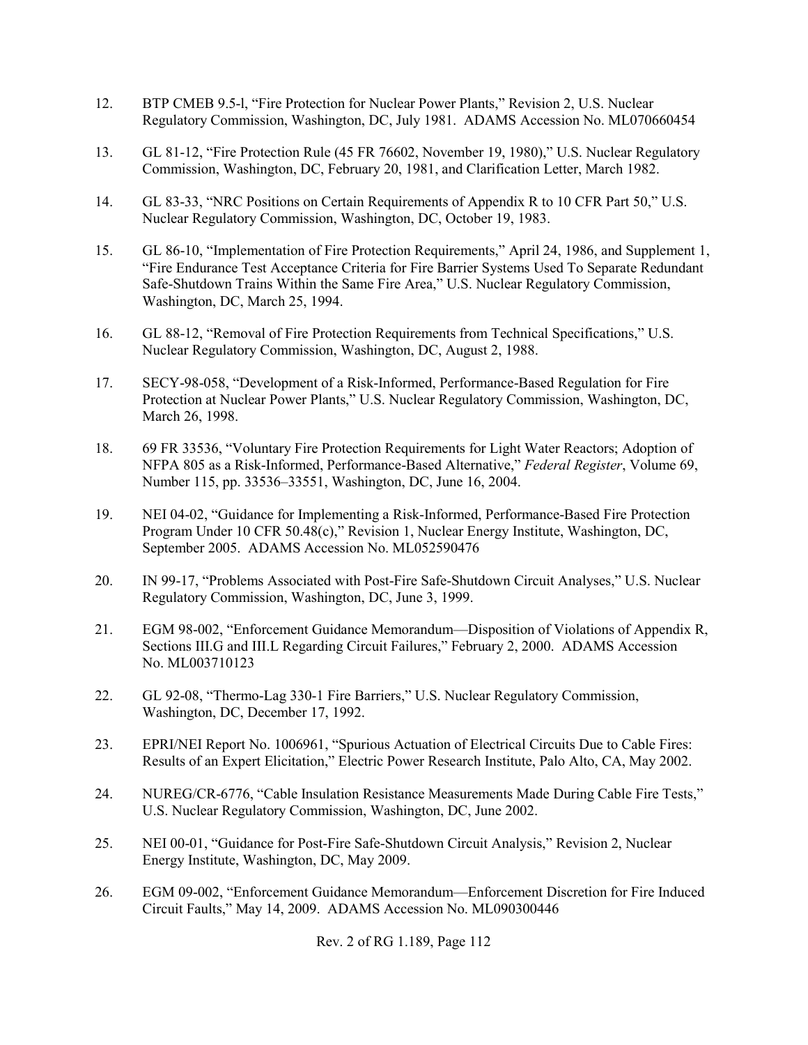12. BTP CMEB 9.5-l, "Fire Protection for Nuclear Power Plants," Revision 2, U.S. Nuclear Regulatory Commission, Washington, DC, July 1981. ADAMS Accession No. ML070660454

13. GL 81-12, "Fire Protection Rule (45 FR 76602, November 19, 1980)," U.S. Nuclear Regulatory Commission, Washington, DC, February 20, 1981, and Clarification Letter, March 1982.

14. GL 83-33, "NRC Positions on Certain Requirements of Appendix R to 10 CFR Part 50," U.S. Nuclear Regulatory Commission, Washington, DC, October 19, 1983.

15. GL 86-10, "Implementation of Fire Protection Requirements," April 24, 1986, and Supplement 1, "Fire Endurance Test Acceptance Criteria for Fire Barrier Systems Used To Separate Redundant Safe-Shutdown Trains Within the Same Fire Area," U.S. Nuclear Regulatory Commission, Washington, DC, March 25, 1994.

16. GL 88-12, "Removal of Fire Protection Requirements from Technical Specifications," U.S. Nuclear Regulatory Commission, Washington, DC, August 2, 1988.

17. SECY-98-058, "Development of a Risk-Informed, Performance-Based Regulation for Fire Protection at Nuclear Power Plants," U.S. Nuclear Regulatory Commission, Washington, DC, March 26, 1998.

18. 69 FR 33536, "Voluntary Fire Protection Requirements for Light Water Reactors; Adoption of NFPA 805 as a Risk-Informed, Performance-Based Alternative," *Federal Register*, Volume 69, Number 115, pp. 33536–33551, Washington, DC, June 16, 2004.

19. NEI 04-02, "Guidance for Implementing a Risk-Informed, Performance-Based Fire Protection Program Under 10 CFR 50.48(c)," Revision 1, Nuclear Energy Institute, Washington, DC, September 2005. ADAMS Accession No. ML052590476

20. IN 99-17, "Problems Associated with Post-Fire Safe-Shutdown Circuit Analyses," U.S. Nuclear Regulatory Commission, Washington, DC, June 3, 1999.

21. EGM 98-002, "Enforcement Guidance Memorandum—Disposition of Violations of Appendix R, Sections III.G and III.L Regarding Circuit Failures," February 2, 2000. ADAMS Accession No. ML003710123

22. GL 92-08, "Thermo-Lag 330-1 Fire Barriers," U.S. Nuclear Regulatory Commission, Washington, DC, December 17, 1992.

23. EPRI/NEI Report No. 1006961, "Spurious Actuation of Electrical Circuits Due to Cable Fires: Results of an Expert Elicitation," Electric Power Research Institute, Palo Alto, CA, May 2002.

24. NUREG/CR-6776, "Cable Insulation Resistance Measurements Made During Cable Fire Tests," U.S. Nuclear Regulatory Commission, Washington, DC, June 2002.

25. NEI 00-01, "Guidance for Post-Fire Safe-Shutdown Circuit Analysis," Revision 2, Nuclear Energy Institute, Washington, DC, May 2009.

26. EGM 09-002, "Enforcement Guidance Memorandum—Enforcement Discretion for Fire Induced Circuit Faults," May 14, 2009. ADAMS Accession No. ML090300446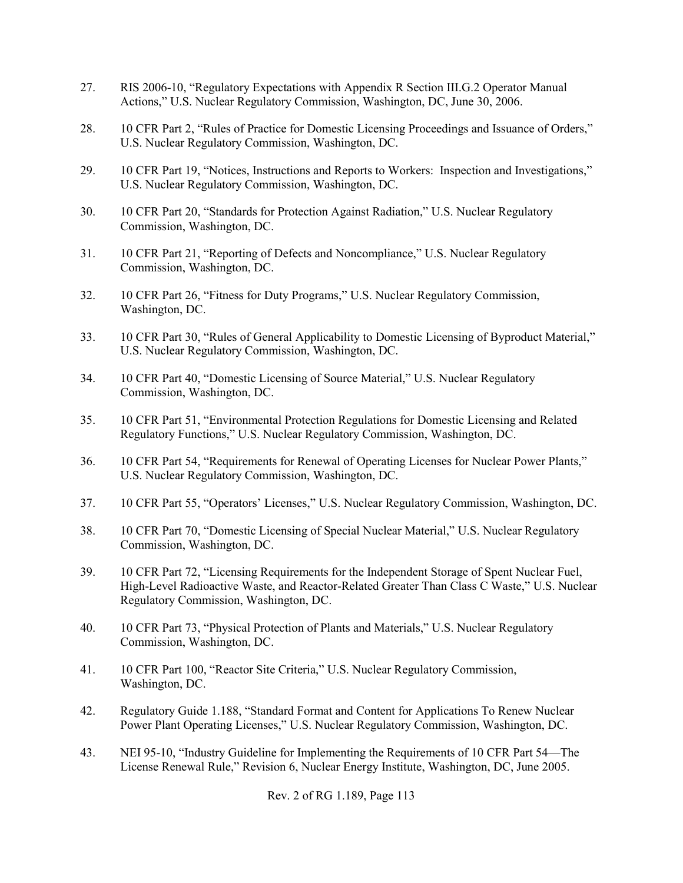27. RIS 2006-10, "Regulatory Expectations with Appendix R Section III.G.2 Operator Manual Actions," U.S. Nuclear Regulatory Commission, Washington, DC, June 30, 2006.

28. 10 CFR Part 2, "Rules of Practice for Domestic Licensing Proceedings and Issuance of Orders," U.S. Nuclear Regulatory Commission, Washington, DC.

29. 10 CFR Part 19, "Notices, Instructions and Reports to Workers: Inspection and Investigations," U.S. Nuclear Regulatory Commission, Washington, DC.

30. 10 CFR Part 20, "Standards for Protection Against Radiation," U.S. Nuclear Regulatory Commission, Washington, DC.

31. 10 CFR Part 21, "Reporting of Defects and Noncompliance," U.S. Nuclear Regulatory Commission, Washington, DC.

32. 10 CFR Part 26, "Fitness for Duty Programs," U.S. Nuclear Regulatory Commission, Washington, DC.

33. 10 CFR Part 30, "Rules of General Applicability to Domestic Licensing of Byproduct Material," U.S. Nuclear Regulatory Commission, Washington, DC.

34. 10 CFR Part 40, "Domestic Licensing of Source Material," U.S. Nuclear Regulatory Commission, Washington, DC.

35. 10 CFR Part 51, "Environmental Protection Regulations for Domestic Licensing and Related Regulatory Functions," U.S. Nuclear Regulatory Commission, Washington, DC.

36. 10 CFR Part 54, "Requirements for Renewal of Operating Licenses for Nuclear Power Plants," U.S. Nuclear Regulatory Commission, Washington, DC.

37. 10 CFR Part 55, "Operators' Licenses," U.S. Nuclear Regulatory Commission, Washington, DC.

38. 10 CFR Part 70, "Domestic Licensing of Special Nuclear Material," U.S. Nuclear Regulatory Commission, Washington, DC.

39. 10 CFR Part 72, "Licensing Requirements for the Independent Storage of Spent Nuclear Fuel, High-Level Radioactive Waste, and Reactor-Related Greater Than Class C Waste," U.S. Nuclear Regulatory Commission, Washington, DC.

40. 10 CFR Part 73, "Physical Protection of Plants and Materials," U.S. Nuclear Regulatory Commission, Washington, DC.

41. 10 CFR Part 100, "Reactor Site Criteria," U.S. Nuclear Regulatory Commission, Washington, DC.

42. Regulatory Guide 1.188, "Standard Format and Content for Applications To Renew Nuclear Power Plant Operating Licenses," U.S. Nuclear Regulatory Commission, Washington, DC.

43. NEI 95-10, "Industry Guideline for Implementing the Requirements of 10 CFR Part 54—The License Renewal Rule," Revision 6, Nuclear Energy Institute, Washington, DC, June 2005.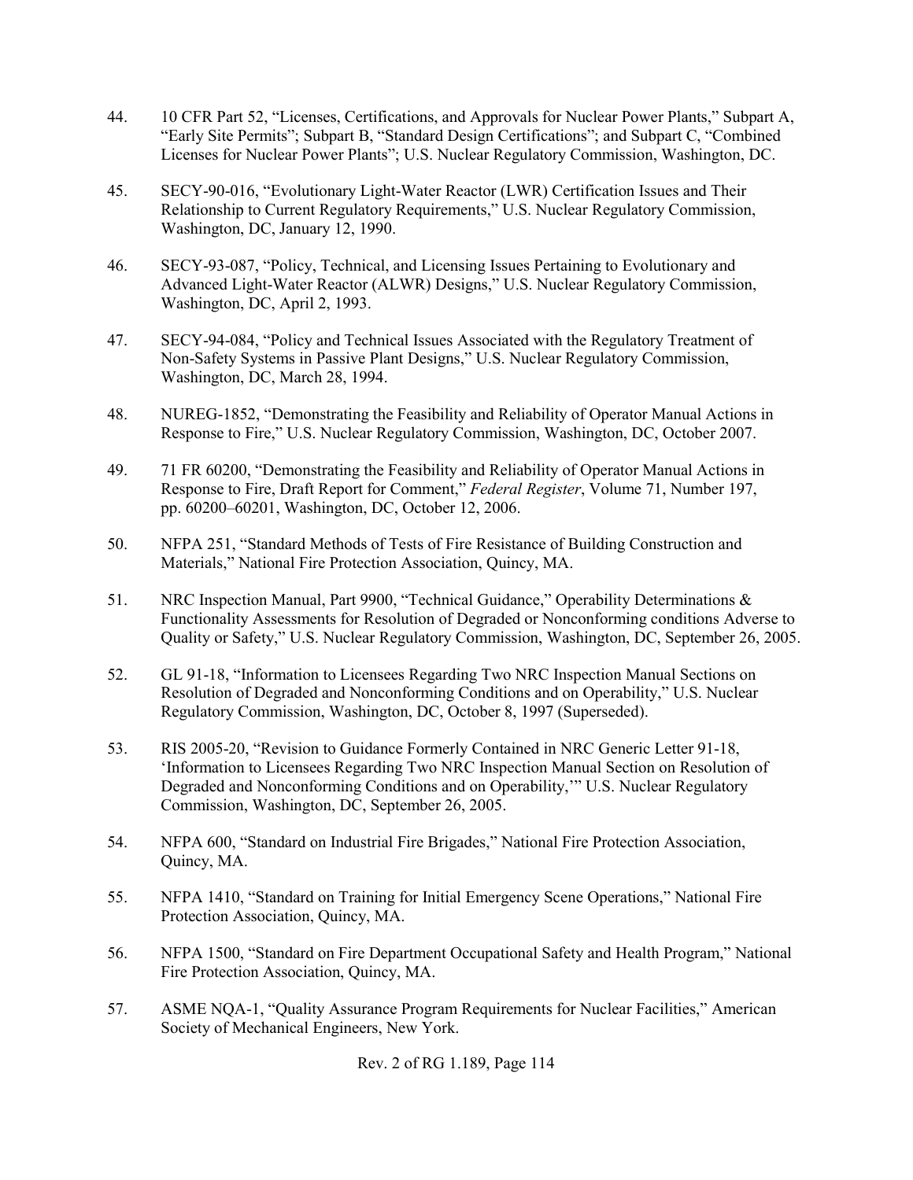44. 10 CFR Part 52, “Licenses, Certifications, and Approvals for Nuclear Power Plants,” Subpart A, “Early Site Permits”; Subpart B, “Standard Design Certifications”; and Subpart C, “Combined Licenses for Nuclear Power Plants”; U.S. Nuclear Regulatory Commission, Washington, DC.

45. SECY-90-016, “Evolutionary Light-Water Reactor (LWR) Certification Issues and Their Relationship to Current Regulatory Requirements,” U.S. Nuclear Regulatory Commission, Washington, DC, January 12, 1990.

46. SECY-93-087, “Policy, Technical, and Licensing Issues Pertaining to Evolutionary and Advanced Light-Water Reactor (ALWR) Designs,” U.S. Nuclear Regulatory Commission, Washington, DC, April 2, 1993.

47. SECY-94-084, “Policy and Technical Issues Associated with the Regulatory Treatment of Non-Safety Systems in Passive Plant Designs,” U.S. Nuclear Regulatory Commission, Washington, DC, March 28, 1994.

48. NUREG-1852, “Demonstrating the Feasibility and Reliability of Operator Manual Actions in Response to Fire,” U.S. Nuclear Regulatory Commission, Washington, DC, October 2007.

49. 71 FR 60200, “Demonstrating the Feasibility and Reliability of Operator Manual Actions in Response to Fire, Draft Report for Comment,” *Federal Register*, Volume 71, Number 197, pp. 60200–60201, Washington, DC, October 12, 2006.

50. NFPA 251, “Standard Methods of Tests of Fire Resistance of Building Construction and Materials,” National Fire Protection Association, Quincy, MA.

51. NRC Inspection Manual, Part 9900, “Technical Guidance,” Operability Determinations & Functionality Assessments for Resolution of Degraded or Nonconforming conditions Adverse to Quality or Safety,” U.S. Nuclear Regulatory Commission, Washington, DC, September 26, 2005.

52. GL 91-18, “Information to Licensees Regarding Two NRC Inspection Manual Sections on Resolution of Degraded and Nonconforming Conditions and on Operability,” U.S. Nuclear Regulatory Commission, Washington, DC, October 8, 1997 (Superseded).

53. RIS 2005-20, “Revision to Guidance Formerly Contained in NRC Generic Letter 91-18, ‘Information to Licensees Regarding Two NRC Inspection Manual Section on Resolution of Degraded and Nonconforming Conditions and on Operability,’” U.S. Nuclear Regulatory Commission, Washington, DC, September 26, 2005.

54. NFPA 600, “Standard on Industrial Fire Brigades,” National Fire Protection Association, Quincy, MA.

55. NFPA 1410, “Standard on Training for Initial Emergency Scene Operations,” National Fire Protection Association, Quincy, MA.

56. NFPA 1500, “Standard on Fire Department Occupational Safety and Health Program,” National Fire Protection Association, Quincy, MA.

57. ASME NQA-1, “Quality Assurance Program Requirements for Nuclear Facilities,” American Society of Mechanical Engineers, New York.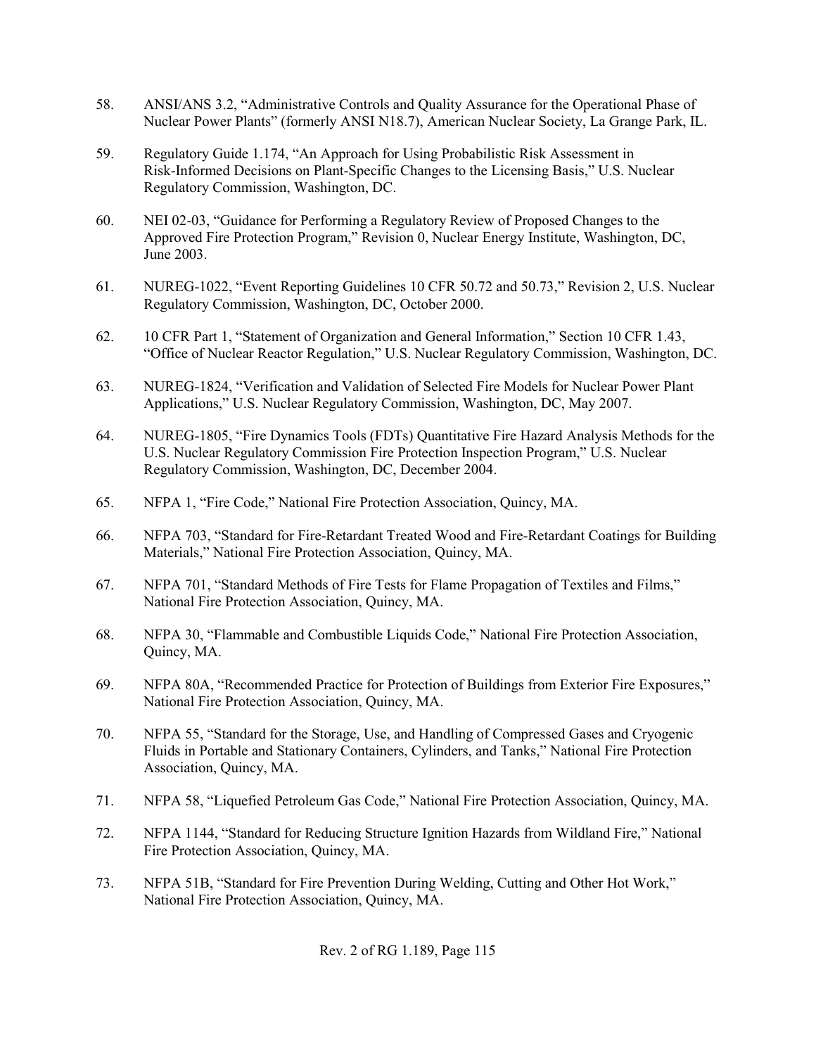58. ANSI/ANS 3.2, "Administrative Controls and Quality Assurance for the Operational Phase of Nuclear Power Plants" (formerly ANSI N18.7), American Nuclear Society, La Grange Park, IL.

59. Regulatory Guide 1.174, "An Approach for Using Probabilistic Risk Assessment in Risk-Informed Decisions on Plant-Specific Changes to the Licensing Basis," U.S. Nuclear Regulatory Commission, Washington, DC.

60. NEI 02-03, "Guidance for Performing a Regulatory Review of Proposed Changes to the Approved Fire Protection Program," Revision 0, Nuclear Energy Institute, Washington, DC, June 2003.

61. NUREG-1022, "Event Reporting Guidelines 10 CFR 50.72 and 50.73," Revision 2, U.S. Nuclear Regulatory Commission, Washington, DC, October 2000.

62. 10 CFR Part 1, "Statement of Organization and General Information," Section 10 CFR 1.43, "Office of Nuclear Reactor Regulation," U.S. Nuclear Regulatory Commission, Washington, DC.

63. NUREG-1824, "Verification and Validation of Selected Fire Models for Nuclear Power Plant Applications," U.S. Nuclear Regulatory Commission, Washington, DC, May 2007.

64. NUREG-1805, "Fire Dynamics Tools (FDTs) Quantitative Fire Hazard Analysis Methods for the U.S. Nuclear Regulatory Commission Fire Protection Inspection Program," U.S. Nuclear Regulatory Commission, Washington, DC, December 2004.

65. NFPA 1, "Fire Code," National Fire Protection Association, Quincy, MA.

66. NFPA 703, "Standard for Fire-Retardant Treated Wood and Fire-Retardant Coatings for Building Materials," National Fire Protection Association, Quincy, MA.

67. NFPA 701, "Standard Methods of Fire Tests for Flame Propagation of Textiles and Films," National Fire Protection Association, Quincy, MA.

68. NFPA 30, "Flammable and Combustible Liquids Code," National Fire Protection Association, Quincy, MA.

69. NFPA 80A, "Recommended Practice for Protection of Buildings from Exterior Fire Exposures," National Fire Protection Association, Quincy, MA.

70. NFPA 55, "Standard for the Storage, Use, and Handling of Compressed Gases and Cryogenic Fluids in Portable and Stationary Containers, Cylinders, and Tanks," National Fire Protection Association, Quincy, MA.

71. NFPA 58, "Liquefied Petroleum Gas Code," National Fire Protection Association, Quincy, MA.

72. NFPA 1144, "Standard for Reducing Structure Ignition Hazards from Wildland Fire," National Fire Protection Association, Quincy, MA.

73. NFPA 51B, "Standard for Fire Prevention During Welding, Cutting and Other Hot Work," National Fire Protection Association, Quincy, MA.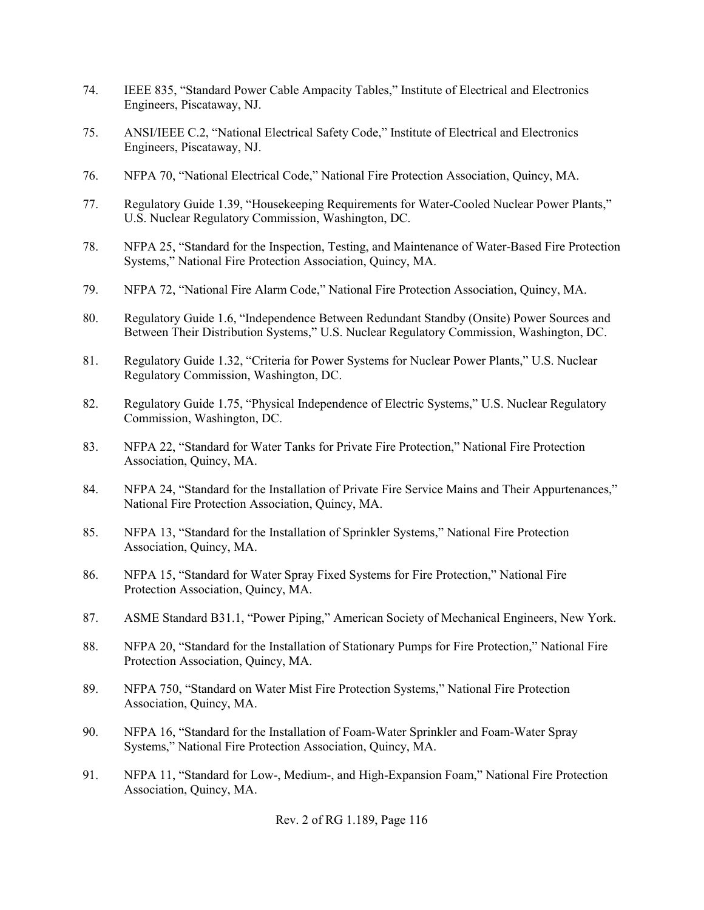74. IEEE 835, “Standard Power Cable Ampacity Tables,” Institute of Electrical and Electronics Engineers, Piscataway, NJ.

75. ANSI/IEEE C.2, “National Electrical Safety Code,” Institute of Electrical and Electronics Engineers, Piscataway, NJ.

76. NFPA 70, “National Electrical Code,” National Fire Protection Association, Quincy, MA.

77. Regulatory Guide 1.39, “Housekeeping Requirements for Water-Cooled Nuclear Power Plants,” U.S. Nuclear Regulatory Commission, Washington, DC.

78. NFPA 25, “Standard for the Inspection, Testing, and Maintenance of Water-Based Fire Protection Systems,” National Fire Protection Association, Quincy, MA.

79. NFPA 72, “National Fire Alarm Code,” National Fire Protection Association, Quincy, MA.

80. Regulatory Guide 1.6, “Independence Between Redundant Standby (Onsite) Power Sources and Between Their Distribution Systems,” U.S. Nuclear Regulatory Commission, Washington, DC.

81. Regulatory Guide 1.32, “Criteria for Power Systems for Nuclear Power Plants,” U.S. Nuclear Regulatory Commission, Washington, DC.

82. Regulatory Guide 1.75, “Physical Independence of Electric Systems,” U.S. Nuclear Regulatory Commission, Washington, DC.

83. NFPA 22, “Standard for Water Tanks for Private Fire Protection,” National Fire Protection Association, Quincy, MA.

84. NFPA 24, “Standard for the Installation of Private Fire Service Mains and Their Appurtenances,” National Fire Protection Association, Quincy, MA.

85. NFPA 13, “Standard for the Installation of Sprinkler Systems,” National Fire Protection Association, Quincy, MA.

86. NFPA 15, “Standard for Water Spray Fixed Systems for Fire Protection,” National Fire Protection Association, Quincy, MA.

87. ASME Standard B31.1, “Power Piping,” American Society of Mechanical Engineers, New York.

88. NFPA 20, “Standard for the Installation of Stationary Pumps for Fire Protection,” National Fire Protection Association, Quincy, MA.

89. NFPA 750, “Standard on Water Mist Fire Protection Systems,” National Fire Protection Association, Quincy, MA.

90. NFPA 16, “Standard for the Installation of Foam-Water Sprinkler and Foam-Water Spray Systems,” National Fire Protection Association, Quincy, MA.

91. NFPA 11, “Standard for Low-, Medium-, and High-Expansion Foam,” National Fire Protection Association, Quincy, MA.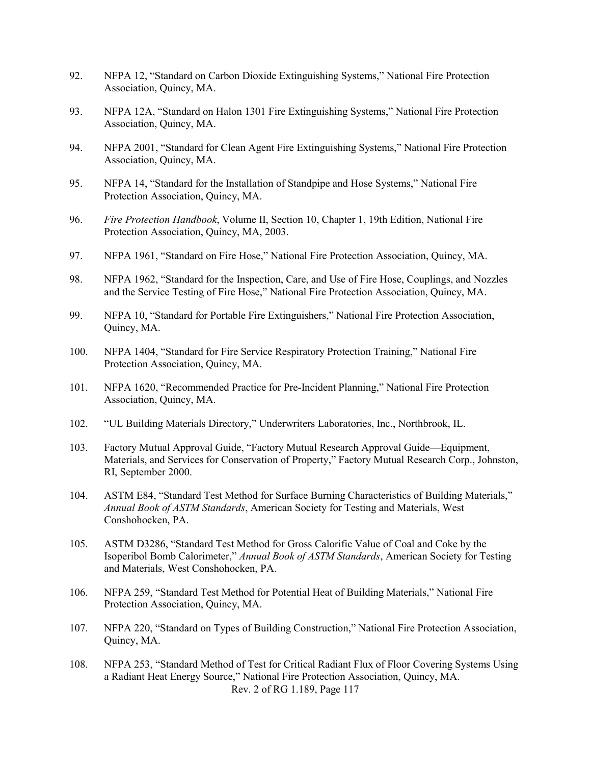92. NFPA 12, "Standard on Carbon Dioxide Extinguishing Systems," National Fire Protection Association, Quincy, MA.

93. NFPA 12A, "Standard on Halon 1301 Fire Extinguishing Systems," National Fire Protection Association, Quincy, MA.

94. NFPA 2001, "Standard for Clean Agent Fire Extinguishing Systems," National Fire Protection Association, Quincy, MA.

95. NFPA 14, "Standard for the Installation of Standpipe and Hose Systems," National Fire Protection Association, Quincy, MA.

96. *Fire Protection Handbook*, Volume II, Section 10, Chapter 1, 19th Edition, National Fire Protection Association, Quincy, MA, 2003.

97. NFPA 1961, "Standard on Fire Hose," National Fire Protection Association, Quincy, MA.

98. NFPA 1962, "Standard for the Inspection, Care, and Use of Fire Hose, Couplings, and Nozzles and the Service Testing of Fire Hose," National Fire Protection Association, Quincy, MA.

99. NFPA 10, "Standard for Portable Fire Extinguishers," National Fire Protection Association, Quincy, MA.

100. NFPA 1404, "Standard for Fire Service Respiratory Protection Training," National Fire Protection Association, Quincy, MA.

101. NFPA 1620, "Recommended Practice for Pre-Incident Planning," National Fire Protection Association, Quincy, MA.

102. "UL Building Materials Directory," Underwriters Laboratories, Inc., Northbrook, IL.

103. Factory Mutual Approval Guide, "Factory Mutual Research Approval Guide—Equipment, Materials, and Services for Conservation of Property," Factory Mutual Research Corp., Johnston, RI, September 2000.

104. ASTM E84, "Standard Test Method for Surface Burning Characteristics of Building Materials," *Annual Book of ASTM Standards*, American Society for Testing and Materials, West Conshohocken, PA.

105. ASTM D3286, "Standard Test Method for Gross Calorific Value of Coal and Coke by the Isoperibol Bomb Calorimeter," *Annual Book of ASTM Standards*, American Society for Testing and Materials, West Conshohocken, PA.

106. NFPA 259, "Standard Test Method for Potential Heat of Building Materials," National Fire Protection Association, Quincy, MA.

107. NFPA 220, "Standard on Types of Building Construction," National Fire Protection Association, Quincy, MA.

108. NFPA 253, "Standard Method of Test for Critical Radiant Flux of Floor Covering Systems Using a Radiant Heat Energy Source," National Fire Protection Association, Quincy, MA.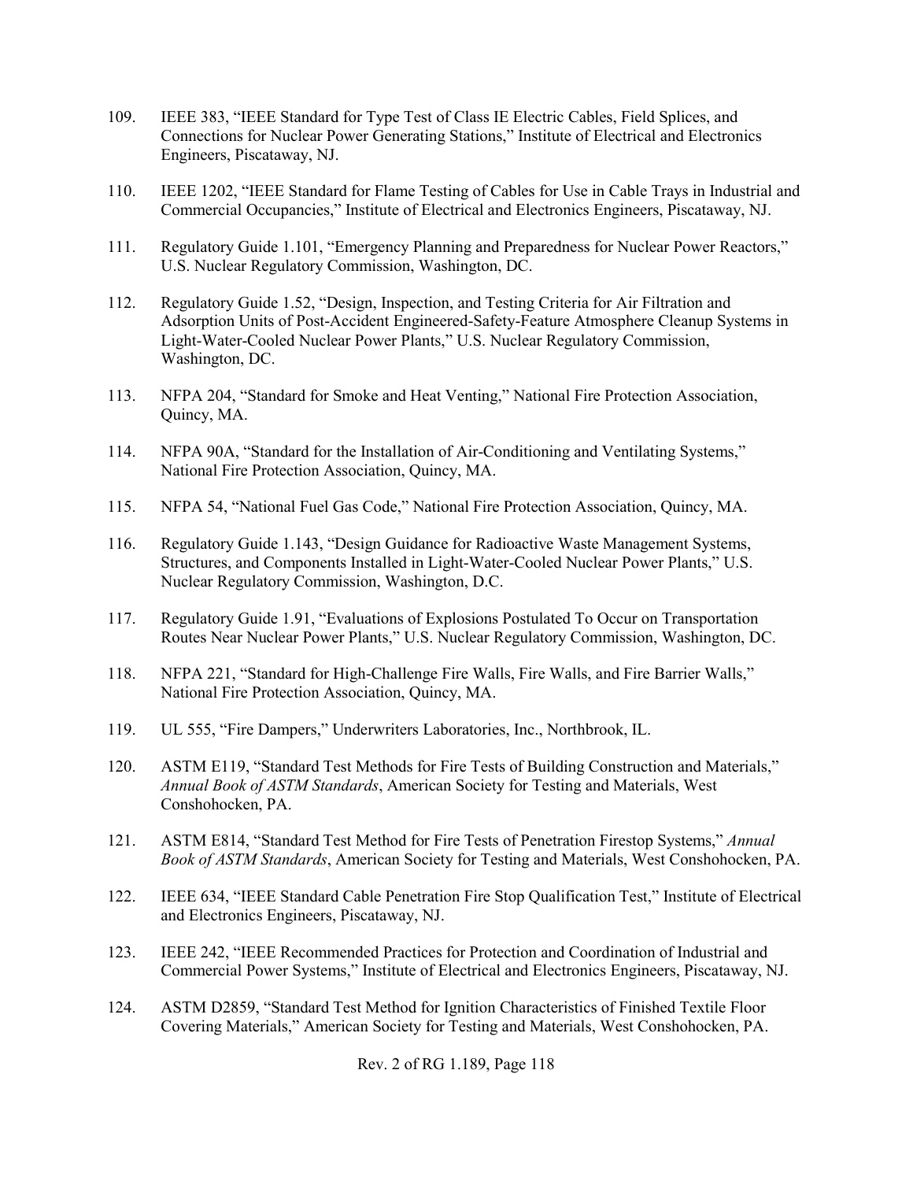109. IEEE 383, “IEEE Standard for Type Test of Class IE Electric Cables, Field Splices, and Connections for Nuclear Power Generating Stations,” Institute of Electrical and Electronics Engineers, Piscataway, NJ.

110. IEEE 1202, “IEEE Standard for Flame Testing of Cables for Use in Cable Trays in Industrial and Commercial Occupancies,” Institute of Electrical and Electronics Engineers, Piscataway, NJ.

111. Regulatory Guide 1.101, “Emergency Planning and Preparedness for Nuclear Power Reactors,” U.S. Nuclear Regulatory Commission, Washington, DC.

112. Regulatory Guide 1.52, “Design, Inspection, and Testing Criteria for Air Filtration and Adsorption Units of Post-Accident Engineered-Safety-Feature Atmosphere Cleanup Systems in Light-Water-Cooled Nuclear Power Plants,” U.S. Nuclear Regulatory Commission, Washington, DC.

113. NFPA 204, “Standard for Smoke and Heat Venting,” National Fire Protection Association, Quincy, MA.

114. NFPA 90A, “Standard for the Installation of Air-Conditioning and Ventilating Systems,” National Fire Protection Association, Quincy, MA.

115. NFPA 54, “National Fuel Gas Code,” National Fire Protection Association, Quincy, MA.

116. Regulatory Guide 1.143, “Design Guidance for Radioactive Waste Management Systems, Structures, and Components Installed in Light-Water-Cooled Nuclear Power Plants,” U.S. Nuclear Regulatory Commission, Washington, D.C.

117. Regulatory Guide 1.91, “Evaluations of Explosions Postulated To Occur on Transportation Routes Near Nuclear Power Plants,” U.S. Nuclear Regulatory Commission, Washington, DC.

118. NFPA 221, “Standard for High-Challenge Fire Walls, Fire Walls, and Fire Barrier Walls,” National Fire Protection Association, Quincy, MA.

119. UL 555, “Fire Dampers,” Underwriters Laboratories, Inc., Northbrook, IL.

120. ASTM E119, “Standard Test Methods for Fire Tests of Building Construction and Materials,” *Annual Book of ASTM Standards*, American Society for Testing and Materials, West Conshohocken, PA.

121. ASTM E814, “Standard Test Method for Fire Tests of Penetration Firestop Systems,” *Annual Book of ASTM Standards*, American Society for Testing and Materials, West Conshohocken, PA.

122. IEEE 634, “IEEE Standard Cable Penetration Fire Stop Qualification Test,” Institute of Electrical and Electronics Engineers, Piscataway, NJ.

123. IEEE 242, “IEEE Recommended Practices for Protection and Coordination of Industrial and Commercial Power Systems,” Institute of Electrical and Electronics Engineers, Piscataway, NJ.

124. ASTM D2859, “Standard Test Method for Ignition Characteristics of Finished Textile Floor Covering Materials,” American Society for Testing and Materials, West Conshohocken, PA.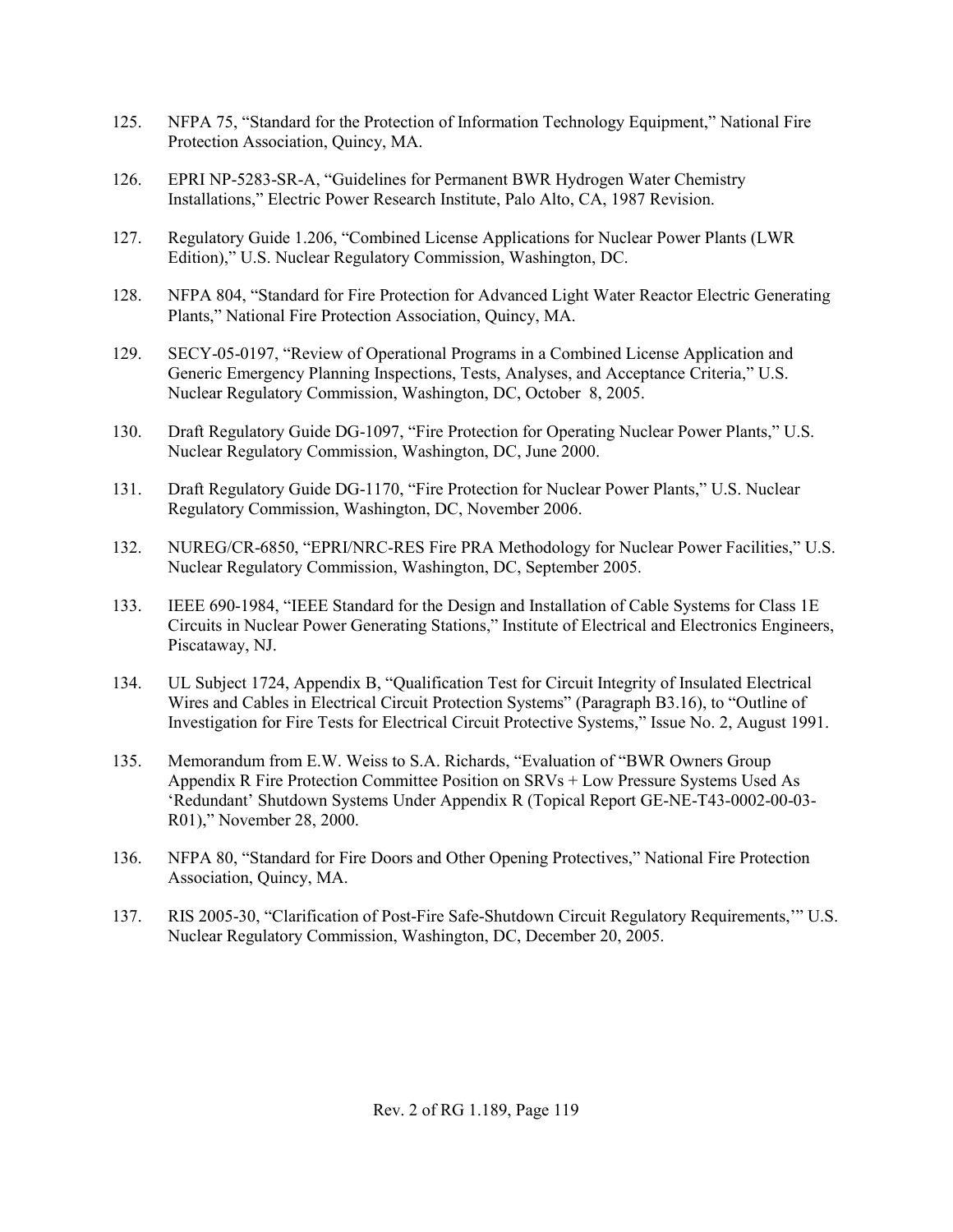125. NFPA 75, “Standard for the Protection of Information Technology Equipment,” National Fire Protection Association, Quincy, MA.

126. EPRI NP-5283-SR-A, “Guidelines for Permanent BWR Hydrogen Water Chemistry Installations,” Electric Power Research Institute, Palo Alto, CA, 1987 Revision.

127. Regulatory Guide 1.206, “Combined License Applications for Nuclear Power Plants (LWR Edition),” U.S. Nuclear Regulatory Commission, Washington, DC.

128. NFPA 804, “Standard for Fire Protection for Advanced Light Water Reactor Electric Generating Plants,” National Fire Protection Association, Quincy, MA.

129. SECY-05-0197, “Review of Operational Programs in a Combined License Application and Generic Emergency Planning Inspections, Tests, Analyses, and Acceptance Criteria,” U.S. Nuclear Regulatory Commission, Washington, DC, October 8, 2005.

130. Draft Regulatory Guide DG-1097, “Fire Protection for Operating Nuclear Power Plants,” U.S. Nuclear Regulatory Commission, Washington, DC, June 2000.

131. Draft Regulatory Guide DG-1170, “Fire Protection for Nuclear Power Plants,” U.S. Nuclear Regulatory Commission, Washington, DC, November 2006.

132. NUREG/CR-6850, “EPRI/NRC-RES Fire PRA Methodology for Nuclear Power Facilities,” U.S. Nuclear Regulatory Commission, Washington, DC, September 2005.

133. IEEE 690-1984, “IEEE Standard for the Design and Installation of Cable Systems for Class 1E Circuits in Nuclear Power Generating Stations,” Institute of Electrical and Electronics Engineers, Piscataway, NJ.

134. UL Subject 1724, Appendix B, “Qualification Test for Circuit Integrity of Insulated Electrical Wires and Cables in Electrical Circuit Protection Systems” (Paragraph B3.16), to “Outline of Investigation for Fire Tests for Electrical Circuit Protective Systems,” Issue No. 2, August 1991.

135. Memorandum from E.W. Weiss to S.A. Richards, “Evaluation of “BWR Owners Group Appendix R Fire Protection Committee Position on SRVs + Low Pressure Systems Used As ‘Redundant’ Shutdown Systems Under Appendix R (Topical Report GE-NE-T43-0002-00-03-R01),” November 28, 2000.

136. NFPA 80, “Standard for Fire Doors and Other Opening Protectives,” National Fire Protection Association, Quincy, MA.

137. RIS 2005-30, “Clarification of Post-Fire Safe-Shutdown Circuit Regulatory Requirements,’” U.S. Nuclear Regulatory Commission, Washington, DC, December 20, 2005.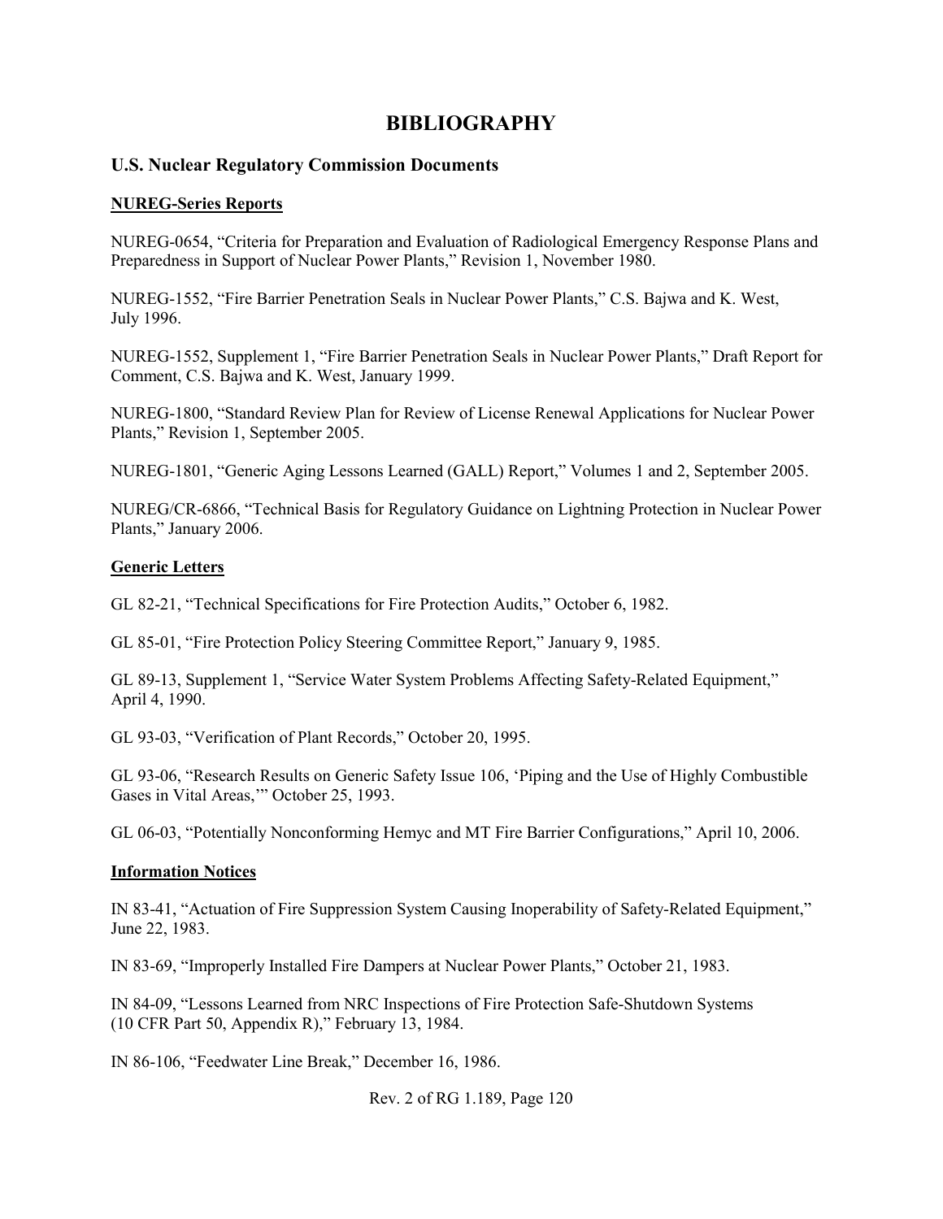# BIBLIOGRAPHY

## U.S. Nuclear Regulatory Commission Documents

### NUREG-Series Reports

NUREG-0654, "Criteria for Preparation and Evaluation of Radiological Emergency Response Plans and Preparedness in Support of Nuclear Power Plants," Revision 1, November 1980.

NUREG-1552, "Fire Barrier Penetration Seals in Nuclear Power Plants," C.S. Bajwa and K. West, July 1996.

NUREG-1552, Supplement 1, "Fire Barrier Penetration Seals in Nuclear Power Plants," Draft Report for Comment, C.S. Bajwa and K. West, January 1999.

NUREG-1800, "Standard Review Plan for Review of License Renewal Applications for Nuclear Power Plants," Revision 1, September 2005.

NUREG-1801, "Generic Aging Lessons Learned (GALL) Report," Volumes 1 and 2, September 2005.

NUREG/CR-6866, "Technical Basis for Regulatory Guidance on Lightning Protection in Nuclear Power Plants," January 2006.

### Generic Letters

GL 82-21, "Technical Specifications for Fire Protection Audits," October 6, 1982.

GL 85-01, "Fire Protection Policy Steering Committee Report," January 9, 1985.

GL 89-13, Supplement 1, "Service Water System Problems Affecting Safety-Related Equipment," April 4, 1990.

GL 93-03, "Verification of Plant Records," October 20, 1995.

GL 93-06, "Research Results on Generic Safety Issue 106, 'Piping and the Use of Highly Combustible Gases in Vital Areas,'" October 25, 1993.

GL 06-03, "Potentially Nonconforming Hemyc and MT Fire Barrier Configurations," April 10, 2006.

### Information Notices

IN 83-41, "Actuation of Fire Suppression System Causing Inoperability of Safety-Related Equipment," June 22, 1983.

IN 83-69, "Improperly Installed Fire Dampers at Nuclear Power Plants," October 21, 1983.

IN 84-09, "Lessons Learned from NRC Inspections of Fire Protection Safe-Shutdown Systems (10 CFR Part 50, Appendix R)," February 13, 1984.

IN 86-106, "Feedwater Line Break," December 16, 1986.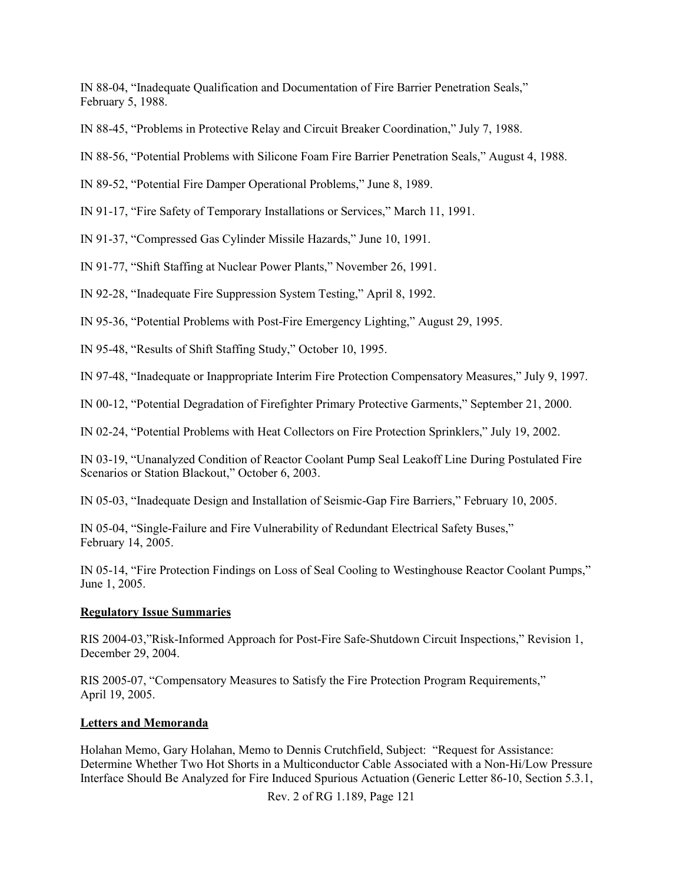IN 88-04, “Inadequate Qualification and Documentation of Fire Barrier Penetration Seals,” February 5, 1988.

IN 88-45, “Problems in Protective Relay and Circuit Breaker Coordination,” July 7, 1988.

IN 88-56, “Potential Problems with Silicone Foam Fire Barrier Penetration Seals,” August 4, 1988.

IN 89-52, “Potential Fire Damper Operational Problems,” June 8, 1989.

IN 91-17, “Fire Safety of Temporary Installations or Services,” March 11, 1991.

IN 91-37, “Compressed Gas Cylinder Missile Hazards,” June 10, 1991.

IN 91-77, “Shift Staffing at Nuclear Power Plants,” November 26, 1991.

IN 92-28, “Inadequate Fire Suppression System Testing,” April 8, 1992.

IN 95-36, “Potential Problems with Post-Fire Emergency Lighting,” August 29, 1995.

IN 95-48, “Results of Shift Staffing Study,” October 10, 1995.

IN 97-48, “Inadequate or Inappropriate Interim Fire Protection Compensatory Measures,” July 9, 1997.

IN 00-12, “Potential Degradation of Firefighter Primary Protective Garments,” September 21, 2000.

IN 02-24, “Potential Problems with Heat Collectors on Fire Protection Sprinklers,” July 19, 2002.

IN 03-19, “Unanalyzed Condition of Reactor Coolant Pump Seal Leakoff Line During Postulated Fire Scenarios or Station Blackout,” October 6, 2003.

IN 05-03, “Inadequate Design and Installation of Seismic-Gap Fire Barriers,” February 10, 2005.

IN 05-04, “Single-Failure and Fire Vulnerability of Redundant Electrical Safety Buses,” February 14, 2005.

IN 05-14, “Fire Protection Findings on Loss of Seal Cooling to Westinghouse Reactor Coolant Pumps,” June 1, 2005.

**Regulatory Issue Summaries**

RIS 2004-03,”Risk-Informed Approach for Post-Fire Safe-Shutdown Circuit Inspections,” Revision 1, December 29, 2004.

RIS 2005-07, “Compensatory Measures to Satisfy the Fire Protection Program Requirements,” April 19, 2005.

**Letters and Memoranda**

Holahan Memo, Gary Holahan, Memo to Dennis Crutchfield, Subject: “Request for Assistance: Determine Whether Two Hot Shorts in a Multiconductor Cable Associated with a Non-Hi/Low Pressure Interface Should Be Analyzed for Fire Induced Spurious Actuation (Generic Letter 86-10, Section 5.3.1,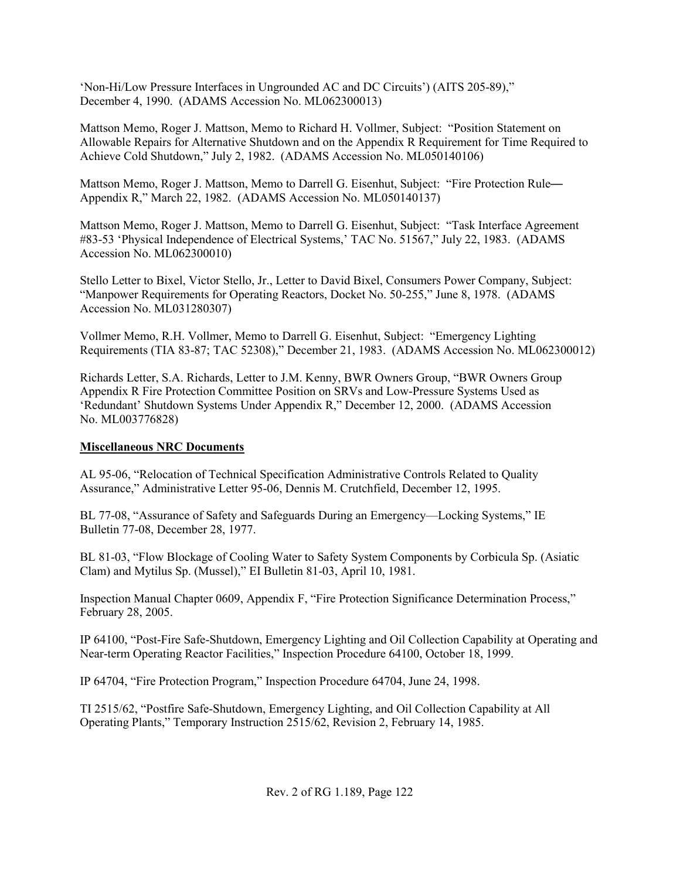'Non-Hi/Low Pressure Interfaces in Ungrounded AC and DC Circuits') (AITS 205-89)," December 4, 1990. (ADAMS Accession No. ML062300013)

Mattson Memo, Roger J. Mattson, Memo to Richard H. Vollmer, Subject: "Position Statement on Allowable Repairs for Alternative Shutdown and on the Appendix R Requirement for Time Required to Achieve Cold Shutdown," July 2, 1982. (ADAMS Accession No. ML050140106)

Mattson Memo, Roger J. Mattson, Memo to Darrell G. Eisenhut, Subject: "Fire Protection Rule― Appendix R," March 22, 1982. (ADAMS Accession No. ML050140137)

Mattson Memo, Roger J. Mattson, Memo to Darrell G. Eisenhut, Subject: "Task Interface Agreement #83-53 'Physical Independence of Electrical Systems,' TAC No. 51567," July 22, 1983. (ADAMS Accession No. ML062300010)

Stello Letter to Bixel, Victor Stello, Jr., Letter to David Bixel, Consumers Power Company, Subject: "Manpower Requirements for Operating Reactors, Docket No. 50-255," June 8, 1978. (ADAMS Accession No. ML031280307)

Vollmer Memo, R.H. Vollmer, Memo to Darrell G. Eisenhut, Subject: "Emergency Lighting Requirements (TIA 83-87; TAC 52308)," December 21, 1983. (ADAMS Accession No. ML062300012)

Richards Letter, S.A. Richards, Letter to J.M. Kenny, BWR Owners Group, "BWR Owners Group Appendix R Fire Protection Committee Position on SRVs and Low-Pressure Systems Used as 'Redundant' Shutdown Systems Under Appendix R," December 12, 2000. (ADAMS Accession No. ML003776828)

**Miscellaneous NRC Documents**

AL 95-06, "Relocation of Technical Specification Administrative Controls Related to Quality Assurance," Administrative Letter 95-06, Dennis M. Crutchfield, December 12, 1995.

BL 77-08, "Assurance of Safety and Safeguards During an Emergency—Locking Systems," IE Bulletin 77-08, December 28, 1977.

BL 81-03, "Flow Blockage of Cooling Water to Safety System Components by Corbicula Sp. (Asiatic Clam) and Mytilus Sp. (Mussel)," EI Bulletin 81-03, April 10, 1981.

Inspection Manual Chapter 0609, Appendix F, "Fire Protection Significance Determination Process," February 28, 2005.

IP 64100, "Post-Fire Safe-Shutdown, Emergency Lighting and Oil Collection Capability at Operating and Near-term Operating Reactor Facilities," Inspection Procedure 64100, October 18, 1999.

IP 64704, "Fire Protection Program," Inspection Procedure 64704, June 24, 1998.

TI 2515/62, "Postfire Safe-Shutdown, Emergency Lighting, and Oil Collection Capability at All Operating Plants," Temporary Instruction 2515/62, Revision 2, February 14, 1985.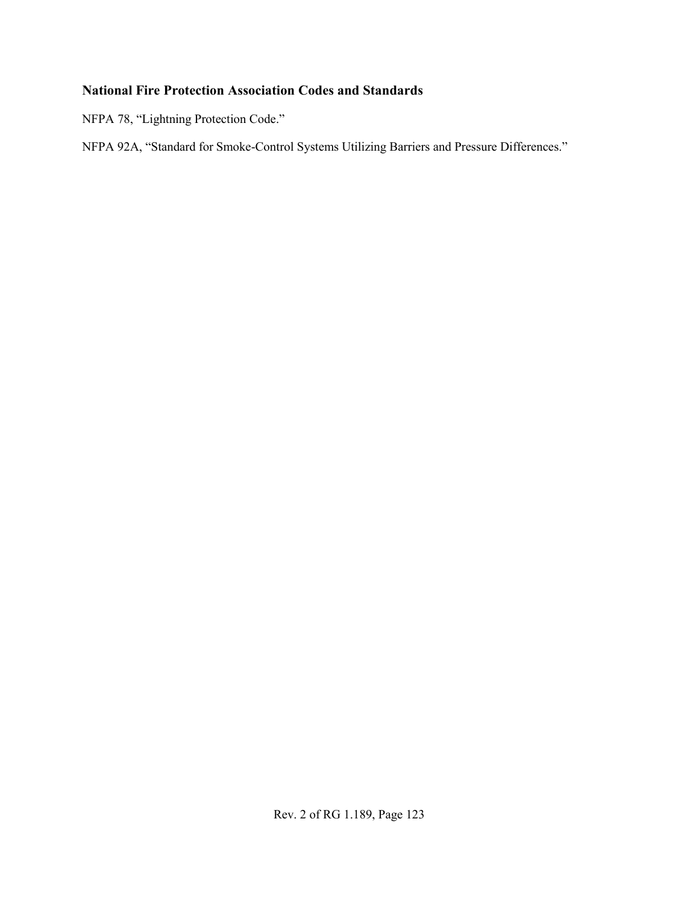**National Fire Protection Association Codes and Standards**

NFPA 78, “Lightning Protection Code.”

NFPA 92A, “Standard for Smoke-Control Systems Utilizing Barriers and Pressure Differences.”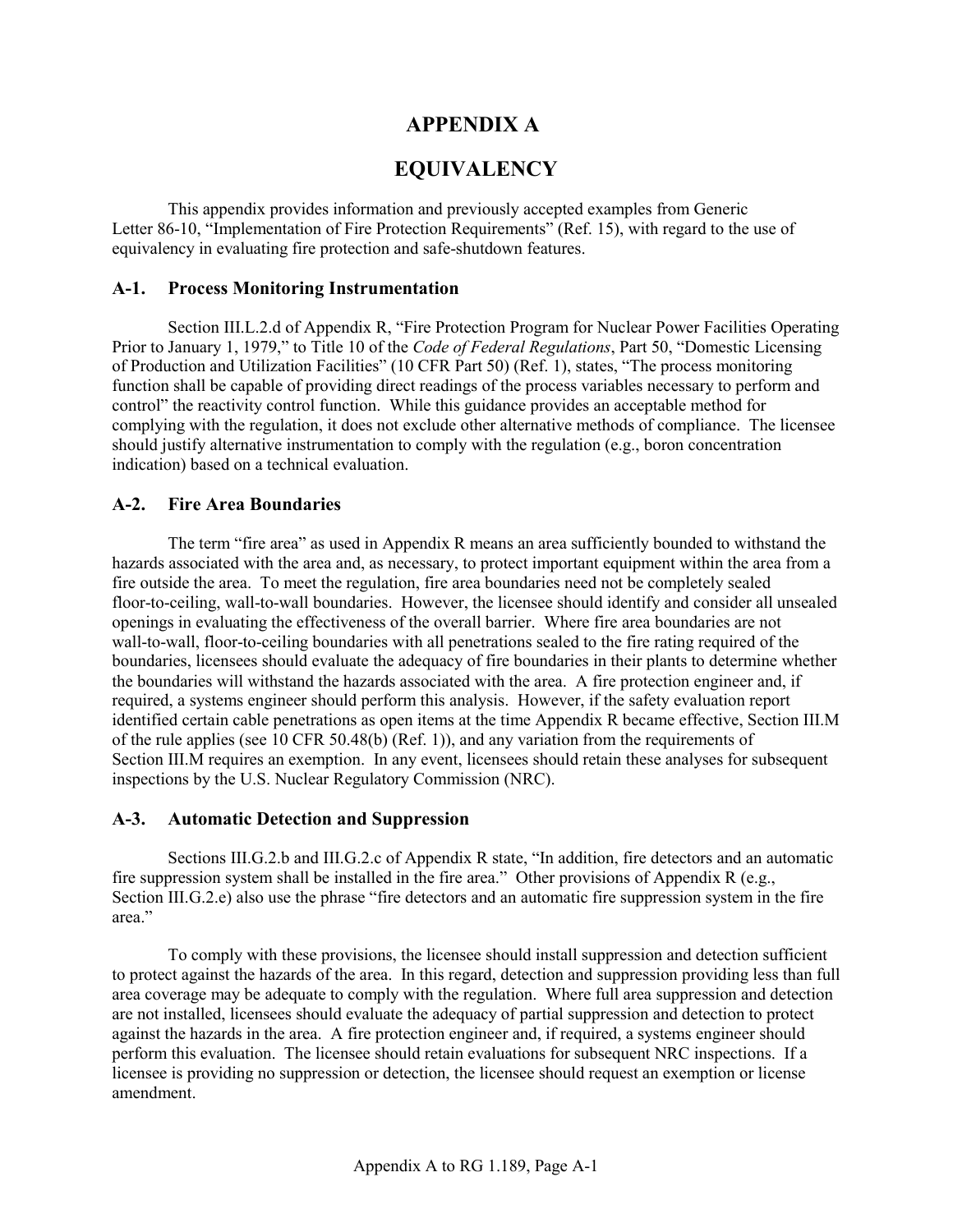# APPENDIX A

# EQUIVALENCY

This appendix provides information and previously accepted examples from Generic Letter 86-10, "Implementation of Fire Protection Requirements" (Ref. 15), with regard to the use of equivalency in evaluating fire protection and safe-shutdown features.

## A-1. Process Monitoring Instrumentation

Section III.L.2.d of Appendix R, "Fire Protection Program for Nuclear Power Facilities Operating Prior to January 1, 1979," to Title 10 of the *Code of Federal Regulations*, Part 50, "Domestic Licensing of Production and Utilization Facilities" (10 CFR Part 50) (Ref. 1), states, "The process monitoring function shall be capable of providing direct readings of the process variables necessary to perform and control" the reactivity control function. While this guidance provides an acceptable method for complying with the regulation, it does not exclude other alternative methods of compliance. The licensee should justify alternative instrumentation to comply with the regulation (e.g., boron concentration indication) based on a technical evaluation.

## A-2. Fire Area Boundaries

The term "fire area" as used in Appendix R means an area sufficiently bounded to withstand the hazards associated with the area and, as necessary, to protect important equipment within the area from a fire outside the area. To meet the regulation, fire area boundaries need not be completely sealed floor-to-ceiling, wall-to-wall boundaries. However, the licensee should identify and consider all unsealed openings in evaluating the effectiveness of the overall barrier. Where fire area boundaries are not wall-to-wall, floor-to-ceiling boundaries with all penetrations sealed to the fire rating required of the boundaries, licensees should evaluate the adequacy of fire boundaries in their plants to determine whether the boundaries will withstand the hazards associated with the area. A fire protection engineer and, if required, a systems engineer should perform this analysis. However, if the safety evaluation report identified certain cable penetrations as open items at the time Appendix R became effective, Section III.M of the rule applies (see 10 CFR 50.48(b) (Ref. 1)), and any variation from the requirements of Section III.M requires an exemption. In any event, licensees should retain these analyses for subsequent inspections by the U.S. Nuclear Regulatory Commission (NRC).

## A-3. Automatic Detection and Suppression

Sections III.G.2.b and III.G.2.c of Appendix R state, "In addition, fire detectors and an automatic fire suppression system shall be installed in the fire area." Other provisions of Appendix R (e.g., Section III.G.2.e) also use the phrase "fire detectors and an automatic fire suppression system in the fire area."

To comply with these provisions, the licensee should install suppression and detection sufficient to protect against the hazards of the area. In this regard, detection and suppression providing less than full area coverage may be adequate to comply with the regulation. Where full area suppression and detection are not installed, licensees should evaluate the adequacy of partial suppression and detection to protect against the hazards in the area. A fire protection engineer and, if required, a systems engineer should perform this evaluation. The licensee should retain evaluations for subsequent NRC inspections. If a licensee is providing no suppression or detection, the licensee should request an exemption or license amendment.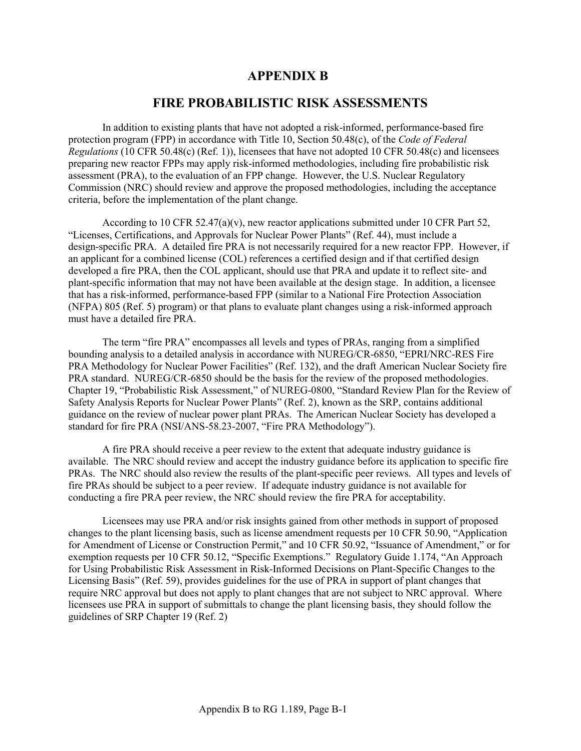# APPENDIX B

# FIRE PROBABILISTIC RISK ASSESSMENTS

In addition to existing plants that have not adopted a risk-informed, performance-based fire protection program (FPP) in accordance with Title 10, Section 50.48(c), of the *Code of Federal Regulations* (10 CFR 50.48(c) (Ref. 1)), licensees that have not adopted 10 CFR 50.48(c) and licensees preparing new reactor FPPs may apply risk-informed methodologies, including fire probabilistic risk assessment (PRA), to the evaluation of an FPP change. However, the U.S. Nuclear Regulatory Commission (NRC) should review and approve the proposed methodologies, including the acceptance criteria, before the implementation of the plant change.

According to 10 CFR 52.47(a)(v), new reactor applications submitted under 10 CFR Part 52, "Licenses, Certifications, and Approvals for Nuclear Power Plants" (Ref. 44), must include a design-specific PRA. A detailed fire PRA is not necessarily required for a new reactor FPP. However, if an applicant for a combined license (COL) references a certified design and if that certified design developed a fire PRA, then the COL applicant, should use that PRA and update it to reflect site- and plant-specific information that may not have been available at the design stage. In addition, a licensee that has a risk-informed, performance-based FPP (similar to a National Fire Protection Association (NFPA) 805 (Ref. 5) program) or that plans to evaluate plant changes using a risk-informed approach must have a detailed fire PRA.

The term "fire PRA" encompasses all levels and types of PRAs, ranging from a simplified bounding analysis to a detailed analysis in accordance with NUREG/CR-6850, "EPRI/NRC-RES Fire PRA Methodology for Nuclear Power Facilities" (Ref. 132), and the draft American Nuclear Society fire PRA standard. NUREG/CR-6850 should be the basis for the review of the proposed methodologies. Chapter 19, "Probabilistic Risk Assessment," of NUREG-0800, "Standard Review Plan for the Review of Safety Analysis Reports for Nuclear Power Plants" (Ref. 2), known as the SRP, contains additional guidance on the review of nuclear power plant PRAs. The American Nuclear Society has developed a standard for fire PRA (NSI/ANS-58.23-2007, "Fire PRA Methodology").

A fire PRA should receive a peer review to the extent that adequate industry guidance is available. The NRC should review and accept the industry guidance before its application to specific fire PRAs. The NRC should also review the results of the plant-specific peer reviews. All types and levels of fire PRAs should be subject to a peer review. If adequate industry guidance is not available for conducting a fire PRA peer review, the NRC should review the fire PRA for acceptability.

Licensees may use PRA and/or risk insights gained from other methods in support of proposed changes to the plant licensing basis, such as license amendment requests per 10 CFR 50.90, "Application for Amendment of License or Construction Permit," and 10 CFR 50.92, "Issuance of Amendment," or for exemption requests per 10 CFR 50.12, "Specific Exemptions." Regulatory Guide 1.174, "An Approach for Using Probabilistic Risk Assessment in Risk-Informed Decisions on Plant-Specific Changes to the Licensing Basis" (Ref. 59), provides guidelines for the use of PRA in support of plant changes that require NRC approval but does not apply to plant changes that are not subject to NRC approval. Where licensees use PRA in support of submittals to change the plant licensing basis, they should follow the guidelines of SRP Chapter 19 (Ref. 2)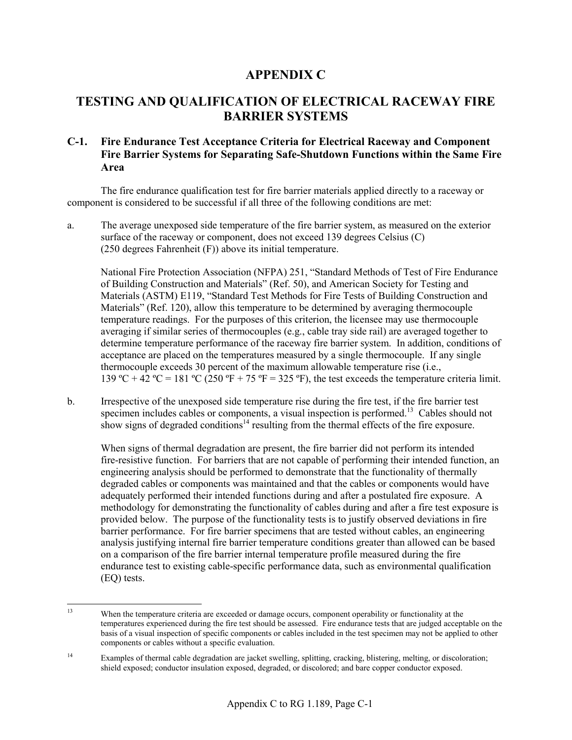# APPENDIX C

# TESTING AND QUALIFICATION OF ELECTRICAL RACEWAY FIRE BARRIER SYSTEMS

## C-1. Fire Endurance Test Acceptance Criteria for Electrical Raceway and Component Fire Barrier Systems for Separating Safe-Shutdown Functions within the Same Fire Area

The fire endurance qualification test for fire barrier materials applied directly to a raceway or component is considered to be successful if all three of the following conditions are met:

a. The average unexposed side temperature of the fire barrier system, as measured on the exterior surface of the raceway or component, does not exceed 139 degrees Celsius (C) (250 degrees Fahrenheit (F)) above its initial temperature.

   National Fire Protection Association (NFPA) 251, "Standard Methods of Test of Fire Endurance of Building Construction and Materials" (Ref. 50), and American Society for Testing and Materials (ASTM) E119, "Standard Test Methods for Fire Tests of Building Construction and Materials" (Ref. 120), allow this temperature to be determined by averaging thermocouple temperature readings. For the purposes of this criterion, the licensee may use thermocouple averaging if similar series of thermocouples (e.g., cable tray side rail) are averaged together to determine temperature performance of the raceway fire barrier system. In addition, conditions of acceptance are placed on the temperatures measured by a single thermocouple. If any single thermocouple exceeds 30 percent of the maximum allowable temperature rise (i.e., 139 ºC + 42 ºC = 181 ºC (250 ºF + 75 ºF = 325 ºF), the test exceeds the temperature criteria limit.

b. Irrespective of the unexposed side temperature rise during the fire test, if the fire barrier test specimen includes cables or components, a visual inspection is performed.[13] Cables should not show signs of degraded conditions[14] resulting from the thermal effects of the fire exposure.

   When signs of thermal degradation are present, the fire barrier did not perform its intended fire-resistive function. For barriers that are not capable of performing their intended function, an engineering analysis should be performed to demonstrate that the functionality of thermally degraded cables or components was maintained and that the cables or components would have adequately performed their intended functions during and after a postulated fire exposure. A methodology for demonstrating the functionality of cables during and after a fire test exposure is provided below. The purpose of the functionality tests is to justify observed deviations in fire barrier performance. For fire barrier specimens that are tested without cables, an engineering analysis justifying internal fire barrier temperature conditions greater than allowed can be based on a comparison of the fire barrier internal temperature profile measured during the fire endurance test to existing cable-specific performance data, such as environmental qualification (EQ) tests.

---

[13] When the temperature criteria are exceeded or damage occurs, component operability or functionality at the temperatures experienced during the fire test should be assessed. Fire endurance tests that are judged acceptable on the basis of a visual inspection of specific components or cables included in the test specimen may not be applied to other components or cables without a specific evaluation.

[14] Examples of thermal cable degradation are jacket swelling, splitting, cracking, blistering, melting, or discoloration; shield exposed; conductor insulation exposed, degraded, or discolored; and bare copper conductor exposed.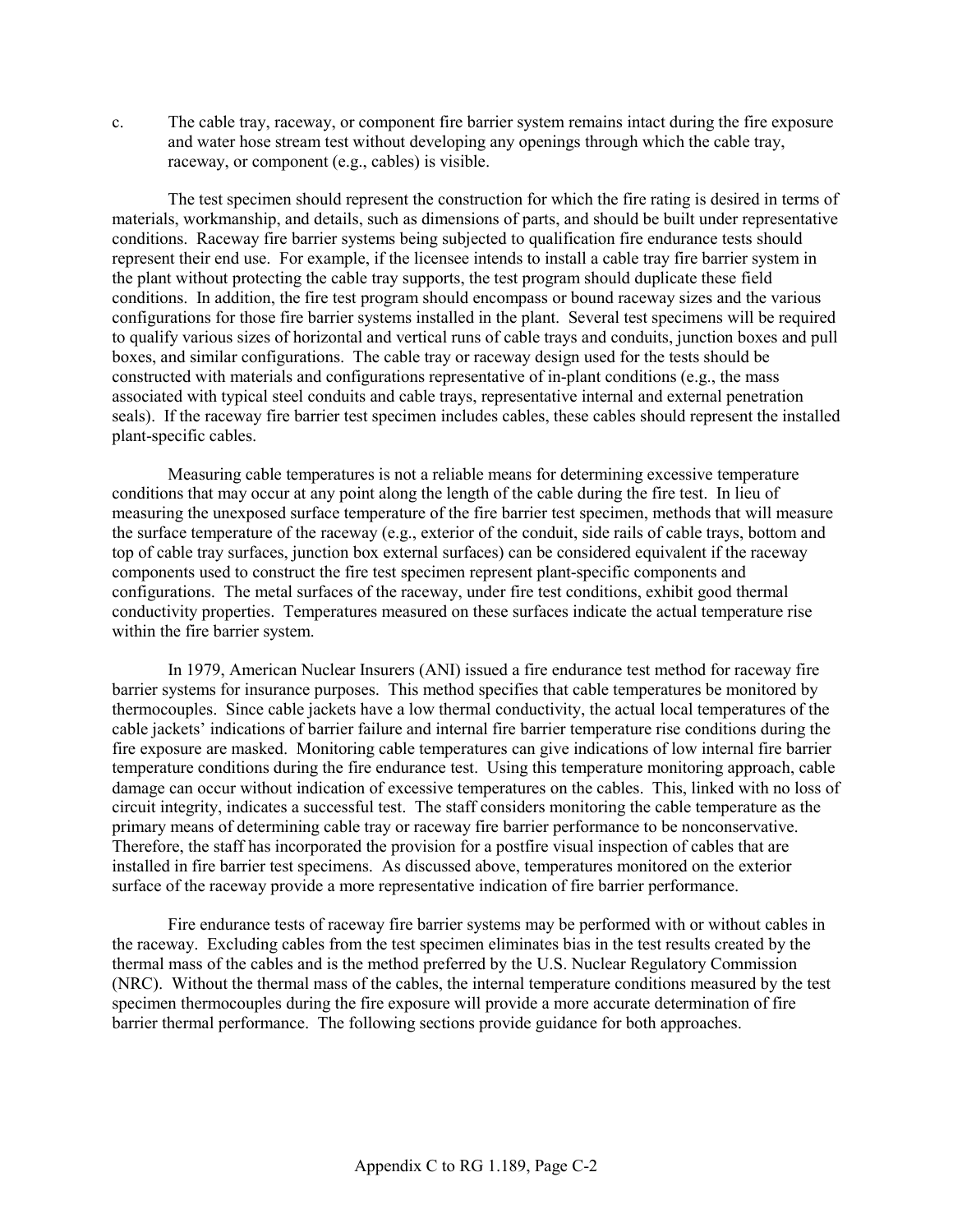c. The cable tray, raceway, or component fire barrier system remains intact during the fire exposure and water hose stream test without developing any openings through which the cable tray, raceway, or component (e.g., cables) is visible.

The test specimen should represent the construction for which the fire rating is desired in terms of materials, workmanship, and details, such as dimensions of parts, and should be built under representative conditions. Raceway fire barrier systems being subjected to qualification fire endurance tests should represent their end use. For example, if the licensee intends to install a cable tray fire barrier system in the plant without protecting the cable tray supports, the test program should duplicate these field conditions. In addition, the fire test program should encompass or bound raceway sizes and the various configurations for those fire barrier systems installed in the plant. Several test specimens will be required to qualify various sizes of horizontal and vertical runs of cable trays and conduits, junction boxes and pull boxes, and similar configurations. The cable tray or raceway design used for the tests should be constructed with materials and configurations representative of in-plant conditions (e.g., the mass associated with typical steel conduits and cable trays, representative internal and external penetration seals). If the raceway fire barrier test specimen includes cables, these cables should represent the installed plant-specific cables.

Measuring cable temperatures is not a reliable means for determining excessive temperature conditions that may occur at any point along the length of the cable during the fire test. In lieu of measuring the unexposed surface temperature of the fire barrier test specimen, methods that will measure the surface temperature of the raceway (e.g., exterior of the conduit, side rails of cable trays, bottom and top of cable tray surfaces, junction box external surfaces) can be considered equivalent if the raceway components used to construct the fire test specimen represent plant-specific components and configurations. The metal surfaces of the raceway, under fire test conditions, exhibit good thermal conductivity properties. Temperatures measured on these surfaces indicate the actual temperature rise within the fire barrier system.

In 1979, American Nuclear Insurers (ANI) issued a fire endurance test method for raceway fire barrier systems for insurance purposes. This method specifies that cable temperatures be monitored by thermocouples. Since cable jackets have a low thermal conductivity, the actual local temperatures of the cable jackets' indications of barrier failure and internal fire barrier temperature rise conditions during the fire exposure are masked. Monitoring cable temperatures can give indications of low internal fire barrier temperature conditions during the fire endurance test. Using this temperature monitoring approach, cable damage can occur without indication of excessive temperatures on the cables. This, linked with no loss of circuit integrity, indicates a successful test. The staff considers monitoring the cable temperature as the primary means of determining cable tray or raceway fire barrier performance to be nonconservative. Therefore, the staff has incorporated the provision for a postfire visual inspection of cables that are installed in fire barrier test specimens. As discussed above, temperatures monitored on the exterior surface of the raceway provide a more representative indication of fire barrier performance.

Fire endurance tests of raceway fire barrier systems may be performed with or without cables in the raceway. Excluding cables from the test specimen eliminates bias in the test results created by the thermal mass of the cables and is the method preferred by the U.S. Nuclear Regulatory Commission (NRC). Without the thermal mass of the cables, the internal temperature conditions measured by the test specimen thermocouples during the fire exposure will provide a more accurate determination of fire barrier thermal performance. The following sections provide guidance for both approaches.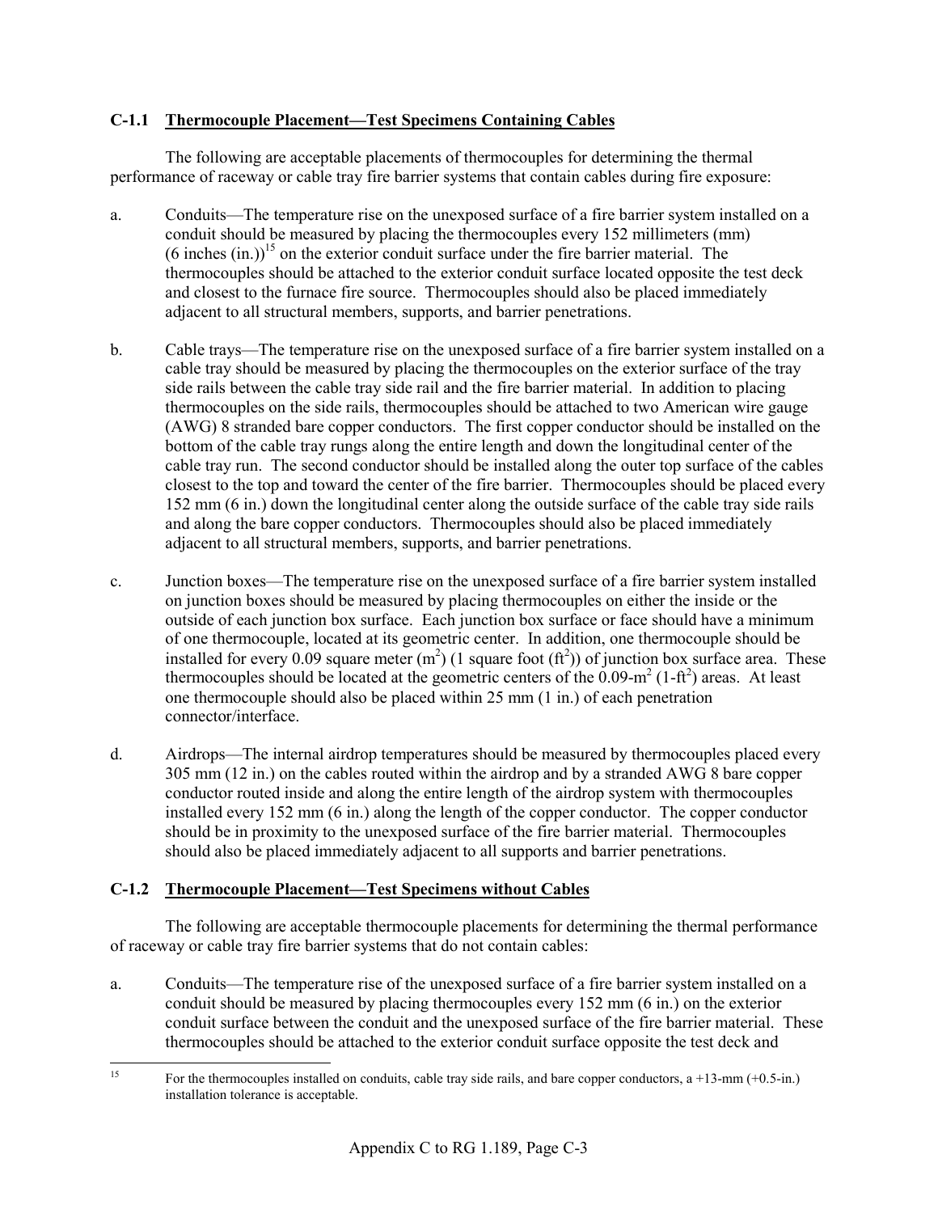### C-1.1 Thermocouple Placement—Test Specimens Containing Cables

The following are acceptable placements of thermocouples for determining the thermal performance of raceway or cable tray fire barrier systems that contain cables during fire exposure:

a. Conduits—The temperature rise on the unexposed surface of a fire barrier system installed on a conduit should be measured by placing the thermocouples every 152 millimeters (mm) (6 inches (in.))[15] on the exterior conduit surface under the fire barrier material. The thermocouples should be attached to the exterior conduit surface located opposite the test deck and closest to the furnace fire source. Thermocouples should also be placed immediately adjacent to all structural members, supports, and barrier penetrations.

b. Cable trays—The temperature rise on the unexposed surface of a fire barrier system installed on a cable tray should be measured by placing the thermocouples on the exterior surface of the tray side rails between the cable tray side rail and the fire barrier material. In addition to placing thermocouples on the side rails, thermocouples should be attached to two American wire gauge (AWG) 8 stranded bare copper conductors. The first copper conductor should be installed on the bottom of the cable tray rungs along the entire length and down the longitudinal center of the cable tray run. The second conductor should be installed along the outer top surface of the cables closest to the top and toward the center of the fire barrier. Thermocouples should be placed every 152 mm (6 in.) down the longitudinal center along the outside surface of the cable tray side rails and along the bare copper conductors. Thermocouples should also be placed immediately adjacent to all structural members, supports, and barrier penetrations.

c. Junction boxes—The temperature rise on the unexposed surface of a fire barrier system installed on junction boxes should be measured by placing thermocouples on either the inside or the outside of each junction box surface. Each junction box surface or face should have a minimum of one thermocouple, located at its geometric center. In addition, one thermocouple should be installed for every 0.09 square meter ($m^2$) (1 square foot ($ft^2$)) of junction box surface area. These thermocouples should be located at the geometric centers of the 0.09-$m^2$ (1-$ft^2$) areas. At least one thermocouple should also be placed within 25 mm (1 in.) of each penetration connector/interface.

d. Airdrops—The internal airdrop temperatures should be measured by thermocouples placed every 305 mm (12 in.) on the cables routed within the airdrop and by a stranded AWG 8 bare copper conductor routed inside and along the entire length of the airdrop system with thermocouples installed every 152 mm (6 in.) along the length of the copper conductor. The copper conductor should be in proximity to the unexposed surface of the fire barrier material. Thermocouples should also be placed immediately adjacent to all supports and barrier penetrations.

### C-1.2 Thermocouple Placement—Test Specimens without Cables

The following are acceptable thermocouple placements for determining the thermal performance of raceway or cable tray fire barrier systems that do not contain cables:

a. Conduits—The temperature rise of the unexposed surface of a fire barrier system installed on a conduit should be measured by placing thermocouples every 152 mm (6 in.) on the exterior conduit surface between the conduit and the unexposed surface of the fire barrier material. These thermocouples should be attached to the exterior conduit surface opposite the test deck and

---

[15] For the thermocouples installed on conduits, cable tray side rails, and bare copper conductors, a +13-mm (+0.5-in.) installation tolerance is acceptable.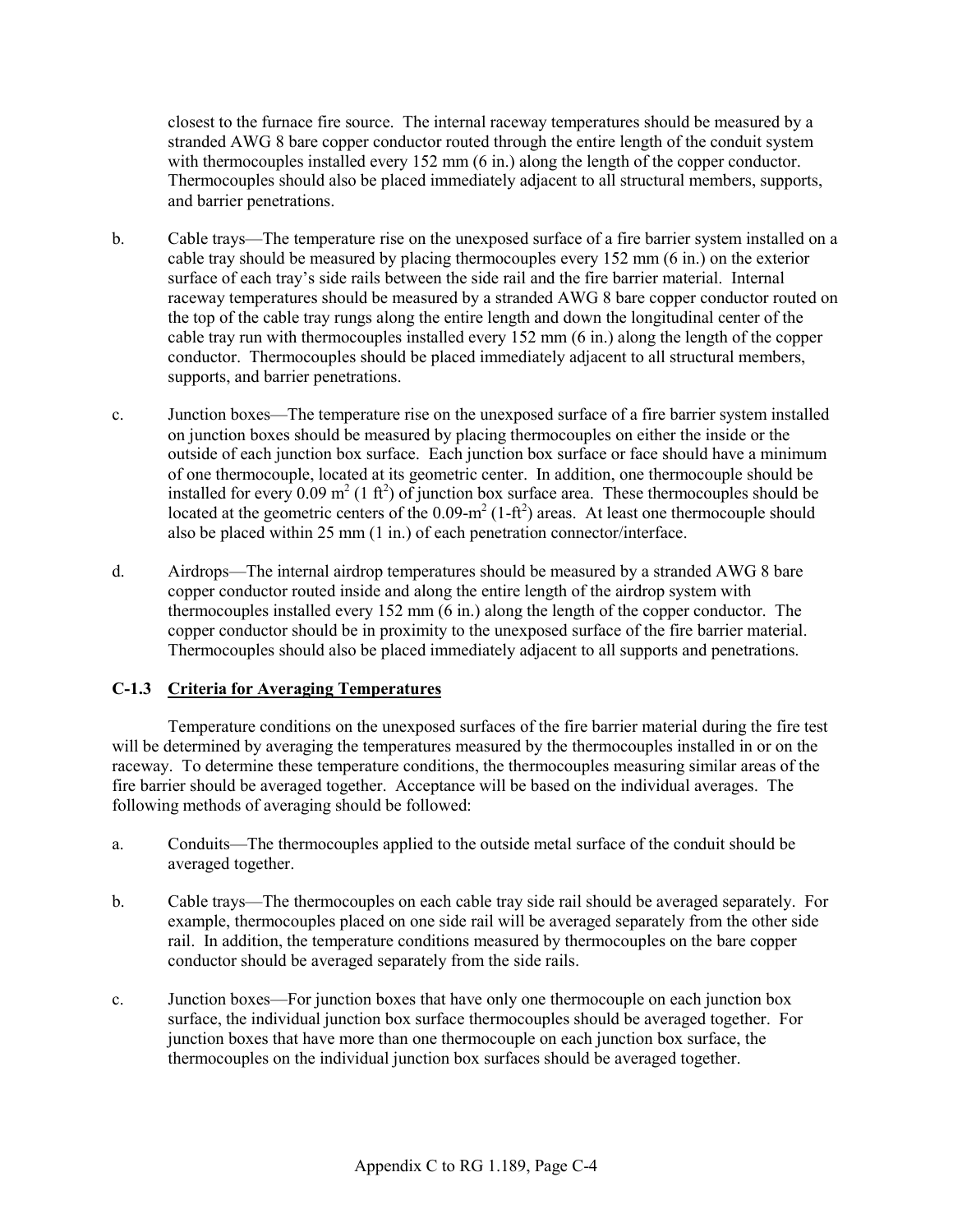closest to the furnace fire source. The internal raceway temperatures should be measured by a stranded AWG 8 bare copper conductor routed through the entire length of the conduit system with thermocouples installed every 152 mm (6 in.) along the length of the copper conductor. Thermocouples should also be placed immediately adjacent to all structural members, supports, and barrier penetrations.

b. Cable trays—The temperature rise on the unexposed surface of a fire barrier system installed on a cable tray should be measured by placing thermocouples every 152 mm (6 in.) on the exterior surface of each tray's side rails between the side rail and the fire barrier material. Internal raceway temperatures should be measured by a stranded AWG 8 bare copper conductor routed on the top of the cable tray rungs along the entire length and down the longitudinal center of the cable tray run with thermocouples installed every 152 mm (6 in.) along the length of the copper conductor. Thermocouples should be placed immediately adjacent to all structural members, supports, and barrier penetrations.

c. Junction boxes—The temperature rise on the unexposed surface of a fire barrier system installed on junction boxes should be measured by placing thermocouples on either the inside or the outside of each junction box surface. Each junction box surface or face should have a minimum of one thermocouple, located at its geometric center. In addition, one thermocouple should be installed for every 0.09 $m^2$ (1 $ft^2$) of junction box surface area. These thermocouples should be located at the geometric centers of the 0.09-$m^2$ (1-$ft^2$) areas. At least one thermocouple should also be placed within 25 mm (1 in.) of each penetration connector/interface.

d. Airdrops—The internal airdrop temperatures should be measured by a stranded AWG 8 bare copper conductor routed inside and along the entire length of the airdrop system with thermocouples installed every 152 mm (6 in.) along the length of the copper conductor. The copper conductor should be in proximity to the unexposed surface of the fire barrier material. Thermocouples should also be placed immediately adjacent to all supports and penetrations.

### C-1.3 Criteria for Averaging Temperatures

Temperature conditions on the unexposed surfaces of the fire barrier material during the fire test will be determined by averaging the temperatures measured by the thermocouples installed in or on the raceway. To determine these temperature conditions, the thermocouples measuring similar areas of the fire barrier should be averaged together. Acceptance will be based on the individual averages. The following methods of averaging should be followed:

a. Conduits—The thermocouples applied to the outside metal surface of the conduit should be averaged together.

b. Cable trays—The thermocouples on each cable tray side rail should be averaged separately. For example, thermocouples placed on one side rail will be averaged separately from the other side rail. In addition, the temperature conditions measured by thermocouples on the bare copper conductor should be averaged separately from the side rails.

c. Junction boxes—For junction boxes that have only one thermocouple on each junction box surface, the individual junction box surface thermocouples should be averaged together. For junction boxes that have more than one thermocouple on each junction box surface, the thermocouples on the individual junction box surfaces should be averaged together.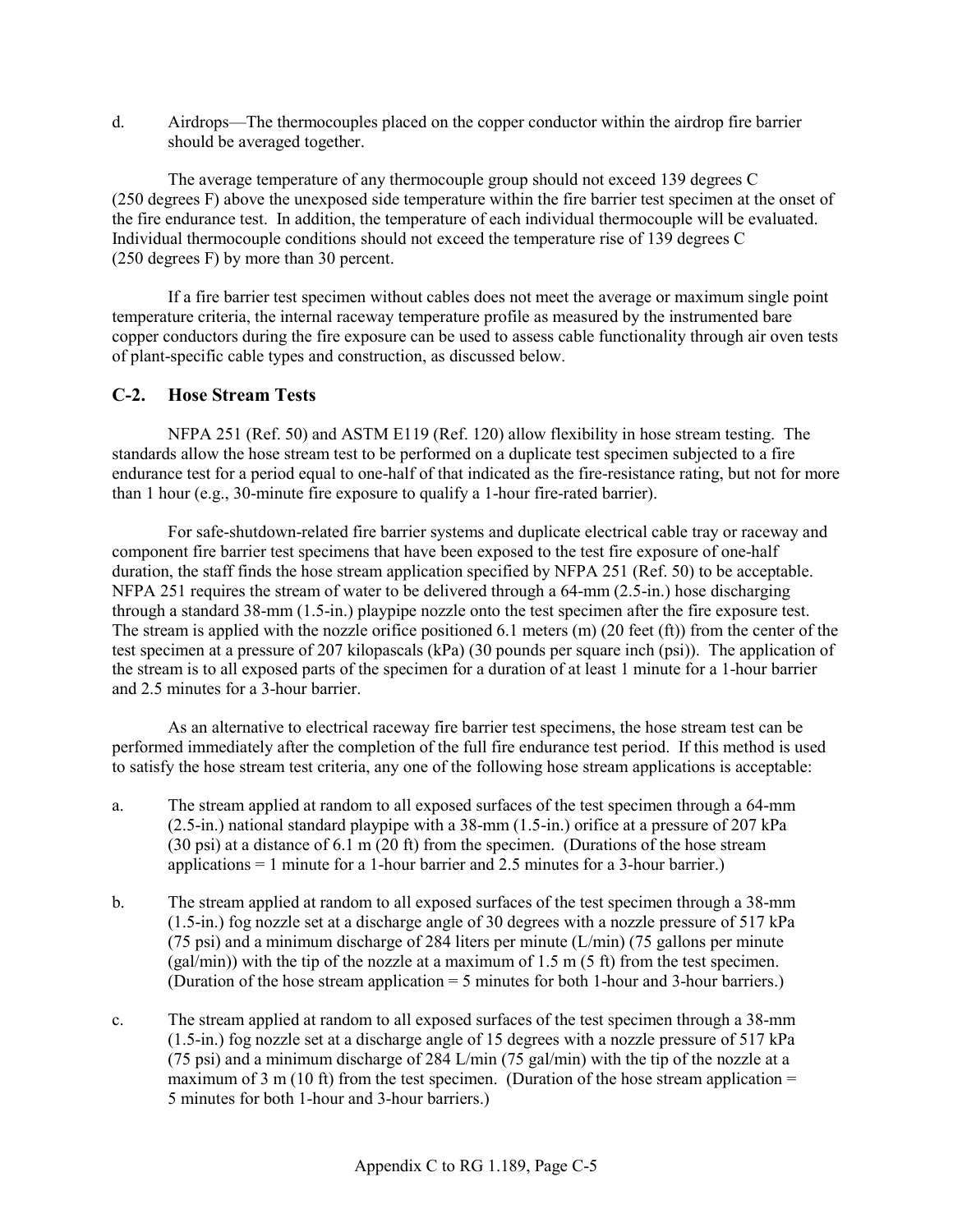d. Airdrops—The thermocouples placed on the copper conductor within the airdrop fire barrier should be averaged together.

The average temperature of any thermocouple group should not exceed 139 degrees C (250 degrees F) above the unexposed side temperature within the fire barrier test specimen at the onset of the fire endurance test. In addition, the temperature of each individual thermocouple will be evaluated. Individual thermocouple conditions should not exceed the temperature rise of 139 degrees C (250 degrees F) by more than 30 percent.

If a fire barrier test specimen without cables does not meet the average or maximum single point temperature criteria, the internal raceway temperature profile as measured by the instrumented bare copper conductors during the fire exposure can be used to assess cable functionality through air oven tests of plant-specific cable types and construction, as discussed below.

## C-2. Hose Stream Tests

NFPA 251 (Ref. 50) and ASTM E119 (Ref. 120) allow flexibility in hose stream testing. The standards allow the hose stream test to be performed on a duplicate test specimen subjected to a fire endurance test for a period equal to one-half of that indicated as the fire-resistance rating, but not for more than 1 hour (e.g., 30-minute fire exposure to qualify a 1-hour fire-rated barrier).

For safe-shutdown-related fire barrier systems and duplicate electrical cable tray or raceway and component fire barrier test specimens that have been exposed to the test fire exposure of one-half duration, the staff finds the hose stream application specified by NFPA 251 (Ref. 50) to be acceptable. NFPA 251 requires the stream of water to be delivered through a 64-mm (2.5-in.) hose discharging through a standard 38-mm (1.5-in.) playpipe nozzle onto the test specimen after the fire exposure test. The stream is applied with the nozzle orifice positioned 6.1 meters (m) (20 feet (ft)) from the center of the test specimen at a pressure of 207 kilopascals (kPa) (30 pounds per square inch (psi)). The application of the stream is to all exposed parts of the specimen for a duration of at least 1 minute for a 1-hour barrier and 2.5 minutes for a 3-hour barrier.

As an alternative to electrical raceway fire barrier test specimens, the hose stream test can be performed immediately after the completion of the full fire endurance test period. If this method is used to satisfy the hose stream test criteria, any one of the following hose stream applications is acceptable:

a. The stream applied at random to all exposed surfaces of the test specimen through a 64-mm (2.5-in.) national standard playpipe with a 38-mm (1.5-in.) orifice at a pressure of 207 kPa (30 psi) at a distance of 6.1 m (20 ft) from the specimen. (Durations of the hose stream applications = 1 minute for a 1-hour barrier and 2.5 minutes for a 3-hour barrier.)

b. The stream applied at random to all exposed surfaces of the test specimen through a 38-mm (1.5-in.) fog nozzle set at a discharge angle of 30 degrees with a nozzle pressure of 517 kPa (75 psi) and a minimum discharge of 284 liters per minute (L/min) (75 gallons per minute (gal/min)) with the tip of the nozzle at a maximum of 1.5 m (5 ft) from the test specimen. (Duration of the hose stream application = 5 minutes for both 1-hour and 3-hour barriers.)

c. The stream applied at random to all exposed surfaces of the test specimen through a 38-mm (1.5-in.) fog nozzle set at a discharge angle of 15 degrees with a nozzle pressure of 517 kPa (75 psi) and a minimum discharge of 284 L/min (75 gal/min) with the tip of the nozzle at a maximum of 3 m (10 ft) from the test specimen. (Duration of the hose stream application = 5 minutes for both 1-hour and 3-hour barriers.)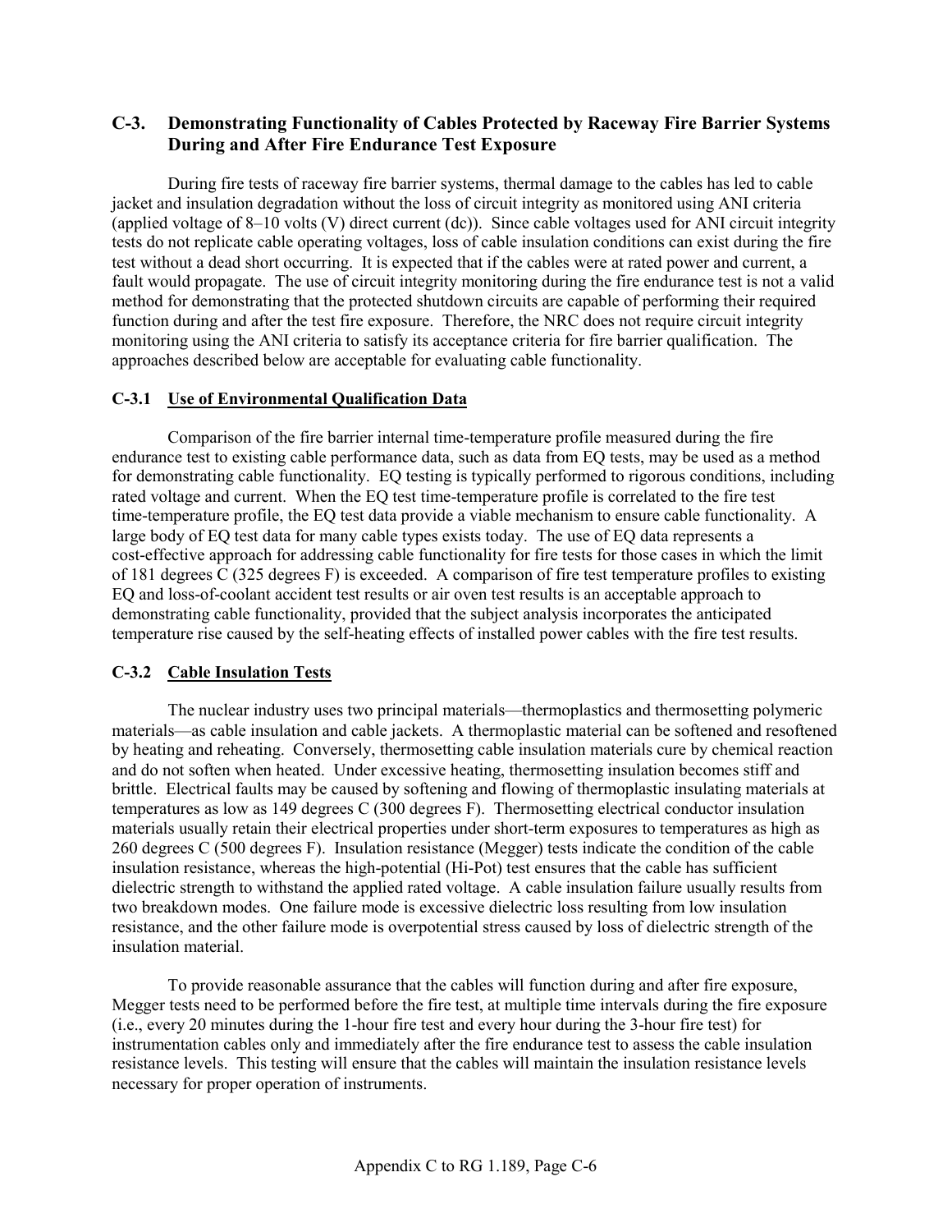## C-3. Demonstrating Functionality of Cables Protected by Raceway Fire Barrier Systems During and After Fire Endurance Test Exposure

During fire tests of raceway fire barrier systems, thermal damage to the cables has led to cable jacket and insulation degradation without the loss of circuit integrity as monitored using ANI criteria (applied voltage of 8–10 volts (V) direct current (dc)). Since cable voltages used for ANI circuit integrity tests do not replicate cable operating voltages, loss of cable insulation conditions can exist during the fire test without a dead short occurring. It is expected that if the cables were at rated power and current, a fault would propagate. The use of circuit integrity monitoring during the fire endurance test is not a valid method for demonstrating that the protected shutdown circuits are capable of performing their required function during and after the test fire exposure. Therefore, the NRC does not require circuit integrity monitoring using the ANI criteria to satisfy its acceptance criteria for fire barrier qualification. The approaches described below are acceptable for evaluating cable functionality.

### C-3.1 Use of Environmental Qualification Data

Comparison of the fire barrier internal time-temperature profile measured during the fire endurance test to existing cable performance data, such as data from EQ tests, may be used as a method for demonstrating cable functionality. EQ testing is typically performed to rigorous conditions, including rated voltage and current. When the EQ test time-temperature profile is correlated to the fire test time-temperature profile, the EQ test data provide a viable mechanism to ensure cable functionality. A large body of EQ test data for many cable types exists today. The use of EQ data represents a cost-effective approach for addressing cable functionality for fire tests for those cases in which the limit of 181 degrees C (325 degrees F) is exceeded. A comparison of fire test temperature profiles to existing EQ and loss-of-coolant accident test results or air oven test results is an acceptable approach to demonstrating cable functionality, provided that the subject analysis incorporates the anticipated temperature rise caused by the self-heating effects of installed power cables with the fire test results.

### C-3.2 Cable Insulation Tests

The nuclear industry uses two principal materials—thermoplastics and thermosetting polymeric materials—as cable insulation and cable jackets. A thermoplastic material can be softened and resoftened by heating and reheating. Conversely, thermosetting cable insulation materials cure by chemical reaction and do not soften when heated. Under excessive heating, thermosetting insulation becomes stiff and brittle. Electrical faults may be caused by softening and flowing of thermoplastic insulating materials at temperatures as low as 149 degrees C (300 degrees F). Thermosetting electrical conductor insulation materials usually retain their electrical properties under short-term exposures to temperatures as high as 260 degrees C (500 degrees F). Insulation resistance (Megger) tests indicate the condition of the cable insulation resistance, whereas the high-potential (Hi-Pot) test ensures that the cable has sufficient dielectric strength to withstand the applied rated voltage. A cable insulation failure usually results from two breakdown modes. One failure mode is excessive dielectric loss resulting from low insulation resistance, and the other failure mode is overpotential stress caused by loss of dielectric strength of the insulation material.

To provide reasonable assurance that the cables will function during and after fire exposure, Megger tests need to be performed before the fire test, at multiple time intervals during the fire exposure (i.e., every 20 minutes during the 1-hour fire test and every hour during the 3-hour fire test) for instrumentation cables only and immediately after the fire endurance test to assess the cable insulation resistance levels. This testing will ensure that the cables will maintain the insulation resistance levels necessary for proper operation of instruments.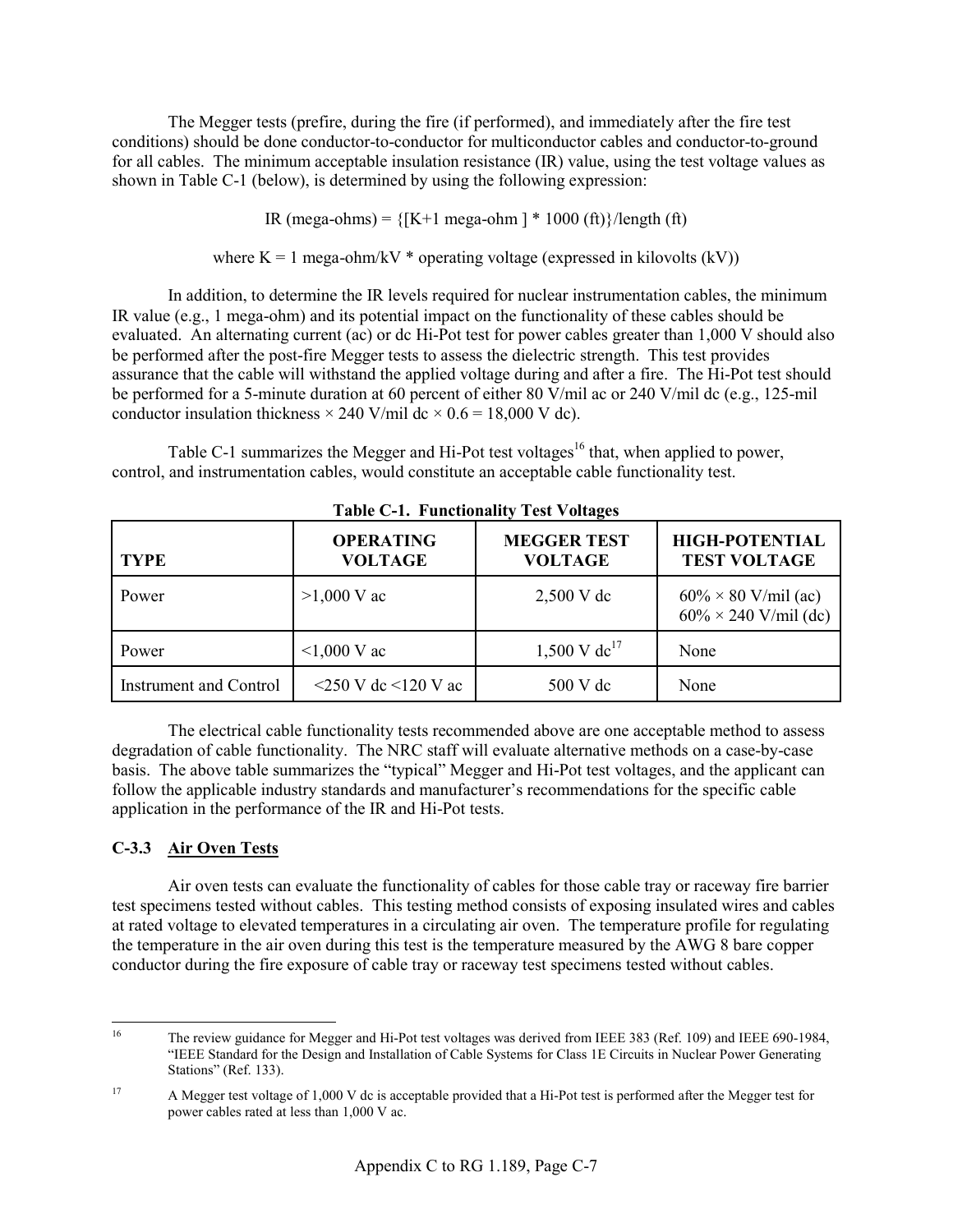The Megger tests (prefire, during the fire (if performed), and immediately after the fire test conditions) should be done conductor-to-conductor for multiconductor cables and conductor-to-ground for all cables. The minimum acceptable insulation resistance (IR) value, using the test voltage values as shown in Table C-1 (below), is determined by using the following expression:

$$\text{IR (mega-ohms)} = \{[K+1 \text{ mega-ohm}] * 1000 \text{ (ft)}\}/\text{length (ft)}$$

where $K = 1$ mega-ohm/kV * operating voltage (expressed in kilovolts (kV))

In addition, to determine the IR levels required for nuclear instrumentation cables, the minimum IR value (e.g., 1 mega-ohm) and its potential impact on the functionality of these cables should be evaluated. An alternating current (ac) or dc Hi-Pot test for power cables greater than 1,000 V should also be performed after the post-fire Megger tests to assess the dielectric strength. This test provides assurance that the cable will withstand the applied voltage during and after a fire. The Hi-Pot test should be performed for a 5-minute duration at 60 percent of either 80 V/mil ac or 240 V/mil dc (e.g., 125-mil conductor insulation thickness × 240 V/mil dc × 0.6 = 18,000 V dc).

Table C-1 summarizes the Megger and Hi-Pot test voltages[16] that, when applied to power, control, and instrumentation cables, would constitute an acceptable cable functionality test.

**Table C-1. Functionality Test Voltages**

| TYPE | OPERATING VOLTAGE | MEGGER TEST VOLTAGE | HIGH-POTENTIAL TEST VOLTAGE |
|---|---|---|---|
| Power | >1,000 V ac | 2,500 V dc | 60% × 80 V/mil (ac)<br>60% × 240 V/mil (dc) |
| Power | <1,000 V ac | 1,500 V dc[17] | None |
| Instrument and Control | <250 V dc <120 V ac | 500 V dc | None |

The electrical cable functionality tests recommended above are one acceptable method to assess degradation of cable functionality. The NRC staff will evaluate alternative methods on a case-by-case basis. The above table summarizes the "typical" Megger and Hi-Pot test voltages, and the applicant can follow the applicable industry standards and manufacturer's recommendations for the specific cable application in the performance of the IR and Hi-Pot tests.

### C-3.3 Air Oven Tests

Air oven tests can evaluate the functionality of cables for those cable tray or raceway fire barrier test specimens tested without cables. This testing method consists of exposing insulated wires and cables at rated voltage to elevated temperatures in a circulating air oven. The temperature profile for regulating the temperature in the air oven during this test is the temperature measured by the AWG 8 bare copper conductor during the fire exposure of cable tray or raceway test specimens tested without cables.

---

[16] The review guidance for Megger and Hi-Pot test voltages was derived from IEEE 383 (Ref. 109) and IEEE 690-1984, "IEEE Standard for the Design and Installation of Cable Systems for Class 1E Circuits in Nuclear Power Generating Stations" (Ref. 133).

[17] A Megger test voltage of 1,000 V dc is acceptable provided that a Hi-Pot test is performed after the Megger test for power cables rated at less than 1,000 V ac.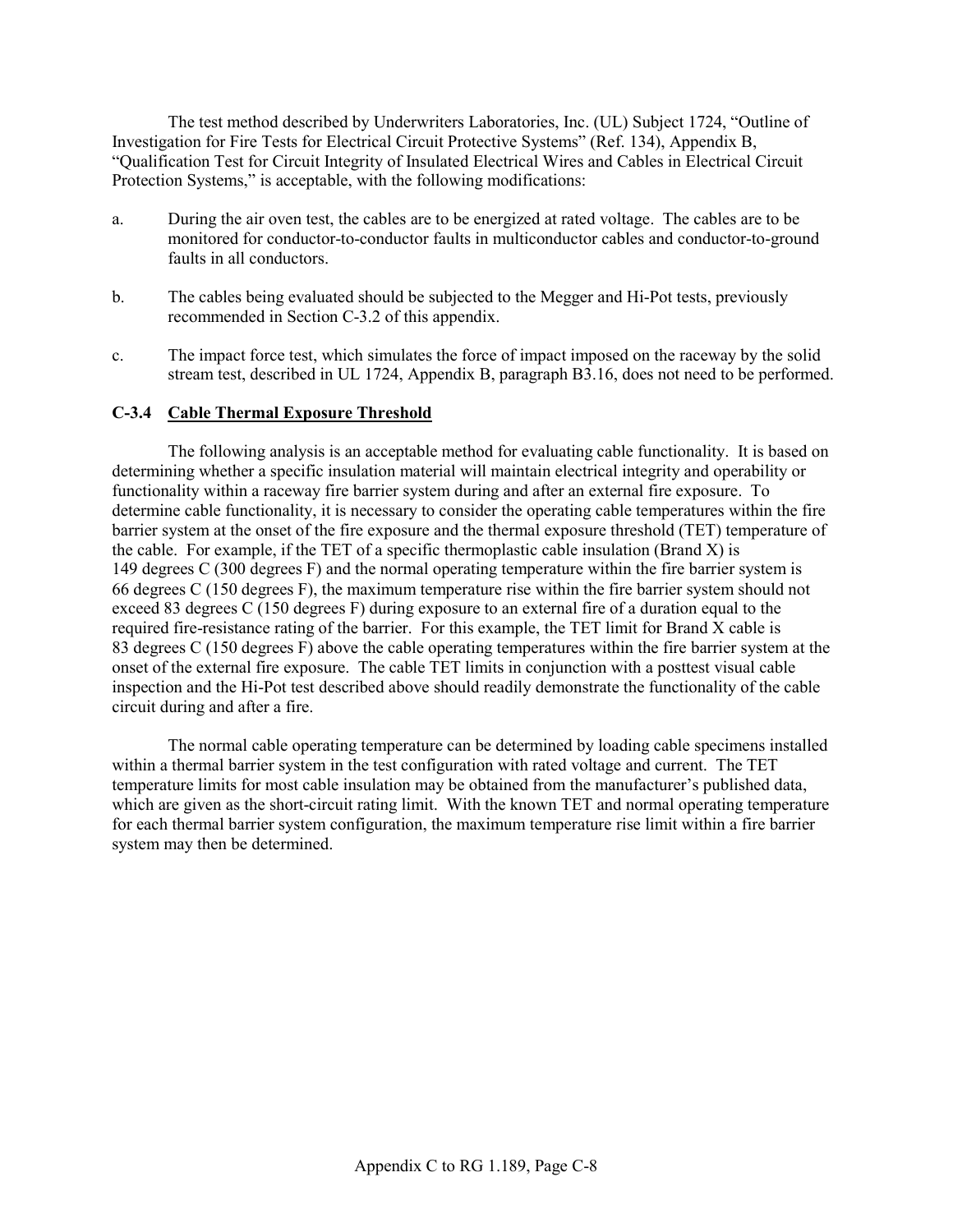The test method described by Underwriters Laboratories, Inc. (UL) Subject 1724, "Outline of Investigation for Fire Tests for Electrical Circuit Protective Systems" (Ref. 134), Appendix B, "Qualification Test for Circuit Integrity of Insulated Electrical Wires and Cables in Electrical Circuit Protection Systems," is acceptable, with the following modifications:

a. During the air oven test, the cables are to be energized at rated voltage. The cables are to be monitored for conductor-to-conductor faults in multiconductor cables and conductor-to-ground faults in all conductors.

b. The cables being evaluated should be subjected to the Megger and Hi-Pot tests, previously recommended in Section C-3.2 of this appendix.

c. The impact force test, which simulates the force of impact imposed on the raceway by the solid stream test, described in UL 1724, Appendix B, paragraph B3.16, does not need to be performed.

### C-3.4 Cable Thermal Exposure Threshold

The following analysis is an acceptable method for evaluating cable functionality. It is based on determining whether a specific insulation material will maintain electrical integrity and operability or functionality within a raceway fire barrier system during and after an external fire exposure. To determine cable functionality, it is necessary to consider the operating cable temperatures within the fire barrier system at the onset of the fire exposure and the thermal exposure threshold (TET) temperature of the cable. For example, if the TET of a specific thermoplastic cable insulation (Brand X) is 149 degrees C (300 degrees F) and the normal operating temperature within the fire barrier system is 66 degrees C (150 degrees F), the maximum temperature rise within the fire barrier system should not exceed 83 degrees C (150 degrees F) during exposure to an external fire of a duration equal to the required fire-resistance rating of the barrier. For this example, the TET limit for Brand X cable is 83 degrees C (150 degrees F) above the cable operating temperatures within the fire barrier system at the onset of the external fire exposure. The cable TET limits in conjunction with a posttest visual cable inspection and the Hi-Pot test described above should readily demonstrate the functionality of the cable circuit during and after a fire.

The normal cable operating temperature can be determined by loading cable specimens installed within a thermal barrier system in the test configuration with rated voltage and current. The TET temperature limits for most cable insulation may be obtained from the manufacturer's published data, which are given as the short-circuit rating limit. With the known TET and normal operating temperature for each thermal barrier system configuration, the maximum temperature rise limit within a fire barrier system may then be determined.